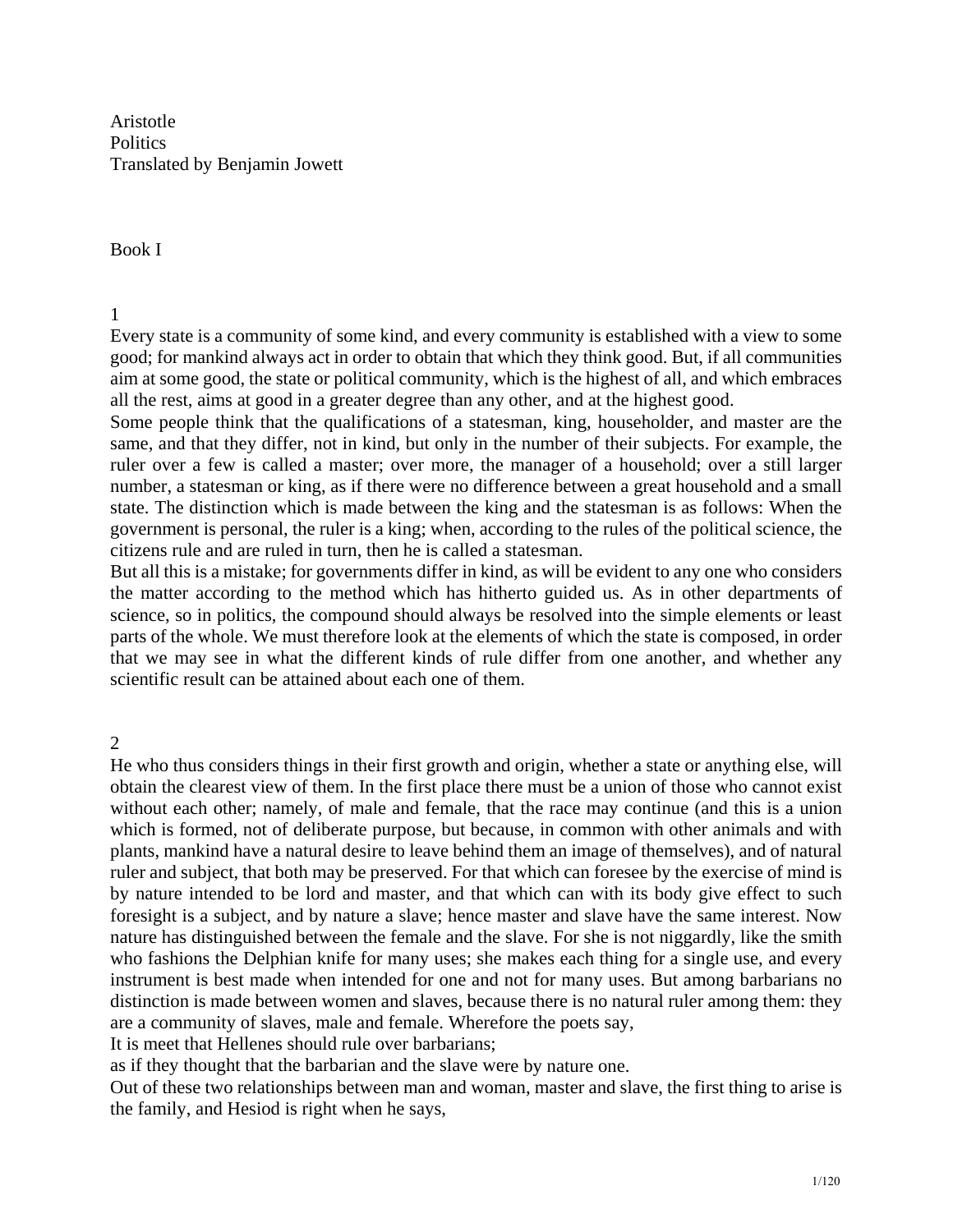Aristotle
Politics
Translated by Benjamin Jowett

# Book I

## 1

Every state is a community of some kind, and every community is established with a view to some good; for mankind always act in order to obtain that which they think good. But, if all communities aim at some good, the state or political community, which is the highest of all, and which embraces all the rest, aims at good in a greater degree than any other, and at the highest good.

Some people think that the qualifications of a statesman, king, householder, and master are the same, and that they differ, not in kind, but only in the number of their subjects. For example, the ruler over a few is called a master; over more, the manager of a household; over a still larger number, a statesman or king, as if there were no difference between a great household and a small state. The distinction which is made between the king and the statesman is as follows: When the government is personal, the ruler is a king; when, according to the rules of the political science, the citizens rule and are ruled in turn, then he is called a statesman.

But all this is a mistake; for governments differ in kind, as will be evident to any one who considers the matter according to the method which has hitherto guided us. As in other departments of science, so in politics, the compound should always be resolved into the simple elements or least parts of the whole. We must therefore look at the elements of which the state is composed, in order that we may see in what the different kinds of rule differ from one another, and whether any scientific result can be attained about each one of them.

## 2

He who thus considers things in their first growth and origin, whether a state or anything else, will obtain the clearest view of them. In the first place there must be a union of those who cannot exist without each other; namely, of male and female, that the race may continue (and this is a union which is formed, not of deliberate purpose, but because, in common with other animals and with plants, mankind have a natural desire to leave behind them an image of themselves), and of natural ruler and subject, that both may be preserved. For that which can foresee by the exercise of mind is by nature intended to be lord and master, and that which can with its body give effect to such foresight is a subject, and by nature a slave; hence master and slave have the same interest. Now nature has distinguished between the female and the slave. For she is not niggardly, like the smith who fashions the Delphian knife for many uses; she makes each thing for a single use, and every instrument is best made when intended for one and not for many uses. But among barbarians no distinction is made between women and slaves, because there is no natural ruler among them: they are a community of slaves, male and female. Wherefore the poets say,

It is meet that Hellenes should rule over barbarians;

as if they thought that the barbarian and the slave were by nature one.

Out of these two relationships between man and woman, master and slave, the first thing to arise is the family, and Hesiod is right when he says,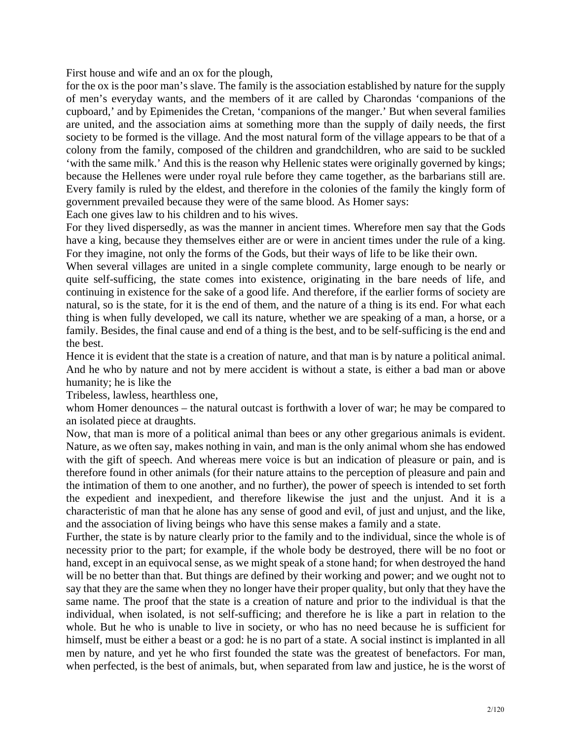First house and wife and an ox for the plough,

for the ox is the poor man's slave. The family is the association established by nature for the supply of men's everyday wants, and the members of it are called by Charondas 'companions of the cupboard,' and by Epimenides the Cretan, 'companions of the manger.' But when several families are united, and the association aims at something more than the supply of daily needs, the first society to be formed is the village. And the most natural form of the village appears to be that of a colony from the family, composed of the children and grandchildren, who are said to be suckled 'with the same milk.' And this is the reason why Hellenic states were originally governed by kings; because the Hellenes were under royal rule before they came together, as the barbarians still are. Every family is ruled by the eldest, and therefore in the colonies of the family the kingly form of government prevailed because they were of the same blood. As Homer says:

Each one gives law to his children and to his wives.

For they lived dispersedly, as was the manner in ancient times. Wherefore men say that the Gods have a king, because they themselves either are or were in ancient times under the rule of a king. For they imagine, not only the forms of the Gods, but their ways of life to be like their own.

When several villages are united in a single complete community, large enough to be nearly or quite self-sufficing, the state comes into existence, originating in the bare needs of life, and continuing in existence for the sake of a good life. And therefore, if the earlier forms of society are natural, so is the state, for it is the end of them, and the nature of a thing is its end. For what each thing is when fully developed, we call its nature, whether we are speaking of a man, a horse, or a family. Besides, the final cause and end of a thing is the best, and to be self-sufficing is the end and the best.

Hence it is evident that the state is a creation of nature, and that man is by nature a political animal. And he who by nature and not by mere accident is without a state, is either a bad man or above humanity; he is like the

Tribeless, lawless, hearthless one,

whom Homer denounces – the natural outcast is forthwith a lover of war; he may be compared to an isolated piece at draughts.

Now, that man is more of a political animal than bees or any other gregarious animals is evident. Nature, as we often say, makes nothing in vain, and man is the only animal whom she has endowed with the gift of speech. And whereas mere voice is but an indication of pleasure or pain, and is therefore found in other animals (for their nature attains to the perception of pleasure and pain and the intimation of them to one another, and no further), the power of speech is intended to set forth the expedient and inexpedient, and therefore likewise the just and the unjust. And it is a characteristic of man that he alone has any sense of good and evil, of just and unjust, and the like, and the association of living beings who have this sense makes a family and a state.

Further, the state is by nature clearly prior to the family and to the individual, since the whole is of necessity prior to the part; for example, if the whole body be destroyed, there will be no foot or hand, except in an equivocal sense, as we might speak of a stone hand; for when destroyed the hand will be no better than that. But things are defined by their working and power; and we ought not to say that they are the same when they no longer have their proper quality, but only that they have the same name. The proof that the state is a creation of nature and prior to the individual is that the individual, when isolated, is not self-sufficing; and therefore he is like a part in relation to the whole. But he who is unable to live in society, or who has no need because he is sufficient for himself, must be either a beast or a god: he is no part of a state. A social instinct is implanted in all men by nature, and yet he who first founded the state was the greatest of benefactors. For man, when perfected, is the best of animals, but, when separated from law and justice, he is the worst of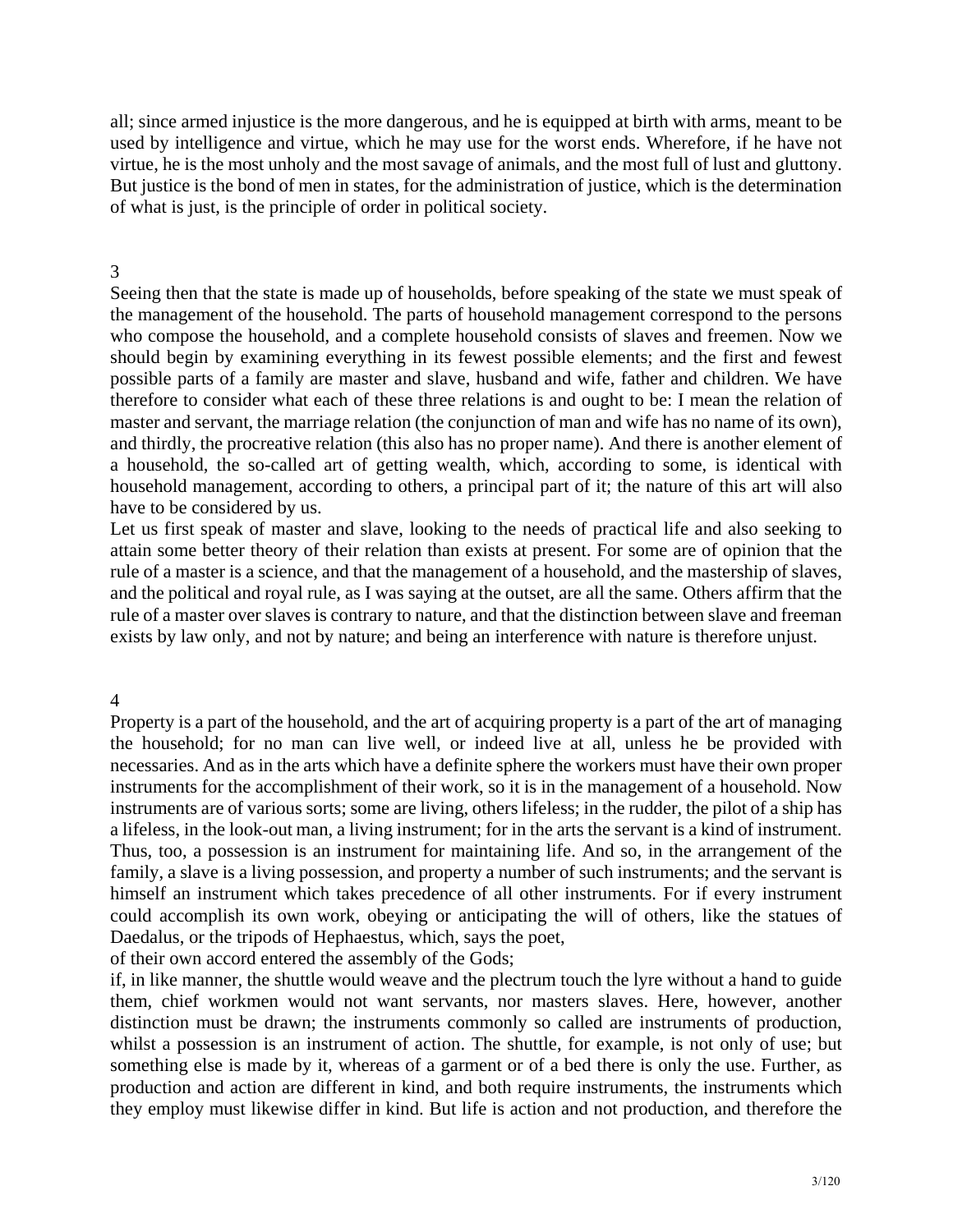all; since armed injustice is the more dangerous, and he is equipped at birth with arms, meant to be used by intelligence and virtue, which he may use for the worst ends. Wherefore, if he have not virtue, he is the most unholy and the most savage of animals, and the most full of lust and gluttony. But justice is the bond of men in states, for the administration of justice, which is the determination of what is just, is the principle of order in political society.

## 3

Seeing then that the state is made up of households, before speaking of the state we must speak of the management of the household. The parts of household management correspond to the persons who compose the household, and a complete household consists of slaves and freemen. Now we should begin by examining everything in its fewest possible elements; and the first and fewest possible parts of a family are master and slave, husband and wife, father and children. We have therefore to consider what each of these three relations is and ought to be: I mean the relation of master and servant, the marriage relation (the conjunction of man and wife has no name of its own), and thirdly, the procreative relation (this also has no proper name). And there is another element of a household, the so-called art of getting wealth, which, according to some, is identical with household management, according to others, a principal part of it; the nature of this art will also have to be considered by us.

Let us first speak of master and slave, looking to the needs of practical life and also seeking to attain some better theory of their relation than exists at present. For some are of opinion that the rule of a master is a science, and that the management of a household, and the mastership of slaves, and the political and royal rule, as I was saying at the outset, are all the same. Others affirm that the rule of a master over slaves is contrary to nature, and that the distinction between slave and freeman exists by law only, and not by nature; and being an interference with nature is therefore unjust.

## 4

Property is a part of the household, and the art of acquiring property is a part of the art of managing the household; for no man can live well, or indeed live at all, unless he be provided with necessaries. And as in the arts which have a definite sphere the workers must have their own proper instruments for the accomplishment of their work, so it is in the management of a household. Now instruments are of various sorts; some are living, others lifeless; in the rudder, the pilot of a ship has a lifeless, in the look-out man, a living instrument; for in the arts the servant is a kind of instrument. Thus, too, a possession is an instrument for maintaining life. And so, in the arrangement of the family, a slave is a living possession, and property a number of such instruments; and the servant is himself an instrument which takes precedence of all other instruments. For if every instrument could accomplish its own work, obeying or anticipating the will of others, like the statues of Daedalus, or the tripods of Hephaestus, which, says the poet,

of their own accord entered the assembly of the Gods;

if, in like manner, the shuttle would weave and the plectrum touch the lyre without a hand to guide them, chief workmen would not want servants, nor masters slaves. Here, however, another distinction must be drawn; the instruments commonly so called are instruments of production, whilst a possession is an instrument of action. The shuttle, for example, is not only of use; but something else is made by it, whereas of a garment or of a bed there is only the use. Further, as production and action are different in kind, and both require instruments, the instruments which they employ must likewise differ in kind. But life is action and not production, and therefore the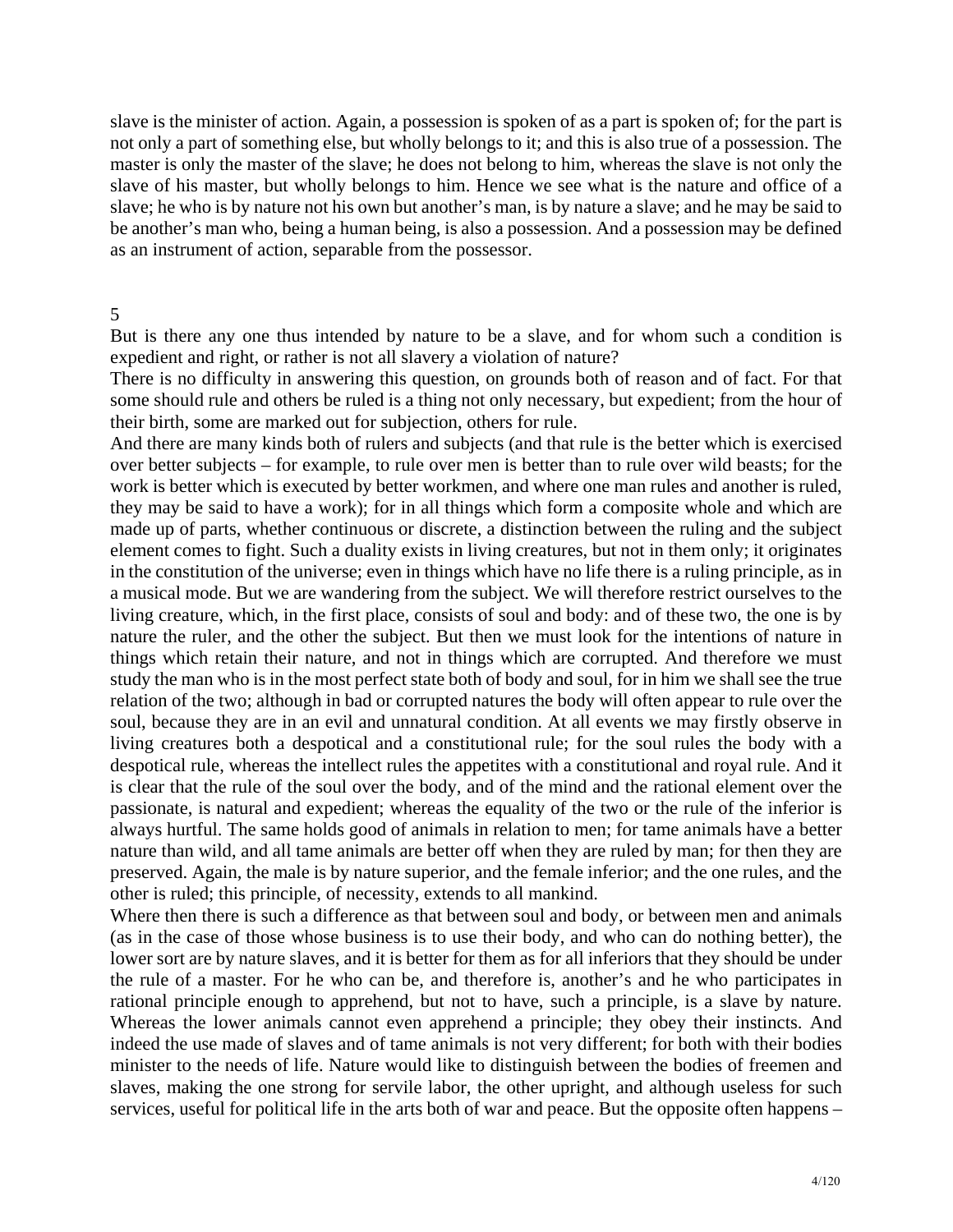slave is the minister of action. Again, a possession is spoken of as a part is spoken of; for the part is not only a part of something else, but wholly belongs to it; and this is also true of a possession. The master is only the master of the slave; he does not belong to him, whereas the slave is not only the slave of his master, but wholly belongs to him. Hence we see what is the nature and office of a slave; he who is by nature not his own but another's man, is by nature a slave; and he may be said to be another's man who, being a human being, is also a possession. And a possession may be defined as an instrument of action, separable from the possessor.

## 5

But is there any one thus intended by nature to be a slave, and for whom such a condition is expedient and right, or rather is not all slavery a violation of nature?

There is no difficulty in answering this question, on grounds both of reason and of fact. For that some should rule and others be ruled is a thing not only necessary, but expedient; from the hour of their birth, some are marked out for subjection, others for rule.

And there are many kinds both of rulers and subjects (and that rule is the better which is exercised over better subjects – for example, to rule over men is better than to rule over wild beasts; for the work is better which is executed by better workmen, and where one man rules and another is ruled, they may be said to have a work); for in all things which form a composite whole and which are made up of parts, whether continuous or discrete, a distinction between the ruling and the subject element comes to fight. Such a duality exists in living creatures, but not in them only; it originates in the constitution of the universe; even in things which have no life there is a ruling principle, as in a musical mode. But we are wandering from the subject. We will therefore restrict ourselves to the living creature, which, in the first place, consists of soul and body: and of these two, the one is by nature the ruler, and the other the subject. But then we must look for the intentions of nature in things which retain their nature, and not in things which are corrupted. And therefore we must study the man who is in the most perfect state both of body and soul, for in him we shall see the true relation of the two; although in bad or corrupted natures the body will often appear to rule over the soul, because they are in an evil and unnatural condition. At all events we may firstly observe in living creatures both a despotical and a constitutional rule; for the soul rules the body with a despotical rule, whereas the intellect rules the appetites with a constitutional and royal rule. And it is clear that the rule of the soul over the body, and of the mind and the rational element over the passionate, is natural and expedient; whereas the equality of the two or the rule of the inferior is always hurtful. The same holds good of animals in relation to men; for tame animals have a better nature than wild, and all tame animals are better off when they are ruled by man; for then they are preserved. Again, the male is by nature superior, and the female inferior; and the one rules, and the other is ruled; this principle, of necessity, extends to all mankind.

Where then there is such a difference as that between soul and body, or between men and animals (as in the case of those whose business is to use their body, and who can do nothing better), the lower sort are by nature slaves, and it is better for them as for all inferiors that they should be under the rule of a master. For he who can be, and therefore is, another's and he who participates in rational principle enough to apprehend, but not to have, such a principle, is a slave by nature. Whereas the lower animals cannot even apprehend a principle; they obey their instincts. And indeed the use made of slaves and of tame animals is not very different; for both with their bodies minister to the needs of life. Nature would like to distinguish between the bodies of freemen and slaves, making the one strong for servile labor, the other upright, and although useless for such services, useful for political life in the arts both of war and peace. But the opposite often happens –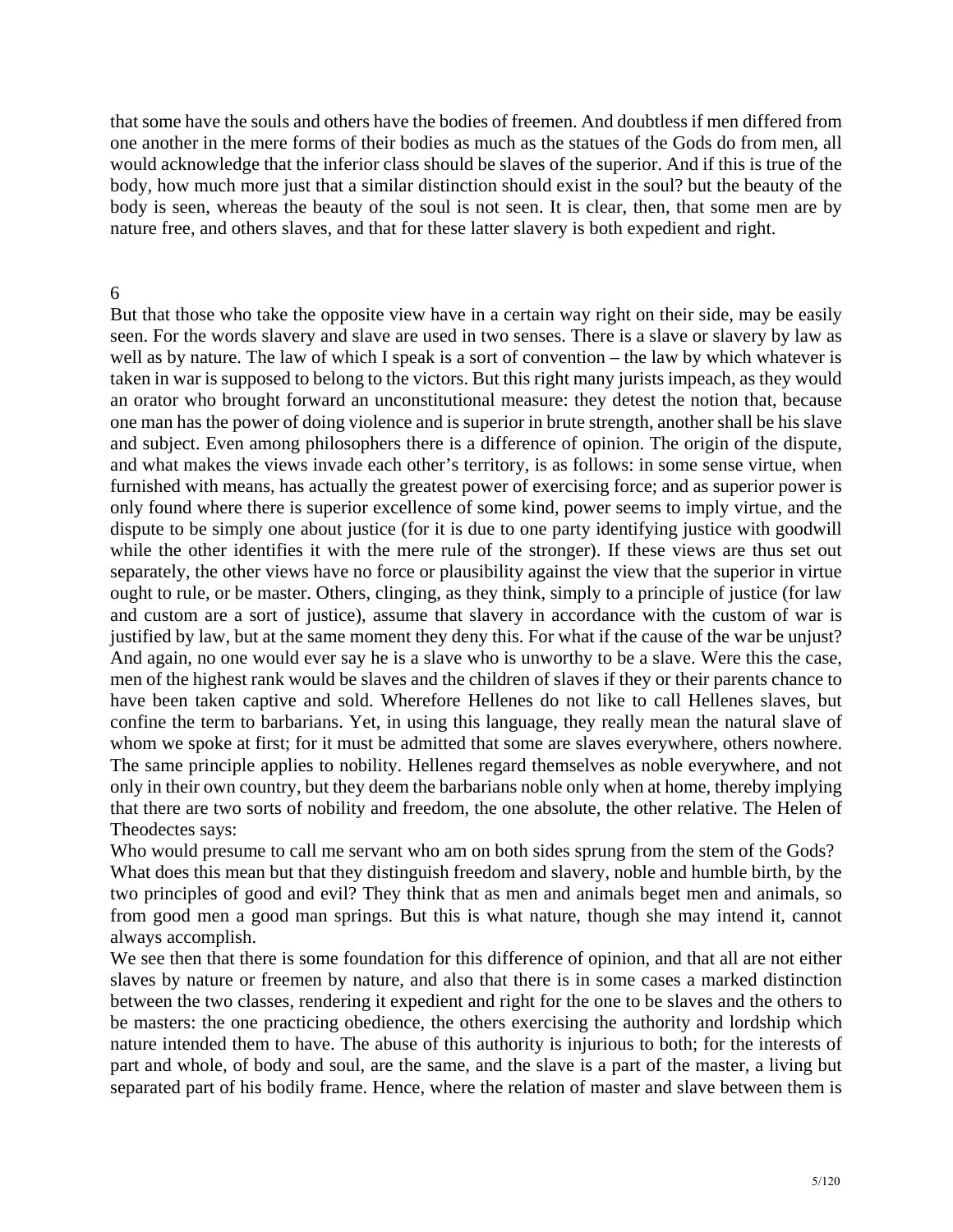that some have the souls and others have the bodies of freemen. And doubtless if men differed from one another in the mere forms of their bodies as much as the statues of the Gods do from men, all would acknowledge that the inferior class should be slaves of the superior. And if this is true of the body, how much more just that a similar distinction should exist in the soul? but the beauty of the body is seen, whereas the beauty of the soul is not seen. It is clear, then, that some men are by nature free, and others slaves, and that for these latter slavery is both expedient and right.

## 6

But that those who take the opposite view have in a certain way right on their side, may be easily seen. For the words slavery and slave are used in two senses. There is a slave or slavery by law as well as by nature. The law of which I speak is a sort of convention – the law by which whatever is taken in war is supposed to belong to the victors. But this right many jurists impeach, as they would an orator who brought forward an unconstitutional measure: they detest the notion that, because one man has the power of doing violence and is superior in brute strength, another shall be his slave and subject. Even among philosophers there is a difference of opinion. The origin of the dispute, and what makes the views invade each other's territory, is as follows: in some sense virtue, when furnished with means, has actually the greatest power of exercising force; and as superior power is only found where there is superior excellence of some kind, power seems to imply virtue, and the dispute to be simply one about justice (for it is due to one party identifying justice with goodwill while the other identifies it with the mere rule of the stronger). If these views are thus set out separately, the other views have no force or plausibility against the view that the superior in virtue ought to rule, or be master. Others, clinging, as they think, simply to a principle of justice (for law and custom are a sort of justice), assume that slavery in accordance with the custom of war is justified by law, but at the same moment they deny this. For what if the cause of the war be unjust? And again, no one would ever say he is a slave who is unworthy to be a slave. Were this the case, men of the highest rank would be slaves and the children of slaves if they or their parents chance to have been taken captive and sold. Wherefore Hellenes do not like to call Hellenes slaves, but confine the term to barbarians. Yet, in using this language, they really mean the natural slave of whom we spoke at first; for it must be admitted that some are slaves everywhere, others nowhere. The same principle applies to nobility. Hellenes regard themselves as noble everywhere, and not only in their own country, but they deem the barbarians noble only when at home, thereby implying that there are two sorts of nobility and freedom, the one absolute, the other relative. The Helen of Theodectes says:

Who would presume to call me servant who am on both sides sprung from the stem of the Gods?

What does this mean but that they distinguish freedom and slavery, noble and humble birth, by the two principles of good and evil? They think that as men and animals beget men and animals, so from good men a good man springs. But this is what nature, though she may intend it, cannot always accomplish.

We see then that there is some foundation for this difference of opinion, and that all are not either slaves by nature or freemen by nature, and also that there is in some cases a marked distinction between the two classes, rendering it expedient and right for the one to be slaves and the others to be masters: the one practicing obedience, the others exercising the authority and lordship which nature intended them to have. The abuse of this authority is injurious to both; for the interests of part and whole, of body and soul, are the same, and the slave is a part of the master, a living but separated part of his bodily frame. Hence, where the relation of master and slave between them is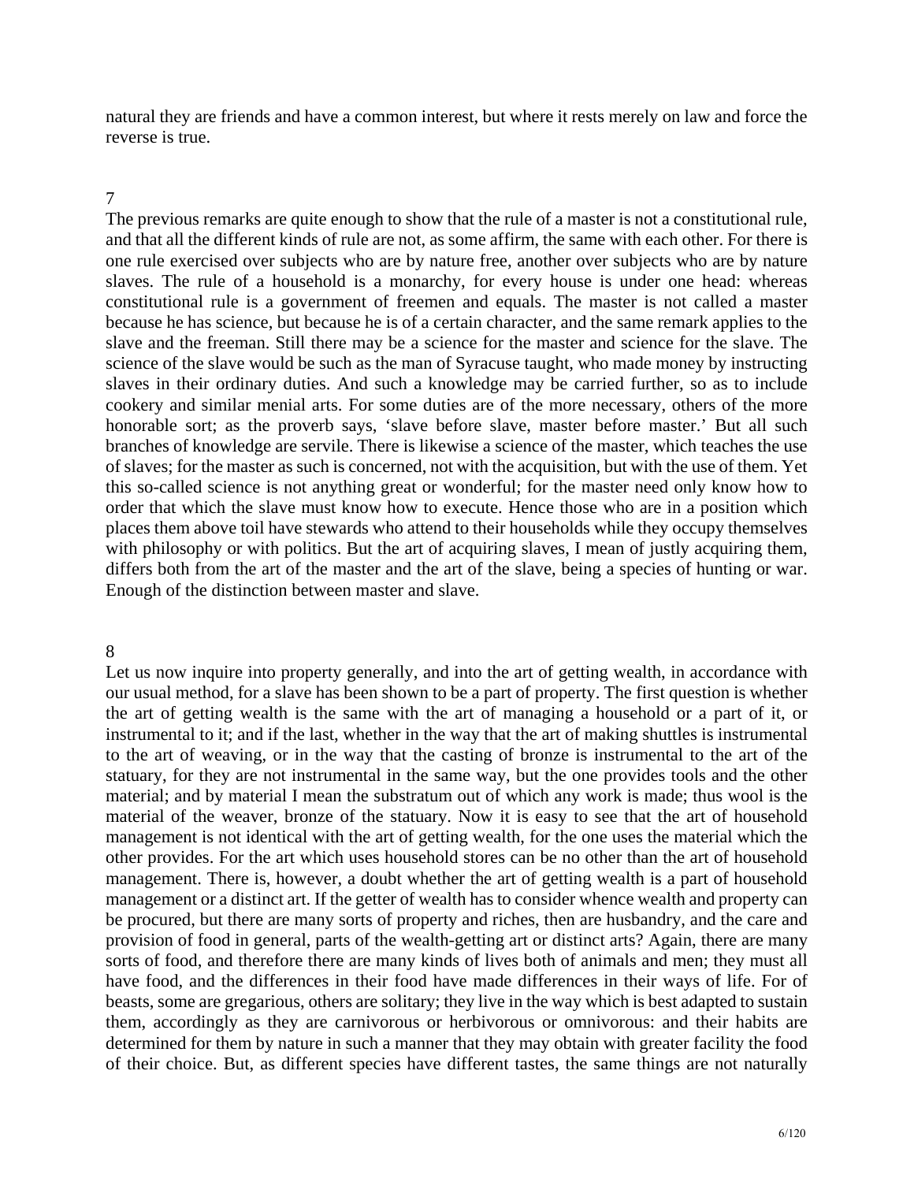natural they are friends and have a common interest, but where it rests merely on law and force the reverse is true.

## 7

The previous remarks are quite enough to show that the rule of a master is not a constitutional rule, and that all the different kinds of rule are not, as some affirm, the same with each other. For there is one rule exercised over subjects who are by nature free, another over subjects who are by nature slaves. The rule of a household is a monarchy, for every house is under one head: whereas constitutional rule is a government of freemen and equals. The master is not called a master because he has science, but because he is of a certain character, and the same remark applies to the slave and the freeman. Still there may be a science for the master and science for the slave. The science of the slave would be such as the man of Syracuse taught, who made money by instructing slaves in their ordinary duties. And such a knowledge may be carried further, so as to include cookery and similar menial arts. For some duties are of the more necessary, others of the more honorable sort; as the proverb says, 'slave before slave, master before master.' But all such branches of knowledge are servile. There is likewise a science of the master, which teaches the use of slaves; for the master as such is concerned, not with the acquisition, but with the use of them. Yet this so-called science is not anything great or wonderful; for the master need only know how to order that which the slave must know how to execute. Hence those who are in a position which places them above toil have stewards who attend to their households while they occupy themselves with philosophy or with politics. But the art of acquiring slaves, I mean of justly acquiring them, differs both from the art of the master and the art of the slave, being a species of hunting or war. Enough of the distinction between master and slave.

## 8

Let us now inquire into property generally, and into the art of getting wealth, in accordance with our usual method, for a slave has been shown to be a part of property. The first question is whether the art of getting wealth is the same with the art of managing a household or a part of it, or instrumental to it; and if the last, whether in the way that the art of making shuttles is instrumental to the art of weaving, or in the way that the casting of bronze is instrumental to the art of the statuary, for they are not instrumental in the same way, but the one provides tools and the other material; and by material I mean the substratum out of which any work is made; thus wool is the material of the weaver, bronze of the statuary. Now it is easy to see that the art of household management is not identical with the art of getting wealth, for the one uses the material which the other provides. For the art which uses household stores can be no other than the art of household management. There is, however, a doubt whether the art of getting wealth is a part of household management or a distinct art. If the getter of wealth has to consider whence wealth and property can be procured, but there are many sorts of property and riches, then are husbandry, and the care and provision of food in general, parts of the wealth-getting art or distinct arts? Again, there are many sorts of food, and therefore there are many kinds of lives both of animals and men; they must all have food, and the differences in their food have made differences in their ways of life. For of beasts, some are gregarious, others are solitary; they live in the way which is best adapted to sustain them, accordingly as they are carnivorous or herbivorous or omnivorous: and their habits are determined for them by nature in such a manner that they may obtain with greater facility the food of their choice. But, as different species have different tastes, the same things are not naturally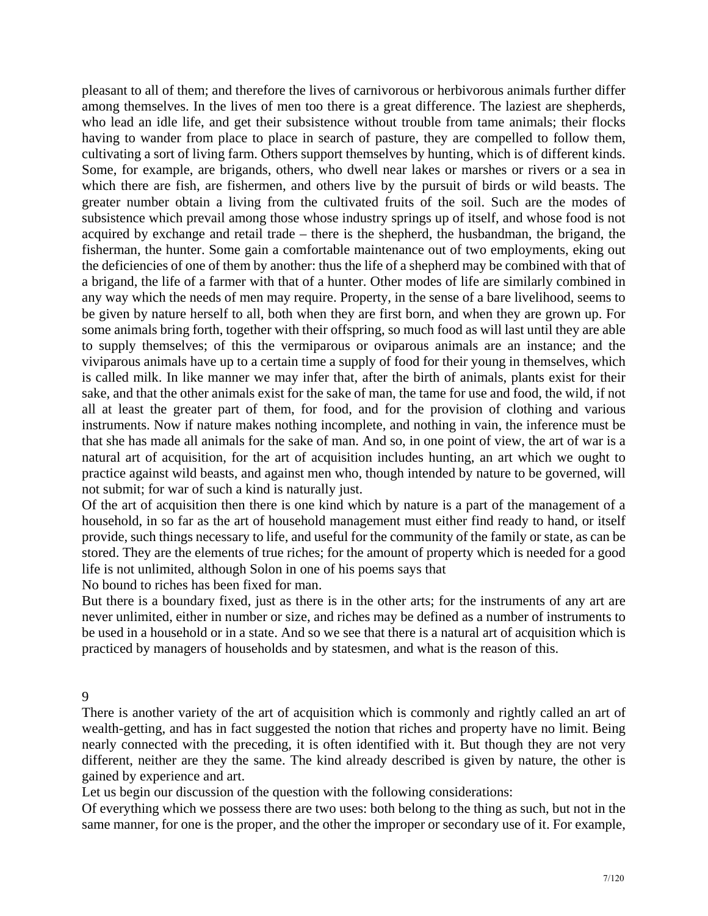pleasant to all of them; and therefore the lives of carnivorous or herbivorous animals further differ among themselves. In the lives of men too there is a great difference. The laziest are shepherds, who lead an idle life, and get their subsistence without trouble from tame animals; their flocks having to wander from place to place in search of pasture, they are compelled to follow them, cultivating a sort of living farm. Others support themselves by hunting, which is of different kinds. Some, for example, are brigands, others, who dwell near lakes or marshes or rivers or a sea in which there are fish, are fishermen, and others live by the pursuit of birds or wild beasts. The greater number obtain a living from the cultivated fruits of the soil. Such are the modes of subsistence which prevail among those whose industry springs up of itself, and whose food is not acquired by exchange and retail trade – there is the shepherd, the husbandman, the brigand, the fisherman, the hunter. Some gain a comfortable maintenance out of two employments, eking out the deficiencies of one of them by another: thus the life of a shepherd may be combined with that of a brigand, the life of a farmer with that of a hunter. Other modes of life are similarly combined in any way which the needs of men may require. Property, in the sense of a bare livelihood, seems to be given by nature herself to all, both when they are first born, and when they are grown up. For some animals bring forth, together with their offspring, so much food as will last until they are able to supply themselves; of this the vermiparous or oviparous animals are an instance; and the viviparous animals have up to a certain time a supply of food for their young in themselves, which is called milk. In like manner we may infer that, after the birth of animals, plants exist for their sake, and that the other animals exist for the sake of man, the tame for use and food, the wild, if not all at least the greater part of them, for food, and for the provision of clothing and various instruments. Now if nature makes nothing incomplete, and nothing in vain, the inference must be that she has made all animals for the sake of man. And so, in one point of view, the art of war is a natural art of acquisition, for the art of acquisition includes hunting, an art which we ought to practice against wild beasts, and against men who, though intended by nature to be governed, will not submit; for war of such a kind is naturally just.

Of the art of acquisition then there is one kind which by nature is a part of the management of a household, in so far as the art of household management must either find ready to hand, or itself provide, such things necessary to life, and useful for the community of the family or state, as can be stored. They are the elements of true riches; for the amount of property which is needed for a good life is not unlimited, although Solon in one of his poems says that

No bound to riches has been fixed for man.

But there is a boundary fixed, just as there is in the other arts; for the instruments of any art are never unlimited, either in number or size, and riches may be defined as a number of instruments to be used in a household or in a state. And so we see that there is a natural art of acquisition which is practiced by managers of households and by statesmen, and what is the reason of this.

## 9

There is another variety of the art of acquisition which is commonly and rightly called an art of wealth-getting, and has in fact suggested the notion that riches and property have no limit. Being nearly connected with the preceding, it is often identified with it. But though they are not very different, neither are they the same. The kind already described is given by nature, the other is gained by experience and art.

Let us begin our discussion of the question with the following considerations:

Of everything which we possess there are two uses: both belong to the thing as such, but not in the same manner, for one is the proper, and the other the improper or secondary use of it. For example,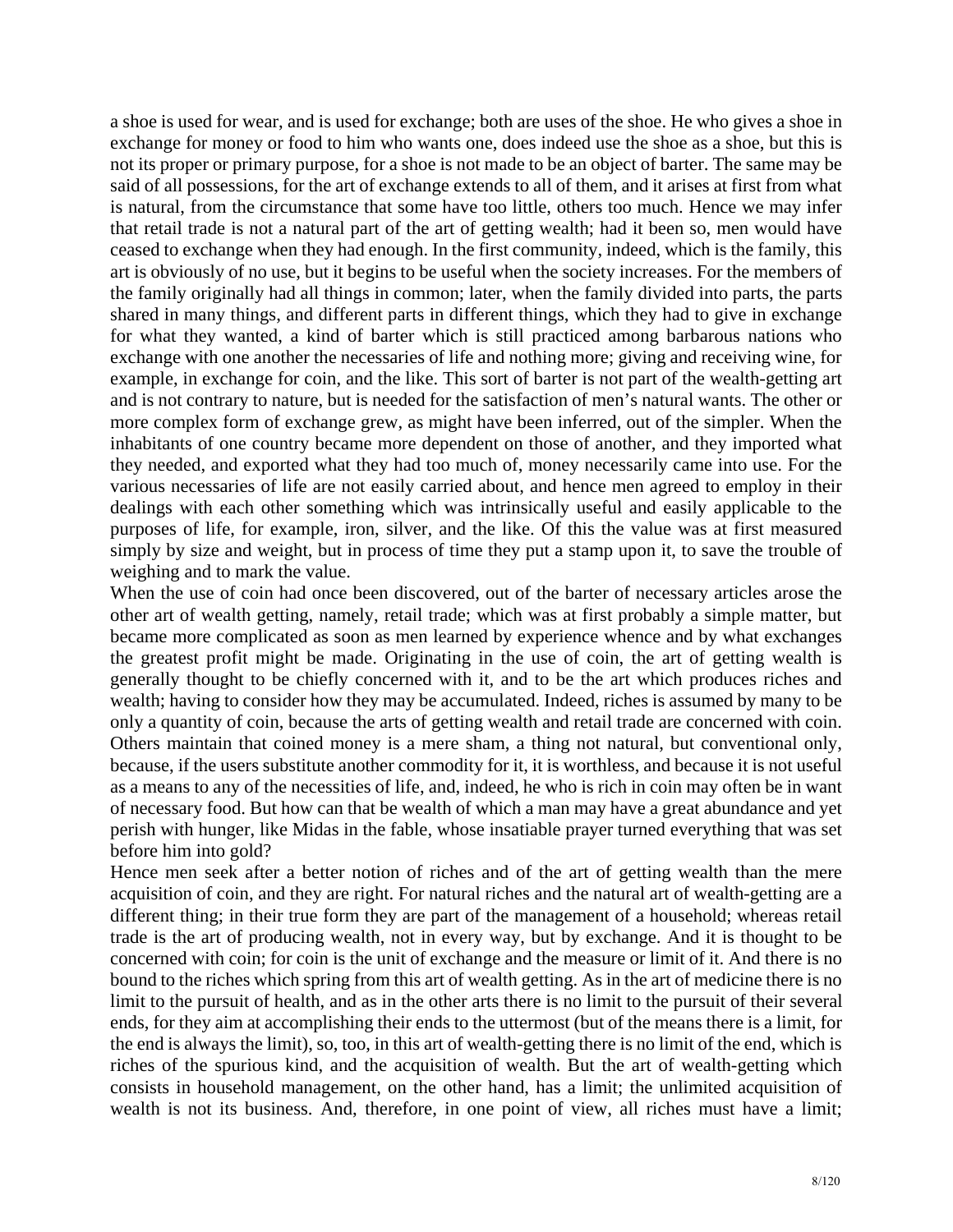a shoe is used for wear, and is used for exchange; both are uses of the shoe. He who gives a shoe in exchange for money or food to him who wants one, does indeed use the shoe as a shoe, but this is not its proper or primary purpose, for a shoe is not made to be an object of barter. The same may be said of all possessions, for the art of exchange extends to all of them, and it arises at first from what is natural, from the circumstance that some have too little, others too much. Hence we may infer that retail trade is not a natural part of the art of getting wealth; had it been so, men would have ceased to exchange when they had enough. In the first community, indeed, which is the family, this art is obviously of no use, but it begins to be useful when the society increases. For the members of the family originally had all things in common; later, when the family divided into parts, the parts shared in many things, and different parts in different things, which they had to give in exchange for what they wanted, a kind of barter which is still practiced among barbarous nations who exchange with one another the necessaries of life and nothing more; giving and receiving wine, for example, in exchange for coin, and the like. This sort of barter is not part of the wealth-getting art and is not contrary to nature, but is needed for the satisfaction of men's natural wants. The other or more complex form of exchange grew, as might have been inferred, out of the simpler. When the inhabitants of one country became more dependent on those of another, and they imported what they needed, and exported what they had too much of, money necessarily came into use. For the various necessaries of life are not easily carried about, and hence men agreed to employ in their dealings with each other something which was intrinsically useful and easily applicable to the purposes of life, for example, iron, silver, and the like. Of this the value was at first measured simply by size and weight, but in process of time they put a stamp upon it, to save the trouble of weighing and to mark the value.

When the use of coin had once been discovered, out of the barter of necessary articles arose the other art of wealth getting, namely, retail trade; which was at first probably a simple matter, but became more complicated as soon as men learned by experience whence and by what exchanges the greatest profit might be made. Originating in the use of coin, the art of getting wealth is generally thought to be chiefly concerned with it, and to be the art which produces riches and wealth; having to consider how they may be accumulated. Indeed, riches is assumed by many to be only a quantity of coin, because the arts of getting wealth and retail trade are concerned with coin. Others maintain that coined money is a mere sham, a thing not natural, but conventional only, because, if the users substitute another commodity for it, it is worthless, and because it is not useful as a means to any of the necessities of life, and, indeed, he who is rich in coin may often be in want of necessary food. But how can that be wealth of which a man may have a great abundance and yet perish with hunger, like Midas in the fable, whose insatiable prayer turned everything that was set before him into gold?

Hence men seek after a better notion of riches and of the art of getting wealth than the mere acquisition of coin, and they are right. For natural riches and the natural art of wealth-getting are a different thing; in their true form they are part of the management of a household; whereas retail trade is the art of producing wealth, not in every way, but by exchange. And it is thought to be concerned with coin; for coin is the unit of exchange and the measure or limit of it. And there is no bound to the riches which spring from this art of wealth getting. As in the art of medicine there is no limit to the pursuit of health, and as in the other arts there is no limit to the pursuit of their several ends, for they aim at accomplishing their ends to the uttermost (but of the means there is a limit, for the end is always the limit), so, too, in this art of wealth-getting there is no limit of the end, which is riches of the spurious kind, and the acquisition of wealth. But the art of wealth-getting which consists in household management, on the other hand, has a limit; the unlimited acquisition of wealth is not its business. And, therefore, in one point of view, all riches must have a limit;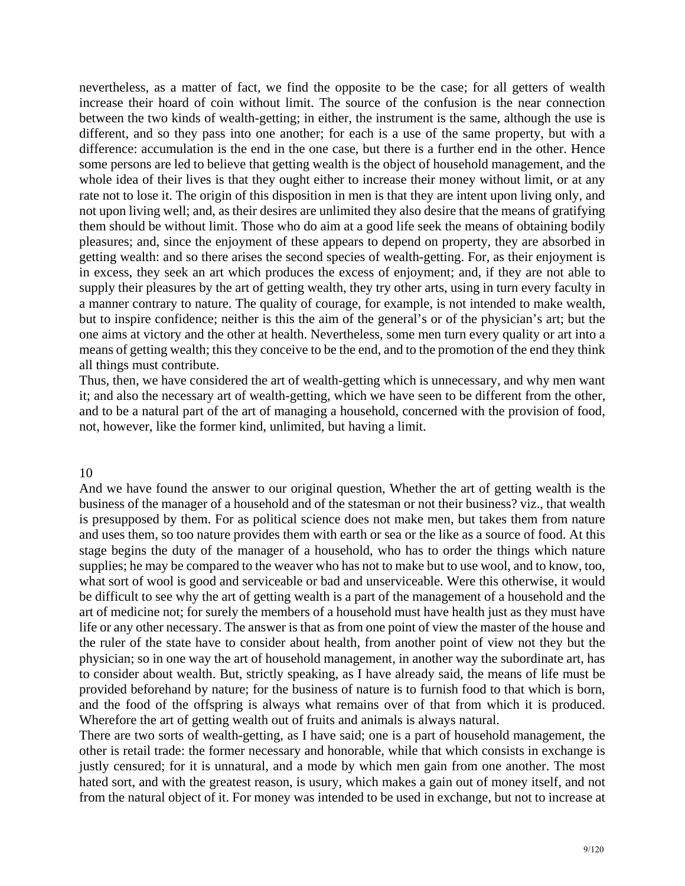nevertheless, as a matter of fact, we find the opposite to be the case; for all getters of wealth increase their hoard of coin without limit. The source of the confusion is the near connection between the two kinds of wealth-getting; in either, the instrument is the same, although the use is different, and so they pass into one another; for each is a use of the same property, but with a difference: accumulation is the end in the one case, but there is a further end in the other. Hence some persons are led to believe that getting wealth is the object of household management, and the whole idea of their lives is that they ought either to increase their money without limit, or at any rate not to lose it. The origin of this disposition in men is that they are intent upon living only, and not upon living well; and, as their desires are unlimited they also desire that the means of gratifying them should be without limit. Those who do aim at a good life seek the means of obtaining bodily pleasures; and, since the enjoyment of these appears to depend on property, they are absorbed in getting wealth: and so there arises the second species of wealth-getting. For, as their enjoyment is in excess, they seek an art which produces the excess of enjoyment; and, if they are not able to supply their pleasures by the art of getting wealth, they try other arts, using in turn every faculty in a manner contrary to nature. The quality of courage, for example, is not intended to make wealth, but to inspire confidence; neither is this the aim of the general's or of the physician's art; but the one aims at victory and the other at health. Nevertheless, some men turn every quality or art into a means of getting wealth; this they conceive to be the end, and to the promotion of the end they think all things must contribute.

Thus, then, we have considered the art of wealth-getting which is unnecessary, and why men want it; and also the necessary art of wealth-getting, which we have seen to be different from the other, and to be a natural part of the art of managing a household, concerned with the provision of food, not, however, like the former kind, unlimited, but having a limit.

## 10

And we have found the answer to our original question, Whether the art of getting wealth is the business of the manager of a household and of the statesman or not their business? viz., that wealth is presupposed by them. For as political science does not make men, but takes them from nature and uses them, so too nature provides them with earth or sea or the like as a source of food. At this stage begins the duty of the manager of a household, who has to order the things which nature supplies; he may be compared to the weaver who has not to make but to use wool, and to know, too, what sort of wool is good and serviceable or bad and unserviceable. Were this otherwise, it would be difficult to see why the art of getting wealth is a part of the management of a household and the art of medicine not; for surely the members of a household must have health just as they must have life or any other necessary. The answer is that as from one point of view the master of the house and the ruler of the state have to consider about health, from another point of view not they but the physician; so in one way the art of household management, in another way the subordinate art, has to consider about wealth. But, strictly speaking, as I have already said, the means of life must be provided beforehand by nature; for the business of nature is to furnish food to that which is born, and the food of the offspring is always what remains over of that from which it is produced. Wherefore the art of getting wealth out of fruits and animals is always natural.

There are two sorts of wealth-getting, as I have said; one is a part of household management, the other is retail trade: the former necessary and honorable, while that which consists in exchange is justly censured; for it is unnatural, and a mode by which men gain from one another. The most hated sort, and with the greatest reason, is usury, which makes a gain out of money itself, and not from the natural object of it. For money was intended to be used in exchange, but not to increase at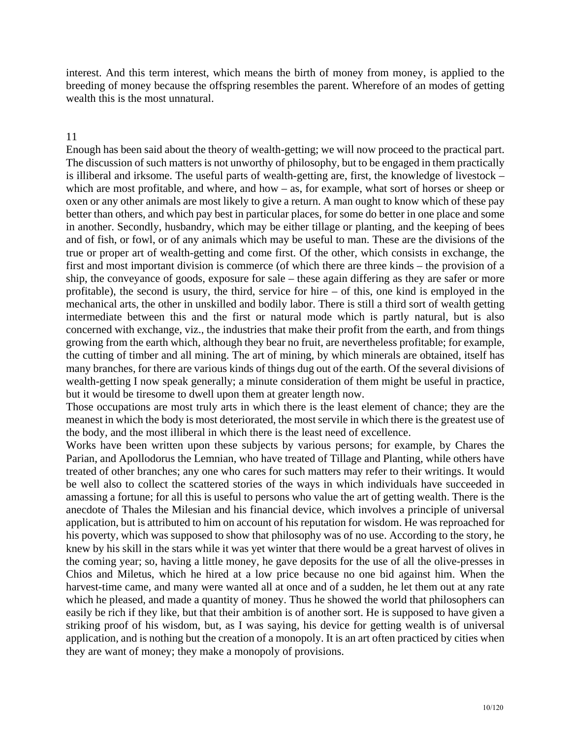interest. And this term interest, which means the birth of money from money, is applied to the breeding of money because the offspring resembles the parent. Wherefore of an modes of getting wealth this is the most unnatural.

## 11

Enough has been said about the theory of wealth-getting; we will now proceed to the practical part. The discussion of such matters is not unworthy of philosophy, but to be engaged in them practically is illiberal and irksome. The useful parts of wealth-getting are, first, the knowledge of livestock – which are most profitable, and where, and how – as, for example, what sort of horses or sheep or oxen or any other animals are most likely to give a return. A man ought to know which of these pay better than others, and which pay best in particular places, for some do better in one place and some in another. Secondly, husbandry, which may be either tillage or planting, and the keeping of bees and of fish, or fowl, or of any animals which may be useful to man. These are the divisions of the true or proper art of wealth-getting and come first. Of the other, which consists in exchange, the first and most important division is commerce (of which there are three kinds – the provision of a ship, the conveyance of goods, exposure for sale – these again differing as they are safer or more profitable), the second is usury, the third, service for hire – of this, one kind is employed in the mechanical arts, the other in unskilled and bodily labor. There is still a third sort of wealth getting intermediate between this and the first or natural mode which is partly natural, but is also concerned with exchange, viz., the industries that make their profit from the earth, and from things growing from the earth which, although they bear no fruit, are nevertheless profitable; for example, the cutting of timber and all mining. The art of mining, by which minerals are obtained, itself has many branches, for there are various kinds of things dug out of the earth. Of the several divisions of wealth-getting I now speak generally; a minute consideration of them might be useful in practice, but it would be tiresome to dwell upon them at greater length now.

Those occupations are most truly arts in which there is the least element of chance; they are the meanest in which the body is most deteriorated, the most servile in which there is the greatest use of the body, and the most illiberal in which there is the least need of excellence.

Works have been written upon these subjects by various persons; for example, by Chares the Parian, and Apollodorus the Lemnian, who have treated of Tillage and Planting, while others have treated of other branches; any one who cares for such matters may refer to their writings. It would be well also to collect the scattered stories of the ways in which individuals have succeeded in amassing a fortune; for all this is useful to persons who value the art of getting wealth. There is the anecdote of Thales the Milesian and his financial device, which involves a principle of universal application, but is attributed to him on account of his reputation for wisdom. He was reproached for his poverty, which was supposed to show that philosophy was of no use. According to the story, he knew by his skill in the stars while it was yet winter that there would be a great harvest of olives in the coming year; so, having a little money, he gave deposits for the use of all the olive-presses in Chios and Miletus, which he hired at a low price because no one bid against him. When the harvest-time came, and many were wanted all at once and of a sudden, he let them out at any rate which he pleased, and made a quantity of money. Thus he showed the world that philosophers can easily be rich if they like, but that their ambition is of another sort. He is supposed to have given a striking proof of his wisdom, but, as I was saying, his device for getting wealth is of universal application, and is nothing but the creation of a monopoly. It is an art often practiced by cities when they are want of money; they make a monopoly of provisions.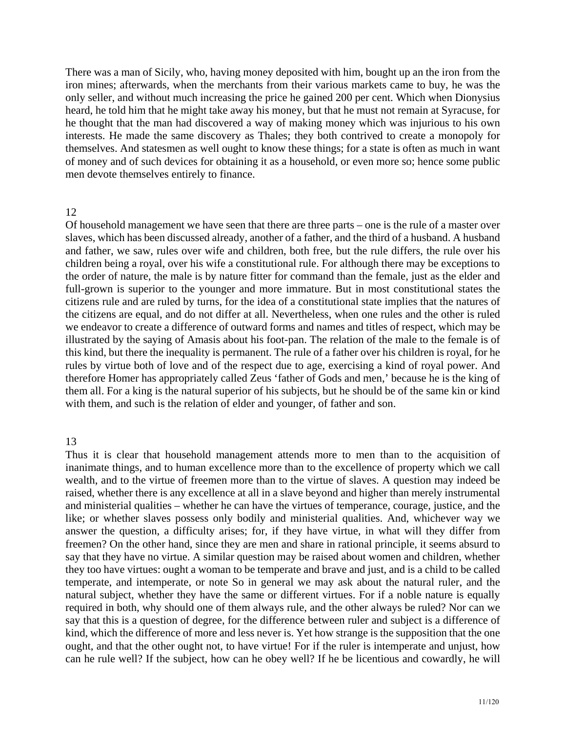There was a man of Sicily, who, having money deposited with him, bought up an the iron from the iron mines; afterwards, when the merchants from their various markets came to buy, he was the only seller, and without much increasing the price he gained 200 per cent. Which when Dionysius heard, he told him that he might take away his money, but that he must not remain at Syracuse, for he thought that the man had discovered a way of making money which was injurious to his own interests. He made the same discovery as Thales; they both contrived to create a monopoly for themselves. And statesmen as well ought to know these things; for a state is often as much in want of money and of such devices for obtaining it as a household, or even more so; hence some public men devote themselves entirely to finance.

12

Of household management we have seen that there are three parts – one is the rule of a master over slaves, which has been discussed already, another of a father, and the third of a husband. A husband and father, we saw, rules over wife and children, both free, but the rule differs, the rule over his children being a royal, over his wife a constitutional rule. For although there may be exceptions to the order of nature, the male is by nature fitter for command than the female, just as the elder and full-grown is superior to the younger and more immature. But in most constitutional states the citizens rule and are ruled by turns, for the idea of a constitutional state implies that the natures of the citizens are equal, and do not differ at all. Nevertheless, when one rules and the other is ruled we endeavor to create a difference of outward forms and names and titles of respect, which may be illustrated by the saying of Amasis about his foot-pan. The relation of the male to the female is of this kind, but there the inequality is permanent. The rule of a father over his children is royal, for he rules by virtue both of love and of the respect due to age, exercising a kind of royal power. And therefore Homer has appropriately called Zeus 'father of Gods and men,' because he is the king of them all. For a king is the natural superior of his subjects, but he should be of the same kin or kind with them, and such is the relation of elder and younger, of father and son.

13

Thus it is clear that household management attends more to men than to the acquisition of inanimate things, and to human excellence more than to the excellence of property which we call wealth, and to the virtue of freemen more than to the virtue of slaves. A question may indeed be raised, whether there is any excellence at all in a slave beyond and higher than merely instrumental and ministerial qualities – whether he can have the virtues of temperance, courage, justice, and the like; or whether slaves possess only bodily and ministerial qualities. And, whichever way we answer the question, a difficulty arises; for, if they have virtue, in what will they differ from freemen? On the other hand, since they are men and share in rational principle, it seems absurd to say that they have no virtue. A similar question may be raised about women and children, whether they too have virtues: ought a woman to be temperate and brave and just, and is a child to be called temperate, and intemperate, or note So in general we may ask about the natural ruler, and the natural subject, whether they have the same or different virtues. For if a noble nature is equally required in both, why should one of them always rule, and the other always be ruled? Nor can we say that this is a question of degree, for the difference between ruler and subject is a difference of kind, which the difference of more and less never is. Yet how strange is the supposition that the one ought, and that the other ought not, to have virtue! For if the ruler is intemperate and unjust, how can he rule well? If the subject, how can he obey well? If he be licentious and cowardly, he will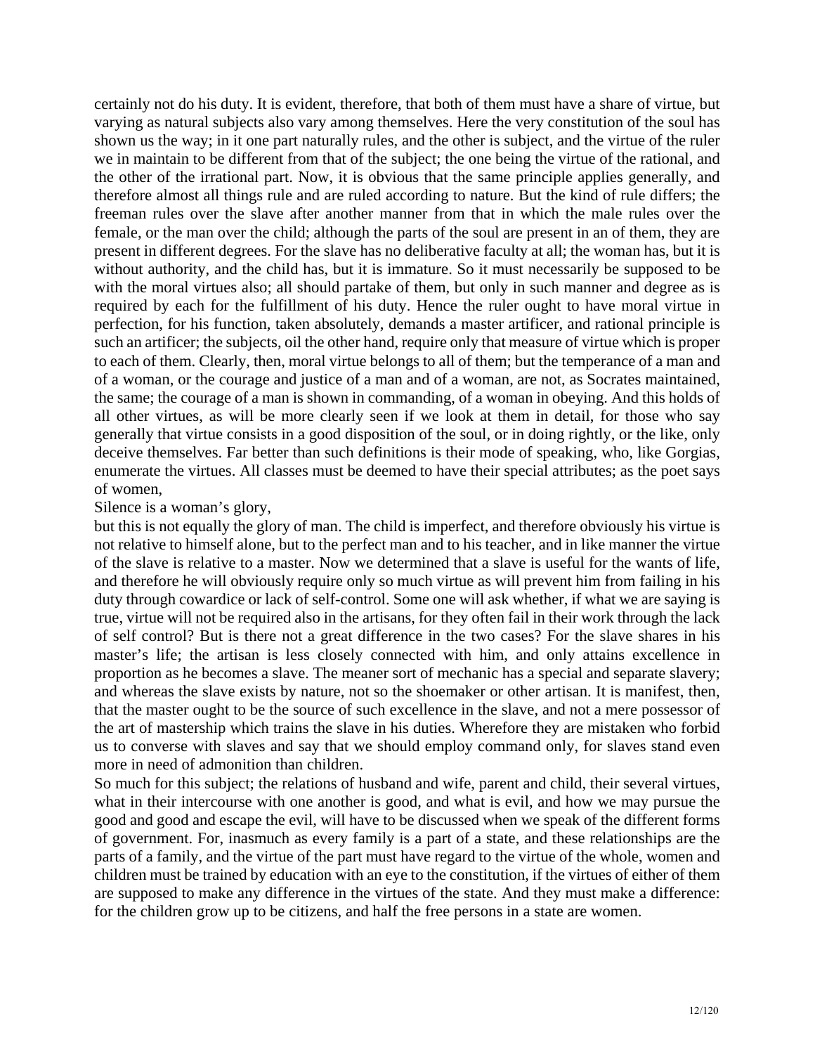certainly not do his duty. It is evident, therefore, that both of them must have a share of virtue, but varying as natural subjects also vary among themselves. Here the very constitution of the soul has shown us the way; in it one part naturally rules, and the other is subject, and the virtue of the ruler we in maintain to be different from that of the subject; the one being the virtue of the rational, and the other of the irrational part. Now, it is obvious that the same principle applies generally, and therefore almost all things rule and are ruled according to nature. But the kind of rule differs; the freeman rules over the slave after another manner from that in which the male rules over the female, or the man over the child; although the parts of the soul are present in an of them, they are present in different degrees. For the slave has no deliberative faculty at all; the woman has, but it is without authority, and the child has, but it is immature. So it must necessarily be supposed to be with the moral virtues also; all should partake of them, but only in such manner and degree as is required by each for the fulfillment of his duty. Hence the ruler ought to have moral virtue in perfection, for his function, taken absolutely, demands a master artificer, and rational principle is such an artificer; the subjects, oil the other hand, require only that measure of virtue which is proper to each of them. Clearly, then, moral virtue belongs to all of them; but the temperance of a man and of a woman, or the courage and justice of a man and of a woman, are not, as Socrates maintained, the same; the courage of a man is shown in commanding, of a woman in obeying. And this holds of all other virtues, as will be more clearly seen if we look at them in detail, for those who say generally that virtue consists in a good disposition of the soul, or in doing rightly, or the like, only deceive themselves. Far better than such definitions is their mode of speaking, who, like Gorgias, enumerate the virtues. All classes must be deemed to have their special attributes; as the poet says of women,

Silence is a woman's glory,

but this is not equally the glory of man. The child is imperfect, and therefore obviously his virtue is not relative to himself alone, but to the perfect man and to his teacher, and in like manner the virtue of the slave is relative to a master. Now we determined that a slave is useful for the wants of life, and therefore he will obviously require only so much virtue as will prevent him from failing in his duty through cowardice or lack of self-control. Some one will ask whether, if what we are saying is true, virtue will not be required also in the artisans, for they often fail in their work through the lack of self control? But is there not a great difference in the two cases? For the slave shares in his master's life; the artisan is less closely connected with him, and only attains excellence in proportion as he becomes a slave. The meaner sort of mechanic has a special and separate slavery; and whereas the slave exists by nature, not so the shoemaker or other artisan. It is manifest, then, that the master ought to be the source of such excellence in the slave, and not a mere possessor of the art of mastership which trains the slave in his duties. Wherefore they are mistaken who forbid us to converse with slaves and say that we should employ command only, for slaves stand even more in need of admonition than children.

So much for this subject; the relations of husband and wife, parent and child, their several virtues, what in their intercourse with one another is good, and what is evil, and how we may pursue the good and good and escape the evil, will have to be discussed when we speak of the different forms of government. For, inasmuch as every family is a part of a state, and these relationships are the parts of a family, and the virtue of the part must have regard to the virtue of the whole, women and children must be trained by education with an eye to the constitution, if the virtues of either of them are supposed to make any difference in the virtues of the state. And they must make a difference: for the children grow up to be citizens, and half the free persons in a state are women.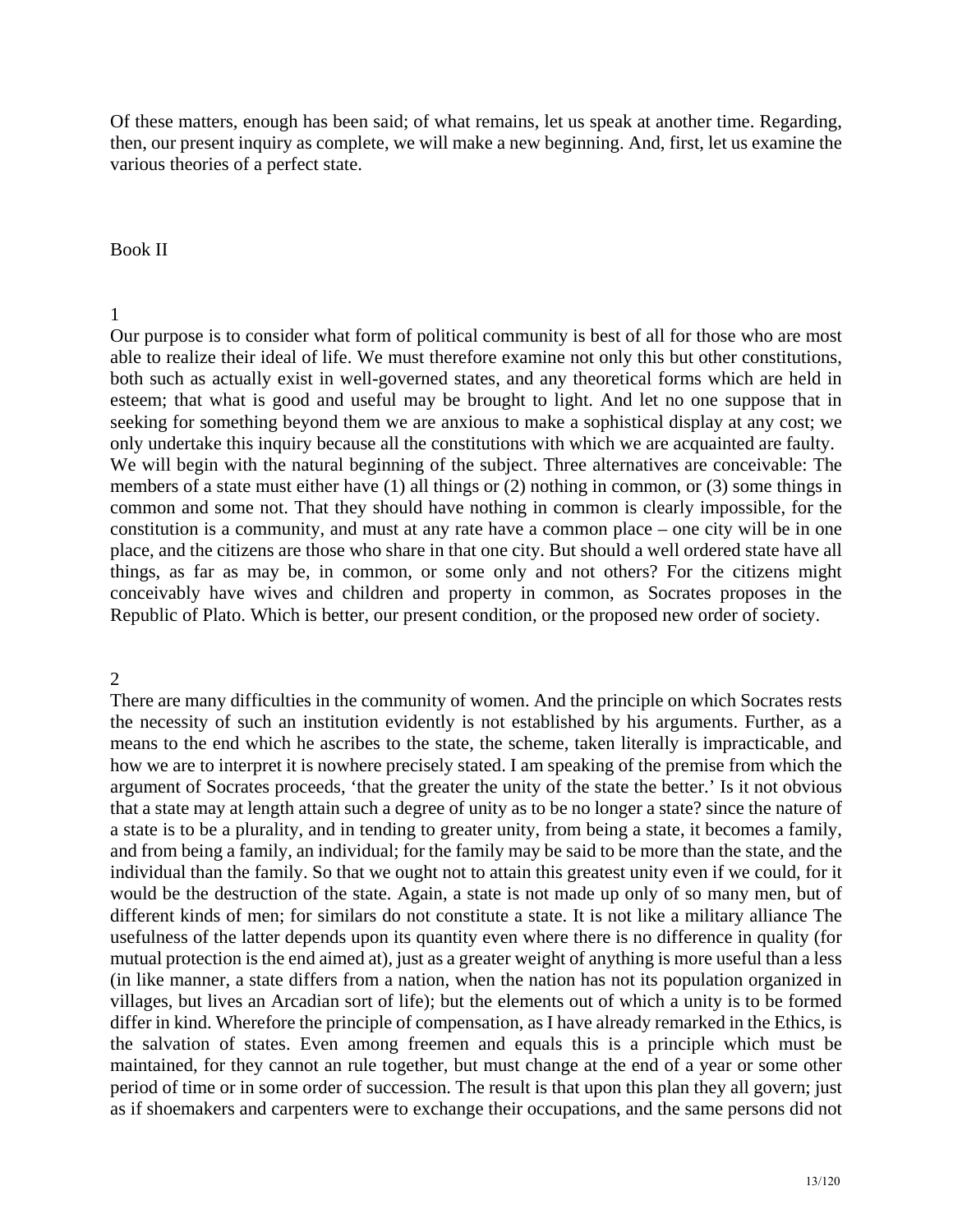Of these matters, enough has been said; of what remains, let us speak at another time. Regarding, then, our present inquiry as complete, we will make a new beginning. And, first, let us examine the various theories of a perfect state.

## Book II

### 1

Our purpose is to consider what form of political community is best of all for those who are most able to realize their ideal of life. We must therefore examine not only this but other constitutions, both such as actually exist in well-governed states, and any theoretical forms which are held in esteem; that what is good and useful may be brought to light. And let no one suppose that in seeking for something beyond them we are anxious to make a sophistical display at any cost; we only undertake this inquiry because all the constitutions with which we are acquainted are faulty.
We will begin with the natural beginning of the subject. Three alternatives are conceivable: The members of a state must either have (1) all things or (2) nothing in common, or (3) some things in common and some not. That they should have nothing in common is clearly impossible, for the constitution is a community, and must at any rate have a common place – one city will be in one place, and the citizens are those who share in that one city. But should a well ordered state have all things, as far as may be, in common, or some only and not others? For the citizens might conceivably have wives and children and property in common, as Socrates proposes in the Republic of Plato. Which is better, our present condition, or the proposed new order of society.

### 2

There are many difficulties in the community of women. And the principle on which Socrates rests the necessity of such an institution evidently is not established by his arguments. Further, as a means to the end which he ascribes to the state, the scheme, taken literally is impracticable, and how we are to interpret it is nowhere precisely stated. I am speaking of the premise from which the argument of Socrates proceeds, 'that the greater the unity of the state the better.' Is it not obvious that a state may at length attain such a degree of unity as to be no longer a state? since the nature of a state is to be a plurality, and in tending to greater unity, from being a state, it becomes a family, and from being a family, an individual; for the family may be said to be more than the state, and the individual than the family. So that we ought not to attain this greatest unity even if we could, for it would be the destruction of the state. Again, a state is not made up only of so many men, but of different kinds of men; for similars do not constitute a state. It is not like a military alliance The usefulness of the latter depends upon its quantity even where there is no difference in quality (for mutual protection is the end aimed at), just as a greater weight of anything is more useful than a less (in like manner, a state differs from a nation, when the nation has not its population organized in villages, but lives an Arcadian sort of life); but the elements out of which a unity is to be formed differ in kind. Wherefore the principle of compensation, as I have already remarked in the Ethics, is the salvation of states. Even among freemen and equals this is a principle which must be maintained, for they cannot an rule together, but must change at the end of a year or some other period of time or in some order of succession. The result is that upon this plan they all govern; just as if shoemakers and carpenters were to exchange their occupations, and the same persons did not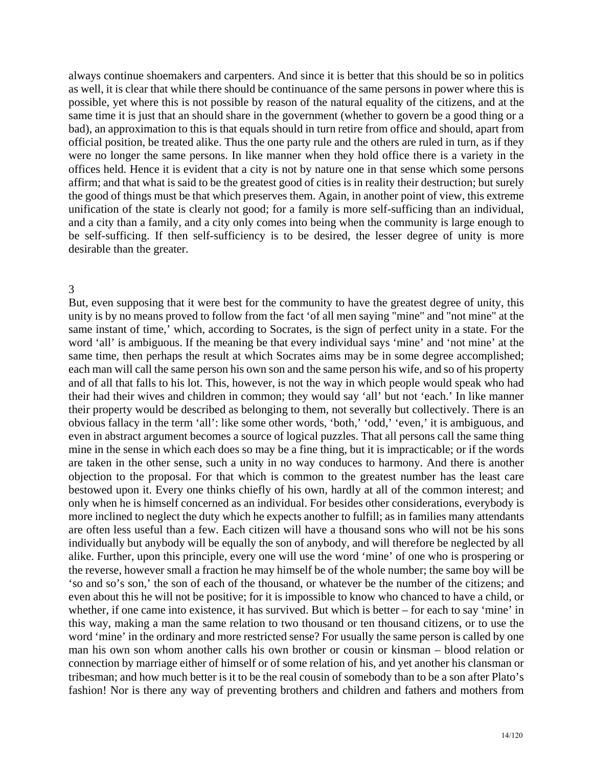always continue shoemakers and carpenters. And since it is better that this should be so in politics as well, it is clear that while there should be continuance of the same persons in power where this is possible, yet where this is not possible by reason of the natural equality of the citizens, and at the same time it is just that an should share in the government (whether to govern be a good thing or a bad), an approximation to this is that equals should in turn retire from office and should, apart from official position, be treated alike. Thus the one party rule and the others are ruled in turn, as if they were no longer the same persons. In like manner when they hold office there is a variety in the offices held. Hence it is evident that a city is not by nature one in that sense which some persons affirm; and that what is said to be the greatest good of cities is in reality their destruction; but surely the good of things must be that which preserves them. Again, in another point of view, this extreme unification of the state is clearly not good; for a family is more self-sufficing than an individual, and a city than a family, and a city only comes into being when the community is large enough to be self-sufficing. If then self-sufficiency is to be desired, the lesser degree of unity is more desirable than the greater.

## 3

But, even supposing that it were best for the community to have the greatest degree of unity, this unity is by no means proved to follow from the fact 'of all men saying "mine" and "not mine" at the same instant of time,' which, according to Socrates, is the sign of perfect unity in a state. For the word 'all' is ambiguous. If the meaning be that every individual says 'mine' and 'not mine' at the same time, then perhaps the result at which Socrates aims may be in some degree accomplished; each man will call the same person his own son and the same person his wife, and so of his property and of all that falls to his lot. This, however, is not the way in which people would speak who had their had their wives and children in common; they would say 'all' but not 'each.' In like manner their property would be described as belonging to them, not severally but collectively. There is an obvious fallacy in the term 'all': like some other words, 'both,' 'odd,' 'even,' it is ambiguous, and even in abstract argument becomes a source of logical puzzles. That all persons call the same thing mine in the sense in which each does so may be a fine thing, but it is impracticable; or if the words are taken in the other sense, such a unity in no way conduces to harmony. And there is another objection to the proposal. For that which is common to the greatest number has the least care bestowed upon it. Every one thinks chiefly of his own, hardly at all of the common interest; and only when he is himself concerned as an individual. For besides other considerations, everybody is more inclined to neglect the duty which he expects another to fulfill; as in families many attendants are often less useful than a few. Each citizen will have a thousand sons who will not be his sons individually but anybody will be equally the son of anybody, and will therefore be neglected by all alike. Further, upon this principle, every one will use the word 'mine' of one who is prospering or the reverse, however small a fraction he may himself be of the whole number; the same boy will be 'so and so's son,' the son of each of the thousand, or whatever be the number of the citizens; and even about this he will not be positive; for it is impossible to know who chanced to have a child, or whether, if one came into existence, it has survived. But which is better – for each to say 'mine' in this way, making a man the same relation to two thousand or ten thousand citizens, or to use the word 'mine' in the ordinary and more restricted sense? For usually the same person is called by one man his own son whom another calls his own brother or cousin or kinsman – blood relation or connection by marriage either of himself or of some relation of his, and yet another his clansman or tribesman; and how much better is it to be the real cousin of somebody than to be a son after Plato's fashion! Nor is there any way of preventing brothers and children and fathers and mothers from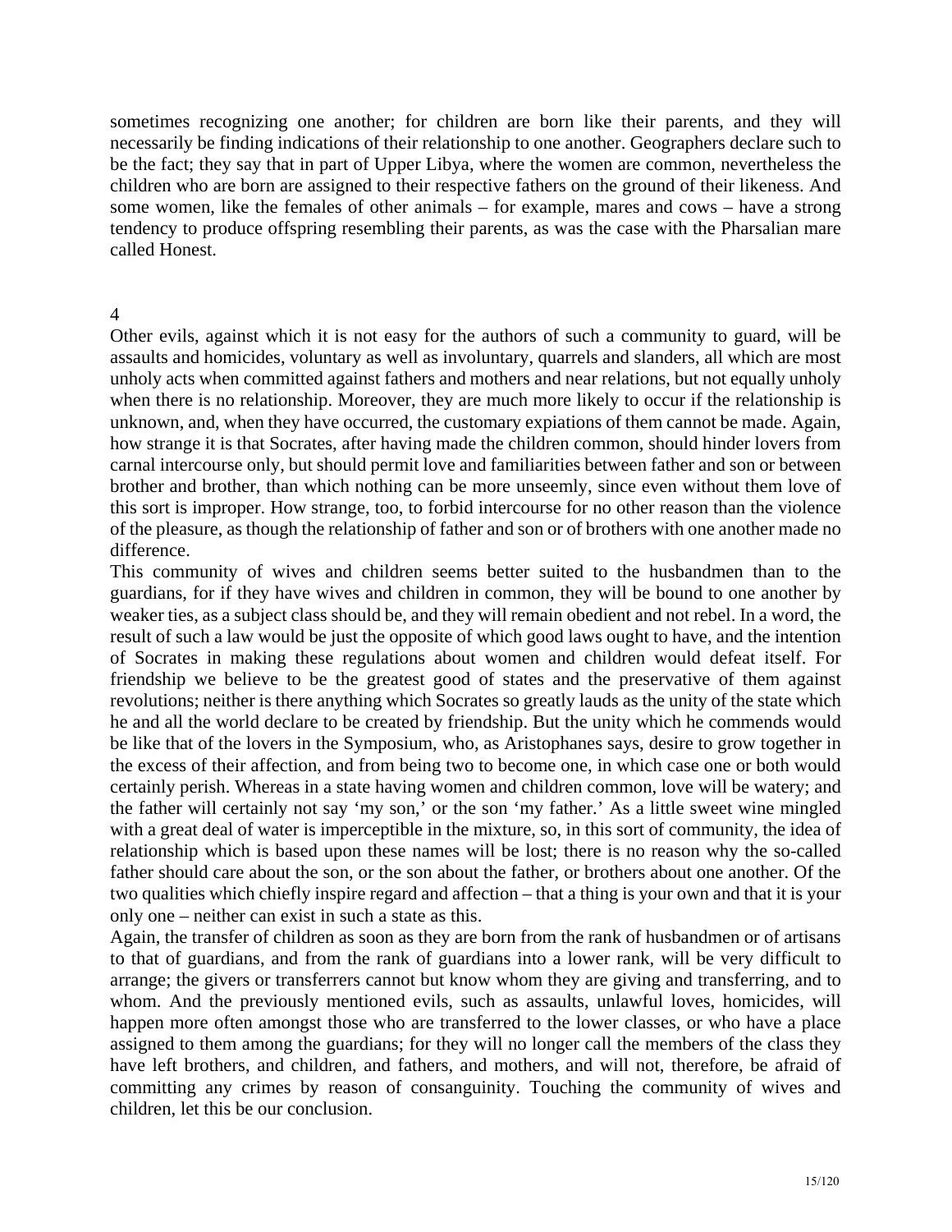sometimes recognizing one another; for children are born like their parents, and they will necessarily be finding indications of their relationship to one another. Geographers declare such to be the fact; they say that in part of Upper Libya, where the women are common, nevertheless the children who are born are assigned to their respective fathers on the ground of their likeness. And some women, like the females of other animals – for example, mares and cows – have a strong tendency to produce offspring resembling their parents, as was the case with the Pharsalian mare called Honest.

4

Other evils, against which it is not easy for the authors of such a community to guard, will be assaults and homicides, voluntary as well as involuntary, quarrels and slanders, all which are most unholy acts when committed against fathers and mothers and near relations, but not equally unholy when there is no relationship. Moreover, they are much more likely to occur if the relationship is unknown, and, when they have occurred, the customary expiations of them cannot be made. Again, how strange it is that Socrates, after having made the children common, should hinder lovers from carnal intercourse only, but should permit love and familiarities between father and son or between brother and brother, than which nothing can be more unseemly, since even without them love of this sort is improper. How strange, too, to forbid intercourse for no other reason than the violence of the pleasure, as though the relationship of father and son or of brothers with one another made no difference.

This community of wives and children seems better suited to the husbandmen than to the guardians, for if they have wives and children in common, they will be bound to one another by weaker ties, as a subject class should be, and they will remain obedient and not rebel. In a word, the result of such a law would be just the opposite of which good laws ought to have, and the intention of Socrates in making these regulations about women and children would defeat itself. For friendship we believe to be the greatest good of states and the preservative of them against revolutions; neither is there anything which Socrates so greatly lauds as the unity of the state which he and all the world declare to be created by friendship. But the unity which he commends would be like that of the lovers in the Symposium, who, as Aristophanes says, desire to grow together in the excess of their affection, and from being two to become one, in which case one or both would certainly perish. Whereas in a state having women and children common, love will be watery; and the father will certainly not say 'my son,' or the son 'my father.' As a little sweet wine mingled with a great deal of water is imperceptible in the mixture, so, in this sort of community, the idea of relationship which is based upon these names will be lost; there is no reason why the so-called father should care about the son, or the son about the father, or brothers about one another. Of the two qualities which chiefly inspire regard and affection – that a thing is your own and that it is your only one – neither can exist in such a state as this.

Again, the transfer of children as soon as they are born from the rank of husbandmen or of artisans to that of guardians, and from the rank of guardians into a lower rank, will be very difficult to arrange; the givers or transferrers cannot but know whom they are giving and transferring, and to whom. And the previously mentioned evils, such as assaults, unlawful loves, homicides, will happen more often amongst those who are transferred to the lower classes, or who have a place assigned to them among the guardians; for they will no longer call the members of the class they have left brothers, and children, and fathers, and mothers, and will not, therefore, be afraid of committing any crimes by reason of consanguinity. Touching the community of wives and children, let this be our conclusion.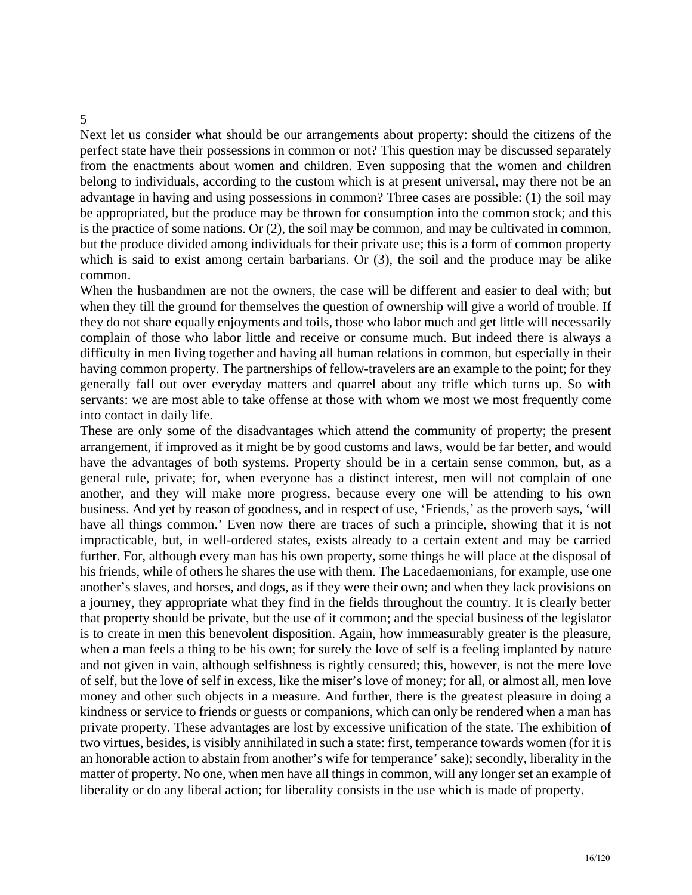5

Next let us consider what should be our arrangements about property: should the citizens of the perfect state have their possessions in common or not? This question may be discussed separately from the enactments about women and children. Even supposing that the women and children belong to individuals, according to the custom which is at present universal, may there not be an advantage in having and using possessions in common? Three cases are possible: (1) the soil may be appropriated, but the produce may be thrown for consumption into the common stock; and this is the practice of some nations. Or (2), the soil may be common, and may be cultivated in common, but the produce divided among individuals for their private use; this is a form of common property which is said to exist among certain barbarians. Or (3), the soil and the produce may be alike common.

When the husbandmen are not the owners, the case will be different and easier to deal with; but when they till the ground for themselves the question of ownership will give a world of trouble. If they do not share equally enjoyments and toils, those who labor much and get little will necessarily complain of those who labor little and receive or consume much. But indeed there is always a difficulty in men living together and having all human relations in common, but especially in their having common property. The partnerships of fellow-travelers are an example to the point; for they generally fall out over everyday matters and quarrel about any trifle which turns up. So with servants: we are most able to take offense at those with whom we most we most frequently come into contact in daily life.

These are only some of the disadvantages which attend the community of property; the present arrangement, if improved as it might be by good customs and laws, would be far better, and would have the advantages of both systems. Property should be in a certain sense common, but, as a general rule, private; for, when everyone has a distinct interest, men will not complain of one another, and they will make more progress, because every one will be attending to his own business. And yet by reason of goodness, and in respect of use, 'Friends,' as the proverb says, 'will have all things common.' Even now there are traces of such a principle, showing that it is not impracticable, but, in well-ordered states, exists already to a certain extent and may be carried further. For, although every man has his own property, some things he will place at the disposal of his friends, while of others he shares the use with them. The Lacedaemonians, for example, use one another's slaves, and horses, and dogs, as if they were their own; and when they lack provisions on a journey, they appropriate what they find in the fields throughout the country. It is clearly better that property should be private, but the use of it common; and the special business of the legislator is to create in men this benevolent disposition. Again, how immeasurably greater is the pleasure, when a man feels a thing to be his own; for surely the love of self is a feeling implanted by nature and not given in vain, although selfishness is rightly censured; this, however, is not the mere love of self, but the love of self in excess, like the miser's love of money; for all, or almost all, men love money and other such objects in a measure. And further, there is the greatest pleasure in doing a kindness or service to friends or guests or companions, which can only be rendered when a man has private property. These advantages are lost by excessive unification of the state. The exhibition of two virtues, besides, is visibly annihilated in such a state: first, temperance towards women (for it is an honorable action to abstain from another's wife for temperance' sake); secondly, liberality in the matter of property. No one, when men have all things in common, will any longer set an example of liberality or do any liberal action; for liberality consists in the use which is made of property.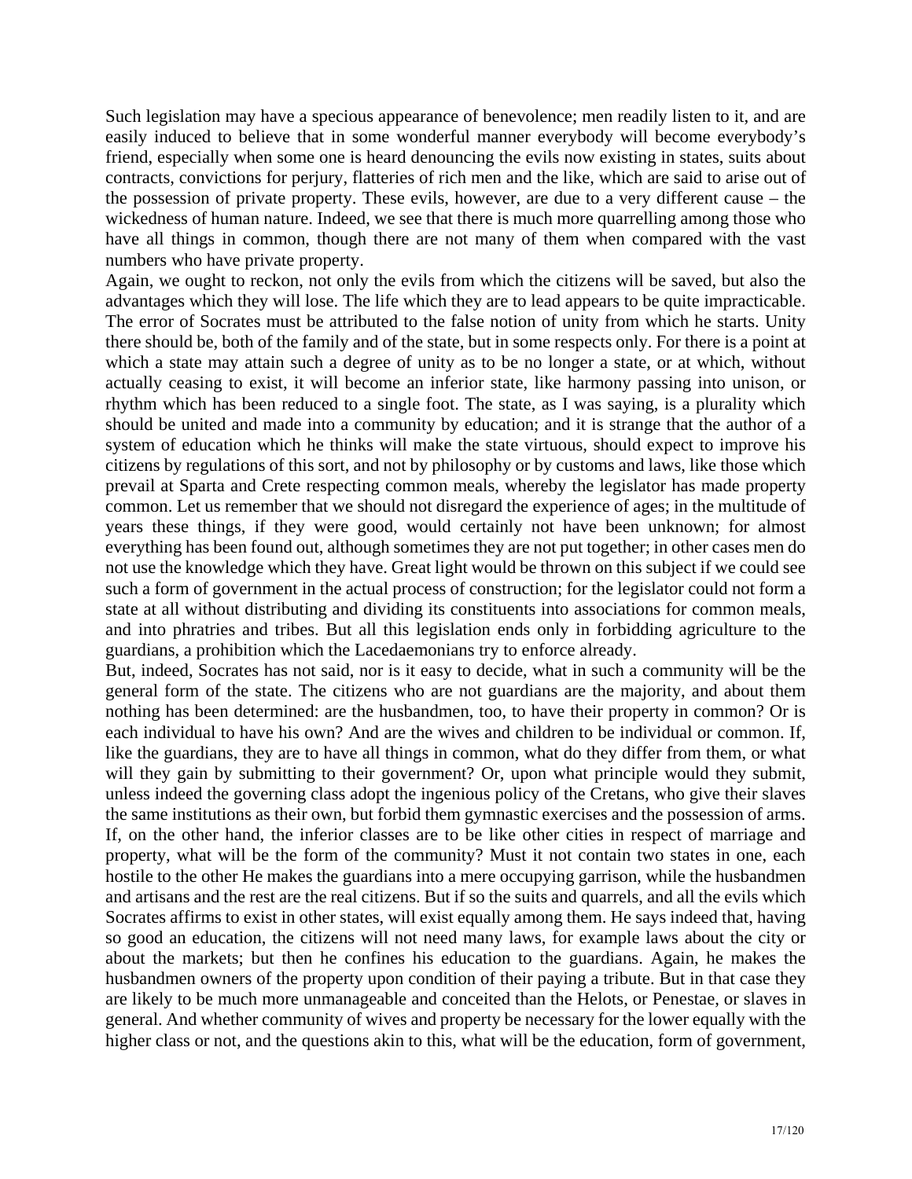Such legislation may have a specious appearance of benevolence; men readily listen to it, and are easily induced to believe that in some wonderful manner everybody will become everybody's friend, especially when some one is heard denouncing the evils now existing in states, suits about contracts, convictions for perjury, flatteries of rich men and the like, which are said to arise out of the possession of private property. These evils, however, are due to a very different cause – the wickedness of human nature. Indeed, we see that there is much more quarrelling among those who have all things in common, though there are not many of them when compared with the vast numbers who have private property.

Again, we ought to reckon, not only the evils from which the citizens will be saved, but also the advantages which they will lose. The life which they are to lead appears to be quite impracticable. The error of Socrates must be attributed to the false notion of unity from which he starts. Unity there should be, both of the family and of the state, but in some respects only. For there is a point at which a state may attain such a degree of unity as to be no longer a state, or at which, without actually ceasing to exist, it will become an inferior state, like harmony passing into unison, or rhythm which has been reduced to a single foot. The state, as I was saying, is a plurality which should be united and made into a community by education; and it is strange that the author of a system of education which he thinks will make the state virtuous, should expect to improve his citizens by regulations of this sort, and not by philosophy or by customs and laws, like those which prevail at Sparta and Crete respecting common meals, whereby the legislator has made property common. Let us remember that we should not disregard the experience of ages; in the multitude of years these things, if they were good, would certainly not have been unknown; for almost everything has been found out, although sometimes they are not put together; in other cases men do not use the knowledge which they have. Great light would be thrown on this subject if we could see such a form of government in the actual process of construction; for the legislator could not form a state at all without distributing and dividing its constituents into associations for common meals, and into phratries and tribes. But all this legislation ends only in forbidding agriculture to the guardians, a prohibition which the Lacedaemonians try to enforce already.

But, indeed, Socrates has not said, nor is it easy to decide, what in such a community will be the general form of the state. The citizens who are not guardians are the majority, and about them nothing has been determined: are the husbandmen, too, to have their property in common? Or is each individual to have his own? And are the wives and children to be individual or common. If, like the guardians, they are to have all things in common, what do they differ from them, or what will they gain by submitting to their government? Or, upon what principle would they submit, unless indeed the governing class adopt the ingenious policy of the Cretans, who give their slaves the same institutions as their own, but forbid them gymnastic exercises and the possession of arms. If, on the other hand, the inferior classes are to be like other cities in respect of marriage and property, what will be the form of the community? Must it not contain two states in one, each hostile to the other He makes the guardians into a mere occupying garrison, while the husbandmen and artisans and the rest are the real citizens. But if so the suits and quarrels, and all the evils which Socrates affirms to exist in other states, will exist equally among them. He says indeed that, having so good an education, the citizens will not need many laws, for example laws about the city or about the markets; but then he confines his education to the guardians. Again, he makes the husbandmen owners of the property upon condition of their paying a tribute. But in that case they are likely to be much more unmanageable and conceited than the Helots, or Penestae, or slaves in general. And whether community of wives and property be necessary for the lower equally with the higher class or not, and the questions akin to this, what will be the education, form of government,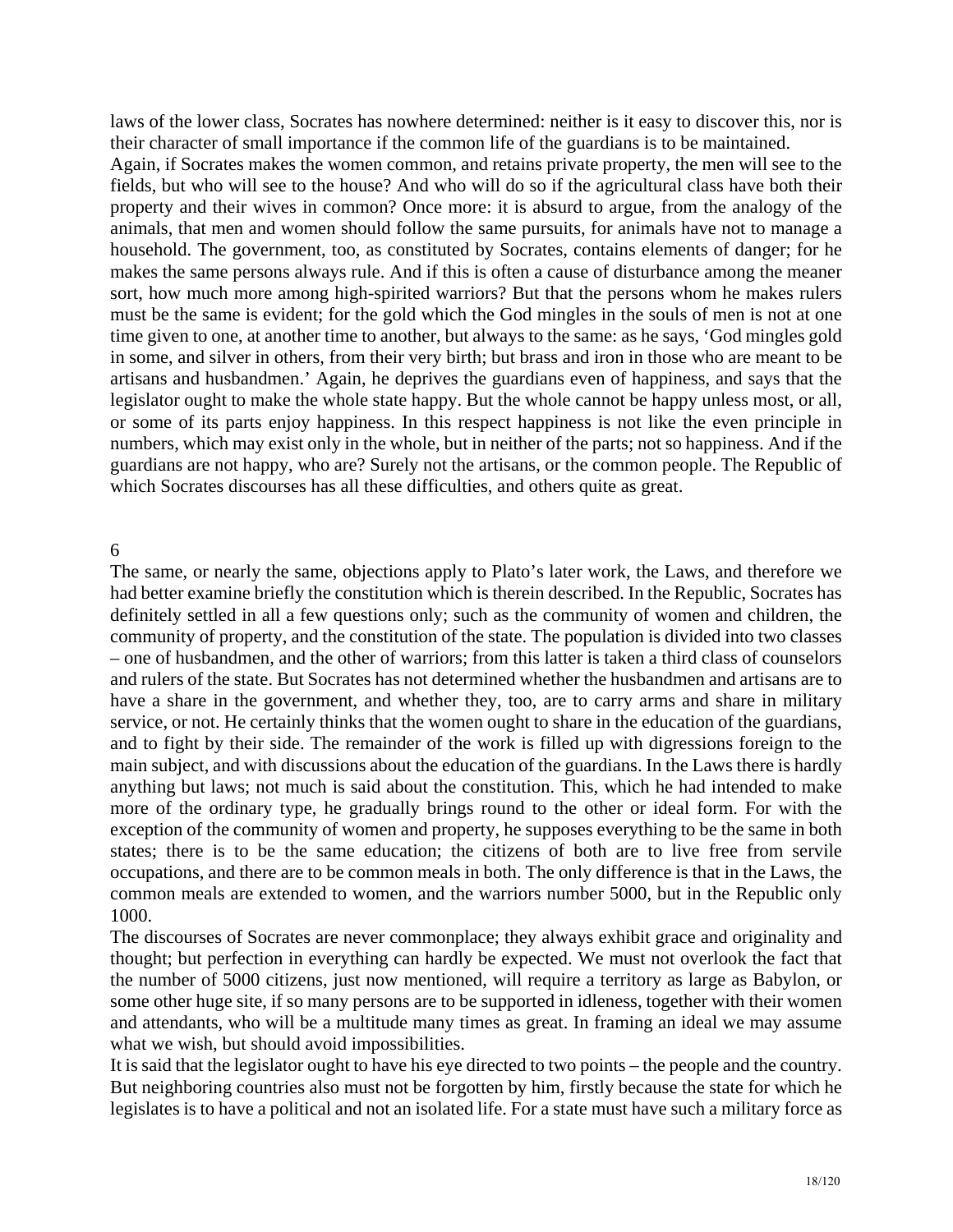laws of the lower class, Socrates has nowhere determined: neither is it easy to discover this, nor is their character of small importance if the common life of the guardians is to be maintained.

Again, if Socrates makes the women common, and retains private property, the men will see to the fields, but who will see to the house? And who will do so if the agricultural class have both their property and their wives in common? Once more: it is absurd to argue, from the analogy of the animals, that men and women should follow the same pursuits, for animals have not to manage a household. The government, too, as constituted by Socrates, contains elements of danger; for he makes the same persons always rule. And if this is often a cause of disturbance among the meaner sort, how much more among high-spirited warriors? But that the persons whom he makes rulers must be the same is evident; for the gold which the God mingles in the souls of men is not at one time given to one, at another time to another, but always to the same: as he says, 'God mingles gold in some, and silver in others, from their very birth; but brass and iron in those who are meant to be artisans and husbandmen.' Again, he deprives the guardians even of happiness, and says that the legislator ought to make the whole state happy. But the whole cannot be happy unless most, or all, or some of its parts enjoy happiness. In this respect happiness is not like the even principle in numbers, which may exist only in the whole, but in neither of the parts; not so happiness. And if the guardians are not happy, who are? Surely not the artisans, or the common people. The Republic of which Socrates discourses has all these difficulties, and others quite as great.

## 6

The same, or nearly the same, objections apply to Plato's later work, the Laws, and therefore we had better examine briefly the constitution which is therein described. In the Republic, Socrates has definitely settled in all a few questions only; such as the community of women and children, the community of property, and the constitution of the state. The population is divided into two classes – one of husbandmen, and the other of warriors; from this latter is taken a third class of counselors and rulers of the state. But Socrates has not determined whether the husbandmen and artisans are to have a share in the government, and whether they, too, are to carry arms and share in military service, or not. He certainly thinks that the women ought to share in the education of the guardians, and to fight by their side. The remainder of the work is filled up with digressions foreign to the main subject, and with discussions about the education of the guardians. In the Laws there is hardly anything but laws; not much is said about the constitution. This, which he had intended to make more of the ordinary type, he gradually brings round to the other or ideal form. For with the exception of the community of women and property, he supposes everything to be the same in both states; there is to be the same education; the citizens of both are to live free from servile occupations, and there are to be common meals in both. The only difference is that in the Laws, the common meals are extended to women, and the warriors number 5000, but in the Republic only 1000.

The discourses of Socrates are never commonplace; they always exhibit grace and originality and thought; but perfection in everything can hardly be expected. We must not overlook the fact that the number of 5000 citizens, just now mentioned, will require a territory as large as Babylon, or some other huge site, if so many persons are to be supported in idleness, together with their women and attendants, who will be a multitude many times as great. In framing an ideal we may assume what we wish, but should avoid impossibilities.

It is said that the legislator ought to have his eye directed to two points – the people and the country. But neighboring countries also must not be forgotten by him, firstly because the state for which he legislates is to have a political and not an isolated life. For a state must have such a military force as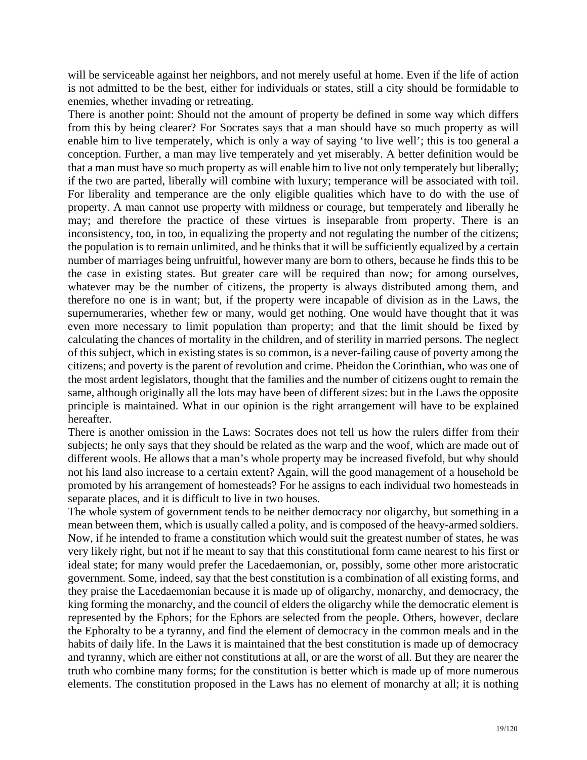will be serviceable against her neighbors, and not merely useful at home. Even if the life of action is not admitted to be the best, either for individuals or states, still a city should be formidable to enemies, whether invading or retreating.

There is another point: Should not the amount of property be defined in some way which differs from this by being clearer? For Socrates says that a man should have so much property as will enable him to live temperately, which is only a way of saying 'to live well'; this is too general a conception. Further, a man may live temperately and yet miserably. A better definition would be that a man must have so much property as will enable him to live not only temperately but liberally; if the two are parted, liberally will combine with luxury; temperance will be associated with toil. For liberality and temperance are the only eligible qualities which have to do with the use of property. A man cannot use property with mildness or courage, but temperately and liberally he may; and therefore the practice of these virtues is inseparable from property. There is an inconsistency, too, in too, in equalizing the property and not regulating the number of the citizens; the population is to remain unlimited, and he thinks that it will be sufficiently equalized by a certain number of marriages being unfruitful, however many are born to others, because he finds this to be the case in existing states. But greater care will be required than now; for among ourselves, whatever may be the number of citizens, the property is always distributed among them, and therefore no one is in want; but, if the property were incapable of division as in the Laws, the supernumeraries, whether few or many, would get nothing. One would have thought that it was even more necessary to limit population than property; and that the limit should be fixed by calculating the chances of mortality in the children, and of sterility in married persons. The neglect of this subject, which in existing states is so common, is a never-failing cause of poverty among the citizens; and poverty is the parent of revolution and crime. Pheidon the Corinthian, who was one of the most ardent legislators, thought that the families and the number of citizens ought to remain the same, although originally all the lots may have been of different sizes: but in the Laws the opposite principle is maintained. What in our opinion is the right arrangement will have to be explained hereafter.

There is another omission in the Laws: Socrates does not tell us how the rulers differ from their subjects; he only says that they should be related as the warp and the woof, which are made out of different wools. He allows that a man's whole property may be increased fivefold, but why should not his land also increase to a certain extent? Again, will the good management of a household be promoted by his arrangement of homesteads? For he assigns to each individual two homesteads in separate places, and it is difficult to live in two houses.

The whole system of government tends to be neither democracy nor oligarchy, but something in a mean between them, which is usually called a polity, and is composed of the heavy-armed soldiers. Now, if he intended to frame a constitution which would suit the greatest number of states, he was very likely right, but not if he meant to say that this constitutional form came nearest to his first or ideal state; for many would prefer the Lacedaemonian, or, possibly, some other more aristocratic government. Some, indeed, say that the best constitution is a combination of all existing forms, and they praise the Lacedaemonian because it is made up of oligarchy, monarchy, and democracy, the king forming the monarchy, and the council of elders the oligarchy while the democratic element is represented by the Ephors; for the Ephors are selected from the people. Others, however, declare the Ephoralty to be a tyranny, and find the element of democracy in the common meals and in the habits of daily life. In the Laws it is maintained that the best constitution is made up of democracy and tyranny, which are either not constitutions at all, or are the worst of all. But they are nearer the truth who combine many forms; for the constitution is better which is made up of more numerous elements. The constitution proposed in the Laws has no element of monarchy at all; it is nothing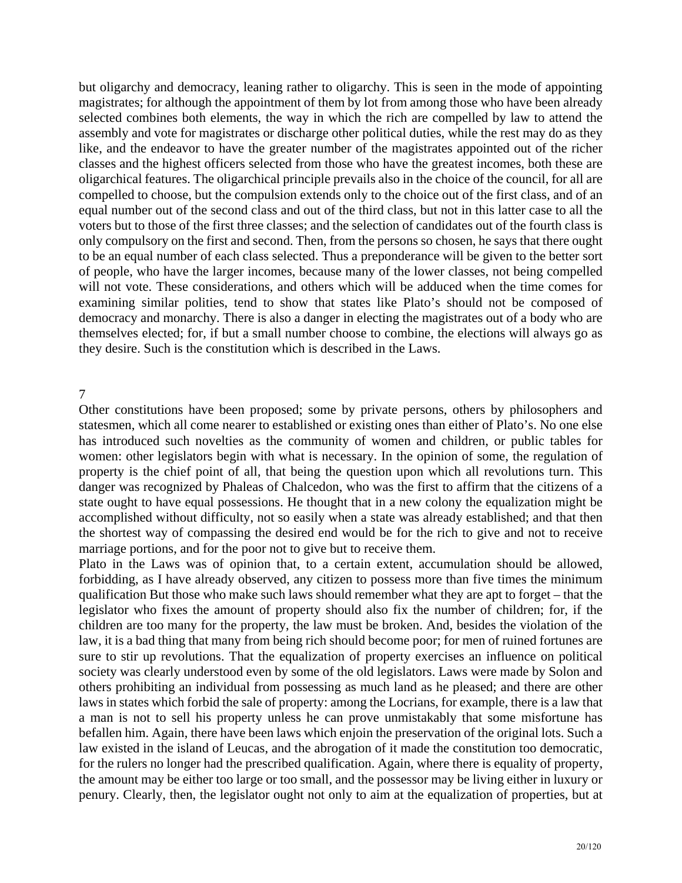but oligarchy and democracy, leaning rather to oligarchy. This is seen in the mode of appointing magistrates; for although the appointment of them by lot from among those who have been already selected combines both elements, the way in which the rich are compelled by law to attend the assembly and vote for magistrates or discharge other political duties, while the rest may do as they like, and the endeavor to have the greater number of the magistrates appointed out of the richer classes and the highest officers selected from those who have the greatest incomes, both these are oligarchical features. The oligarchical principle prevails also in the choice of the council, for all are compelled to choose, but the compulsion extends only to the choice out of the first class, and of an equal number out of the second class and out of the third class, but not in this latter case to all the voters but to those of the first three classes; and the selection of candidates out of the fourth class is only compulsory on the first and second. Then, from the persons so chosen, he says that there ought to be an equal number of each class selected. Thus a preponderance will be given to the better sort of people, who have the larger incomes, because many of the lower classes, not being compelled will not vote. These considerations, and others which will be adduced when the time comes for examining similar polities, tend to show that states like Plato's should not be composed of democracy and monarchy. There is also a danger in electing the magistrates out of a body who are themselves elected; for, if but a small number choose to combine, the elections will always go as they desire. Such is the constitution which is described in the Laws.

## 7

Other constitutions have been proposed; some by private persons, others by philosophers and statesmen, which all come nearer to established or existing ones than either of Plato's. No one else has introduced such novelties as the community of women and children, or public tables for women: other legislators begin with what is necessary. In the opinion of some, the regulation of property is the chief point of all, that being the question upon which all revolutions turn. This danger was recognized by Phaleas of Chalcedon, who was the first to affirm that the citizens of a state ought to have equal possessions. He thought that in a new colony the equalization might be accomplished without difficulty, not so easily when a state was already established; and that then the shortest way of compassing the desired end would be for the rich to give and not to receive marriage portions, and for the poor not to give but to receive them.

Plato in the Laws was of opinion that, to a certain extent, accumulation should be allowed, forbidding, as I have already observed, any citizen to possess more than five times the minimum qualification But those who make such laws should remember what they are apt to forget – that the legislator who fixes the amount of property should also fix the number of children; for, if the children are too many for the property, the law must be broken. And, besides the violation of the law, it is a bad thing that many from being rich should become poor; for men of ruined fortunes are sure to stir up revolutions. That the equalization of property exercises an influence on political society was clearly understood even by some of the old legislators. Laws were made by Solon and others prohibiting an individual from possessing as much land as he pleased; and there are other laws in states which forbid the sale of property: among the Locrians, for example, there is a law that a man is not to sell his property unless he can prove unmistakably that some misfortune has befallen him. Again, there have been laws which enjoin the preservation of the original lots. Such a law existed in the island of Leucas, and the abrogation of it made the constitution too democratic, for the rulers no longer had the prescribed qualification. Again, where there is equality of property, the amount may be either too large or too small, and the possessor may be living either in luxury or penury. Clearly, then, the legislator ought not only to aim at the equalization of properties, but at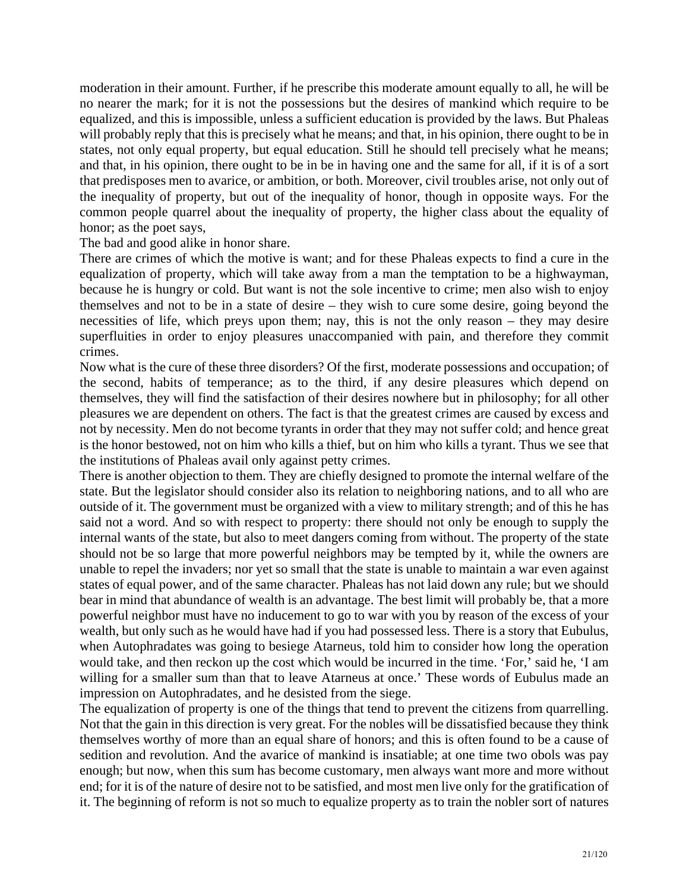moderation in their amount. Further, if he prescribe this moderate amount equally to all, he will be no nearer the mark; for it is not the possessions but the desires of mankind which require to be equalized, and this is impossible, unless a sufficient education is provided by the laws. But Phaleas will probably reply that this is precisely what he means; and that, in his opinion, there ought to be in states, not only equal property, but equal education. Still he should tell precisely what he means; and that, in his opinion, there ought to be in be in having one and the same for all, if it is of a sort that predisposes men to avarice, or ambition, or both. Moreover, civil troubles arise, not only out of the inequality of property, but out of the inequality of honor, though in opposite ways. For the common people quarrel about the inequality of property, the higher class about the equality of honor; as the poet says,

The bad and good alike in honor share.

There are crimes of which the motive is want; and for these Phaleas expects to find a cure in the equalization of property, which will take away from a man the temptation to be a highwayman, because he is hungry or cold. But want is not the sole incentive to crime; men also wish to enjoy themselves and not to be in a state of desire – they wish to cure some desire, going beyond the necessities of life, which preys upon them; nay, this is not the only reason – they may desire superfluities in order to enjoy pleasures unaccompanied with pain, and therefore they commit crimes.

Now what is the cure of these three disorders? Of the first, moderate possessions and occupation; of the second, habits of temperance; as to the third, if any desire pleasures which depend on themselves, they will find the satisfaction of their desires nowhere but in philosophy; for all other pleasures we are dependent on others. The fact is that the greatest crimes are caused by excess and not by necessity. Men do not become tyrants in order that they may not suffer cold; and hence great is the honor bestowed, not on him who kills a thief, but on him who kills a tyrant. Thus we see that the institutions of Phaleas avail only against petty crimes.

There is another objection to them. They are chiefly designed to promote the internal welfare of the state. But the legislator should consider also its relation to neighboring nations, and to all who are outside of it. The government must be organized with a view to military strength; and of this he has said not a word. And so with respect to property: there should not only be enough to supply the internal wants of the state, but also to meet dangers coming from without. The property of the state should not be so large that more powerful neighbors may be tempted by it, while the owners are unable to repel the invaders; nor yet so small that the state is unable to maintain a war even against states of equal power, and of the same character. Phaleas has not laid down any rule; but we should bear in mind that abundance of wealth is an advantage. The best limit will probably be, that a more powerful neighbor must have no inducement to go to war with you by reason of the excess of your wealth, but only such as he would have had if you had possessed less. There is a story that Eubulus, when Autophradates was going to besiege Atarneus, told him to consider how long the operation would take, and then reckon up the cost which would be incurred in the time. 'For,' said he, 'I am willing for a smaller sum than that to leave Atarneus at once.' These words of Eubulus made an impression on Autophradates, and he desisted from the siege.

The equalization of property is one of the things that tend to prevent the citizens from quarrelling. Not that the gain in this direction is very great. For the nobles will be dissatisfied because they think themselves worthy of more than an equal share of honors; and this is often found to be a cause of sedition and revolution. And the avarice of mankind is insatiable; at one time two obols was pay enough; but now, when this sum has become customary, men always want more and more without end; for it is of the nature of desire not to be satisfied, and most men live only for the gratification of it. The beginning of reform is not so much to equalize property as to train the nobler sort of natures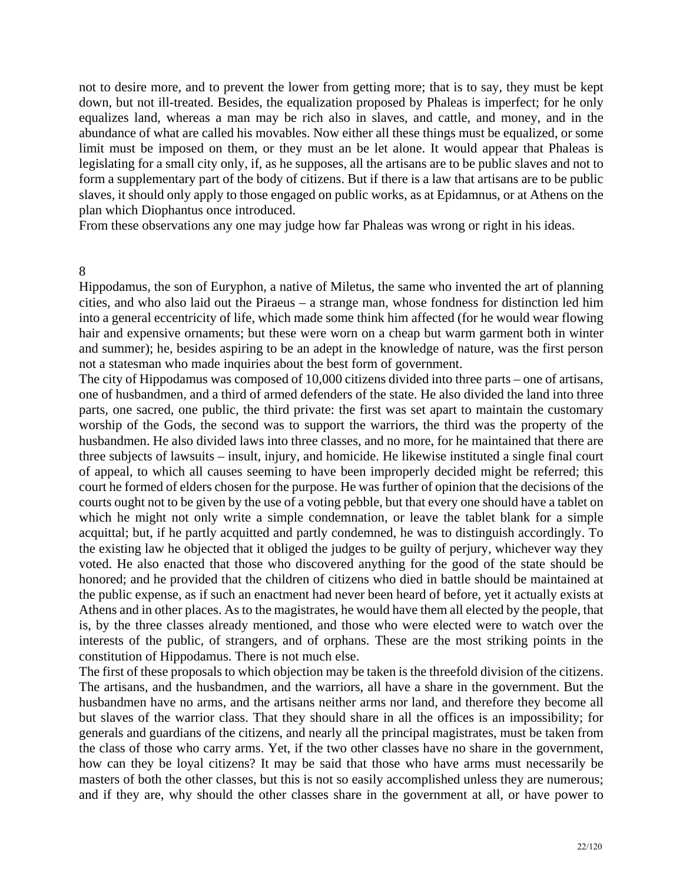not to desire more, and to prevent the lower from getting more; that is to say, they must be kept down, but not ill-treated. Besides, the equalization proposed by Phaleas is imperfect; for he only equalizes land, whereas a man may be rich also in slaves, and cattle, and money, and in the abundance of what are called his movables. Now either all these things must be equalized, or some limit must be imposed on them, or they must an be let alone. It would appear that Phaleas is legislating for a small city only, if, as he supposes, all the artisans are to be public slaves and not to form a supplementary part of the body of citizens. But if there is a law that artisans are to be public slaves, it should only apply to those engaged on public works, as at Epidamnus, or at Athens on the plan which Diophantus once introduced.

From these observations any one may judge how far Phaleas was wrong or right in his ideas.

## 8

Hippodamus, the son of Euryphon, a native of Miletus, the same who invented the art of planning cities, and who also laid out the Piraeus – a strange man, whose fondness for distinction led him into a general eccentricity of life, which made some think him affected (for he would wear flowing hair and expensive ornaments; but these were worn on a cheap but warm garment both in winter and summer); he, besides aspiring to be an adept in the knowledge of nature, was the first person not a statesman who made inquiries about the best form of government.

The city of Hippodamus was composed of 10,000 citizens divided into three parts – one of artisans, one of husbandmen, and a third of armed defenders of the state. He also divided the land into three parts, one sacred, one public, the third private: the first was set apart to maintain the customary worship of the Gods, the second was to support the warriors, the third was the property of the husbandmen. He also divided laws into three classes, and no more, for he maintained that there are three subjects of lawsuits – insult, injury, and homicide. He likewise instituted a single final court of appeal, to which all causes seeming to have been improperly decided might be referred; this court he formed of elders chosen for the purpose. He was further of opinion that the decisions of the courts ought not to be given by the use of a voting pebble, but that every one should have a tablet on which he might not only write a simple condemnation, or leave the tablet blank for a simple acquittal; but, if he partly acquitted and partly condemned, he was to distinguish accordingly. To the existing law he objected that it obliged the judges to be guilty of perjury, whichever way they voted. He also enacted that those who discovered anything for the good of the state should be honored; and he provided that the children of citizens who died in battle should be maintained at the public expense, as if such an enactment had never been heard of before, yet it actually exists at Athens and in other places. As to the magistrates, he would have them all elected by the people, that is, by the three classes already mentioned, and those who were elected were to watch over the interests of the public, of strangers, and of orphans. These are the most striking points in the constitution of Hippodamus. There is not much else.

The first of these proposals to which objection may be taken is the threefold division of the citizens. The artisans, and the husbandmen, and the warriors, all have a share in the government. But the husbandmen have no arms, and the artisans neither arms nor land, and therefore they become all but slaves of the warrior class. That they should share in all the offices is an impossibility; for generals and guardians of the citizens, and nearly all the principal magistrates, must be taken from the class of those who carry arms. Yet, if the two other classes have no share in the government, how can they be loyal citizens? It may be said that those who have arms must necessarily be masters of both the other classes, but this is not so easily accomplished unless they are numerous; and if they are, why should the other classes share in the government at all, or have power to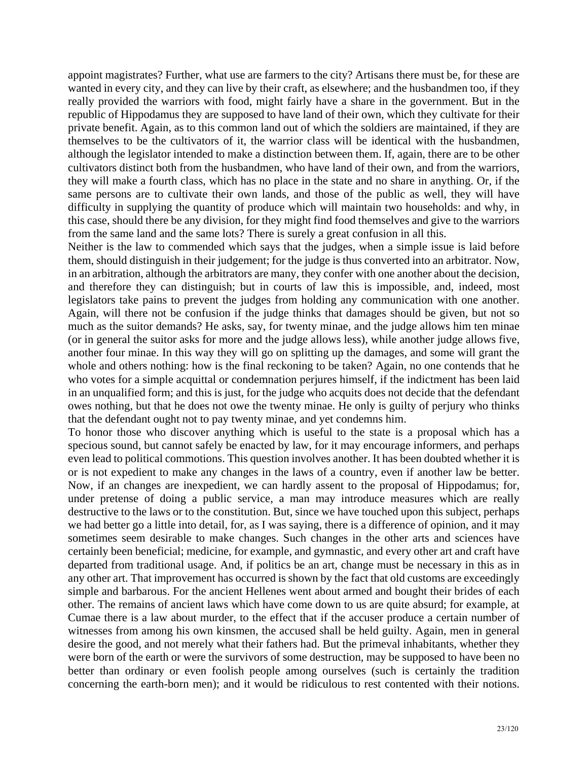appoint magistrates? Further, what use are farmers to the city? Artisans there must be, for these are wanted in every city, and they can live by their craft, as elsewhere; and the husbandmen too, if they really provided the warriors with food, might fairly have a share in the government. But in the republic of Hippodamus they are supposed to have land of their own, which they cultivate for their private benefit. Again, as to this common land out of which the soldiers are maintained, if they are themselves to be the cultivators of it, the warrior class will be identical with the husbandmen, although the legislator intended to make a distinction between them. If, again, there are to be other cultivators distinct both from the husbandmen, who have land of their own, and from the warriors, they will make a fourth class, which has no place in the state and no share in anything. Or, if the same persons are to cultivate their own lands, and those of the public as well, they will have difficulty in supplying the quantity of produce which will maintain two households: and why, in this case, should there be any division, for they might find food themselves and give to the warriors from the same land and the same lots? There is surely a great confusion in all this.

Neither is the law to commended which says that the judges, when a simple issue is laid before them, should distinguish in their judgement; for the judge is thus converted into an arbitrator. Now, in an arbitration, although the arbitrators are many, they confer with one another about the decision, and therefore they can distinguish; but in courts of law this is impossible, and, indeed, most legislators take pains to prevent the judges from holding any communication with one another. Again, will there not be confusion if the judge thinks that damages should be given, but not so much as the suitor demands? He asks, say, for twenty minae, and the judge allows him ten minae (or in general the suitor asks for more and the judge allows less), while another judge allows five, another four minae. In this way they will go on splitting up the damages, and some will grant the whole and others nothing: how is the final reckoning to be taken? Again, no one contends that he who votes for a simple acquittal or condemnation perjures himself, if the indictment has been laid in an unqualified form; and this is just, for the judge who acquits does not decide that the defendant owes nothing, but that he does not owe the twenty minae. He only is guilty of perjury who thinks that the defendant ought not to pay twenty minae, and yet condemns him.

To honor those who discover anything which is useful to the state is a proposal which has a specious sound, but cannot safely be enacted by law, for it may encourage informers, and perhaps even lead to political commotions. This question involves another. It has been doubted whether it is or is not expedient to make any changes in the laws of a country, even if another law be better. Now, if an changes are inexpedient, we can hardly assent to the proposal of Hippodamus; for, under pretense of doing a public service, a man may introduce measures which are really destructive to the laws or to the constitution. But, since we have touched upon this subject, perhaps we had better go a little into detail, for, as I was saying, there is a difference of opinion, and it may sometimes seem desirable to make changes. Such changes in the other arts and sciences have certainly been beneficial; medicine, for example, and gymnastic, and every other art and craft have departed from traditional usage. And, if politics be an art, change must be necessary in this as in any other art. That improvement has occurred is shown by the fact that old customs are exceedingly simple and barbarous. For the ancient Hellenes went about armed and bought their brides of each other. The remains of ancient laws which have come down to us are quite absurd; for example, at Cumae there is a law about murder, to the effect that if the accuser produce a certain number of witnesses from among his own kinsmen, the accused shall be held guilty. Again, men in general desire the good, and not merely what their fathers had. But the primeval inhabitants, whether they were born of the earth or were the survivors of some destruction, may be supposed to have been no better than ordinary or even foolish people among ourselves (such is certainly the tradition concerning the earth-born men); and it would be ridiculous to rest contented with their notions.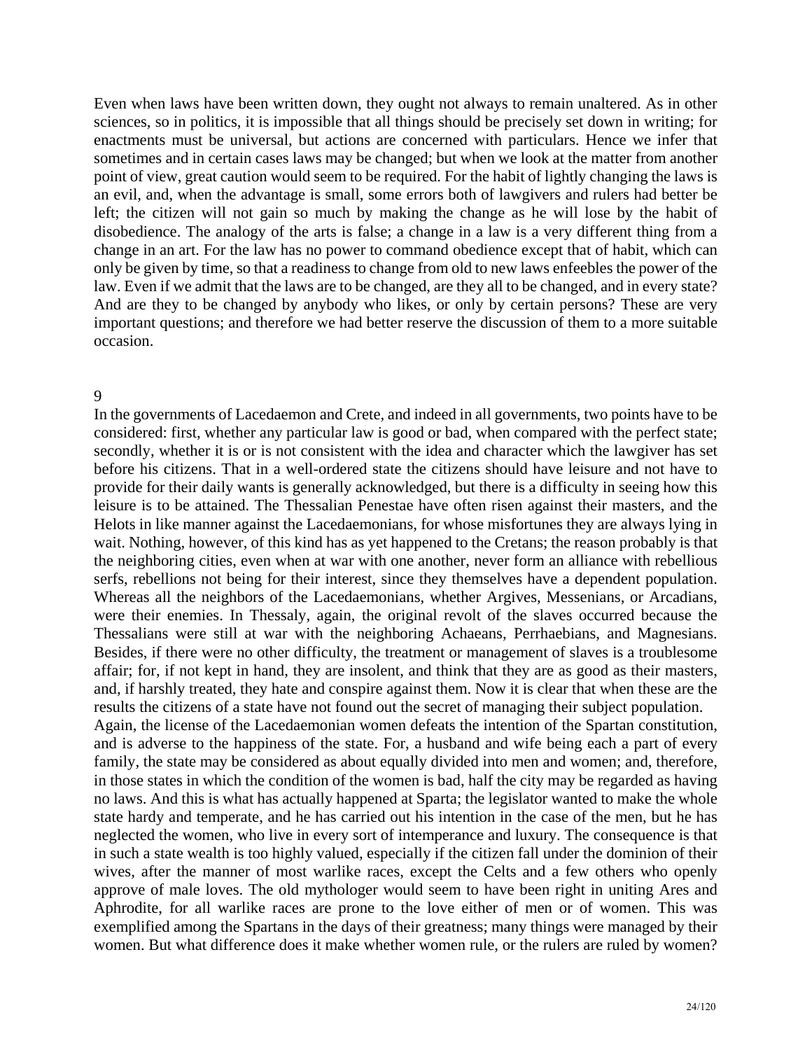Even when laws have been written down, they ought not always to remain unaltered. As in other sciences, so in politics, it is impossible that all things should be precisely set down in writing; for enactments must be universal, but actions are concerned with particulars. Hence we infer that sometimes and in certain cases laws may be changed; but when we look at the matter from another point of view, great caution would seem to be required. For the habit of lightly changing the laws is an evil, and, when the advantage is small, some errors both of lawgivers and rulers had better be left; the citizen will not gain so much by making the change as he will lose by the habit of disobedience. The analogy of the arts is false; a change in a law is a very different thing from a change in an art. For the law has no power to command obedience except that of habit, which can only be given by time, so that a readiness to change from old to new laws enfeebles the power of the law. Even if we admit that the laws are to be changed, are they all to be changed, and in every state? And are they to be changed by anybody who likes, or only by certain persons? These are very important questions; and therefore we had better reserve the discussion of them to a more suitable occasion.

9

In the governments of Lacedaemon and Crete, and indeed in all governments, two points have to be considered: first, whether any particular law is good or bad, when compared with the perfect state; secondly, whether it is or is not consistent with the idea and character which the lawgiver has set before his citizens. That in a well-ordered state the citizens should have leisure and not have to provide for their daily wants is generally acknowledged, but there is a difficulty in seeing how this leisure is to be attained. The Thessalian Penestae have often risen against their masters, and the Helots in like manner against the Lacedaemonians, for whose misfortunes they are always lying in wait. Nothing, however, of this kind has as yet happened to the Cretans; the reason probably is that the neighboring cities, even when at war with one another, never form an alliance with rebellious serfs, rebellions not being for their interest, since they themselves have a dependent population. Whereas all the neighbors of the Lacedaemonians, whether Argives, Messenians, or Arcadians, were their enemies. In Thessaly, again, the original revolt of the slaves occurred because the Thessalians were still at war with the neighboring Achaeans, Perrhaebians, and Magnesians. Besides, if there were no other difficulty, the treatment or management of slaves is a troublesome affair; for, if not kept in hand, they are insolent, and think that they are as good as their masters, and, if harshly treated, they hate and conspire against them. Now it is clear that when these are the results the citizens of a state have not found out the secret of managing their subject population.

Again, the license of the Lacedaemonian women defeats the intention of the Spartan constitution, and is adverse to the happiness of the state. For, a husband and wife being each a part of every family, the state may be considered as about equally divided into men and women; and, therefore, in those states in which the condition of the women is bad, half the city may be regarded as having no laws. And this is what has actually happened at Sparta; the legislator wanted to make the whole state hardy and temperate, and he has carried out his intention in the case of the men, but he has neglected the women, who live in every sort of intemperance and luxury. The consequence is that in such a state wealth is too highly valued, especially if the citizen fall under the dominion of their wives, after the manner of most warlike races, except the Celts and a few others who openly approve of male loves. The old mythologer would seem to have been right in uniting Ares and Aphrodite, for all warlike races are prone to the love either of men or of women. This was exemplified among the Spartans in the days of their greatness; many things were managed by their women. But what difference does it make whether women rule, or the rulers are ruled by women?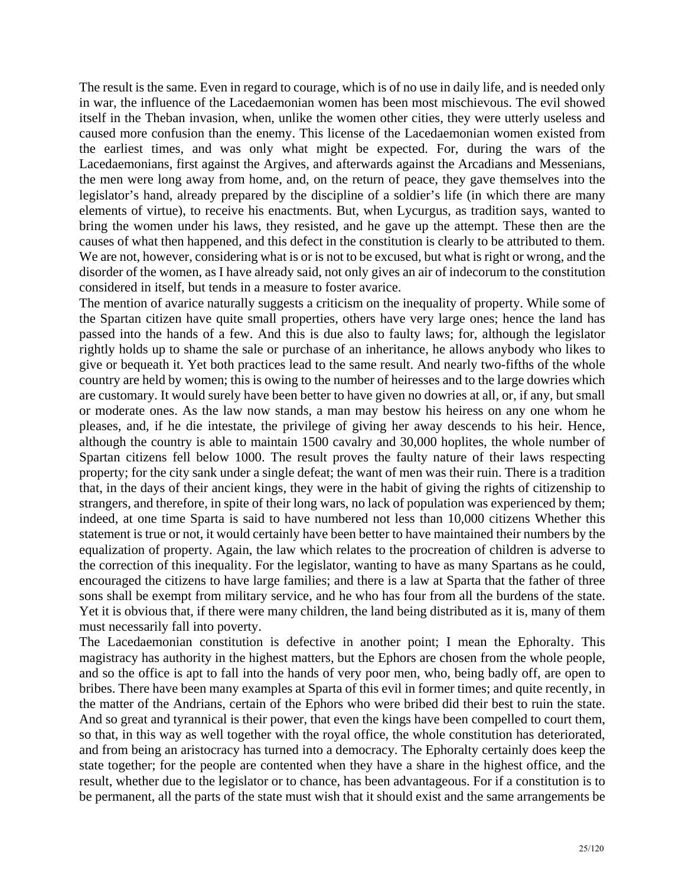The result is the same. Even in regard to courage, which is of no use in daily life, and is needed only in war, the influence of the Lacedaemonian women has been most mischievous. The evil showed itself in the Theban invasion, when, unlike the women other cities, they were utterly useless and caused more confusion than the enemy. This license of the Lacedaemonian women existed from the earliest times, and was only what might be expected. For, during the wars of the Lacedaemonians, first against the Argives, and afterwards against the Arcadians and Messenians, the men were long away from home, and, on the return of peace, they gave themselves into the legislator's hand, already prepared by the discipline of a soldier's life (in which there are many elements of virtue), to receive his enactments. But, when Lycurgus, as tradition says, wanted to bring the women under his laws, they resisted, and he gave up the attempt. These then are the causes of what then happened, and this defect in the constitution is clearly to be attributed to them. We are not, however, considering what is or is not to be excused, but what is right or wrong, and the disorder of the women, as I have already said, not only gives an air of indecorum to the constitution considered in itself, but tends in a measure to foster avarice.

The mention of avarice naturally suggests a criticism on the inequality of property. While some of the Spartan citizen have quite small properties, others have very large ones; hence the land has passed into the hands of a few. And this is due also to faulty laws; for, although the legislator rightly holds up to shame the sale or purchase of an inheritance, he allows anybody who likes to give or bequeath it. Yet both practices lead to the same result. And nearly two-fifths of the whole country are held by women; this is owing to the number of heiresses and to the large dowries which are customary. It would surely have been better to have given no dowries at all, or, if any, but small or moderate ones. As the law now stands, a man may bestow his heiress on any one whom he pleases, and, if he die intestate, the privilege of giving her away descends to his heir. Hence, although the country is able to maintain 1500 cavalry and 30,000 hoplites, the whole number of Spartan citizens fell below 1000. The result proves the faulty nature of their laws respecting property; for the city sank under a single defeat; the want of men was their ruin. There is a tradition that, in the days of their ancient kings, they were in the habit of giving the rights of citizenship to strangers, and therefore, in spite of their long wars, no lack of population was experienced by them; indeed, at one time Sparta is said to have numbered not less than 10,000 citizens Whether this statement is true or not, it would certainly have been better to have maintained their numbers by the equalization of property. Again, the law which relates to the procreation of children is adverse to the correction of this inequality. For the legislator, wanting to have as many Spartans as he could, encouraged the citizens to have large families; and there is a law at Sparta that the father of three sons shall be exempt from military service, and he who has four from all the burdens of the state. Yet it is obvious that, if there were many children, the land being distributed as it is, many of them must necessarily fall into poverty.

The Lacedaemonian constitution is defective in another point; I mean the Ephoralty. This magistracy has authority in the highest matters, but the Ephors are chosen from the whole people, and so the office is apt to fall into the hands of very poor men, who, being badly off, are open to bribes. There have been many examples at Sparta of this evil in former times; and quite recently, in the matter of the Andrians, certain of the Ephors who were bribed did their best to ruin the state. And so great and tyrannical is their power, that even the kings have been compelled to court them, so that, in this way as well together with the royal office, the whole constitution has deteriorated, and from being an aristocracy has turned into a democracy. The Ephoralty certainly does keep the state together; for the people are contented when they have a share in the highest office, and the result, whether due to the legislator or to chance, has been advantageous. For if a constitution is to be permanent, all the parts of the state must wish that it should exist and the same arrangements be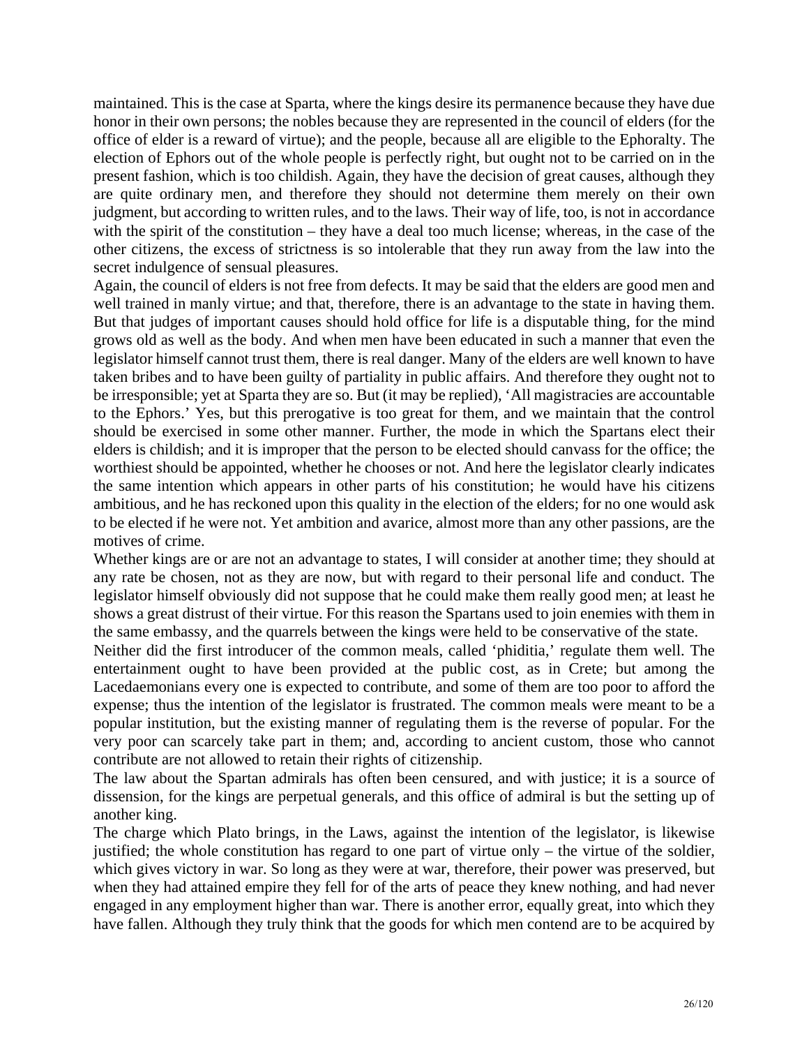maintained. This is the case at Sparta, where the kings desire its permanence because they have due honor in their own persons; the nobles because they are represented in the council of elders (for the office of elder is a reward of virtue); and the people, because all are eligible to the Ephoralty. The election of Ephors out of the whole people is perfectly right, but ought not to be carried on in the present fashion, which is too childish. Again, they have the decision of great causes, although they are quite ordinary men, and therefore they should not determine them merely on their own judgment, but according to written rules, and to the laws. Their way of life, too, is not in accordance with the spirit of the constitution – they have a deal too much license; whereas, in the case of the other citizens, the excess of strictness is so intolerable that they run away from the law into the secret indulgence of sensual pleasures.

Again, the council of elders is not free from defects. It may be said that the elders are good men and well trained in manly virtue; and that, therefore, there is an advantage to the state in having them. But that judges of important causes should hold office for life is a disputable thing, for the mind grows old as well as the body. And when men have been educated in such a manner that even the legislator himself cannot trust them, there is real danger. Many of the elders are well known to have taken bribes and to have been guilty of partiality in public affairs. And therefore they ought not to be irresponsible; yet at Sparta they are so. But (it may be replied), 'All magistracies are accountable to the Ephors.' Yes, but this prerogative is too great for them, and we maintain that the control should be exercised in some other manner. Further, the mode in which the Spartans elect their elders is childish; and it is improper that the person to be elected should canvass for the office; the worthiest should be appointed, whether he chooses or not. And here the legislator clearly indicates the same intention which appears in other parts of his constitution; he would have his citizens ambitious, and he has reckoned upon this quality in the election of the elders; for no one would ask to be elected if he were not. Yet ambition and avarice, almost more than any other passions, are the motives of crime.

Whether kings are or are not an advantage to states, I will consider at another time; they should at any rate be chosen, not as they are now, but with regard to their personal life and conduct. The legislator himself obviously did not suppose that he could make them really good men; at least he shows a great distrust of their virtue. For this reason the Spartans used to join enemies with them in the same embassy, and the quarrels between the kings were held to be conservative of the state.

Neither did the first introducer of the common meals, called 'phiditia,' regulate them well. The entertainment ought to have been provided at the public cost, as in Crete; but among the Lacedaemonians every one is expected to contribute, and some of them are too poor to afford the expense; thus the intention of the legislator is frustrated. The common meals were meant to be a popular institution, but the existing manner of regulating them is the reverse of popular. For the very poor can scarcely take part in them; and, according to ancient custom, those who cannot contribute are not allowed to retain their rights of citizenship.

The law about the Spartan admirals has often been censured, and with justice; it is a source of dissension, for the kings are perpetual generals, and this office of admiral is but the setting up of another king.

The charge which Plato brings, in the Laws, against the intention of the legislator, is likewise justified; the whole constitution has regard to one part of virtue only – the virtue of the soldier, which gives victory in war. So long as they were at war, therefore, their power was preserved, but when they had attained empire they fell for of the arts of peace they knew nothing, and had never engaged in any employment higher than war. There is another error, equally great, into which they have fallen. Although they truly think that the goods for which men contend are to be acquired by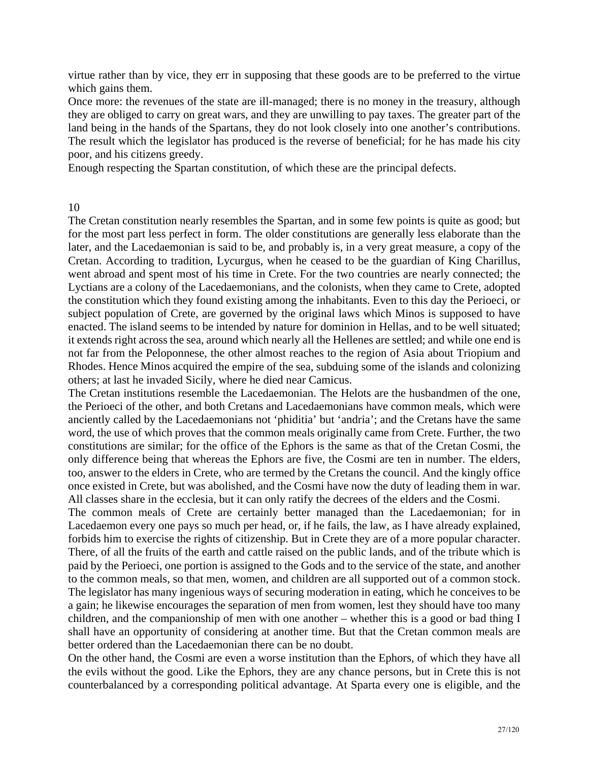virtue rather than by vice, they err in supposing that these goods are to be preferred to the virtue which gains them.

Once more: the revenues of the state are ill-managed; there is no money in the treasury, although they are obliged to carry on great wars, and they are unwilling to pay taxes. The greater part of the land being in the hands of the Spartans, they do not look closely into one another's contributions. The result which the legislator has produced is the reverse of beneficial; for he has made his city poor, and his citizens greedy.

Enough respecting the Spartan constitution, of which these are the principal defects.

## 10

The Cretan constitution nearly resembles the Spartan, and in some few points is quite as good; but for the most part less perfect in form. The older constitutions are generally less elaborate than the later, and the Lacedaemonian is said to be, and probably is, in a very great measure, a copy of the Cretan. According to tradition, Lycurgus, when he ceased to be the guardian of King Charillus, went abroad and spent most of his time in Crete. For the two countries are nearly connected; the Lyctians are a colony of the Lacedaemonians, and the colonists, when they came to Crete, adopted the constitution which they found existing among the inhabitants. Even to this day the Perioeci, or subject population of Crete, are governed by the original laws which Minos is supposed to have enacted. The island seems to be intended by nature for dominion in Hellas, and to be well situated; it extends right across the sea, around which nearly all the Hellenes are settled; and while one end is not far from the Peloponnese, the other almost reaches to the region of Asia about Triopium and Rhodes. Hence Minos acquired the empire of the sea, subduing some of the islands and colonizing others; at last he invaded Sicily, where he died near Camicus.

The Cretan institutions resemble the Lacedaemonian. The Helots are the husbandmen of the one, the Perioeci of the other, and both Cretans and Lacedaemonians have common meals, which were anciently called by the Lacedaemonians not 'phiditia' but 'andria'; and the Cretans have the same word, the use of which proves that the common meals originally came from Crete. Further, the two constitutions are similar; for the office of the Ephors is the same as that of the Cretan Cosmi, the only difference being that whereas the Ephors are five, the Cosmi are ten in number. The elders, too, answer to the elders in Crete, who are termed by the Cretans the council. And the kingly office once existed in Crete, but was abolished, and the Cosmi have now the duty of leading them in war. All classes share in the ecclesia, but it can only ratify the decrees of the elders and the Cosmi.

The common meals of Crete are certainly better managed than the Lacedaemonian; for in Lacedaemon every one pays so much per head, or, if he fails, the law, as I have already explained, forbids him to exercise the rights of citizenship. But in Crete they are of a more popular character. There, of all the fruits of the earth and cattle raised on the public lands, and of the tribute which is paid by the Perioeci, one portion is assigned to the Gods and to the service of the state, and another to the common meals, so that men, women, and children are all supported out of a common stock. The legislator has many ingenious ways of securing moderation in eating, which he conceives to be a gain; he likewise encourages the separation of men from women, lest they should have too many children, and the companionship of men with one another – whether this is a good or bad thing I shall have an opportunity of considering at another time. But that the Cretan common meals are better ordered than the Lacedaemonian there can be no doubt.

On the other hand, the Cosmi are even a worse institution than the Ephors, of which they have all the evils without the good. Like the Ephors, they are any chance persons, but in Crete this is not counterbalanced by a corresponding political advantage. At Sparta every one is eligible, and the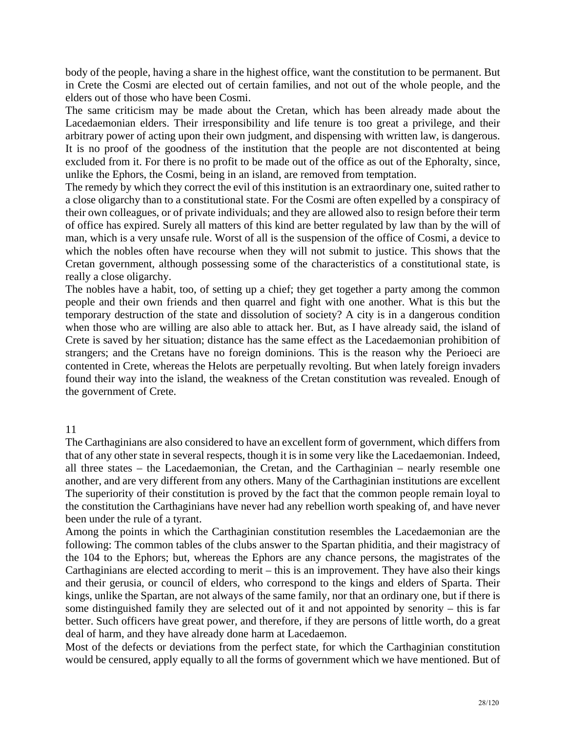body of the people, having a share in the highest office, want the constitution to be permanent. But in Crete the Cosmi are elected out of certain families, and not out of the whole people, and the elders out of those who have been Cosmi.

The same criticism may be made about the Cretan, which has been already made about the Lacedaemonian elders. Their irresponsibility and life tenure is too great a privilege, and their arbitrary power of acting upon their own judgment, and dispensing with written law, is dangerous. It is no proof of the goodness of the institution that the people are not discontented at being excluded from it. For there is no profit to be made out of the office as out of the Ephoralty, since, unlike the Ephors, the Cosmi, being in an island, are removed from temptation.

The remedy by which they correct the evil of this institution is an extraordinary one, suited rather to a close oligarchy than to a constitutional state. For the Cosmi are often expelled by a conspiracy of their own colleagues, or of private individuals; and they are allowed also to resign before their term of office has expired. Surely all matters of this kind are better regulated by law than by the will of man, which is a very unsafe rule. Worst of all is the suspension of the office of Cosmi, a device to which the nobles often have recourse when they will not submit to justice. This shows that the Cretan government, although possessing some of the characteristics of a constitutional state, is really a close oligarchy.

The nobles have a habit, too, of setting up a chief; they get together a party among the common people and their own friends and then quarrel and fight with one another. What is this but the temporary destruction of the state and dissolution of society? A city is in a dangerous condition when those who are willing are also able to attack her. But, as I have already said, the island of Crete is saved by her situation; distance has the same effect as the Lacedaemonian prohibition of strangers; and the Cretans have no foreign dominions. This is the reason why the Perioeci are contented in Crete, whereas the Helots are perpetually revolting. But when lately foreign invaders found their way into the island, the weakness of the Cretan constitution was revealed. Enough of the government of Crete.

## 11

The Carthaginians are also considered to have an excellent form of government, which differs from that of any other state in several respects, though it is in some very like the Lacedaemonian. Indeed, all three states – the Lacedaemonian, the Cretan, and the Carthaginian – nearly resemble one another, and are very different from any others. Many of the Carthaginian institutions are excellent The superiority of their constitution is proved by the fact that the common people remain loyal to the constitution the Carthaginians have never had any rebellion worth speaking of, and have never been under the rule of a tyrant.

Among the points in which the Carthaginian constitution resembles the Lacedaemonian are the following: The common tables of the clubs answer to the Spartan phiditia, and their magistracy of the 104 to the Ephors; but, whereas the Ephors are any chance persons, the magistrates of the Carthaginians are elected according to merit – this is an improvement. They have also their kings and their gerusia, or council of elders, who correspond to the kings and elders of Sparta. Their kings, unlike the Spartan, are not always of the same family, nor that an ordinary one, but if there is some distinguished family they are selected out of it and not appointed by senority – this is far better. Such officers have great power, and therefore, if they are persons of little worth, do a great deal of harm, and they have already done harm at Lacedaemon.

Most of the defects or deviations from the perfect state, for which the Carthaginian constitution would be censured, apply equally to all the forms of government which we have mentioned. But of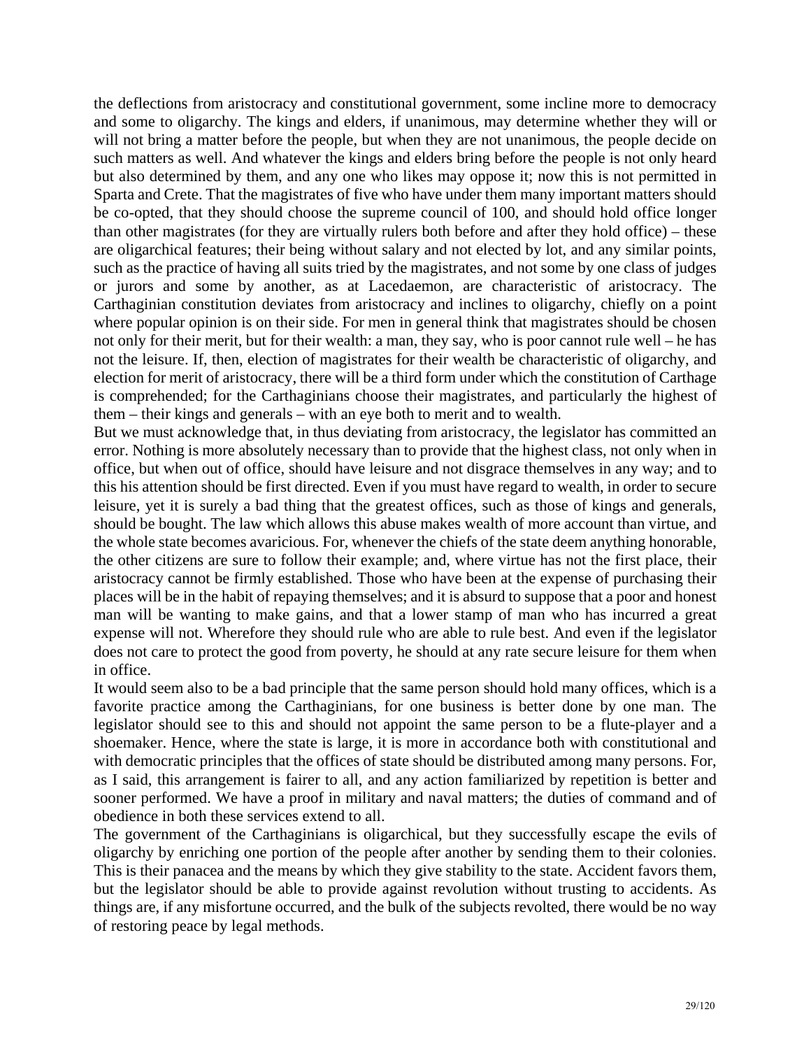the deflections from aristocracy and constitutional government, some incline more to democracy and some to oligarchy. The kings and elders, if unanimous, may determine whether they will or will not bring a matter before the people, but when they are not unanimous, the people decide on such matters as well. And whatever the kings and elders bring before the people is not only heard but also determined by them, and any one who likes may oppose it; now this is not permitted in Sparta and Crete. That the magistrates of five who have under them many important matters should be co-opted, that they should choose the supreme council of 100, and should hold office longer than other magistrates (for they are virtually rulers both before and after they hold office) – these are oligarchical features; their being without salary and not elected by lot, and any similar points, such as the practice of having all suits tried by the magistrates, and not some by one class of judges or jurors and some by another, as at Lacedaemon, are characteristic of aristocracy. The Carthaginian constitution deviates from aristocracy and inclines to oligarchy, chiefly on a point where popular opinion is on their side. For men in general think that magistrates should be chosen not only for their merit, but for their wealth: a man, they say, who is poor cannot rule well – he has not the leisure. If, then, election of magistrates for their wealth be characteristic of oligarchy, and election for merit of aristocracy, there will be a third form under which the constitution of Carthage is comprehended; for the Carthaginians choose their magistrates, and particularly the highest of them – their kings and generals – with an eye both to merit and to wealth.

But we must acknowledge that, in thus deviating from aristocracy, the legislator has committed an error. Nothing is more absolutely necessary than to provide that the highest class, not only when in office, but when out of office, should have leisure and not disgrace themselves in any way; and to this his attention should be first directed. Even if you must have regard to wealth, in order to secure leisure, yet it is surely a bad thing that the greatest offices, such as those of kings and generals, should be bought. The law which allows this abuse makes wealth of more account than virtue, and the whole state becomes avaricious. For, whenever the chiefs of the state deem anything honorable, the other citizens are sure to follow their example; and, where virtue has not the first place, their aristocracy cannot be firmly established. Those who have been at the expense of purchasing their places will be in the habit of repaying themselves; and it is absurd to suppose that a poor and honest man will be wanting to make gains, and that a lower stamp of man who has incurred a great expense will not. Wherefore they should rule who are able to rule best. And even if the legislator does not care to protect the good from poverty, he should at any rate secure leisure for them when in office.

It would seem also to be a bad principle that the same person should hold many offices, which is a favorite practice among the Carthaginians, for one business is better done by one man. The legislator should see to this and should not appoint the same person to be a flute-player and a shoemaker. Hence, where the state is large, it is more in accordance both with constitutional and with democratic principles that the offices of state should be distributed among many persons. For, as I said, this arrangement is fairer to all, and any action familiarized by repetition is better and sooner performed. We have a proof in military and naval matters; the duties of command and of obedience in both these services extend to all.

The government of the Carthaginians is oligarchical, but they successfully escape the evils of oligarchy by enriching one portion of the people after another by sending them to their colonies. This is their panacea and the means by which they give stability to the state. Accident favors them, but the legislator should be able to provide against revolution without trusting to accidents. As things are, if any misfortune occurred, and the bulk of the subjects revolted, there would be no way of restoring peace by legal methods.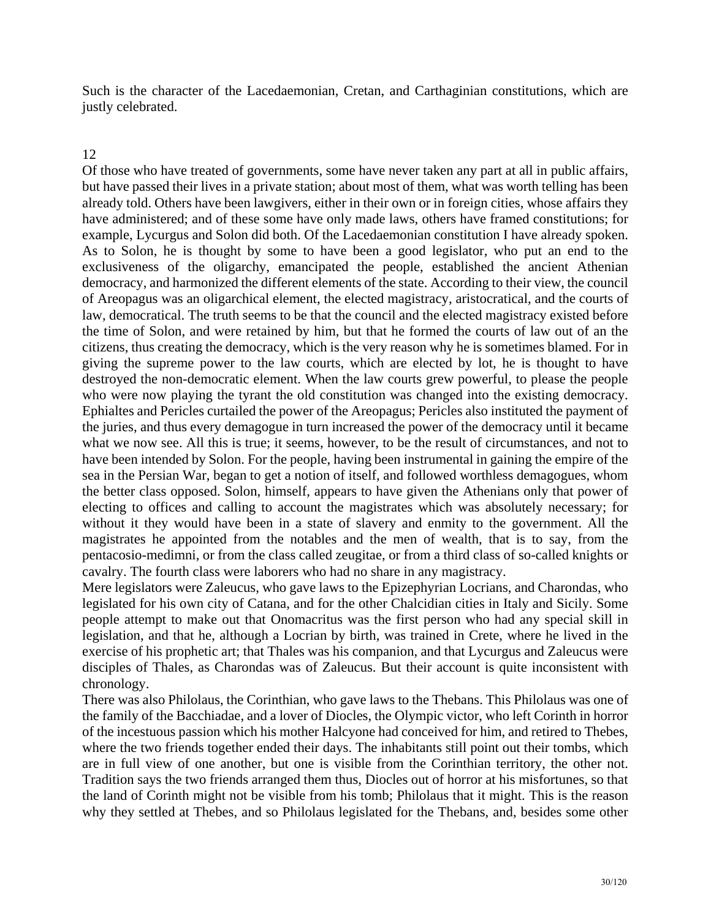Such is the character of the Lacedaemonian, Cretan, and Carthaginian constitutions, which are justly celebrated.

12

Of those who have treated of governments, some have never taken any part at all in public affairs, but have passed their lives in a private station; about most of them, what was worth telling has been already told. Others have been lawgivers, either in their own or in foreign cities, whose affairs they have administered; and of these some have only made laws, others have framed constitutions; for example, Lycurgus and Solon did both. Of the Lacedaemonian constitution I have already spoken. As to Solon, he is thought by some to have been a good legislator, who put an end to the exclusiveness of the oligarchy, emancipated the people, established the ancient Athenian democracy, and harmonized the different elements of the state. According to their view, the council of Areopagus was an oligarchical element, the elected magistracy, aristocratical, and the courts of law, democratical. The truth seems to be that the council and the elected magistracy existed before the time of Solon, and were retained by him, but that he formed the courts of law out of an the citizens, thus creating the democracy, which is the very reason why he is sometimes blamed. For in giving the supreme power to the law courts, which are elected by lot, he is thought to have destroyed the non-democratic element. When the law courts grew powerful, to please the people who were now playing the tyrant the old constitution was changed into the existing democracy. Ephialtes and Pericles curtailed the power of the Areopagus; Pericles also instituted the payment of the juries, and thus every demagogue in turn increased the power of the democracy until it became what we now see. All this is true; it seems, however, to be the result of circumstances, and not to have been intended by Solon. For the people, having been instrumental in gaining the empire of the sea in the Persian War, began to get a notion of itself, and followed worthless demagogues, whom the better class opposed. Solon, himself, appears to have given the Athenians only that power of electing to offices and calling to account the magistrates which was absolutely necessary; for without it they would have been in a state of slavery and enmity to the government. All the magistrates he appointed from the notables and the men of wealth, that is to say, from the pentacosio-medimni, or from the class called zeugitae, or from a third class of so-called knights or cavalry. The fourth class were laborers who had no share in any magistracy.

Mere legislators were Zaleucus, who gave laws to the Epizephyrian Locrians, and Charondas, who legislated for his own city of Catana, and for the other Chalcidian cities in Italy and Sicily. Some people attempt to make out that Onomacritus was the first person who had any special skill in legislation, and that he, although a Locrian by birth, was trained in Crete, where he lived in the exercise of his prophetic art; that Thales was his companion, and that Lycurgus and Zaleucus were disciples of Thales, as Charondas was of Zaleucus. But their account is quite inconsistent with chronology.

There was also Philolaus, the Corinthian, who gave laws to the Thebans. This Philolaus was one of the family of the Bacchiadae, and a lover of Diocles, the Olympic victor, who left Corinth in horror of the incestuous passion which his mother Halcyone had conceived for him, and retired to Thebes, where the two friends together ended their days. The inhabitants still point out their tombs, which are in full view of one another, but one is visible from the Corinthian territory, the other not. Tradition says the two friends arranged them thus, Diocles out of horror at his misfortunes, so that the land of Corinth might not be visible from his tomb; Philolaus that it might. This is the reason why they settled at Thebes, and so Philolaus legislated for the Thebans, and, besides some other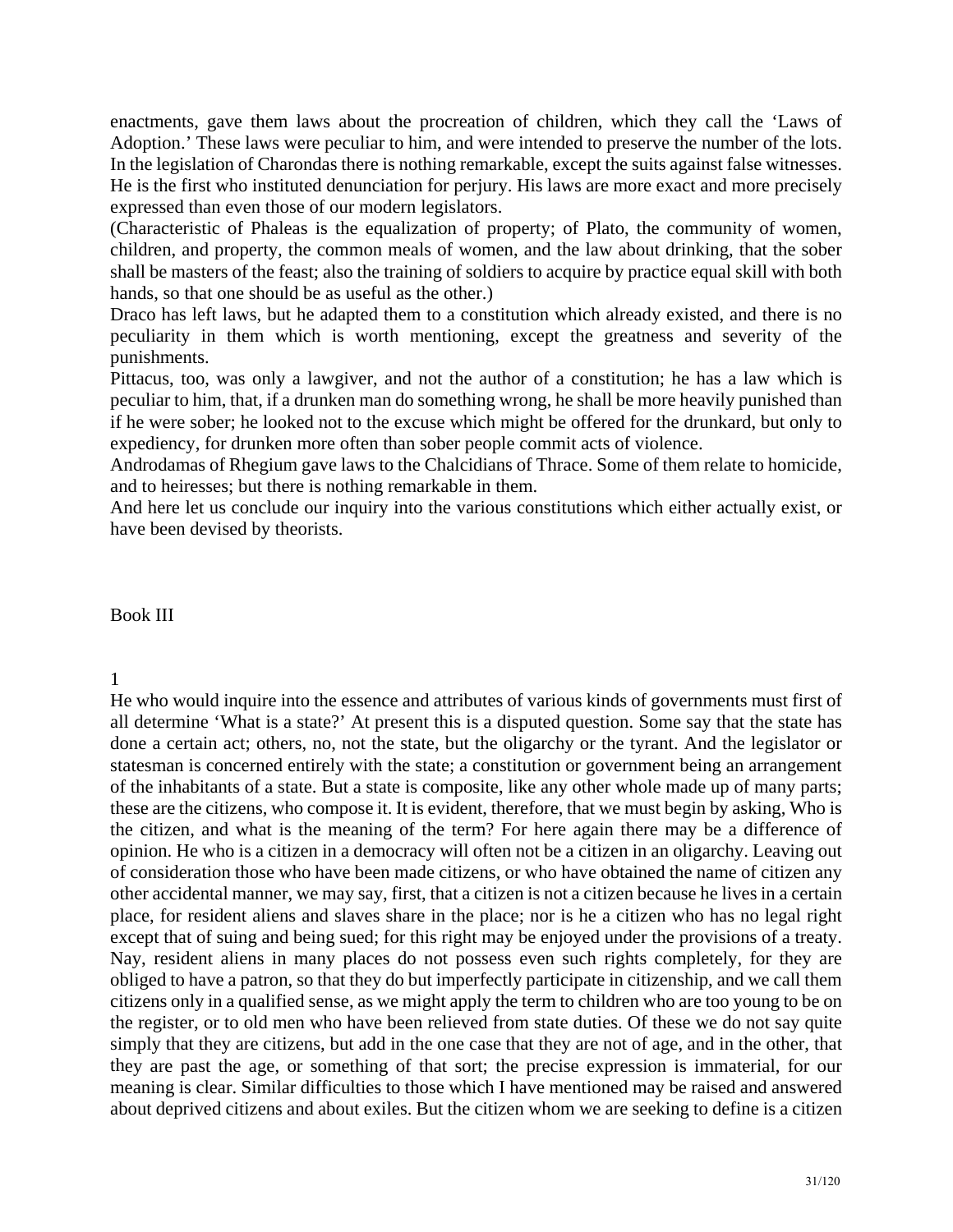enactments, gave them laws about the procreation of children, which they call the 'Laws of Adoption.' These laws were peculiar to him, and were intended to preserve the number of the lots. In the legislation of Charondas there is nothing remarkable, except the suits against false witnesses. He is the first who instituted denunciation for perjury. His laws are more exact and more precisely expressed than even those of our modern legislators.

(Characteristic of Phaleas is the equalization of property; of Plato, the community of women, children, and property, the common meals of women, and the law about drinking, that the sober shall be masters of the feast; also the training of soldiers to acquire by practice equal skill with both hands, so that one should be as useful as the other.)

Draco has left laws, but he adapted them to a constitution which already existed, and there is no peculiarity in them which is worth mentioning, except the greatness and severity of the punishments.

Pittacus, too, was only a lawgiver, and not the author of a constitution; he has a law which is peculiar to him, that, if a drunken man do something wrong, he shall be more heavily punished than if he were sober; he looked not to the excuse which might be offered for the drunkard, but only to expediency, for drunken more often than sober people commit acts of violence.

Androdamas of Rhegium gave laws to the Chalcidians of Thrace. Some of them relate to homicide, and to heiresses; but there is nothing remarkable in them.

And here let us conclude our inquiry into the various constitutions which either actually exist, or have been devised by theorists.

## Book III

### 1

He who would inquire into the essence and attributes of various kinds of governments must first of all determine 'What is a state?' At present this is a disputed question. Some say that the state has done a certain act; others, no, not the state, but the oligarchy or the tyrant. And the legislator or statesman is concerned entirely with the state; a constitution or government being an arrangement of the inhabitants of a state. But a state is composite, like any other whole made up of many parts; these are the citizens, who compose it. It is evident, therefore, that we must begin by asking, Who is the citizen, and what is the meaning of the term? For here again there may be a difference of opinion. He who is a citizen in a democracy will often not be a citizen in an oligarchy. Leaving out of consideration those who have been made citizens, or who have obtained the name of citizen any other accidental manner, we may say, first, that a citizen is not a citizen because he lives in a certain place, for resident aliens and slaves share in the place; nor is he a citizen who has no legal right except that of suing and being sued; for this right may be enjoyed under the provisions of a treaty. Nay, resident aliens in many places do not possess even such rights completely, for they are obliged to have a patron, so that they do but imperfectly participate in citizenship, and we call them citizens only in a qualified sense, as we might apply the term to children who are too young to be on the register, or to old men who have been relieved from state duties. Of these we do not say quite simply that they are citizens, but add in the one case that they are not of age, and in the other, that they are past the age, or something of that sort; the precise expression is immaterial, for our meaning is clear. Similar difficulties to those which I have mentioned may be raised and answered about deprived citizens and about exiles. But the citizen whom we are seeking to define is a citizen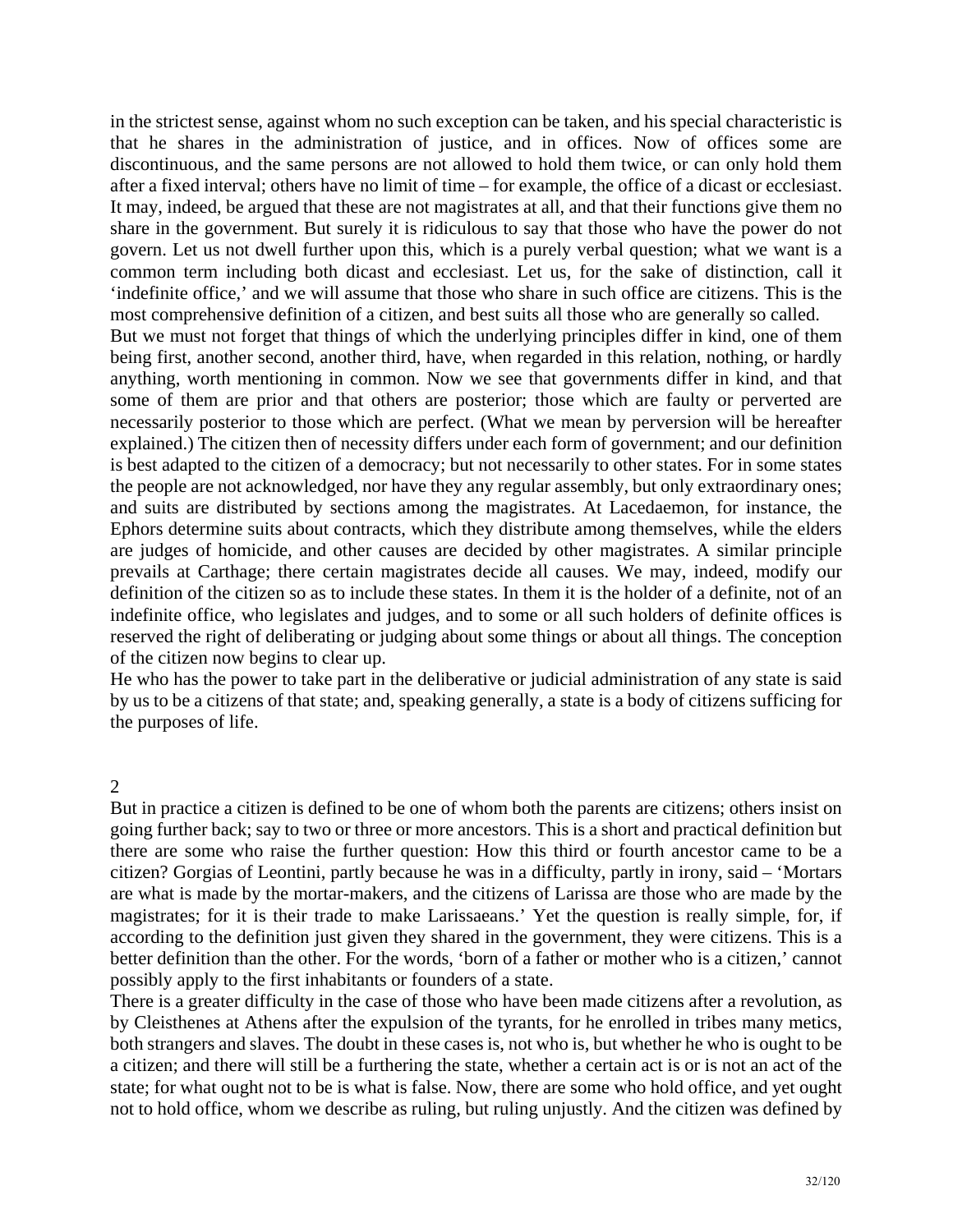in the strictest sense, against whom no such exception can be taken, and his special characteristic is that he shares in the administration of justice, and in offices. Now of offices some are discontinuous, and the same persons are not allowed to hold them twice, or can only hold them after a fixed interval; others have no limit of time – for example, the office of a dicast or ecclesiast. It may, indeed, be argued that these are not magistrates at all, and that their functions give them no share in the government. But surely it is ridiculous to say that those who have the power do not govern. Let us not dwell further upon this, which is a purely verbal question; what we want is a common term including both dicast and ecclesiast. Let us, for the sake of distinction, call it 'indefinite office,' and we will assume that those who share in such office are citizens. This is the most comprehensive definition of a citizen, and best suits all those who are generally so called.

But we must not forget that things of which the underlying principles differ in kind, one of them being first, another second, another third, have, when regarded in this relation, nothing, or hardly anything, worth mentioning in common. Now we see that governments differ in kind, and that some of them are prior and that others are posterior; those which are faulty or perverted are necessarily posterior to those which are perfect. (What we mean by perversion will be hereafter explained.) The citizen then of necessity differs under each form of government; and our definition is best adapted to the citizen of a democracy; but not necessarily to other states. For in some states the people are not acknowledged, nor have they any regular assembly, but only extraordinary ones; and suits are distributed by sections among the magistrates. At Lacedaemon, for instance, the Ephors determine suits about contracts, which they distribute among themselves, while the elders are judges of homicide, and other causes are decided by other magistrates. A similar principle prevails at Carthage; there certain magistrates decide all causes. We may, indeed, modify our definition of the citizen so as to include these states. In them it is the holder of a definite, not of an indefinite office, who legislates and judges, and to some or all such holders of definite offices is reserved the right of deliberating or judging about some things or about all things. The conception of the citizen now begins to clear up.

He who has the power to take part in the deliberative or judicial administration of any state is said by us to be a citizens of that state; and, speaking generally, a state is a body of citizens sufficing for the purposes of life.

## 2

But in practice a citizen is defined to be one of whom both the parents are citizens; others insist on going further back; say to two or three or more ancestors. This is a short and practical definition but there are some who raise the further question: How this third or fourth ancestor came to be a citizen? Gorgias of Leontini, partly because he was in a difficulty, partly in irony, said – 'Mortars are what is made by the mortar-makers, and the citizens of Larissa are those who are made by the magistrates; for it is their trade to make Larissaeans.' Yet the question is really simple, for, if according to the definition just given they shared in the government, they were citizens. This is a better definition than the other. For the words, 'born of a father or mother who is a citizen,' cannot possibly apply to the first inhabitants or founders of a state.

There is a greater difficulty in the case of those who have been made citizens after a revolution, as by Cleisthenes at Athens after the expulsion of the tyrants, for he enrolled in tribes many metics, both strangers and slaves. The doubt in these cases is, not who is, but whether he who is ought to be a citizen; and there will still be a furthering the state, whether a certain act is or is not an act of the state; for what ought not to be is what is false. Now, there are some who hold office, and yet ought not to hold office, whom we describe as ruling, but ruling unjustly. And the citizen was defined by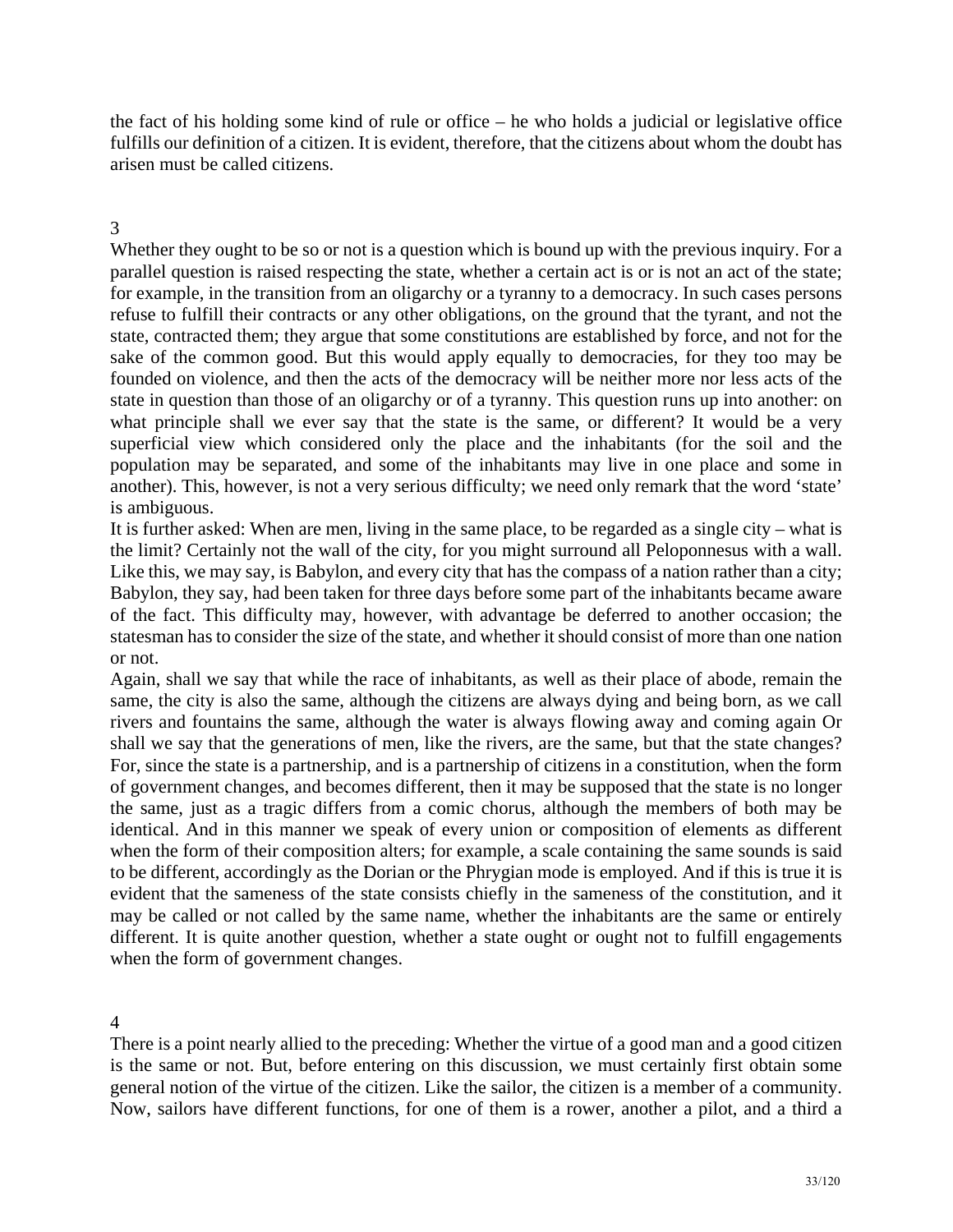the fact of his holding some kind of rule or office – he who holds a judicial or legislative office fulfills our definition of a citizen. It is evident, therefore, that the citizens about whom the doubt has arisen must be called citizens.

3

Whether they ought to be so or not is a question which is bound up with the previous inquiry. For a parallel question is raised respecting the state, whether a certain act is or is not an act of the state; for example, in the transition from an oligarchy or a tyranny to a democracy. In such cases persons refuse to fulfill their contracts or any other obligations, on the ground that the tyrant, and not the state, contracted them; they argue that some constitutions are established by force, and not for the sake of the common good. But this would apply equally to democracies, for they too may be founded on violence, and then the acts of the democracy will be neither more nor less acts of the state in question than those of an oligarchy or of a tyranny. This question runs up into another: on what principle shall we ever say that the state is the same, or different? It would be a very superficial view which considered only the place and the inhabitants (for the soil and the population may be separated, and some of the inhabitants may live in one place and some in another). This, however, is not a very serious difficulty; we need only remark that the word 'state' is ambiguous.

It is further asked: When are men, living in the same place, to be regarded as a single city – what is the limit? Certainly not the wall of the city, for you might surround all Peloponnesus with a wall. Like this, we may say, is Babylon, and every city that has the compass of a nation rather than a city; Babylon, they say, had been taken for three days before some part of the inhabitants became aware of the fact. This difficulty may, however, with advantage be deferred to another occasion; the statesman has to consider the size of the state, and whether it should consist of more than one nation or not.

Again, shall we say that while the race of inhabitants, as well as their place of abode, remain the same, the city is also the same, although the citizens are always dying and being born, as we call rivers and fountains the same, although the water is always flowing away and coming again Or shall we say that the generations of men, like the rivers, are the same, but that the state changes? For, since the state is a partnership, and is a partnership of citizens in a constitution, when the form of government changes, and becomes different, then it may be supposed that the state is no longer the same, just as a tragic differs from a comic chorus, although the members of both may be identical. And in this manner we speak of every union or composition of elements as different when the form of their composition alters; for example, a scale containing the same sounds is said to be different, accordingly as the Dorian or the Phrygian mode is employed. And if this is true it is evident that the sameness of the state consists chiefly in the sameness of the constitution, and it may be called or not called by the same name, whether the inhabitants are the same or entirely different. It is quite another question, whether a state ought or ought not to fulfill engagements when the form of government changes.

4

There is a point nearly allied to the preceding: Whether the virtue of a good man and a good citizen is the same or not. But, before entering on this discussion, we must certainly first obtain some general notion of the virtue of the citizen. Like the sailor, the citizen is a member of a community. Now, sailors have different functions, for one of them is a rower, another a pilot, and a third a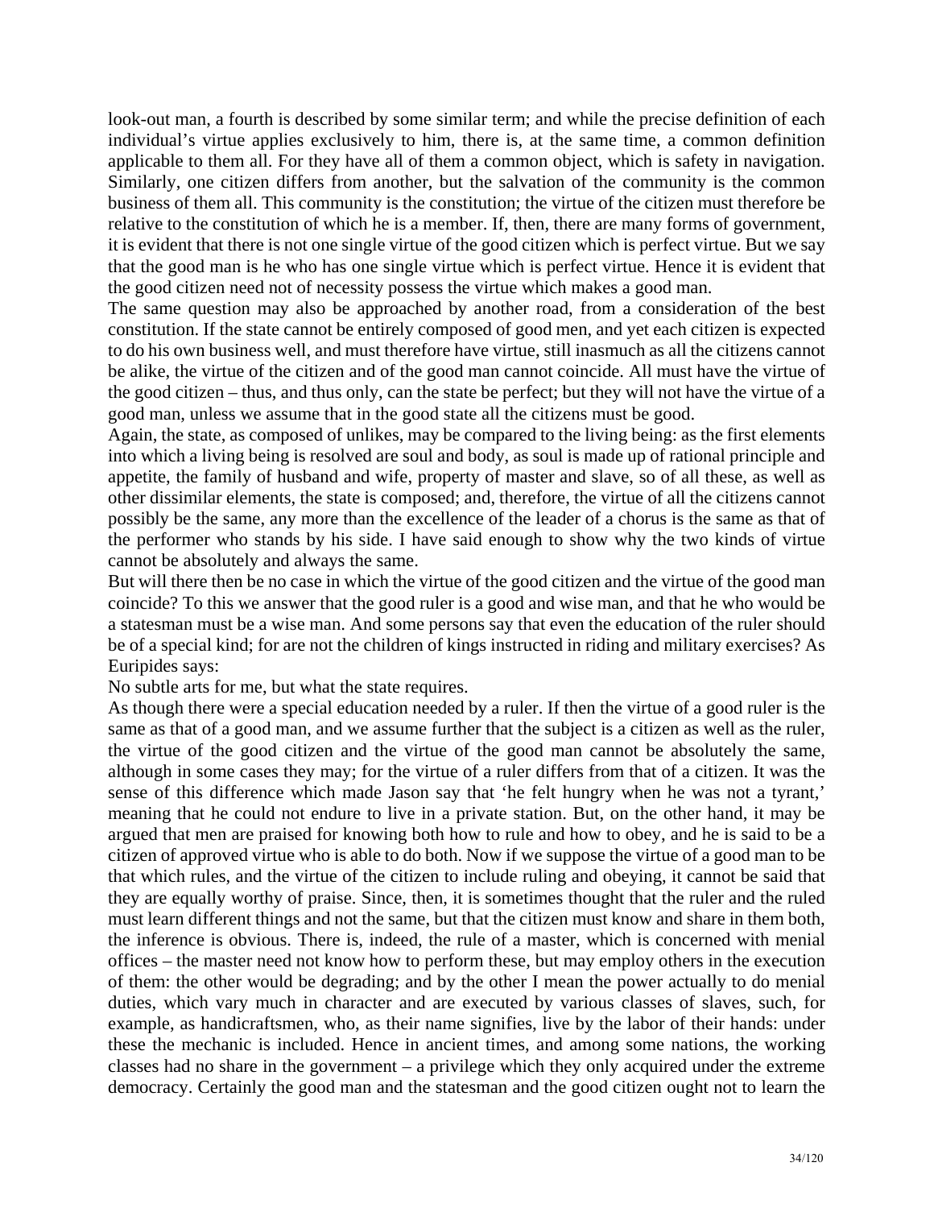look-out man, a fourth is described by some similar term; and while the precise definition of each individual's virtue applies exclusively to him, there is, at the same time, a common definition applicable to them all. For they have all of them a common object, which is safety in navigation. Similarly, one citizen differs from another, but the salvation of the community is the common business of them all. This community is the constitution; the virtue of the citizen must therefore be relative to the constitution of which he is a member. If, then, there are many forms of government, it is evident that there is not one single virtue of the good citizen which is perfect virtue. But we say that the good man is he who has one single virtue which is perfect virtue. Hence it is evident that the good citizen need not of necessity possess the virtue which makes a good man.

The same question may also be approached by another road, from a consideration of the best constitution. If the state cannot be entirely composed of good men, and yet each citizen is expected to do his own business well, and must therefore have virtue, still inasmuch as all the citizens cannot be alike, the virtue of the citizen and of the good man cannot coincide. All must have the virtue of the good citizen – thus, and thus only, can the state be perfect; but they will not have the virtue of a good man, unless we assume that in the good state all the citizens must be good.

Again, the state, as composed of unlikes, may be compared to the living being: as the first elements into which a living being is resolved are soul and body, as soul is made up of rational principle and appetite, the family of husband and wife, property of master and slave, so of all these, as well as other dissimilar elements, the state is composed; and, therefore, the virtue of all the citizens cannot possibly be the same, any more than the excellence of the leader of a chorus is the same as that of the performer who stands by his side. I have said enough to show why the two kinds of virtue cannot be absolutely and always the same.

But will there then be no case in which the virtue of the good citizen and the virtue of the good man coincide? To this we answer that the good ruler is a good and wise man, and that he who would be a statesman must be a wise man. And some persons say that even the education of the ruler should be of a special kind; for are not the children of kings instructed in riding and military exercises? As Euripides says:

No subtle arts for me, but what the state requires.

As though there were a special education needed by a ruler. If then the virtue of a good ruler is the same as that of a good man, and we assume further that the subject is a citizen as well as the ruler, the virtue of the good citizen and the virtue of the good man cannot be absolutely the same, although in some cases they may; for the virtue of a ruler differs from that of a citizen. It was the sense of this difference which made Jason say that 'he felt hungry when he was not a tyrant,' meaning that he could not endure to live in a private station. But, on the other hand, it may be argued that men are praised for knowing both how to rule and how to obey, and he is said to be a citizen of approved virtue who is able to do both. Now if we suppose the virtue of a good man to be that which rules, and the virtue of the citizen to include ruling and obeying, it cannot be said that they are equally worthy of praise. Since, then, it is sometimes thought that the ruler and the ruled must learn different things and not the same, but that the citizen must know and share in them both, the inference is obvious. There is, indeed, the rule of a master, which is concerned with menial offices – the master need not know how to perform these, but may employ others in the execution of them: the other would be degrading; and by the other I mean the power actually to do menial duties, which vary much in character and are executed by various classes of slaves, such, for example, as handicraftsmen, who, as their name signifies, live by the labor of their hands: under these the mechanic is included. Hence in ancient times, and among some nations, the working classes had no share in the government – a privilege which they only acquired under the extreme democracy. Certainly the good man and the statesman and the good citizen ought not to learn the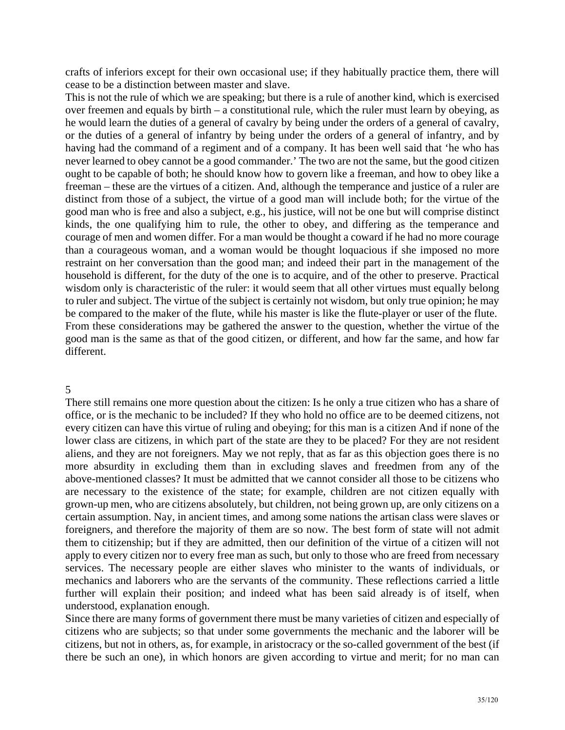crafts of inferiors except for their own occasional use; if they habitually practice them, there will cease to be a distinction between master and slave.

This is not the rule of which we are speaking; but there is a rule of another kind, which is exercised over freemen and equals by birth – a constitutional rule, which the ruler must learn by obeying, as he would learn the duties of a general of cavalry by being under the orders of a general of cavalry, or the duties of a general of infantry by being under the orders of a general of infantry, and by having had the command of a regiment and of a company. It has been well said that 'he who has never learned to obey cannot be a good commander.' The two are not the same, but the good citizen ought to be capable of both; he should know how to govern like a freeman, and how to obey like a freeman – these are the virtues of a citizen. And, although the temperance and justice of a ruler are distinct from those of a subject, the virtue of a good man will include both; for the virtue of the good man who is free and also a subject, e.g., his justice, will not be one but will comprise distinct kinds, the one qualifying him to rule, the other to obey, and differing as the temperance and courage of men and women differ. For a man would be thought a coward if he had no more courage than a courageous woman, and a woman would be thought loquacious if she imposed no more restraint on her conversation than the good man; and indeed their part in the management of the household is different, for the duty of the one is to acquire, and of the other to preserve. Practical wisdom only is characteristic of the ruler: it would seem that all other virtues must equally belong to ruler and subject. The virtue of the subject is certainly not wisdom, but only true opinion; he may be compared to the maker of the flute, while his master is like the flute-player or user of the flute. From these considerations may be gathered the answer to the question, whether the virtue of the good man is the same as that of the good citizen, or different, and how far the same, and how far different.

5

There still remains one more question about the citizen: Is he only a true citizen who has a share of office, or is the mechanic to be included? If they who hold no office are to be deemed citizens, not every citizen can have this virtue of ruling and obeying; for this man is a citizen And if none of the lower class are citizens, in which part of the state are they to be placed? For they are not resident aliens, and they are not foreigners. May we not reply, that as far as this objection goes there is no more absurdity in excluding them than in excluding slaves and freedmen from any of the above-mentioned classes? It must be admitted that we cannot consider all those to be citizens who are necessary to the existence of the state; for example, children are not citizen equally with grown-up men, who are citizens absolutely, but children, not being grown up, are only citizens on a certain assumption. Nay, in ancient times, and among some nations the artisan class were slaves or foreigners, and therefore the majority of them are so now. The best form of state will not admit them to citizenship; but if they are admitted, then our definition of the virtue of a citizen will not apply to every citizen nor to every free man as such, but only to those who are freed from necessary services. The necessary people are either slaves who minister to the wants of individuals, or mechanics and laborers who are the servants of the community. These reflections carried a little further will explain their position; and indeed what has been said already is of itself, when understood, explanation enough.

Since there are many forms of government there must be many varieties of citizen and especially of citizens who are subjects; so that under some governments the mechanic and the laborer will be citizens, but not in others, as, for example, in aristocracy or the so-called government of the best (if there be such an one), in which honors are given according to virtue and merit; for no man can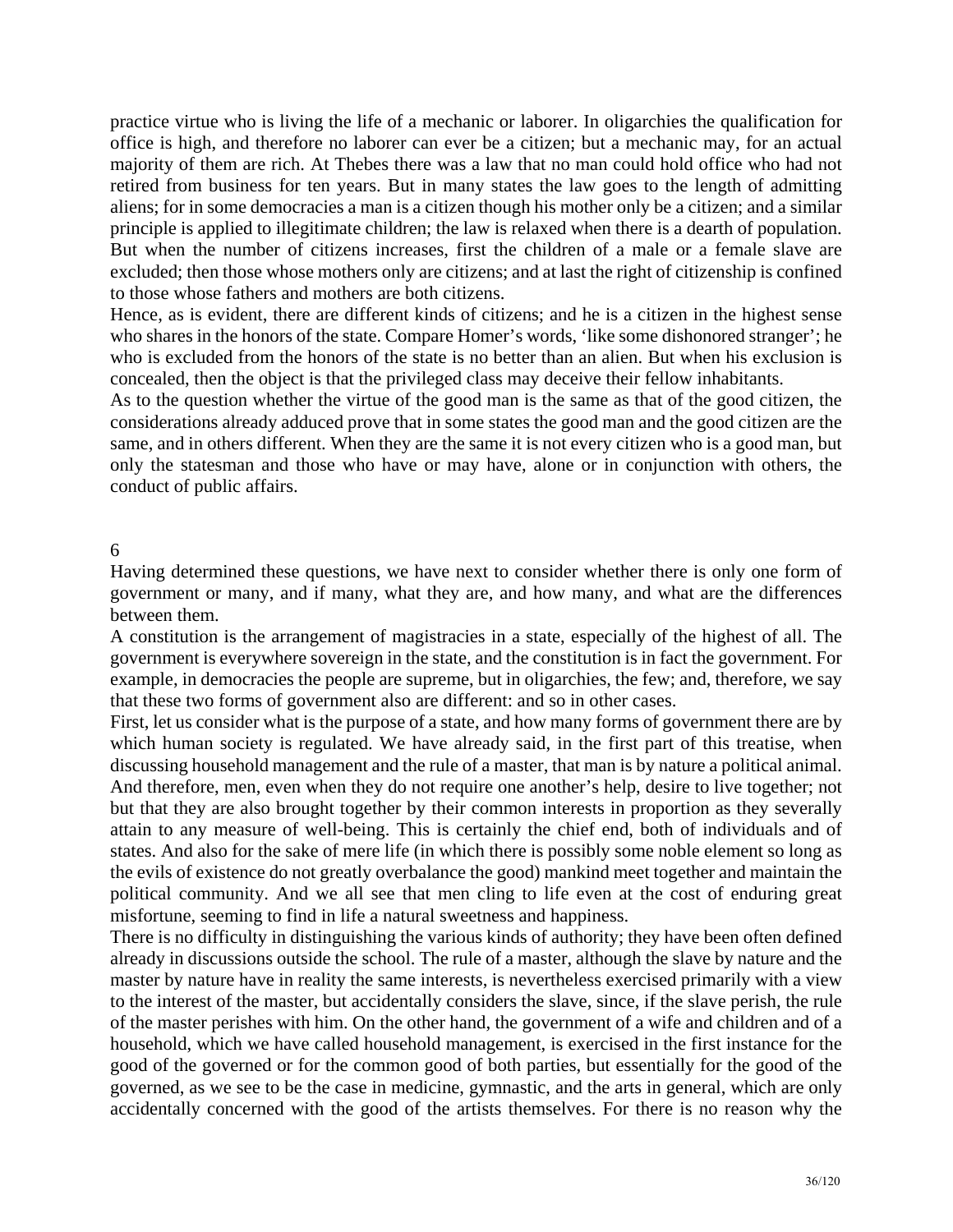practice virtue who is living the life of a mechanic or laborer. In oligarchies the qualification for office is high, and therefore no laborer can ever be a citizen; but a mechanic may, for an actual majority of them are rich. At Thebes there was a law that no man could hold office who had not retired from business for ten years. But in many states the law goes to the length of admitting aliens; for in some democracies a man is a citizen though his mother only be a citizen; and a similar principle is applied to illegitimate children; the law is relaxed when there is a dearth of population. But when the number of citizens increases, first the children of a male or a female slave are excluded; then those whose mothers only are citizens; and at last the right of citizenship is confined to those whose fathers and mothers are both citizens.

Hence, as is evident, there are different kinds of citizens; and he is a citizen in the highest sense who shares in the honors of the state. Compare Homer's words, 'like some dishonored stranger'; he who is excluded from the honors of the state is no better than an alien. But when his exclusion is concealed, then the object is that the privileged class may deceive their fellow inhabitants.

As to the question whether the virtue of the good man is the same as that of the good citizen, the considerations already adduced prove that in some states the good man and the good citizen are the same, and in others different. When they are the same it is not every citizen who is a good man, but only the statesman and those who have or may have, alone or in conjunction with others, the conduct of public affairs.

## 6

Having determined these questions, we have next to consider whether there is only one form of government or many, and if many, what they are, and how many, and what are the differences between them.

A constitution is the arrangement of magistracies in a state, especially of the highest of all. The government is everywhere sovereign in the state, and the constitution is in fact the government. For example, in democracies the people are supreme, but in oligarchies, the few; and, therefore, we say that these two forms of government also are different: and so in other cases.

First, let us consider what is the purpose of a state, and how many forms of government there are by which human society is regulated. We have already said, in the first part of this treatise, when discussing household management and the rule of a master, that man is by nature a political animal. And therefore, men, even when they do not require one another's help, desire to live together; not but that they are also brought together by their common interests in proportion as they severally attain to any measure of well-being. This is certainly the chief end, both of individuals and of states. And also for the sake of mere life (in which there is possibly some noble element so long as the evils of existence do not greatly overbalance the good) mankind meet together and maintain the political community. And we all see that men cling to life even at the cost of enduring great misfortune, seeming to find in life a natural sweetness and happiness.

There is no difficulty in distinguishing the various kinds of authority; they have been often defined already in discussions outside the school. The rule of a master, although the slave by nature and the master by nature have in reality the same interests, is nevertheless exercised primarily with a view to the interest of the master, but accidentally considers the slave, since, if the slave perish, the rule of the master perishes with him. On the other hand, the government of a wife and children and of a household, which we have called household management, is exercised in the first instance for the good of the governed or for the common good of both parties, but essentially for the good of the governed, as we see to be the case in medicine, gymnastic, and the arts in general, which are only accidentally concerned with the good of the artists themselves. For there is no reason why the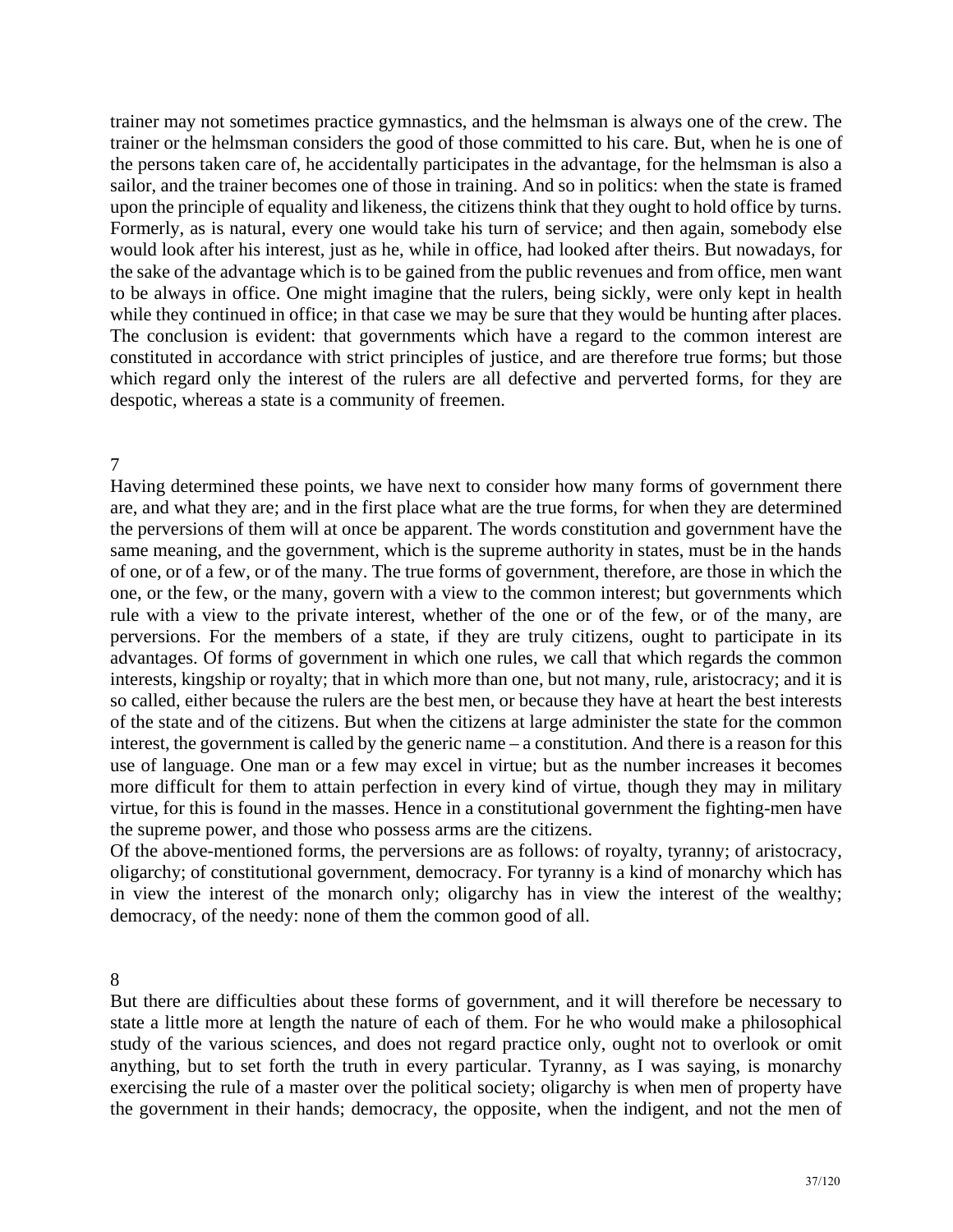trainer may not sometimes practice gymnastics, and the helmsman is always one of the crew. The trainer or the helmsman considers the good of those committed to his care. But, when he is one of the persons taken care of, he accidentally participates in the advantage, for the helmsman is also a sailor, and the trainer becomes one of those in training. And so in politics: when the state is framed upon the principle of equality and likeness, the citizens think that they ought to hold office by turns. Formerly, as is natural, every one would take his turn of service; and then again, somebody else would look after his interest, just as he, while in office, had looked after theirs. But nowadays, for the sake of the advantage which is to be gained from the public revenues and from office, men want to be always in office. One might imagine that the rulers, being sickly, were only kept in health while they continued in office; in that case we may be sure that they would be hunting after places. The conclusion is evident: that governments which have a regard to the common interest are constituted in accordance with strict principles of justice, and are therefore true forms; but those which regard only the interest of the rulers are all defective and perverted forms, for they are despotic, whereas a state is a community of freemen.

## 7

Having determined these points, we have next to consider how many forms of government there are, and what they are; and in the first place what are the true forms, for when they are determined the perversions of them will at once be apparent. The words constitution and government have the same meaning, and the government, which is the supreme authority in states, must be in the hands of one, or of a few, or of the many. The true forms of government, therefore, are those in which the one, or the few, or the many, govern with a view to the common interest; but governments which rule with a view to the private interest, whether of the one or of the few, or of the many, are perversions. For the members of a state, if they are truly citizens, ought to participate in its advantages. Of forms of government in which one rules, we call that which regards the common interests, kingship or royalty; that in which more than one, but not many, rule, aristocracy; and it is so called, either because the rulers are the best men, or because they have at heart the best interests of the state and of the citizens. But when the citizens at large administer the state for the common interest, the government is called by the generic name – a constitution. And there is a reason for this use of language. One man or a few may excel in virtue; but as the number increases it becomes more difficult for them to attain perfection in every kind of virtue, though they may in military virtue, for this is found in the masses. Hence in a constitutional government the fighting-men have the supreme power, and those who possess arms are the citizens.

Of the above-mentioned forms, the perversions are as follows: of royalty, tyranny; of aristocracy, oligarchy; of constitutional government, democracy. For tyranny is a kind of monarchy which has in view the interest of the monarch only; oligarchy has in view the interest of the wealthy; democracy, of the needy: none of them the common good of all.

## 8

But there are difficulties about these forms of government, and it will therefore be necessary to state a little more at length the nature of each of them. For he who would make a philosophical study of the various sciences, and does not regard practice only, ought not to overlook or omit anything, but to set forth the truth in every particular. Tyranny, as I was saying, is monarchy exercising the rule of a master over the political society; oligarchy is when men of property have the government in their hands; democracy, the opposite, when the indigent, and not the men of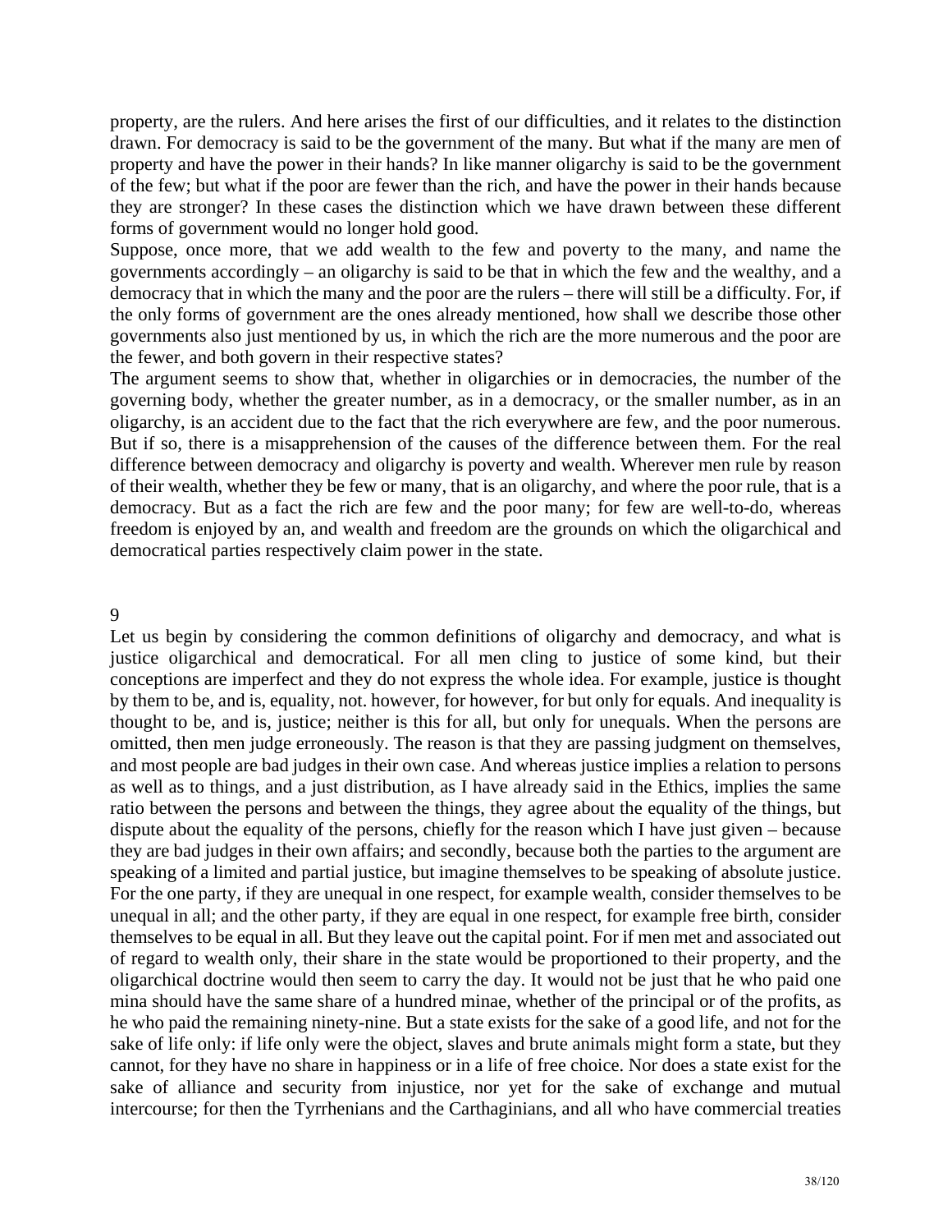property, are the rulers. And here arises the first of our difficulties, and it relates to the distinction drawn. For democracy is said to be the government of the many. But what if the many are men of property and have the power in their hands? In like manner oligarchy is said to be the government of the few; but what if the poor are fewer than the rich, and have the power in their hands because they are stronger? In these cases the distinction which we have drawn between these different forms of government would no longer hold good.

Suppose, once more, that we add wealth to the few and poverty to the many, and name the governments accordingly – an oligarchy is said to be that in which the few and the wealthy, and a democracy that in which the many and the poor are the rulers – there will still be a difficulty. For, if the only forms of government are the ones already mentioned, how shall we describe those other governments also just mentioned by us, in which the rich are the more numerous and the poor are the fewer, and both govern in their respective states?

The argument seems to show that, whether in oligarchies or in democracies, the number of the governing body, whether the greater number, as in a democracy, or the smaller number, as in an oligarchy, is an accident due to the fact that the rich everywhere are few, and the poor numerous. But if so, there is a misapprehension of the causes of the difference between them. For the real difference between democracy and oligarchy is poverty and wealth. Wherever men rule by reason of their wealth, whether they be few or many, that is an oligarchy, and where the poor rule, that is a democracy. But as a fact the rich are few and the poor many; for few are well-to-do, whereas freedom is enjoyed by an, and wealth and freedom are the grounds on which the oligarchical and democratical parties respectively claim power in the state.

## 9

Let us begin by considering the common definitions of oligarchy and democracy, and what is justice oligarchical and democratical. For all men cling to justice of some kind, but their conceptions are imperfect and they do not express the whole idea. For example, justice is thought by them to be, and is, equality, not. however, for however, for but only for equals. And inequality is thought to be, and is, justice; neither is this for all, but only for unequals. When the persons are omitted, then men judge erroneously. The reason is that they are passing judgment on themselves, and most people are bad judges in their own case. And whereas justice implies a relation to persons as well as to things, and a just distribution, as I have already said in the Ethics, implies the same ratio between the persons and between the things, they agree about the equality of the things, but dispute about the equality of the persons, chiefly for the reason which I have just given – because they are bad judges in their own affairs; and secondly, because both the parties to the argument are speaking of a limited and partial justice, but imagine themselves to be speaking of absolute justice. For the one party, if they are unequal in one respect, for example wealth, consider themselves to be unequal in all; and the other party, if they are equal in one respect, for example free birth, consider themselves to be equal in all. But they leave out the capital point. For if men met and associated out of regard to wealth only, their share in the state would be proportioned to their property, and the oligarchical doctrine would then seem to carry the day. It would not be just that he who paid one mina should have the same share of a hundred minae, whether of the principal or of the profits, as he who paid the remaining ninety-nine. But a state exists for the sake of a good life, and not for the sake of life only: if life only were the object, slaves and brute animals might form a state, but they cannot, for they have no share in happiness or in a life of free choice. Nor does a state exist for the sake of alliance and security from injustice, nor yet for the sake of exchange and mutual intercourse; for then the Tyrrhenians and the Carthaginians, and all who have commercial treaties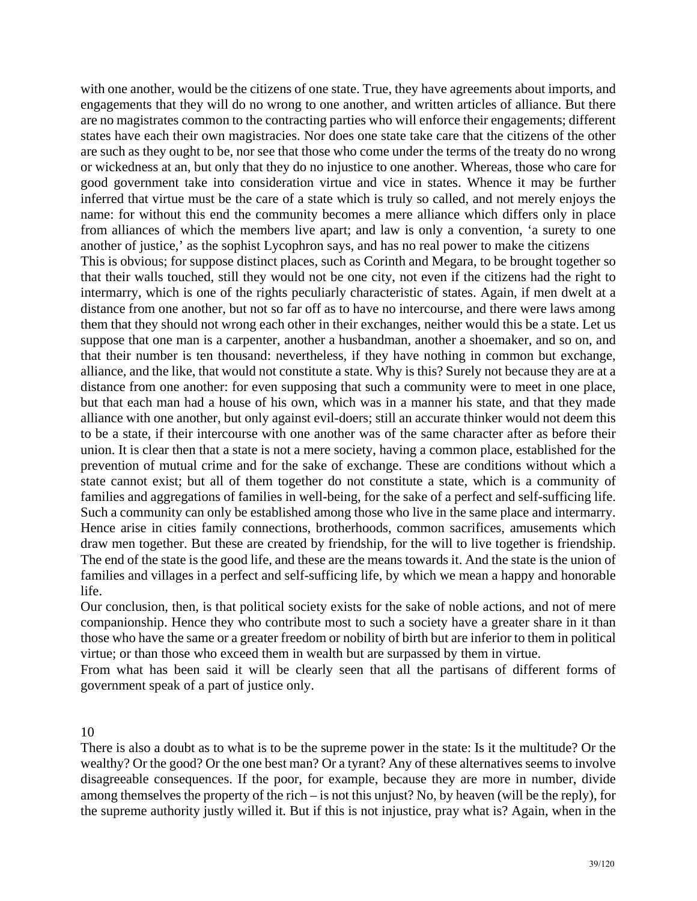with one another, would be the citizens of one state. True, they have agreements about imports, and engagements that they will do no wrong to one another, and written articles of alliance. But there are no magistrates common to the contracting parties who will enforce their engagements; different states have each their own magistracies. Nor does one state take care that the citizens of the other are such as they ought to be, nor see that those who come under the terms of the treaty do no wrong or wickedness at an, but only that they do no injustice to one another. Whereas, those who care for good government take into consideration virtue and vice in states. Whence it may be further inferred that virtue must be the care of a state which is truly so called, and not merely enjoys the name: for without this end the community becomes a mere alliance which differs only in place from alliances of which the members live apart; and law is only a convention, 'a surety to one another of justice,' as the sophist Lycophron says, and has no real power to make the citizens

This is obvious; for suppose distinct places, such as Corinth and Megara, to be brought together so that their walls touched, still they would not be one city, not even if the citizens had the right to intermarry, which is one of the rights peculiarly characteristic of states. Again, if men dwelt at a distance from one another, but not so far off as to have no intercourse, and there were laws among them that they should not wrong each other in their exchanges, neither would this be a state. Let us suppose that one man is a carpenter, another a husbandman, another a shoemaker, and so on, and that their number is ten thousand: nevertheless, if they have nothing in common but exchange, alliance, and the like, that would not constitute a state. Why is this? Surely not because they are at a distance from one another: for even supposing that such a community were to meet in one place, but that each man had a house of his own, which was in a manner his state, and that they made alliance with one another, but only against evil-doers; still an accurate thinker would not deem this to be a state, if their intercourse with one another was of the same character after as before their union. It is clear then that a state is not a mere society, having a common place, established for the prevention of mutual crime and for the sake of exchange. These are conditions without which a state cannot exist; but all of them together do not constitute a state, which is a community of families and aggregations of families in well-being, for the sake of a perfect and self-sufficing life. Such a community can only be established among those who live in the same place and intermarry. Hence arise in cities family connections, brotherhoods, common sacrifices, amusements which draw men together. But these are created by friendship, for the will to live together is friendship. The end of the state is the good life, and these are the means towards it. And the state is the union of families and villages in a perfect and self-sufficing life, by which we mean a happy and honorable life.

Our conclusion, then, is that political society exists for the sake of noble actions, and not of mere companionship. Hence they who contribute most to such a society have a greater share in it than those who have the same or a greater freedom or nobility of birth but are inferior to them in political virtue; or than those who exceed them in wealth but are surpassed by them in virtue.

From what has been said it will be clearly seen that all the partisans of different forms of government speak of a part of justice only.

## 10

There is also a doubt as to what is to be the supreme power in the state: Is it the multitude? Or the wealthy? Or the good? Or the one best man? Or a tyrant? Any of these alternatives seems to involve disagreeable consequences. If the poor, for example, because they are more in number, divide among themselves the property of the rich – is not this unjust? No, by heaven (will be the reply), for the supreme authority justly willed it. But if this is not injustice, pray what is? Again, when in the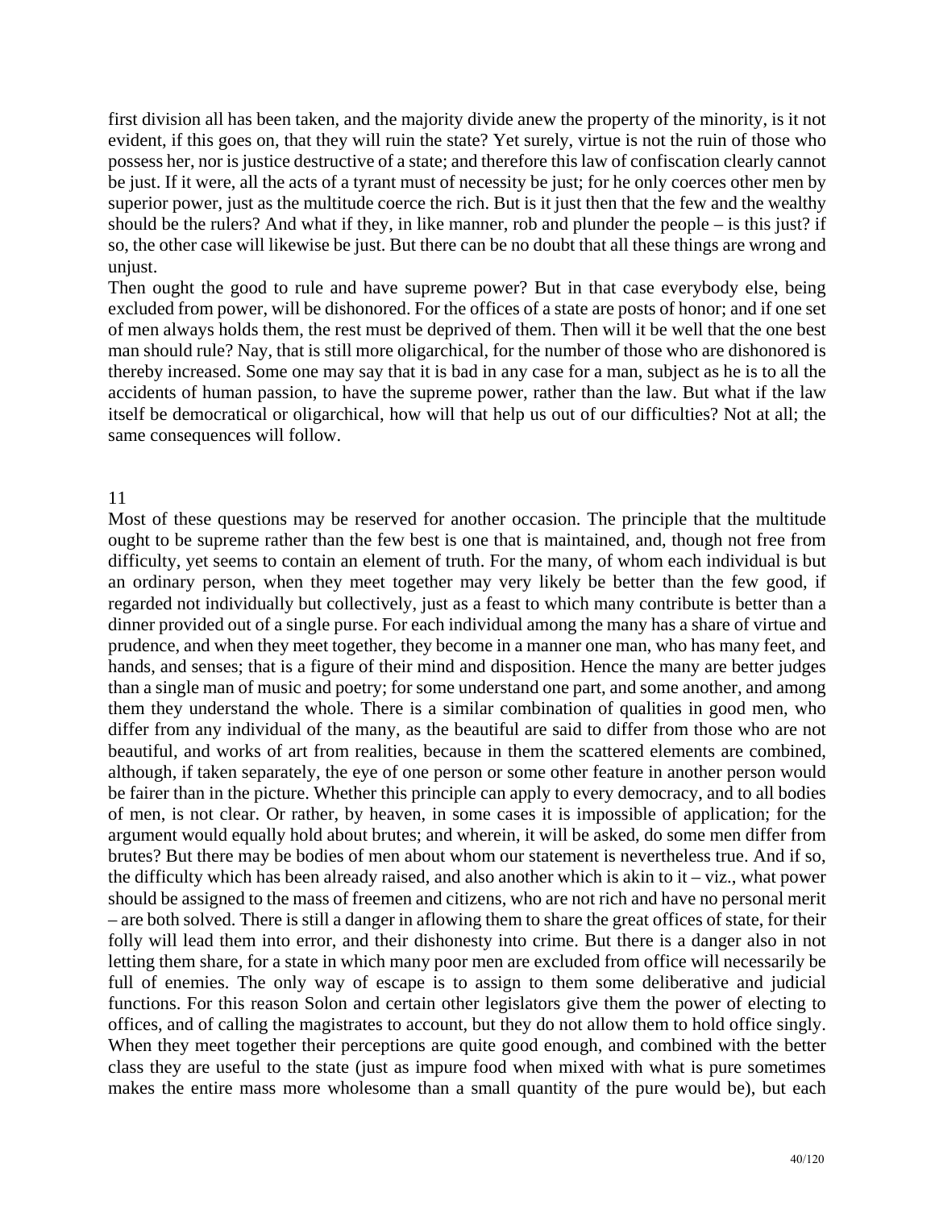first division all has been taken, and the majority divide anew the property of the minority, is it not evident, if this goes on, that they will ruin the state? Yet surely, virtue is not the ruin of those who possess her, nor is justice destructive of a state; and therefore this law of confiscation clearly cannot be just. If it were, all the acts of a tyrant must of necessity be just; for he only coerces other men by superior power, just as the multitude coerce the rich. But is it just then that the few and the wealthy should be the rulers? And what if they, in like manner, rob and plunder the people – is this just? if so, the other case will likewise be just. But there can be no doubt that all these things are wrong and unjust.

Then ought the good to rule and have supreme power? But in that case everybody else, being excluded from power, will be dishonored. For the offices of a state are posts of honor; and if one set of men always holds them, the rest must be deprived of them. Then will it be well that the one best man should rule? Nay, that is still more oligarchical, for the number of those who are dishonored is thereby increased. Some one may say that it is bad in any case for a man, subject as he is to all the accidents of human passion, to have the supreme power, rather than the law. But what if the law itself be democratical or oligarchical, how will that help us out of our difficulties? Not at all; the same consequences will follow.

## 11

Most of these questions may be reserved for another occasion. The principle that the multitude ought to be supreme rather than the few best is one that is maintained, and, though not free from difficulty, yet seems to contain an element of truth. For the many, of whom each individual is but an ordinary person, when they meet together may very likely be better than the few good, if regarded not individually but collectively, just as a feast to which many contribute is better than a dinner provided out of a single purse. For each individual among the many has a share of virtue and prudence, and when they meet together, they become in a manner one man, who has many feet, and hands, and senses; that is a figure of their mind and disposition. Hence the many are better judges than a single man of music and poetry; for some understand one part, and some another, and among them they understand the whole. There is a similar combination of qualities in good men, who differ from any individual of the many, as the beautiful are said to differ from those who are not beautiful, and works of art from realities, because in them the scattered elements are combined, although, if taken separately, the eye of one person or some other feature in another person would be fairer than in the picture. Whether this principle can apply to every democracy, and to all bodies of men, is not clear. Or rather, by heaven, in some cases it is impossible of application; for the argument would equally hold about brutes; and wherein, it will be asked, do some men differ from brutes? But there may be bodies of men about whom our statement is nevertheless true. And if so, the difficulty which has been already raised, and also another which is akin to it – viz., what power should be assigned to the mass of freemen and citizens, who are not rich and have no personal merit – are both solved. There is still a danger in aflowing them to share the great offices of state, for their folly will lead them into error, and their dishonesty into crime. But there is a danger also in not letting them share, for a state in which many poor men are excluded from office will necessarily be full of enemies. The only way of escape is to assign to them some deliberative and judicial functions. For this reason Solon and certain other legislators give them the power of electing to offices, and of calling the magistrates to account, but they do not allow them to hold office singly. When they meet together their perceptions are quite good enough, and combined with the better class they are useful to the state (just as impure food when mixed with what is pure sometimes makes the entire mass more wholesome than a small quantity of the pure would be), but each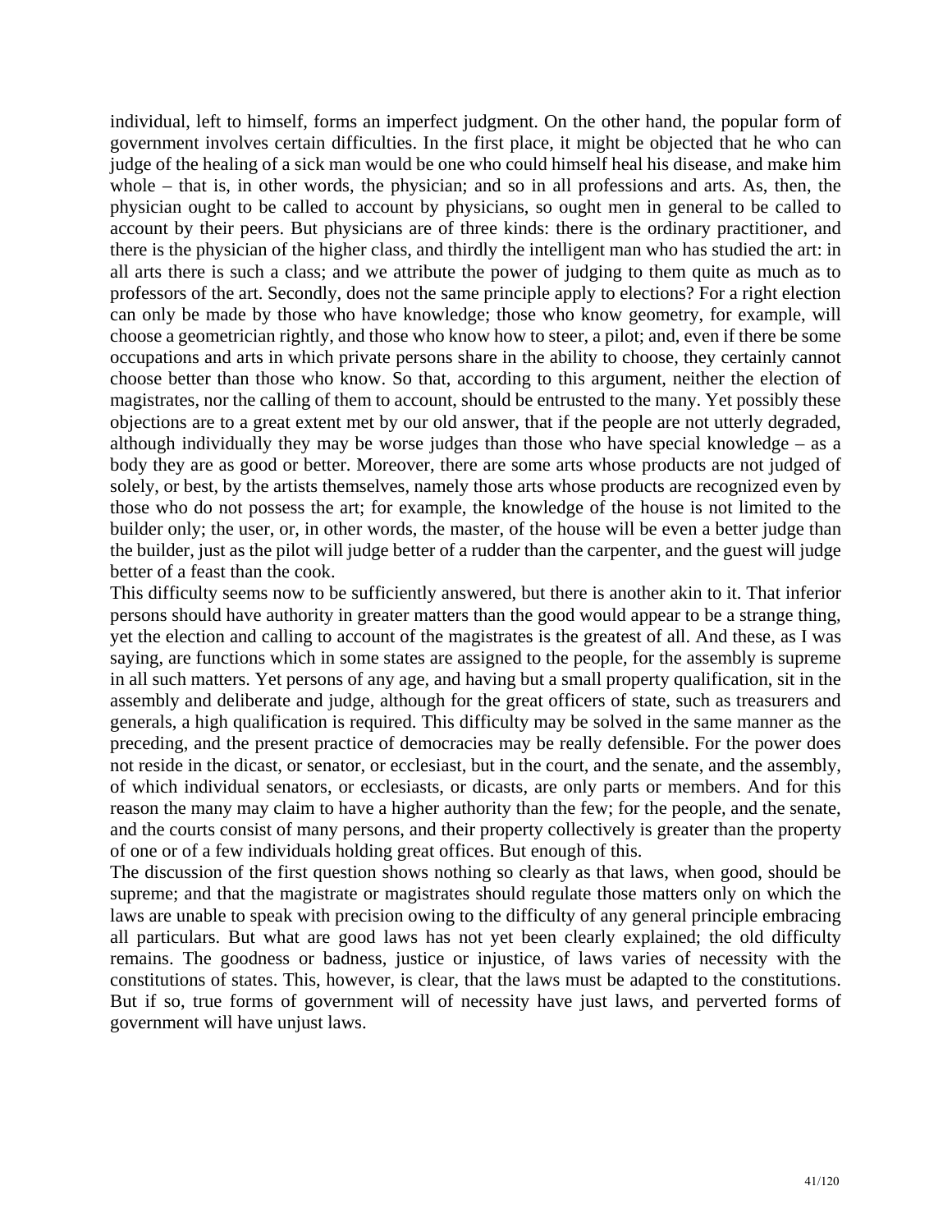individual, left to himself, forms an imperfect judgment. On the other hand, the popular form of government involves certain difficulties. In the first place, it might be objected that he who can judge of the healing of a sick man would be one who could himself heal his disease, and make him whole – that is, in other words, the physician; and so in all professions and arts. As, then, the physician ought to be called to account by physicians, so ought men in general to be called to account by their peers. But physicians are of three kinds: there is the ordinary practitioner, and there is the physician of the higher class, and thirdly the intelligent man who has studied the art: in all arts there is such a class; and we attribute the power of judging to them quite as much as to professors of the art. Secondly, does not the same principle apply to elections? For a right election can only be made by those who have knowledge; those who know geometry, for example, will choose a geometrician rightly, and those who know how to steer, a pilot; and, even if there be some occupations and arts in which private persons share in the ability to choose, they certainly cannot choose better than those who know. So that, according to this argument, neither the election of magistrates, nor the calling of them to account, should be entrusted to the many. Yet possibly these objections are to a great extent met by our old answer, that if the people are not utterly degraded, although individually they may be worse judges than those who have special knowledge – as a body they are as good or better. Moreover, there are some arts whose products are not judged of solely, or best, by the artists themselves, namely those arts whose products are recognized even by those who do not possess the art; for example, the knowledge of the house is not limited to the builder only; the user, or, in other words, the master, of the house will be even a better judge than the builder, just as the pilot will judge better of a rudder than the carpenter, and the guest will judge better of a feast than the cook.

This difficulty seems now to be sufficiently answered, but there is another akin to it. That inferior persons should have authority in greater matters than the good would appear to be a strange thing, yet the election and calling to account of the magistrates is the greatest of all. And these, as I was saying, are functions which in some states are assigned to the people, for the assembly is supreme in all such matters. Yet persons of any age, and having but a small property qualification, sit in the assembly and deliberate and judge, although for the great officers of state, such as treasurers and generals, a high qualification is required. This difficulty may be solved in the same manner as the preceding, and the present practice of democracies may be really defensible. For the power does not reside in the dicast, or senator, or ecclesiast, but in the court, and the senate, and the assembly, of which individual senators, or ecclesiasts, or dicasts, are only parts or members. And for this reason the many may claim to have a higher authority than the few; for the people, and the senate, and the courts consist of many persons, and their property collectively is greater than the property of one or of a few individuals holding great offices. But enough of this.

The discussion of the first question shows nothing so clearly as that laws, when good, should be supreme; and that the magistrate or magistrates should regulate those matters only on which the laws are unable to speak with precision owing to the difficulty of any general principle embracing all particulars. But what are good laws has not yet been clearly explained; the old difficulty remains. The goodness or badness, justice or injustice, of laws varies of necessity with the constitutions of states. This, however, is clear, that the laws must be adapted to the constitutions. But if so, true forms of government will of necessity have just laws, and perverted forms of government will have unjust laws.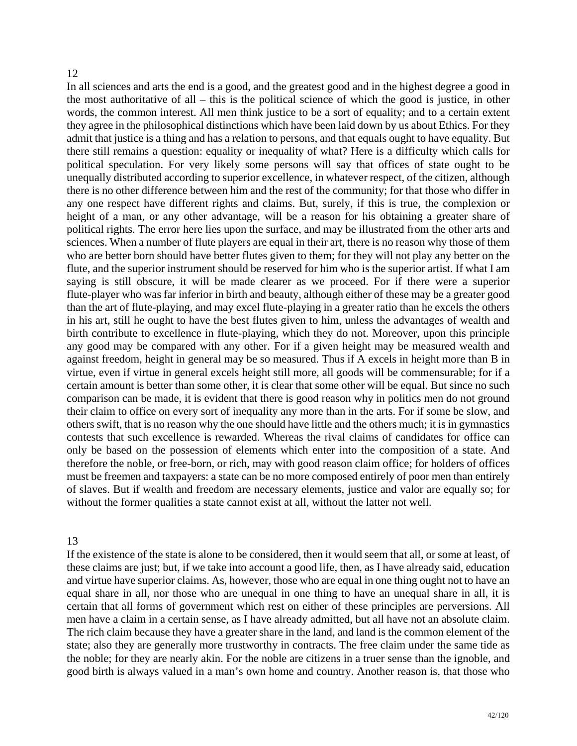12

In all sciences and arts the end is a good, and the greatest good and in the highest degree a good in the most authoritative of all – this is the political science of which the good is justice, in other words, the common interest. All men think justice to be a sort of equality; and to a certain extent they agree in the philosophical distinctions which have been laid down by us about Ethics. For they admit that justice is a thing and has a relation to persons, and that equals ought to have equality. But there still remains a question: equality or inequality of what? Here is a difficulty which calls for political speculation. For very likely some persons will say that offices of state ought to be unequally distributed according to superior excellence, in whatever respect, of the citizen, although there is no other difference between him and the rest of the community; for that those who differ in any one respect have different rights and claims. But, surely, if this is true, the complexion or height of a man, or any other advantage, will be a reason for his obtaining a greater share of political rights. The error here lies upon the surface, and may be illustrated from the other arts and sciences. When a number of flute players are equal in their art, there is no reason why those of them who are better born should have better flutes given to them; for they will not play any better on the flute, and the superior instrument should be reserved for him who is the superior artist. If what I am saying is still obscure, it will be made clearer as we proceed. For if there were a superior flute-player who was far inferior in birth and beauty, although either of these may be a greater good than the art of flute-playing, and may excel flute-playing in a greater ratio than he excels the others in his art, still he ought to have the best flutes given to him, unless the advantages of wealth and birth contribute to excellence in flute-playing, which they do not. Moreover, upon this principle any good may be compared with any other. For if a given height may be measured wealth and against freedom, height in general may be so measured. Thus if A excels in height more than B in virtue, even if virtue in general excels height still more, all goods will be commensurable; for if a certain amount is better than some other, it is clear that some other will be equal. But since no such comparison can be made, it is evident that there is good reason why in politics men do not ground their claim to office on every sort of inequality any more than in the arts. For if some be slow, and others swift, that is no reason why the one should have little and the others much; it is in gymnastics contests that such excellence is rewarded. Whereas the rival claims of candidates for office can only be based on the possession of elements which enter into the composition of a state. And therefore the noble, or free-born, or rich, may with good reason claim office; for holders of offices must be freemen and taxpayers: a state can be no more composed entirely of poor men than entirely of slaves. But if wealth and freedom are necessary elements, justice and valor are equally so; for without the former qualities a state cannot exist at all, without the latter not well.

13

If the existence of the state is alone to be considered, then it would seem that all, or some at least, of these claims are just; but, if we take into account a good life, then, as I have already said, education and virtue have superior claims. As, however, those who are equal in one thing ought not to have an equal share in all, nor those who are unequal in one thing to have an unequal share in all, it is certain that all forms of government which rest on either of these principles are perversions. All men have a claim in a certain sense, as I have already admitted, but all have not an absolute claim. The rich claim because they have a greater share in the land, and land is the common element of the state; also they are generally more trustworthy in contracts. The free claim under the same tide as the noble; for they are nearly akin. For the noble are citizens in a truer sense than the ignoble, and good birth is always valued in a man's own home and country. Another reason is, that those who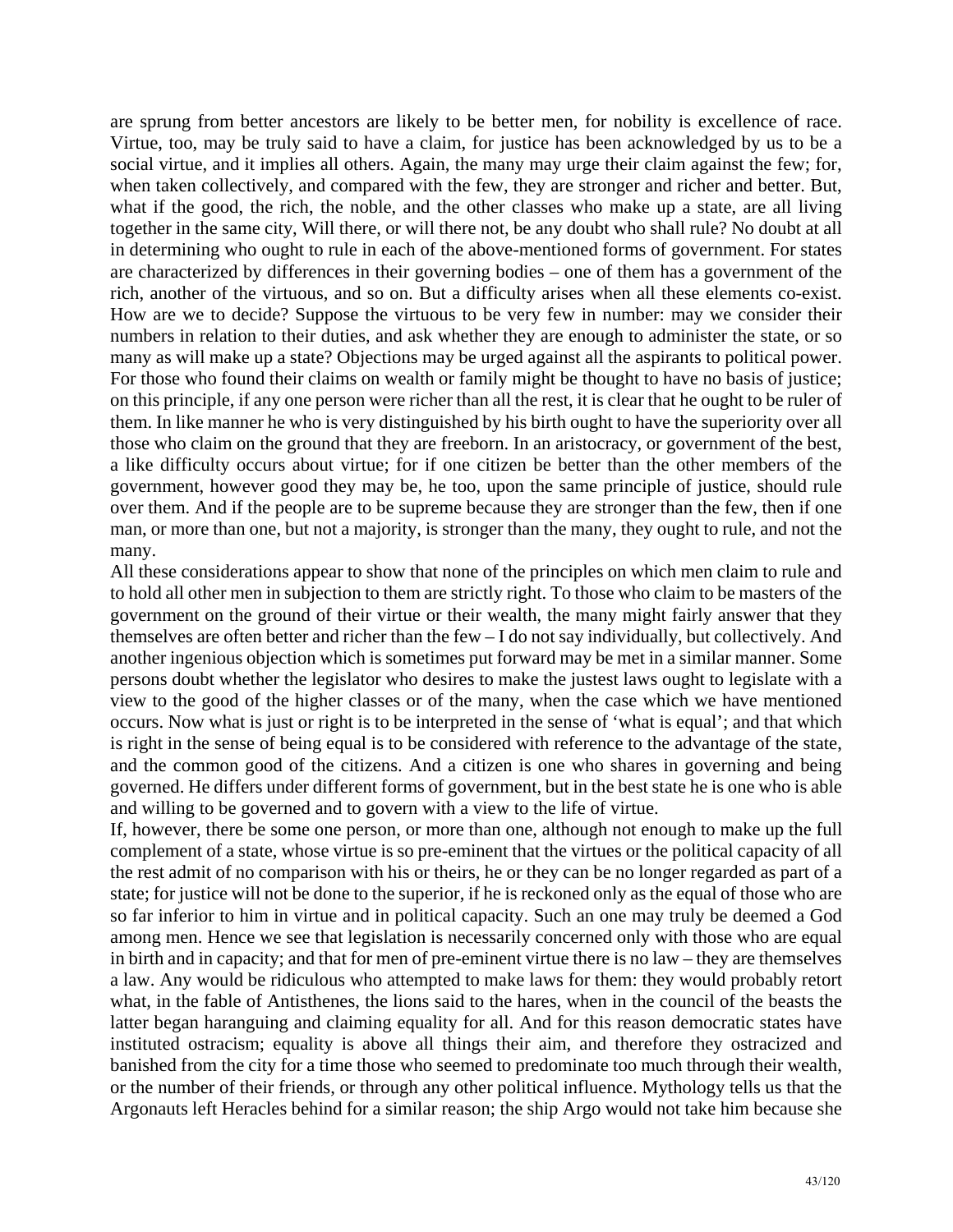are sprung from better ancestors are likely to be better men, for nobility is excellence of race. Virtue, too, may be truly said to have a claim, for justice has been acknowledged by us to be a social virtue, and it implies all others. Again, the many may urge their claim against the few; for, when taken collectively, and compared with the few, they are stronger and richer and better. But, what if the good, the rich, the noble, and the other classes who make up a state, are all living together in the same city, Will there, or will there not, be any doubt who shall rule? No doubt at all in determining who ought to rule in each of the above-mentioned forms of government. For states are characterized by differences in their governing bodies – one of them has a government of the rich, another of the virtuous, and so on. But a difficulty arises when all these elements co-exist. How are we to decide? Suppose the virtuous to be very few in number: may we consider their numbers in relation to their duties, and ask whether they are enough to administer the state, or so many as will make up a state? Objections may be urged against all the aspirants to political power. For those who found their claims on wealth or family might be thought to have no basis of justice; on this principle, if any one person were richer than all the rest, it is clear that he ought to be ruler of them. In like manner he who is very distinguished by his birth ought to have the superiority over all those who claim on the ground that they are freeborn. In an aristocracy, or government of the best, a like difficulty occurs about virtue; for if one citizen be better than the other members of the government, however good they may be, he too, upon the same principle of justice, should rule over them. And if the people are to be supreme because they are stronger than the few, then if one man, or more than one, but not a majority, is stronger than the many, they ought to rule, and not the many.

All these considerations appear to show that none of the principles on which men claim to rule and to hold all other men in subjection to them are strictly right. To those who claim to be masters of the government on the ground of their virtue or their wealth, the many might fairly answer that they themselves are often better and richer than the few – I do not say individually, but collectively. And another ingenious objection which is sometimes put forward may be met in a similar manner. Some persons doubt whether the legislator who desires to make the justest laws ought to legislate with a view to the good of the higher classes or of the many, when the case which we have mentioned occurs. Now what is just or right is to be interpreted in the sense of 'what is equal'; and that which is right in the sense of being equal is to be considered with reference to the advantage of the state, and the common good of the citizens. And a citizen is one who shares in governing and being governed. He differs under different forms of government, but in the best state he is one who is able and willing to be governed and to govern with a view to the life of virtue.

If, however, there be some one person, or more than one, although not enough to make up the full complement of a state, whose virtue is so pre-eminent that the virtues or the political capacity of all the rest admit of no comparison with his or theirs, he or they can be no longer regarded as part of a state; for justice will not be done to the superior, if he is reckoned only as the equal of those who are so far inferior to him in virtue and in political capacity. Such an one may truly be deemed a God among men. Hence we see that legislation is necessarily concerned only with those who are equal in birth and in capacity; and that for men of pre-eminent virtue there is no law – they are themselves a law. Any would be ridiculous who attempted to make laws for them: they would probably retort what, in the fable of Antisthenes, the lions said to the hares, when in the council of the beasts the latter began haranguing and claiming equality for all. And for this reason democratic states have instituted ostracism; equality is above all things their aim, and therefore they ostracized and banished from the city for a time those who seemed to predominate too much through their wealth, or the number of their friends, or through any other political influence. Mythology tells us that the Argonauts left Heracles behind for a similar reason; the ship Argo would not take him because she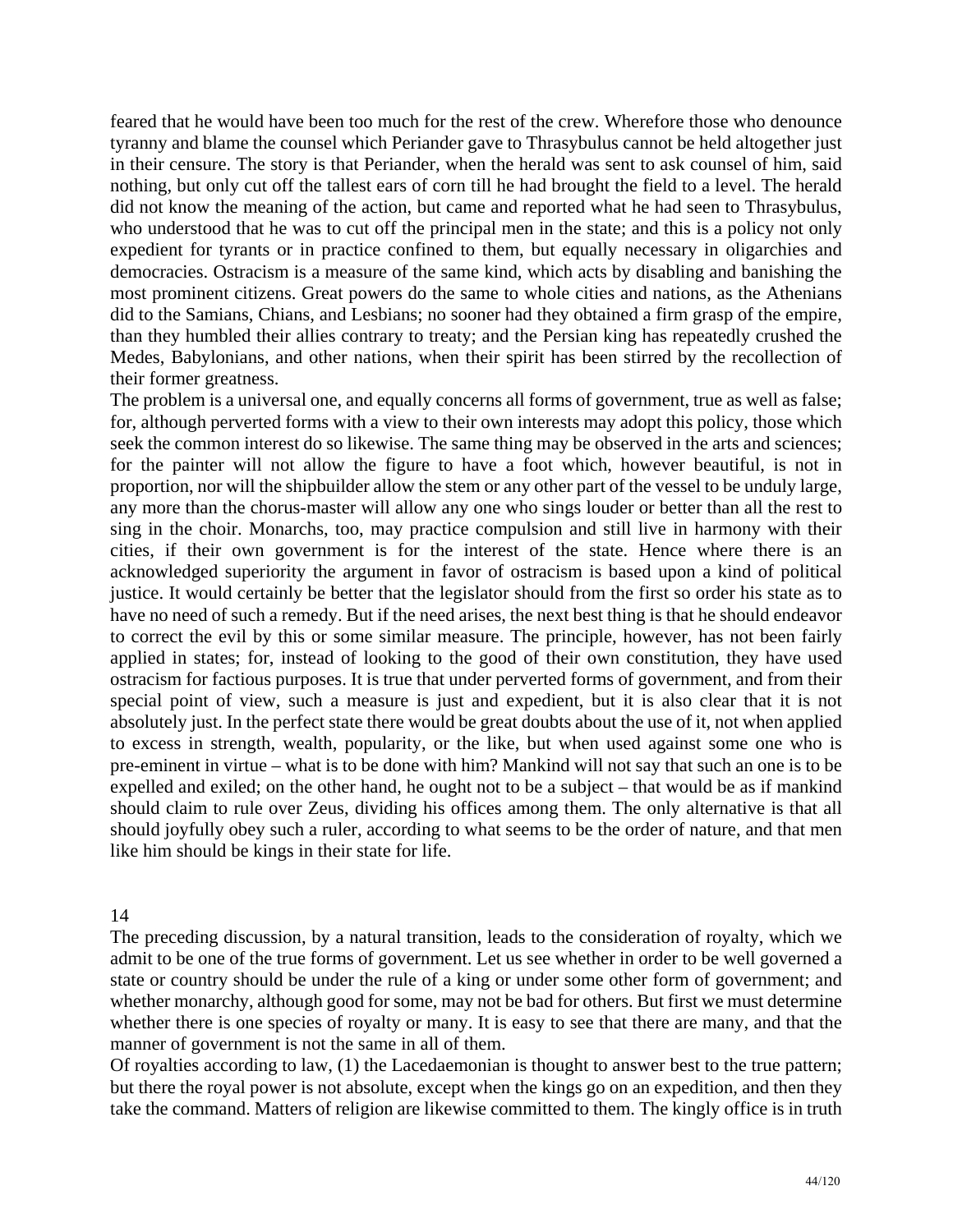feared that he would have been too much for the rest of the crew. Wherefore those who denounce tyranny and blame the counsel which Periander gave to Thrasybulus cannot be held altogether just in their censure. The story is that Periander, when the herald was sent to ask counsel of him, said nothing, but only cut off the tallest ears of corn till he had brought the field to a level. The herald did not know the meaning of the action, but came and reported what he had seen to Thrasybulus, who understood that he was to cut off the principal men in the state; and this is a policy not only expedient for tyrants or in practice confined to them, but equally necessary in oligarchies and democracies. Ostracism is a measure of the same kind, which acts by disabling and banishing the most prominent citizens. Great powers do the same to whole cities and nations, as the Athenians did to the Samians, Chians, and Lesbians; no sooner had they obtained a firm grasp of the empire, than they humbled their allies contrary to treaty; and the Persian king has repeatedly crushed the Medes, Babylonians, and other nations, when their spirit has been stirred by the recollection of their former greatness.

The problem is a universal one, and equally concerns all forms of government, true as well as false; for, although perverted forms with a view to their own interests may adopt this policy, those which seek the common interest do so likewise. The same thing may be observed in the arts and sciences; for the painter will not allow the figure to have a foot which, however beautiful, is not in proportion, nor will the shipbuilder allow the stem or any other part of the vessel to be unduly large, any more than the chorus-master will allow any one who sings louder or better than all the rest to sing in the choir. Monarchs, too, may practice compulsion and still live in harmony with their cities, if their own government is for the interest of the state. Hence where there is an acknowledged superiority the argument in favor of ostracism is based upon a kind of political justice. It would certainly be better that the legislator should from the first so order his state as to have no need of such a remedy. But if the need arises, the next best thing is that he should endeavor to correct the evil by this or some similar measure. The principle, however, has not been fairly applied in states; for, instead of looking to the good of their own constitution, they have used ostracism for factious purposes. It is true that under perverted forms of government, and from their special point of view, such a measure is just and expedient, but it is also clear that it is not absolutely just. In the perfect state there would be great doubts about the use of it, not when applied to excess in strength, wealth, popularity, or the like, but when used against some one who is pre-eminent in virtue – what is to be done with him? Mankind will not say that such an one is to be expelled and exiled; on the other hand, he ought not to be a subject – that would be as if mankind should claim to rule over Zeus, dividing his offices among them. The only alternative is that all should joyfully obey such a ruler, according to what seems to be the order of nature, and that men like him should be kings in their state for life.

## 14

The preceding discussion, by a natural transition, leads to the consideration of royalty, which we admit to be one of the true forms of government. Let us see whether in order to be well governed a state or country should be under the rule of a king or under some other form of government; and whether monarchy, although good for some, may not be bad for others. But first we must determine whether there is one species of royalty or many. It is easy to see that there are many, and that the manner of government is not the same in all of them.

Of royalties according to law, (1) the Lacedaemonian is thought to answer best to the true pattern; but there the royal power is not absolute, except when the kings go on an expedition, and then they take the command. Matters of religion are likewise committed to them. The kingly office is in truth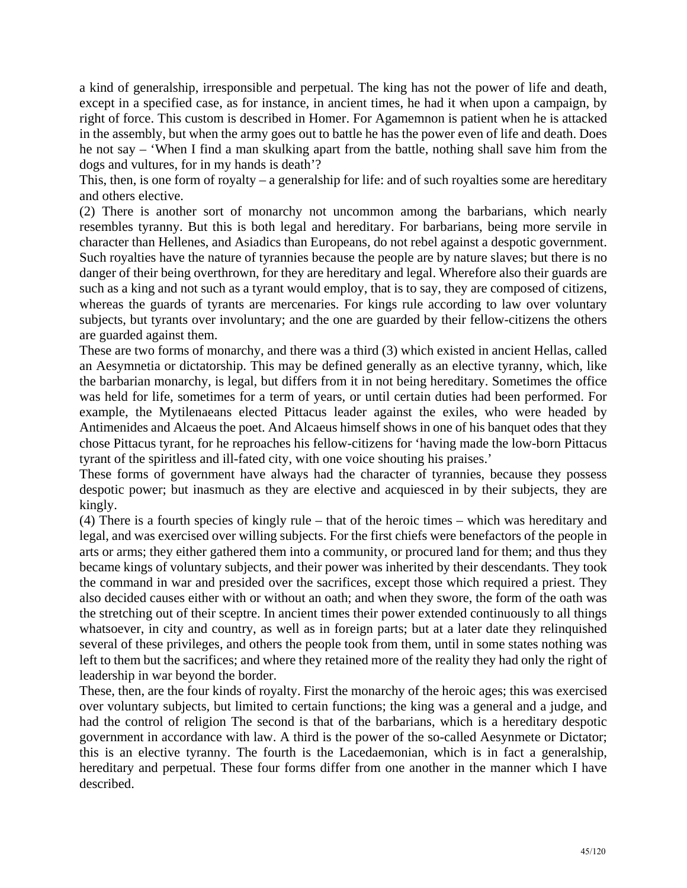a kind of generalship, irresponsible and perpetual. The king has not the power of life and death, except in a specified case, as for instance, in ancient times, he had it when upon a campaign, by right of force. This custom is described in Homer. For Agamemnon is patient when he is attacked in the assembly, but when the army goes out to battle he has the power even of life and death. Does he not say – 'When I find a man skulking apart from the battle, nothing shall save him from the dogs and vultures, for in my hands is death'?

This, then, is one form of royalty – a generalship for life: and of such royalties some are hereditary and others elective.

(2) There is another sort of monarchy not uncommon among the barbarians, which nearly resembles tyranny. But this is both legal and hereditary. For barbarians, being more servile in character than Hellenes, and Asiadics than Europeans, do not rebel against a despotic government. Such royalties have the nature of tyrannies because the people are by nature slaves; but there is no danger of their being overthrown, for they are hereditary and legal. Wherefore also their guards are such as a king and not such as a tyrant would employ, that is to say, they are composed of citizens, whereas the guards of tyrants are mercenaries. For kings rule according to law over voluntary subjects, but tyrants over involuntary; and the one are guarded by their fellow-citizens the others are guarded against them.

These are two forms of monarchy, and there was a third (3) which existed in ancient Hellas, called an Aesymnetia or dictatorship. This may be defined generally as an elective tyranny, which, like the barbarian monarchy, is legal, but differs from it in not being hereditary. Sometimes the office was held for life, sometimes for a term of years, or until certain duties had been performed. For example, the Mytilenaeans elected Pittacus leader against the exiles, who were headed by Antimenides and Alcaeus the poet. And Alcaeus himself shows in one of his banquet odes that they chose Pittacus tyrant, for he reproaches his fellow-citizens for 'having made the low-born Pittacus tyrant of the spiritless and ill-fated city, with one voice shouting his praises.'

These forms of government have always had the character of tyrannies, because they possess despotic power; but inasmuch as they are elective and acquiesced in by their subjects, they are kingly.

(4) There is a fourth species of kingly rule – that of the heroic times – which was hereditary and legal, and was exercised over willing subjects. For the first chiefs were benefactors of the people in arts or arms; they either gathered them into a community, or procured land for them; and thus they became kings of voluntary subjects, and their power was inherited by their descendants. They took the command in war and presided over the sacrifices, except those which required a priest. They also decided causes either with or without an oath; and when they swore, the form of the oath was the stretching out of their sceptre. In ancient times their power extended continuously to all things whatsoever, in city and country, as well as in foreign parts; but at a later date they relinquished several of these privileges, and others the people took from them, until in some states nothing was left to them but the sacrifices; and where they retained more of the reality they had only the right of leadership in war beyond the border.

These, then, are the four kinds of royalty. First the monarchy of the heroic ages; this was exercised over voluntary subjects, but limited to certain functions; the king was a general and a judge, and had the control of religion The second is that of the barbarians, which is a hereditary despotic government in accordance with law. A third is the power of the so-called Aesynmete or Dictator; this is an elective tyranny. The fourth is the Lacedaemonian, which is in fact a generalship, hereditary and perpetual. These four forms differ from one another in the manner which I have described.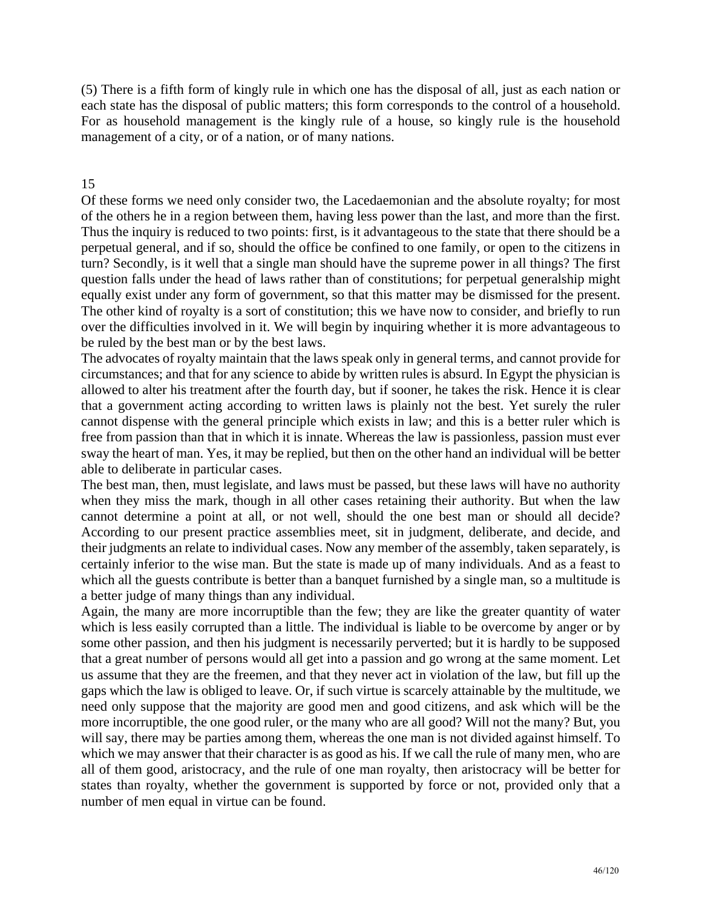(5) There is a fifth form of kingly rule in which one has the disposal of all, just as each nation or each state has the disposal of public matters; this form corresponds to the control of a household. For as household management is the kingly rule of a house, so kingly rule is the household management of a city, or of a nation, or of many nations.

15

Of these forms we need only consider two, the Lacedaemonian and the absolute royalty; for most of the others he in a region between them, having less power than the last, and more than the first. Thus the inquiry is reduced to two points: first, is it advantageous to the state that there should be a perpetual general, and if so, should the office be confined to one family, or open to the citizens in turn? Secondly, is it well that a single man should have the supreme power in all things? The first question falls under the head of laws rather than of constitutions; for perpetual generalship might equally exist under any form of government, so that this matter may be dismissed for the present. The other kind of royalty is a sort of constitution; this we have now to consider, and briefly to run over the difficulties involved in it. We will begin by inquiring whether it is more advantageous to be ruled by the best man or by the best laws.

The advocates of royalty maintain that the laws speak only in general terms, and cannot provide for circumstances; and that for any science to abide by written rules is absurd. In Egypt the physician is allowed to alter his treatment after the fourth day, but if sooner, he takes the risk. Hence it is clear that a government acting according to written laws is plainly not the best. Yet surely the ruler cannot dispense with the general principle which exists in law; and this is a better ruler which is free from passion than that in which it is innate. Whereas the law is passionless, passion must ever sway the heart of man. Yes, it may be replied, but then on the other hand an individual will be better able to deliberate in particular cases.

The best man, then, must legislate, and laws must be passed, but these laws will have no authority when they miss the mark, though in all other cases retaining their authority. But when the law cannot determine a point at all, or not well, should the one best man or should all decide? According to our present practice assemblies meet, sit in judgment, deliberate, and decide, and their judgments an relate to individual cases. Now any member of the assembly, taken separately, is certainly inferior to the wise man. But the state is made up of many individuals. And as a feast to which all the guests contribute is better than a banquet furnished by a single man, so a multitude is a better judge of many things than any individual.

Again, the many are more incorruptible than the few; they are like the greater quantity of water which is less easily corrupted than a little. The individual is liable to be overcome by anger or by some other passion, and then his judgment is necessarily perverted; but it is hardly to be supposed that a great number of persons would all get into a passion and go wrong at the same moment. Let us assume that they are the freemen, and that they never act in violation of the law, but fill up the gaps which the law is obliged to leave. Or, if such virtue is scarcely attainable by the multitude, we need only suppose that the majority are good men and good citizens, and ask which will be the more incorruptible, the one good ruler, or the many who are all good? Will not the many? But, you will say, there may be parties among them, whereas the one man is not divided against himself. To which we may answer that their character is as good as his. If we call the rule of many men, who are all of them good, aristocracy, and the rule of one man royalty, then aristocracy will be better for states than royalty, whether the government is supported by force or not, provided only that a number of men equal in virtue can be found.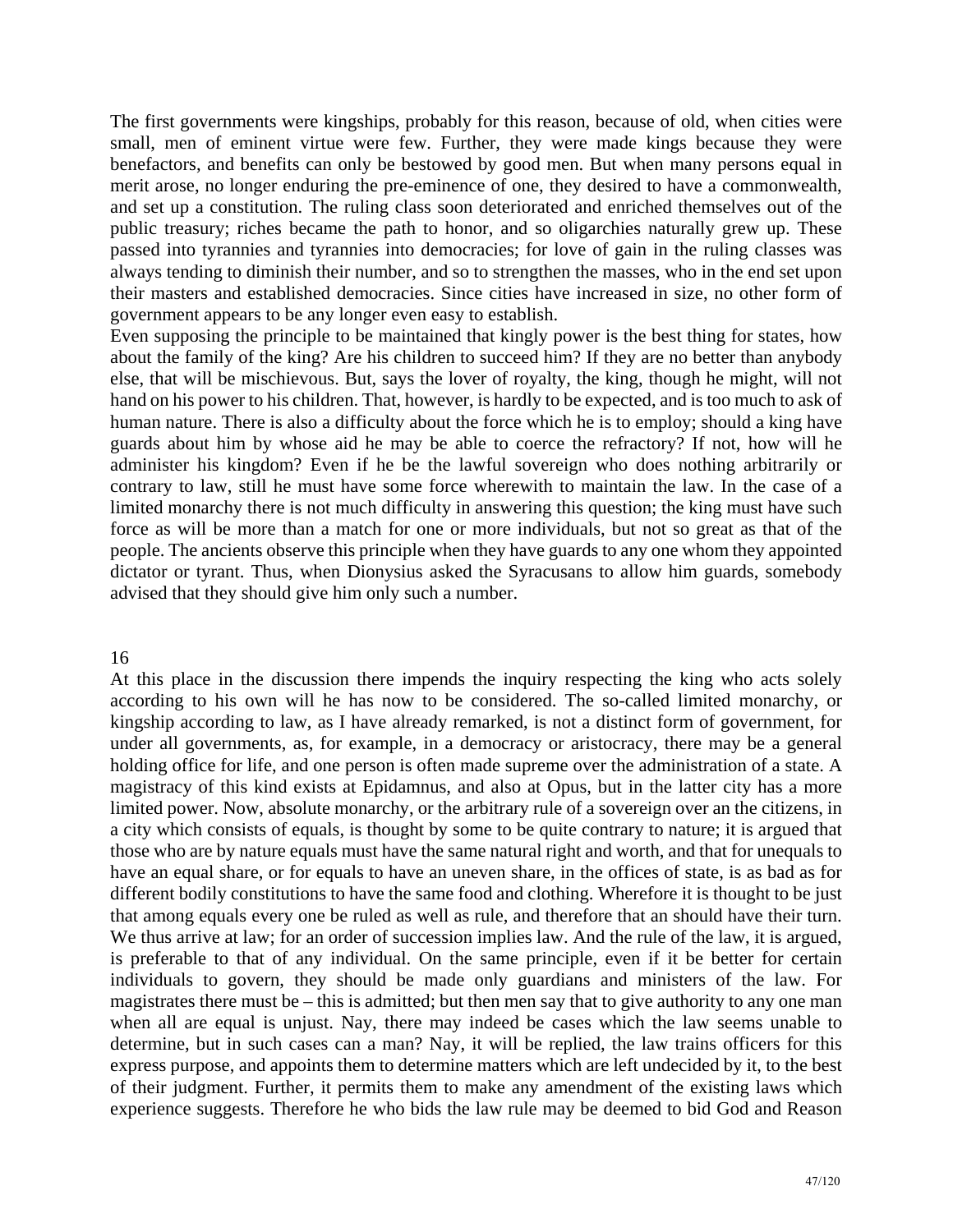The first governments were kingships, probably for this reason, because of old, when cities were small, men of eminent virtue were few. Further, they were made kings because they were benefactors, and benefits can only be bestowed by good men. But when many persons equal in merit arose, no longer enduring the pre-eminence of one, they desired to have a commonwealth, and set up a constitution. The ruling class soon deteriorated and enriched themselves out of the public treasury; riches became the path to honor, and so oligarchies naturally grew up. These passed into tyrannies and tyrannies into democracies; for love of gain in the ruling classes was always tending to diminish their number, and so to strengthen the masses, who in the end set upon their masters and established democracies. Since cities have increased in size, no other form of government appears to be any longer even easy to establish.

Even supposing the principle to be maintained that kingly power is the best thing for states, how about the family of the king? Are his children to succeed him? If they are no better than anybody else, that will be mischievous. But, says the lover of royalty, the king, though he might, will not hand on his power to his children. That, however, is hardly to be expected, and is too much to ask of human nature. There is also a difficulty about the force which he is to employ; should a king have guards about him by whose aid he may be able to coerce the refractory? If not, how will he administer his kingdom? Even if he be the lawful sovereign who does nothing arbitrarily or contrary to law, still he must have some force wherewith to maintain the law. In the case of a limited monarchy there is not much difficulty in answering this question; the king must have such force as will be more than a match for one or more individuals, but not so great as that of the people. The ancients observe this principle when they have guards to any one whom they appointed dictator or tyrant. Thus, when Dionysius asked the Syracusans to allow him guards, somebody advised that they should give him only such a number.

16

At this place in the discussion there impends the inquiry respecting the king who acts solely according to his own will he has now to be considered. The so-called limited monarchy, or kingship according to law, as I have already remarked, is not a distinct form of government, for under all governments, as, for example, in a democracy or aristocracy, there may be a general holding office for life, and one person is often made supreme over the administration of a state. A magistracy of this kind exists at Epidamnus, and also at Opus, but in the latter city has a more limited power. Now, absolute monarchy, or the arbitrary rule of a sovereign over an the citizens, in a city which consists of equals, is thought by some to be quite contrary to nature; it is argued that those who are by nature equals must have the same natural right and worth, and that for unequals to have an equal share, or for equals to have an uneven share, in the offices of state, is as bad as for different bodily constitutions to have the same food and clothing. Wherefore it is thought to be just that among equals every one be ruled as well as rule, and therefore that an should have their turn. We thus arrive at law; for an order of succession implies law. And the rule of the law, it is argued, is preferable to that of any individual. On the same principle, even if it be better for certain individuals to govern, they should be made only guardians and ministers of the law. For magistrates there must be – this is admitted; but then men say that to give authority to any one man when all are equal is unjust. Nay, there may indeed be cases which the law seems unable to determine, but in such cases can a man? Nay, it will be replied, the law trains officers for this express purpose, and appoints them to determine matters which are left undecided by it, to the best of their judgment. Further, it permits them to make any amendment of the existing laws which experience suggests. Therefore he who bids the law rule may be deemed to bid God and Reason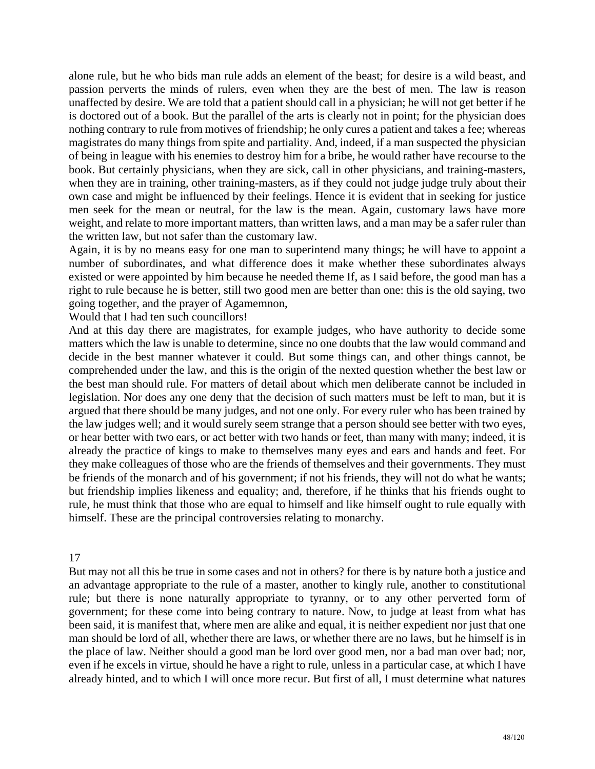alone rule, but he who bids man rule adds an element of the beast; for desire is a wild beast, and passion perverts the minds of rulers, even when they are the best of men. The law is reason unaffected by desire. We are told that a patient should call in a physician; he will not get better if he is doctored out of a book. But the parallel of the arts is clearly not in point; for the physician does nothing contrary to rule from motives of friendship; he only cures a patient and takes a fee; whereas magistrates do many things from spite and partiality. And, indeed, if a man suspected the physician of being in league with his enemies to destroy him for a bribe, he would rather have recourse to the book. But certainly physicians, when they are sick, call in other physicians, and training-masters, when they are in training, other training-masters, as if they could not judge judge truly about their own case and might be influenced by their feelings. Hence it is evident that in seeking for justice men seek for the mean or neutral, for the law is the mean. Again, customary laws have more weight, and relate to more important matters, than written laws, and a man may be a safer ruler than the written law, but not safer than the customary law.

Again, it is by no means easy for one man to superintend many things; he will have to appoint a number of subordinates, and what difference does it make whether these subordinates always existed or were appointed by him because he needed theme If, as I said before, the good man has a right to rule because he is better, still two good men are better than one: this is the old saying, two going together, and the prayer of Agamemnon,

Would that I had ten such councillors!

And at this day there are magistrates, for example judges, who have authority to decide some matters which the law is unable to determine, since no one doubts that the law would command and decide in the best manner whatever it could. But some things can, and other things cannot, be comprehended under the law, and this is the origin of the nexted question whether the best law or the best man should rule. For matters of detail about which men deliberate cannot be included in legislation. Nor does any one deny that the decision of such matters must be left to man, but it is argued that there should be many judges, and not one only. For every ruler who has been trained by the law judges well; and it would surely seem strange that a person should see better with two eyes, or hear better with two ears, or act better with two hands or feet, than many with many; indeed, it is already the practice of kings to make to themselves many eyes and ears and hands and feet. For they make colleagues of those who are the friends of themselves and their governments. They must be friends of the monarch and of his government; if not his friends, they will not do what he wants; but friendship implies likeness and equality; and, therefore, if he thinks that his friends ought to rule, he must think that those who are equal to himself and like himself ought to rule equally with himself. These are the principal controversies relating to monarchy.

## 17

But may not all this be true in some cases and not in others? for there is by nature both a justice and an advantage appropriate to the rule of a master, another to kingly rule, another to constitutional rule; but there is none naturally appropriate to tyranny, or to any other perverted form of government; for these come into being contrary to nature. Now, to judge at least from what has been said, it is manifest that, where men are alike and equal, it is neither expedient nor just that one man should be lord of all, whether there are laws, or whether there are no laws, but he himself is in the place of law. Neither should a good man be lord over good men, nor a bad man over bad; nor, even if he excels in virtue, should he have a right to rule, unless in a particular case, at which I have already hinted, and to which I will once more recur. But first of all, I must determine what natures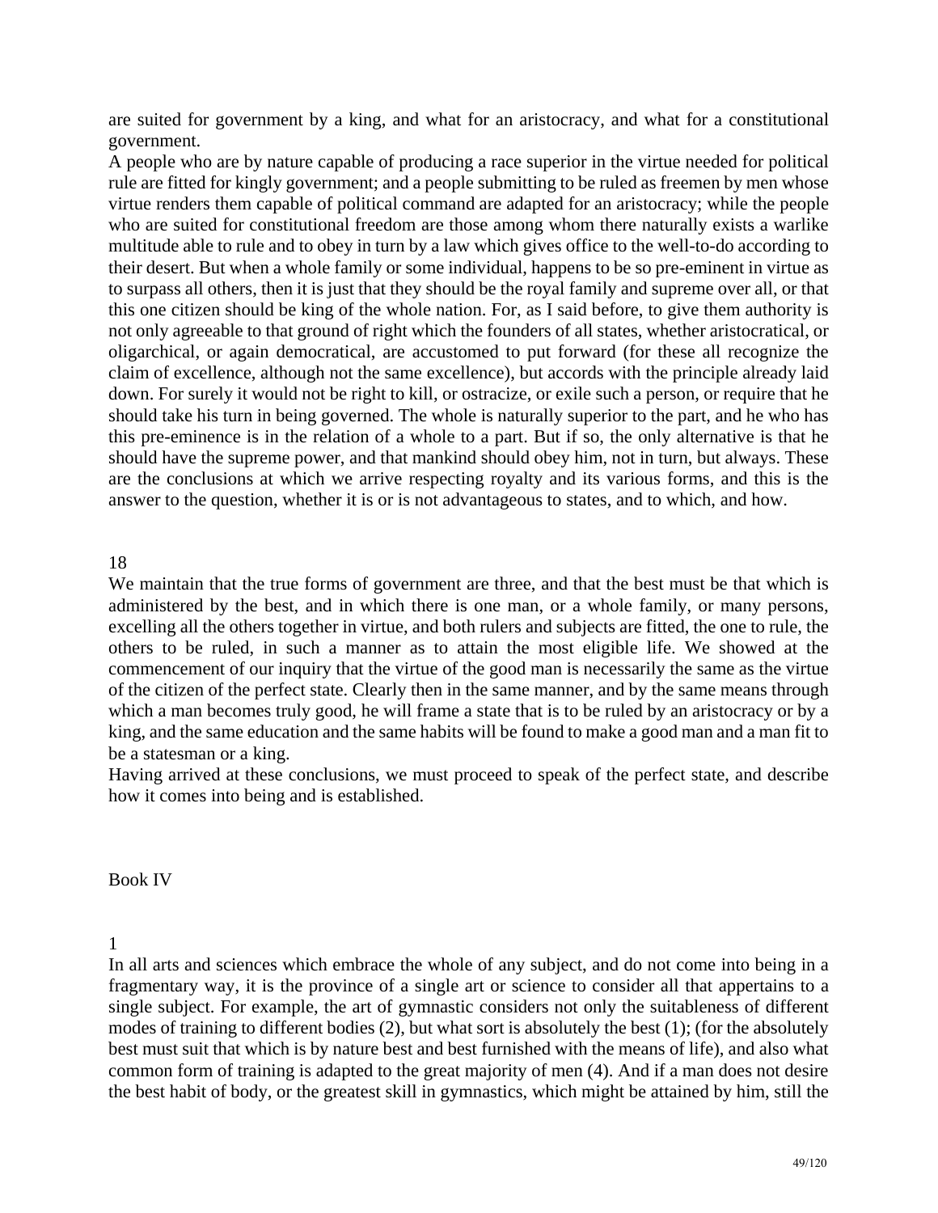are suited for government by a king, and what for an aristocracy, and what for a constitutional government.

A people who are by nature capable of producing a race superior in the virtue needed for political rule are fitted for kingly government; and a people submitting to be ruled as freemen by men whose virtue renders them capable of political command are adapted for an aristocracy; while the people who are suited for constitutional freedom are those among whom there naturally exists a warlike multitude able to rule and to obey in turn by a law which gives office to the well-to-do according to their desert. But when a whole family or some individual, happens to be so pre-eminent in virtue as to surpass all others, then it is just that they should be the royal family and supreme over all, or that this one citizen should be king of the whole nation. For, as I said before, to give them authority is not only agreeable to that ground of right which the founders of all states, whether aristocratical, or oligarchical, or again democratical, are accustomed to put forward (for these all recognize the claim of excellence, although not the same excellence), but accords with the principle already laid down. For surely it would not be right to kill, or ostracize, or exile such a person, or require that he should take his turn in being governed. The whole is naturally superior to the part, and he who has this pre-eminence is in the relation of a whole to a part. But if so, the only alternative is that he should have the supreme power, and that mankind should obey him, not in turn, but always. These are the conclusions at which we arrive respecting royalty and its various forms, and this is the answer to the question, whether it is or is not advantageous to states, and to which, and how.

## 18

We maintain that the true forms of government are three, and that the best must be that which is administered by the best, and in which there is one man, or a whole family, or many persons, excelling all the others together in virtue, and both rulers and subjects are fitted, the one to rule, the others to be ruled, in such a manner as to attain the most eligible life. We showed at the commencement of our inquiry that the virtue of the good man is necessarily the same as the virtue of the citizen of the perfect state. Clearly then in the same manner, and by the same means through which a man becomes truly good, he will frame a state that is to be ruled by an aristocracy or by a king, and the same education and the same habits will be found to make a good man and a man fit to be a statesman or a king.

Having arrived at these conclusions, we must proceed to speak of the perfect state, and describe how it comes into being and is established.

# Book IV

## 1

In all arts and sciences which embrace the whole of any subject, and do not come into being in a fragmentary way, it is the province of a single art or science to consider all that appertains to a single subject. For example, the art of gymnastic considers not only the suitableness of different modes of training to different bodies (2), but what sort is absolutely the best (1); (for the absolutely best must suit that which is by nature best and best furnished with the means of life), and also what common form of training is adapted to the great majority of men (4). And if a man does not desire the best habit of body, or the greatest skill in gymnastics, which might be attained by him, still the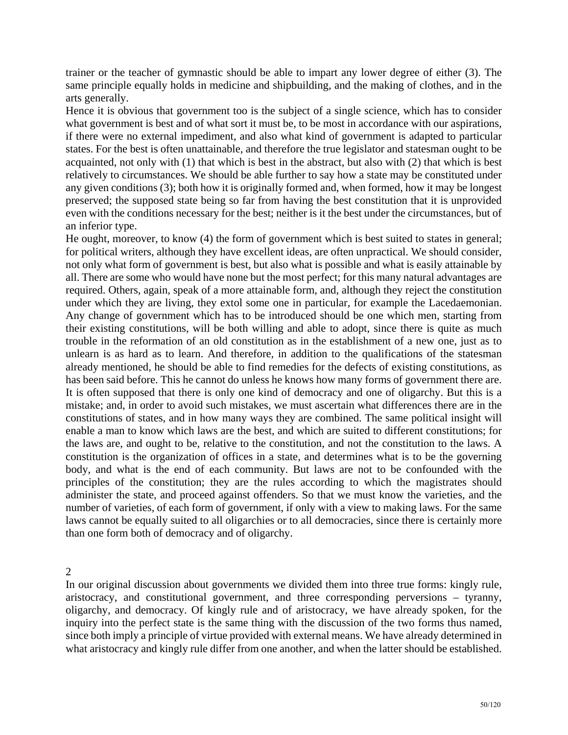trainer or the teacher of gymnastic should be able to impart any lower degree of either (3). The same principle equally holds in medicine and shipbuilding, and the making of clothes, and in the arts generally.

Hence it is obvious that government too is the subject of a single science, which has to consider what government is best and of what sort it must be, to be most in accordance with our aspirations, if there were no external impediment, and also what kind of government is adapted to particular states. For the best is often unattainable, and therefore the true legislator and statesman ought to be acquainted, not only with (1) that which is best in the abstract, but also with (2) that which is best relatively to circumstances. We should be able further to say how a state may be constituted under any given conditions (3); both how it is originally formed and, when formed, how it may be longest preserved; the supposed state being so far from having the best constitution that it is unprovided even with the conditions necessary for the best; neither is it the best under the circumstances, but of an inferior type.

He ought, moreover, to know (4) the form of government which is best suited to states in general; for political writers, although they have excellent ideas, are often unpractical. We should consider, not only what form of government is best, but also what is possible and what is easily attainable by all. There are some who would have none but the most perfect; for this many natural advantages are required. Others, again, speak of a more attainable form, and, although they reject the constitution under which they are living, they extol some one in particular, for example the Lacedaemonian. Any change of government which has to be introduced should be one which men, starting from their existing constitutions, will be both willing and able to adopt, since there is quite as much trouble in the reformation of an old constitution as in the establishment of a new one, just as to unlearn is as hard as to learn. And therefore, in addition to the qualifications of the statesman already mentioned, he should be able to find remedies for the defects of existing constitutions, as has been said before. This he cannot do unless he knows how many forms of government there are. It is often supposed that there is only one kind of democracy and one of oligarchy. But this is a mistake; and, in order to avoid such mistakes, we must ascertain what differences there are in the constitutions of states, and in how many ways they are combined. The same political insight will enable a man to know which laws are the best, and which are suited to different constitutions; for the laws are, and ought to be, relative to the constitution, and not the constitution to the laws. A constitution is the organization of offices in a state, and determines what is to be the governing body, and what is the end of each community. But laws are not to be confounded with the principles of the constitution; they are the rules according to which the magistrates should administer the state, and proceed against offenders. So that we must know the varieties, and the number of varieties, of each form of government, if only with a view to making laws. For the same laws cannot be equally suited to all oligarchies or to all democracies, since there is certainly more than one form both of democracy and of oligarchy.

## 2

In our original discussion about governments we divided them into three true forms: kingly rule, aristocracy, and constitutional government, and three corresponding perversions – tyranny, oligarchy, and democracy. Of kingly rule and of aristocracy, we have already spoken, for the inquiry into the perfect state is the same thing with the discussion of the two forms thus named, since both imply a principle of virtue provided with external means. We have already determined in what aristocracy and kingly rule differ from one another, and when the latter should be established.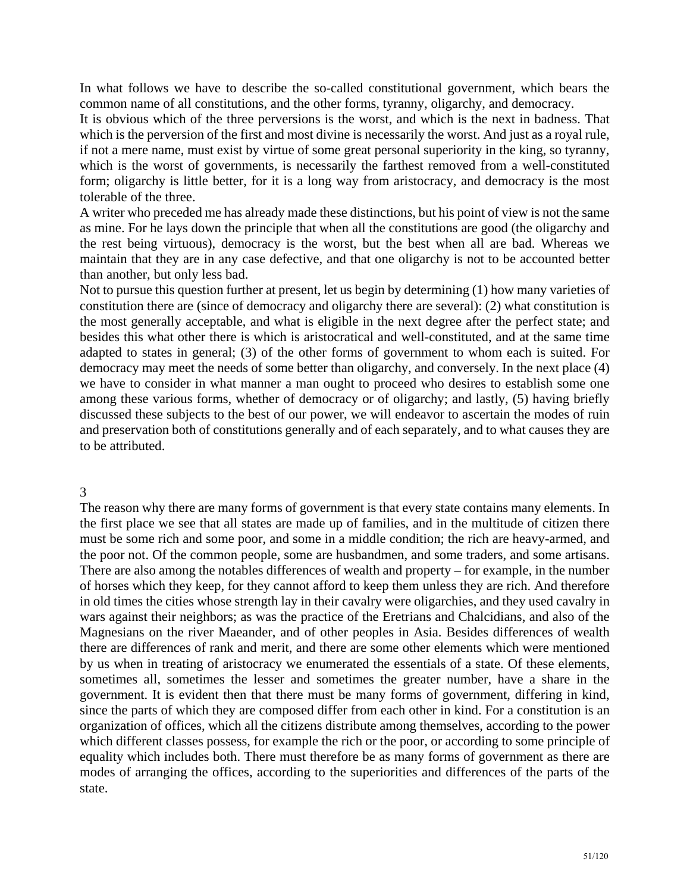In what follows we have to describe the so-called constitutional government, which bears the common name of all constitutions, and the other forms, tyranny, oligarchy, and democracy.

It is obvious which of the three perversions is the worst, and which is the next in badness. That which is the perversion of the first and most divine is necessarily the worst. And just as a royal rule, if not a mere name, must exist by virtue of some great personal superiority in the king, so tyranny, which is the worst of governments, is necessarily the farthest removed from a well-constituted form; oligarchy is little better, for it is a long way from aristocracy, and democracy is the most tolerable of the three.

A writer who preceded me has already made these distinctions, but his point of view is not the same as mine. For he lays down the principle that when all the constitutions are good (the oligarchy and the rest being virtuous), democracy is the worst, but the best when all are bad. Whereas we maintain that they are in any case defective, and that one oligarchy is not to be accounted better than another, but only less bad.

Not to pursue this question further at present, let us begin by determining (1) how many varieties of constitution there are (since of democracy and oligarchy there are several): (2) what constitution is the most generally acceptable, and what is eligible in the next degree after the perfect state; and besides this what other there is which is aristocratical and well-constituted, and at the same time adapted to states in general; (3) of the other forms of government to whom each is suited. For democracy may meet the needs of some better than oligarchy, and conversely. In the next place (4) we have to consider in what manner a man ought to proceed who desires to establish some one among these various forms, whether of democracy or of oligarchy; and lastly, (5) having briefly discussed these subjects to the best of our power, we will endeavor to ascertain the modes of ruin and preservation both of constitutions generally and of each separately, and to what causes they are to be attributed.

## 3

The reason why there are many forms of government is that every state contains many elements. In the first place we see that all states are made up of families, and in the multitude of citizen there must be some rich and some poor, and some in a middle condition; the rich are heavy-armed, and the poor not. Of the common people, some are husbandmen, and some traders, and some artisans. There are also among the notables differences of wealth and property – for example, in the number of horses which they keep, for they cannot afford to keep them unless they are rich. And therefore in old times the cities whose strength lay in their cavalry were oligarchies, and they used cavalry in wars against their neighbors; as was the practice of the Eretrians and Chalcidians, and also of the Magnesians on the river Maeander, and of other peoples in Asia. Besides differences of wealth there are differences of rank and merit, and there are some other elements which were mentioned by us when in treating of aristocracy we enumerated the essentials of a state. Of these elements, sometimes all, sometimes the lesser and sometimes the greater number, have a share in the government. It is evident then that there must be many forms of government, differing in kind, since the parts of which they are composed differ from each other in kind. For a constitution is an organization of offices, which all the citizens distribute among themselves, according to the power which different classes possess, for example the rich or the poor, or according to some principle of equality which includes both. There must therefore be as many forms of government as there are modes of arranging the offices, according to the superiorities and differences of the parts of the state.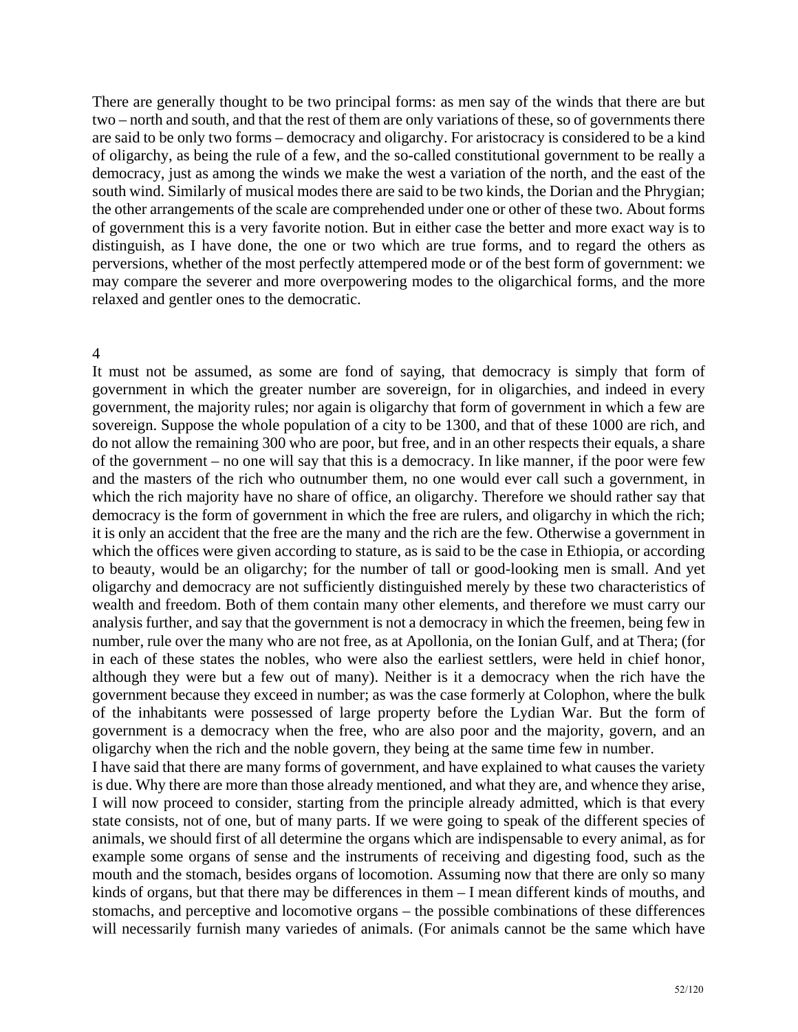There are generally thought to be two principal forms: as men say of the winds that there are but two – north and south, and that the rest of them are only variations of these, so of governments there are said to be only two forms – democracy and oligarchy. For aristocracy is considered to be a kind of oligarchy, as being the rule of a few, and the so-called constitutional government to be really a democracy, just as among the winds we make the west a variation of the north, and the east of the south wind. Similarly of musical modes there are said to be two kinds, the Dorian and the Phrygian; the other arrangements of the scale are comprehended under one or other of these two. About forms of government this is a very favorite notion. But in either case the better and more exact way is to distinguish, as I have done, the one or two which are true forms, and to regard the others as perversions, whether of the most perfectly attempered mode or of the best form of government: we may compare the severer and more overpowering modes to the oligarchical forms, and the more relaxed and gentler ones to the democratic.

4

It must not be assumed, as some are fond of saying, that democracy is simply that form of government in which the greater number are sovereign, for in oligarchies, and indeed in every government, the majority rules; nor again is oligarchy that form of government in which a few are sovereign. Suppose the whole population of a city to be 1300, and that of these 1000 are rich, and do not allow the remaining 300 who are poor, but free, and in an other respects their equals, a share of the government – no one will say that this is a democracy. In like manner, if the poor were few and the masters of the rich who outnumber them, no one would ever call such a government, in which the rich majority have no share of office, an oligarchy. Therefore we should rather say that democracy is the form of government in which the free are rulers, and oligarchy in which the rich; it is only an accident that the free are the many and the rich are the few. Otherwise a government in which the offices were given according to stature, as is said to be the case in Ethiopia, or according to beauty, would be an oligarchy; for the number of tall or good-looking men is small. And yet oligarchy and democracy are not sufficiently distinguished merely by these two characteristics of wealth and freedom. Both of them contain many other elements, and therefore we must carry our analysis further, and say that the government is not a democracy in which the freemen, being few in number, rule over the many who are not free, as at Apollonia, on the Ionian Gulf, and at Thera; (for in each of these states the nobles, who were also the earliest settlers, were held in chief honor, although they were but a few out of many). Neither is it a democracy when the rich have the government because they exceed in number; as was the case formerly at Colophon, where the bulk of the inhabitants were possessed of large property before the Lydian War. But the form of government is a democracy when the free, who are also poor and the majority, govern, and an oligarchy when the rich and the noble govern, they being at the same time few in number.

I have said that there are many forms of government, and have explained to what causes the variety is due. Why there are more than those already mentioned, and what they are, and whence they arise, I will now proceed to consider, starting from the principle already admitted, which is that every state consists, not of one, but of many parts. If we were going to speak of the different species of animals, we should first of all determine the organs which are indispensable to every animal, as for example some organs of sense and the instruments of receiving and digesting food, such as the mouth and the stomach, besides organs of locomotion. Assuming now that there are only so many kinds of organs, but that there may be differences in them – I mean different kinds of mouths, and stomachs, and perceptive and locomotive organs – the possible combinations of these differences will necessarily furnish many variedes of animals. (For animals cannot be the same which have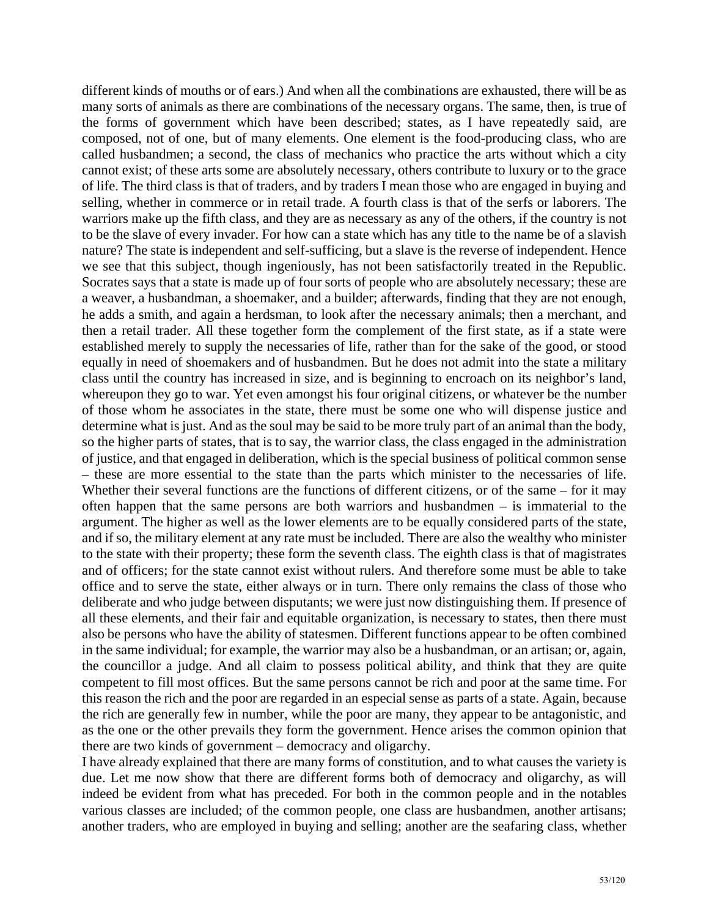different kinds of mouths or of ears.) And when all the combinations are exhausted, there will be as many sorts of animals as there are combinations of the necessary organs. The same, then, is true of the forms of government which have been described; states, as I have repeatedly said, are composed, not of one, but of many elements. One element is the food-producing class, who are called husbandmen; a second, the class of mechanics who practice the arts without which a city cannot exist; of these arts some are absolutely necessary, others contribute to luxury or to the grace of life. The third class is that of traders, and by traders I mean those who are engaged in buying and selling, whether in commerce or in retail trade. A fourth class is that of the serfs or laborers. The warriors make up the fifth class, and they are as necessary as any of the others, if the country is not to be the slave of every invader. For how can a state which has any title to the name be of a slavish nature? The state is independent and self-sufficing, but a slave is the reverse of independent. Hence we see that this subject, though ingeniously, has not been satisfactorily treated in the Republic. Socrates says that a state is made up of four sorts of people who are absolutely necessary; these are a weaver, a husbandman, a shoemaker, and a builder; afterwards, finding that they are not enough, he adds a smith, and again a herdsman, to look after the necessary animals; then a merchant, and then a retail trader. All these together form the complement of the first state, as if a state were established merely to supply the necessaries of life, rather than for the sake of the good, or stood equally in need of shoemakers and of husbandmen. But he does not admit into the state a military class until the country has increased in size, and is beginning to encroach on its neighbor's land, whereupon they go to war. Yet even amongst his four original citizens, or whatever be the number of those whom he associates in the state, there must be some one who will dispense justice and determine what is just. And as the soul may be said to be more truly part of an animal than the body, so the higher parts of states, that is to say, the warrior class, the class engaged in the administration of justice, and that engaged in deliberation, which is the special business of political common sense – these are more essential to the state than the parts which minister to the necessaries of life. Whether their several functions are the functions of different citizens, or of the same – for it may often happen that the same persons are both warriors and husbandmen – is immaterial to the argument. The higher as well as the lower elements are to be equally considered parts of the state, and if so, the military element at any rate must be included. There are also the wealthy who minister to the state with their property; these form the seventh class. The eighth class is that of magistrates and of officers; for the state cannot exist without rulers. And therefore some must be able to take office and to serve the state, either always or in turn. There only remains the class of those who deliberate and who judge between disputants; we were just now distinguishing them. If presence of all these elements, and their fair and equitable organization, is necessary to states, then there must also be persons who have the ability of statesmen. Different functions appear to be often combined in the same individual; for example, the warrior may also be a husbandman, or an artisan; or, again, the councillor a judge. And all claim to possess political ability, and think that they are quite competent to fill most offices. But the same persons cannot be rich and poor at the same time. For this reason the rich and the poor are regarded in an especial sense as parts of a state. Again, because the rich are generally few in number, while the poor are many, they appear to be antagonistic, and as the one or the other prevails they form the government. Hence arises the common opinion that there are two kinds of government – democracy and oligarchy.

I have already explained that there are many forms of constitution, and to what causes the variety is due. Let me now show that there are different forms both of democracy and oligarchy, as will indeed be evident from what has preceded. For both in the common people and in the notables various classes are included; of the common people, one class are husbandmen, another artisans; another traders, who are employed in buying and selling; another are the seafaring class, whether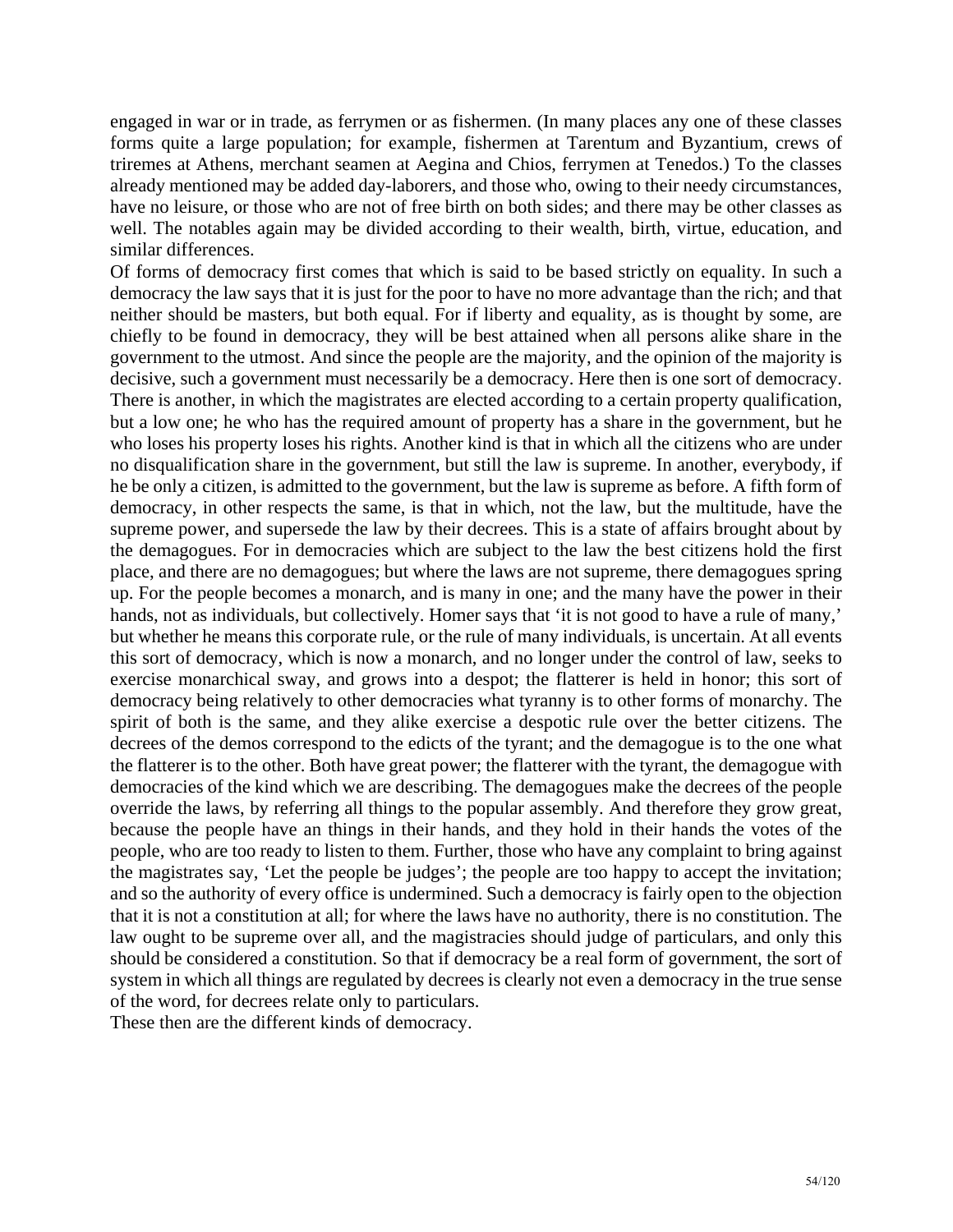engaged in war or in trade, as ferrymen or as fishermen. (In many places any one of these classes forms quite a large population; for example, fishermen at Tarentum and Byzantium, crews of triremes at Athens, merchant seamen at Aegina and Chios, ferrymen at Tenedos.) To the classes already mentioned may be added day-laborers, and those who, owing to their needy circumstances, have no leisure, or those who are not of free birth on both sides; and there may be other classes as well. The notables again may be divided according to their wealth, birth, virtue, education, and similar differences.

Of forms of democracy first comes that which is said to be based strictly on equality. In such a democracy the law says that it is just for the poor to have no more advantage than the rich; and that neither should be masters, but both equal. For if liberty and equality, as is thought by some, are chiefly to be found in democracy, they will be best attained when all persons alike share in the government to the utmost. And since the people are the majority, and the opinion of the majority is decisive, such a government must necessarily be a democracy. Here then is one sort of democracy. There is another, in which the magistrates are elected according to a certain property qualification, but a low one; he who has the required amount of property has a share in the government, but he who loses his property loses his rights. Another kind is that in which all the citizens who are under no disqualification share in the government, but still the law is supreme. In another, everybody, if he be only a citizen, is admitted to the government, but the law is supreme as before. A fifth form of democracy, in other respects the same, is that in which, not the law, but the multitude, have the supreme power, and supersede the law by their decrees. This is a state of affairs brought about by the demagogues. For in democracies which are subject to the law the best citizens hold the first place, and there are no demagogues; but where the laws are not supreme, there demagogues spring up. For the people becomes a monarch, and is many in one; and the many have the power in their hands, not as individuals, but collectively. Homer says that 'it is not good to have a rule of many,' but whether he means this corporate rule, or the rule of many individuals, is uncertain. At all events this sort of democracy, which is now a monarch, and no longer under the control of law, seeks to exercise monarchical sway, and grows into a despot; the flatterer is held in honor; this sort of democracy being relatively to other democracies what tyranny is to other forms of monarchy. The spirit of both is the same, and they alike exercise a despotic rule over the better citizens. The decrees of the demos correspond to the edicts of the tyrant; and the demagogue is to the one what the flatterer is to the other. Both have great power; the flatterer with the tyrant, the demagogue with democracies of the kind which we are describing. The demagogues make the decrees of the people override the laws, by referring all things to the popular assembly. And therefore they grow great, because the people have an things in their hands, and they hold in their hands the votes of the people, who are too ready to listen to them. Further, those who have any complaint to bring against the magistrates say, 'Let the people be judges'; the people are too happy to accept the invitation; and so the authority of every office is undermined. Such a democracy is fairly open to the objection that it is not a constitution at all; for where the laws have no authority, there is no constitution. The law ought to be supreme over all, and the magistracies should judge of particulars, and only this should be considered a constitution. So that if democracy be a real form of government, the sort of system in which all things are regulated by decrees is clearly not even a democracy in the true sense of the word, for decrees relate only to particulars.

These then are the different kinds of democracy.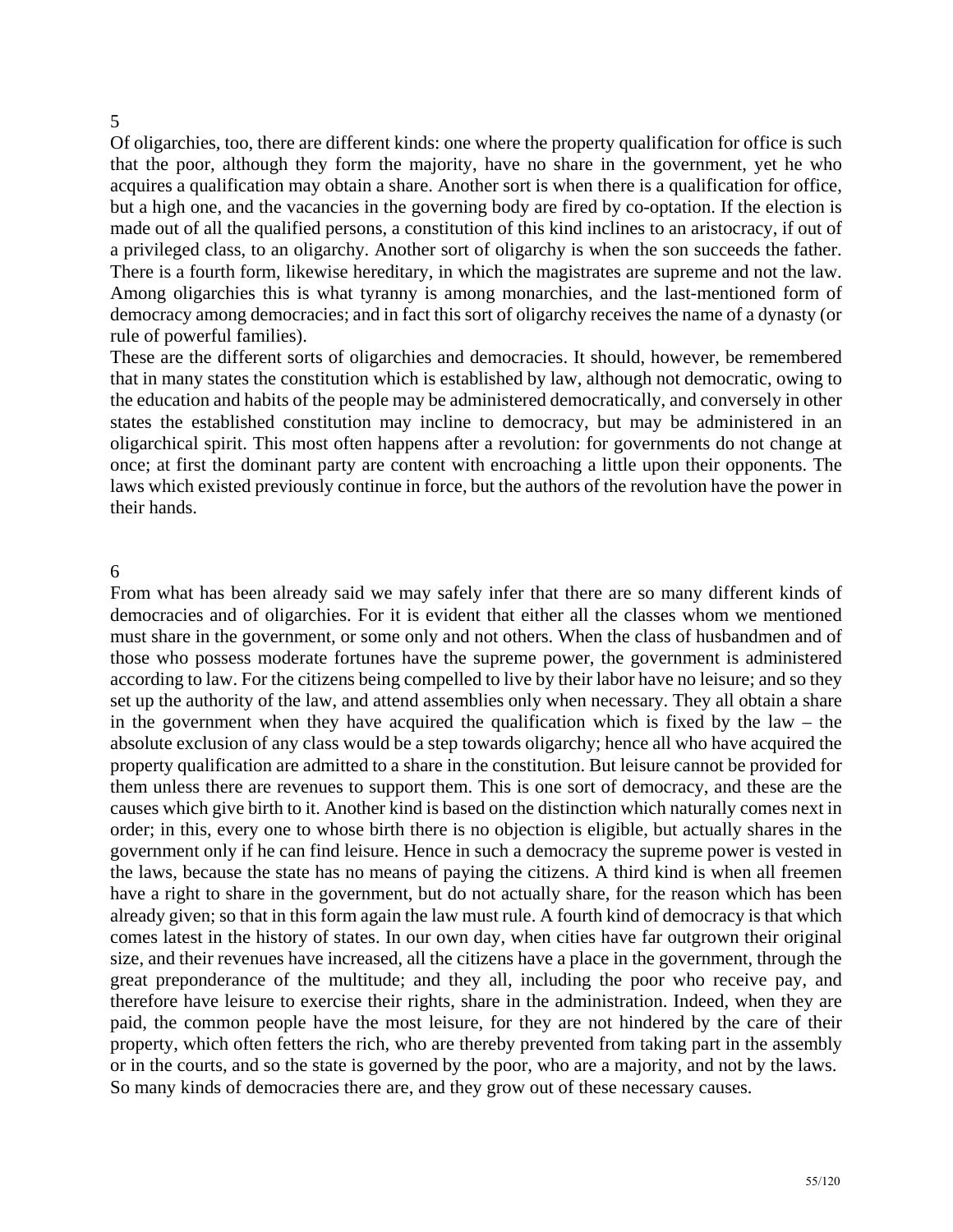5

Of oligarchies, too, there are different kinds: one where the property qualification for office is such that the poor, although they form the majority, have no share in the government, yet he who acquires a qualification may obtain a share. Another sort is when there is a qualification for office, but a high one, and the vacancies in the governing body are fired by co-optation. If the election is made out of all the qualified persons, a constitution of this kind inclines to an aristocracy, if out of a privileged class, to an oligarchy. Another sort of oligarchy is when the son succeeds the father. There is a fourth form, likewise hereditary, in which the magistrates are supreme and not the law. Among oligarchies this is what tyranny is among monarchies, and the last-mentioned form of democracy among democracies; and in fact this sort of oligarchy receives the name of a dynasty (or rule of powerful families).

These are the different sorts of oligarchies and democracies. It should, however, be remembered that in many states the constitution which is established by law, although not democratic, owing to the education and habits of the people may be administered democratically, and conversely in other states the established constitution may incline to democracy, but may be administered in an oligarchical spirit. This most often happens after a revolution: for governments do not change at once; at first the dominant party are content with encroaching a little upon their opponents. The laws which existed previously continue in force, but the authors of the revolution have the power in their hands.

6

From what has been already said we may safely infer that there are so many different kinds of democracies and of oligarchies. For it is evident that either all the classes whom we mentioned must share in the government, or some only and not others. When the class of husbandmen and of those who possess moderate fortunes have the supreme power, the government is administered according to law. For the citizens being compelled to live by their labor have no leisure; and so they set up the authority of the law, and attend assemblies only when necessary. They all obtain a share in the government when they have acquired the qualification which is fixed by the law – the absolute exclusion of any class would be a step towards oligarchy; hence all who have acquired the property qualification are admitted to a share in the constitution. But leisure cannot be provided for them unless there are revenues to support them. This is one sort of democracy, and these are the causes which give birth to it. Another kind is based on the distinction which naturally comes next in order; in this, every one to whose birth there is no objection is eligible, but actually shares in the government only if he can find leisure. Hence in such a democracy the supreme power is vested in the laws, because the state has no means of paying the citizens. A third kind is when all freemen have a right to share in the government, but do not actually share, for the reason which has been already given; so that in this form again the law must rule. A fourth kind of democracy is that which comes latest in the history of states. In our own day, when cities have far outgrown their original size, and their revenues have increased, all the citizens have a place in the government, through the great preponderance of the multitude; and they all, including the poor who receive pay, and therefore have leisure to exercise their rights, share in the administration. Indeed, when they are paid, the common people have the most leisure, for they are not hindered by the care of their property, which often fetters the rich, who are thereby prevented from taking part in the assembly or in the courts, and so the state is governed by the poor, who are a majority, and not by the laws. So many kinds of democracies there are, and they grow out of these necessary causes.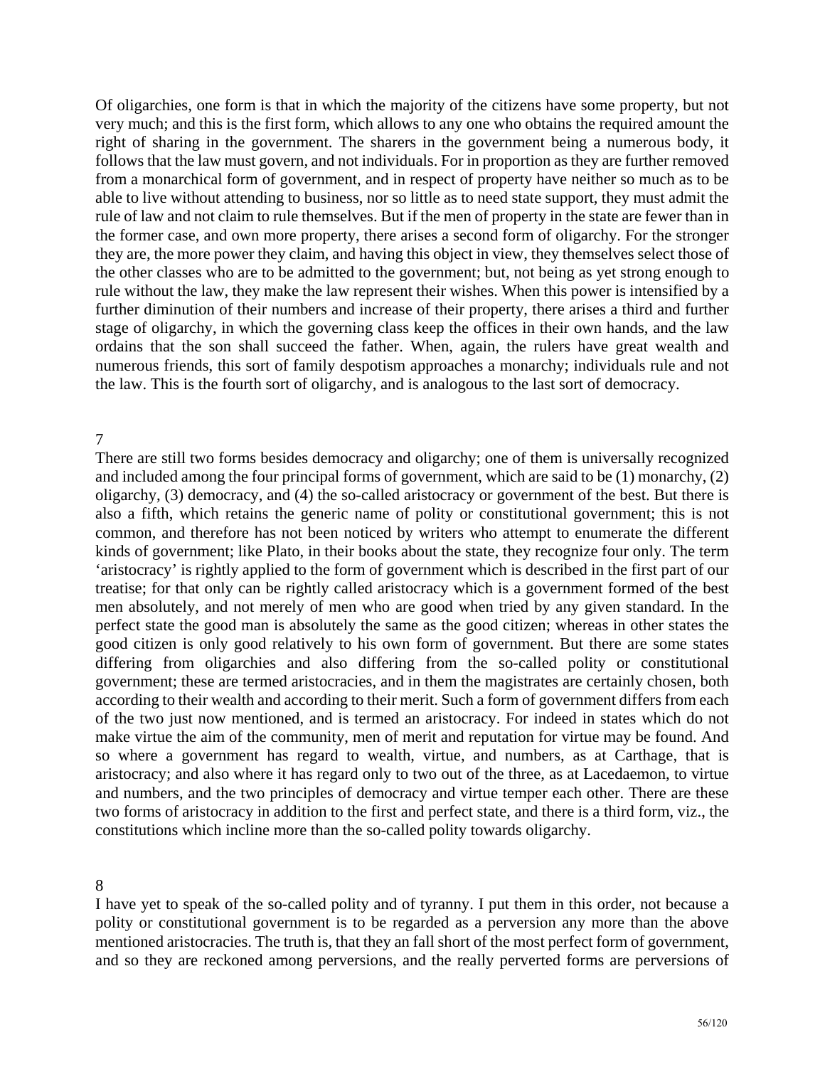Of oligarchies, one form is that in which the majority of the citizens have some property, but not very much; and this is the first form, which allows to any one who obtains the required amount the right of sharing in the government. The sharers in the government being a numerous body, it follows that the law must govern, and not individuals. For in proportion as they are further removed from a monarchical form of government, and in respect of property have neither so much as to be able to live without attending to business, nor so little as to need state support, they must admit the rule of law and not claim to rule themselves. But if the men of property in the state are fewer than in the former case, and own more property, there arises a second form of oligarchy. For the stronger they are, the more power they claim, and having this object in view, they themselves select those of the other classes who are to be admitted to the government; but, not being as yet strong enough to rule without the law, they make the law represent their wishes. When this power is intensified by a further diminution of their numbers and increase of their property, there arises a third and further stage of oligarchy, in which the governing class keep the offices in their own hands, and the law ordains that the son shall succeed the father. When, again, the rulers have great wealth and numerous friends, this sort of family despotism approaches a monarchy; individuals rule and not the law. This is the fourth sort of oligarchy, and is analogous to the last sort of democracy.

7

There are still two forms besides democracy and oligarchy; one of them is universally recognized and included among the four principal forms of government, which are said to be (1) monarchy, (2) oligarchy, (3) democracy, and (4) the so-called aristocracy or government of the best. But there is also a fifth, which retains the generic name of polity or constitutional government; this is not common, and therefore has not been noticed by writers who attempt to enumerate the different kinds of government; like Plato, in their books about the state, they recognize four only. The term 'aristocracy' is rightly applied to the form of government which is described in the first part of our treatise; for that only can be rightly called aristocracy which is a government formed of the best men absolutely, and not merely of men who are good when tried by any given standard. In the perfect state the good man is absolutely the same as the good citizen; whereas in other states the good citizen is only good relatively to his own form of government. But there are some states differing from oligarchies and also differing from the so-called polity or constitutional government; these are termed aristocracies, and in them the magistrates are certainly chosen, both according to their wealth and according to their merit. Such a form of government differs from each of the two just now mentioned, and is termed an aristocracy. For indeed in states which do not make virtue the aim of the community, men of merit and reputation for virtue may be found. And so where a government has regard to wealth, virtue, and numbers, as at Carthage, that is aristocracy; and also where it has regard only to two out of the three, as at Lacedaemon, to virtue and numbers, and the two principles of democracy and virtue temper each other. There are these two forms of aristocracy in addition to the first and perfect state, and there is a third form, viz., the constitutions which incline more than the so-called polity towards oligarchy.

8

I have yet to speak of the so-called polity and of tyranny. I put them in this order, not because a polity or constitutional government is to be regarded as a perversion any more than the above mentioned aristocracies. The truth is, that they an fall short of the most perfect form of government, and so they are reckoned among perversions, and the really perverted forms are perversions of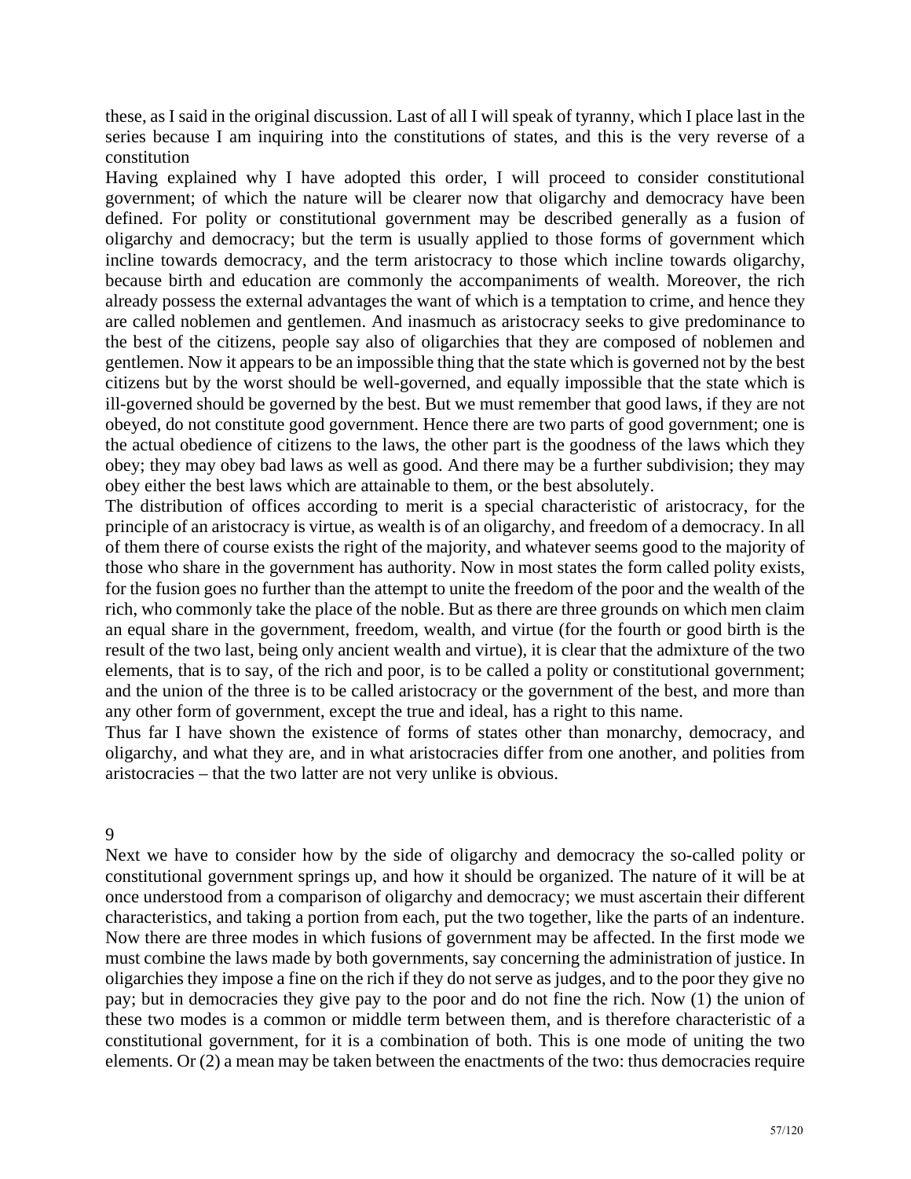these, as I said in the original discussion. Last of all I will speak of tyranny, which I place last in the series because I am inquiring into the constitutions of states, and this is the very reverse of a constitution

Having explained why I have adopted this order, I will proceed to consider constitutional government; of which the nature will be clearer now that oligarchy and democracy have been defined. For polity or constitutional government may be described generally as a fusion of oligarchy and democracy; but the term is usually applied to those forms of government which incline towards democracy, and the term aristocracy to those which incline towards oligarchy, because birth and education are commonly the accompaniments of wealth. Moreover, the rich already possess the external advantages the want of which is a temptation to crime, and hence they are called noblemen and gentlemen. And inasmuch as aristocracy seeks to give predominance to the best of the citizens, people say also of oligarchies that they are composed of noblemen and gentlemen. Now it appears to be an impossible thing that the state which is governed not by the best citizens but by the worst should be well-governed, and equally impossible that the state which is ill-governed should be governed by the best. But we must remember that good laws, if they are not obeyed, do not constitute good government. Hence there are two parts of good government; one is the actual obedience of citizens to the laws, the other part is the goodness of the laws which they obey; they may obey bad laws as well as good. And there may be a further subdivision; they may obey either the best laws which are attainable to them, or the best absolutely.

The distribution of offices according to merit is a special characteristic of aristocracy, for the principle of an aristocracy is virtue, as wealth is of an oligarchy, and freedom of a democracy. In all of them there of course exists the right of the majority, and whatever seems good to the majority of those who share in the government has authority. Now in most states the form called polity exists, for the fusion goes no further than the attempt to unite the freedom of the poor and the wealth of the rich, who commonly take the place of the noble. But as there are three grounds on which men claim an equal share in the government, freedom, wealth, and virtue (for the fourth or good birth is the result of the two last, being only ancient wealth and virtue), it is clear that the admixture of the two elements, that is to say, of the rich and poor, is to be called a polity or constitutional government; and the union of the three is to be called aristocracy or the government of the best, and more than any other form of government, except the true and ideal, has a right to this name.

Thus far I have shown the existence of forms of states other than monarchy, democracy, and oligarchy, and what they are, and in what aristocracies differ from one another, and polities from aristocracies – that the two latter are not very unlike is obvious.

## 9

Next we have to consider how by the side of oligarchy and democracy the so-called polity or constitutional government springs up, and how it should be organized. The nature of it will be at once understood from a comparison of oligarchy and democracy; we must ascertain their different characteristics, and taking a portion from each, put the two together, like the parts of an indenture. Now there are three modes in which fusions of government may be affected. In the first mode we must combine the laws made by both governments, say concerning the administration of justice. In oligarchies they impose a fine on the rich if they do not serve as judges, and to the poor they give no pay; but in democracies they give pay to the poor and do not fine the rich. Now (1) the union of these two modes is a common or middle term between them, and is therefore characteristic of a constitutional government, for it is a combination of both. This is one mode of uniting the two elements. Or (2) a mean may be taken between the enactments of the two: thus democracies require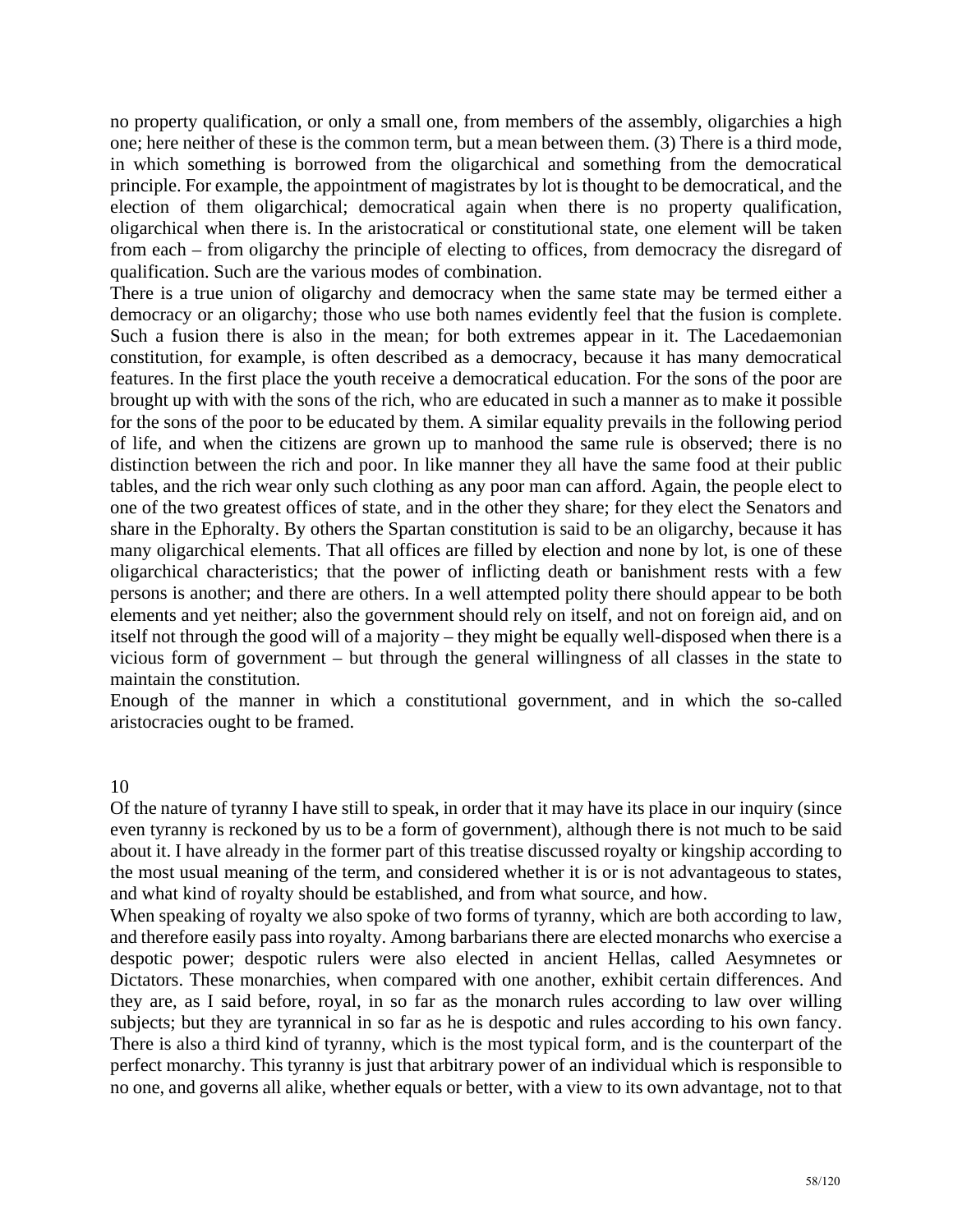no property qualification, or only a small one, from members of the assembly, oligarchies a high one; here neither of these is the common term, but a mean between them. (3) There is a third mode, in which something is borrowed from the oligarchical and something from the democratical principle. For example, the appointment of magistrates by lot is thought to be democratical, and the election of them oligarchical; democratical again when there is no property qualification, oligarchical when there is. In the aristocratical or constitutional state, one element will be taken from each – from oligarchy the principle of electing to offices, from democracy the disregard of qualification. Such are the various modes of combination.

There is a true union of oligarchy and democracy when the same state may be termed either a democracy or an oligarchy; those who use both names evidently feel that the fusion is complete. Such a fusion there is also in the mean; for both extremes appear in it. The Lacedaemonian constitution, for example, is often described as a democracy, because it has many democratical features. In the first place the youth receive a democratical education. For the sons of the poor are brought up with with the sons of the rich, who are educated in such a manner as to make it possible for the sons of the poor to be educated by them. A similar equality prevails in the following period of life, and when the citizens are grown up to manhood the same rule is observed; there is no distinction between the rich and poor. In like manner they all have the same food at their public tables, and the rich wear only such clothing as any poor man can afford. Again, the people elect to one of the two greatest offices of state, and in the other they share; for they elect the Senators and share in the Ephoralty. By others the Spartan constitution is said to be an oligarchy, because it has many oligarchical elements. That all offices are filled by election and none by lot, is one of these oligarchical characteristics; that the power of inflicting death or banishment rests with a few persons is another; and there are others. In a well attempted polity there should appear to be both elements and yet neither; also the government should rely on itself, and not on foreign aid, and on itself not through the good will of a majority – they might be equally well-disposed when there is a vicious form of government – but through the general willingness of all classes in the state to maintain the constitution.

Enough of the manner in which a constitutional government, and in which the so-called aristocracies ought to be framed.

## 10

Of the nature of tyranny I have still to speak, in order that it may have its place in our inquiry (since even tyranny is reckoned by us to be a form of government), although there is not much to be said about it. I have already in the former part of this treatise discussed royalty or kingship according to the most usual meaning of the term, and considered whether it is or is not advantageous to states, and what kind of royalty should be established, and from what source, and how.

When speaking of royalty we also spoke of two forms of tyranny, which are both according to law, and therefore easily pass into royalty. Among barbarians there are elected monarchs who exercise a despotic power; despotic rulers were also elected in ancient Hellas, called Aesymnetes or Dictators. These monarchies, when compared with one another, exhibit certain differences. And they are, as I said before, royal, in so far as the monarch rules according to law over willing subjects; but they are tyrannical in so far as he is despotic and rules according to his own fancy. There is also a third kind of tyranny, which is the most typical form, and is the counterpart of the perfect monarchy. This tyranny is just that arbitrary power of an individual which is responsible to no one, and governs all alike, whether equals or better, with a view to its own advantage, not to that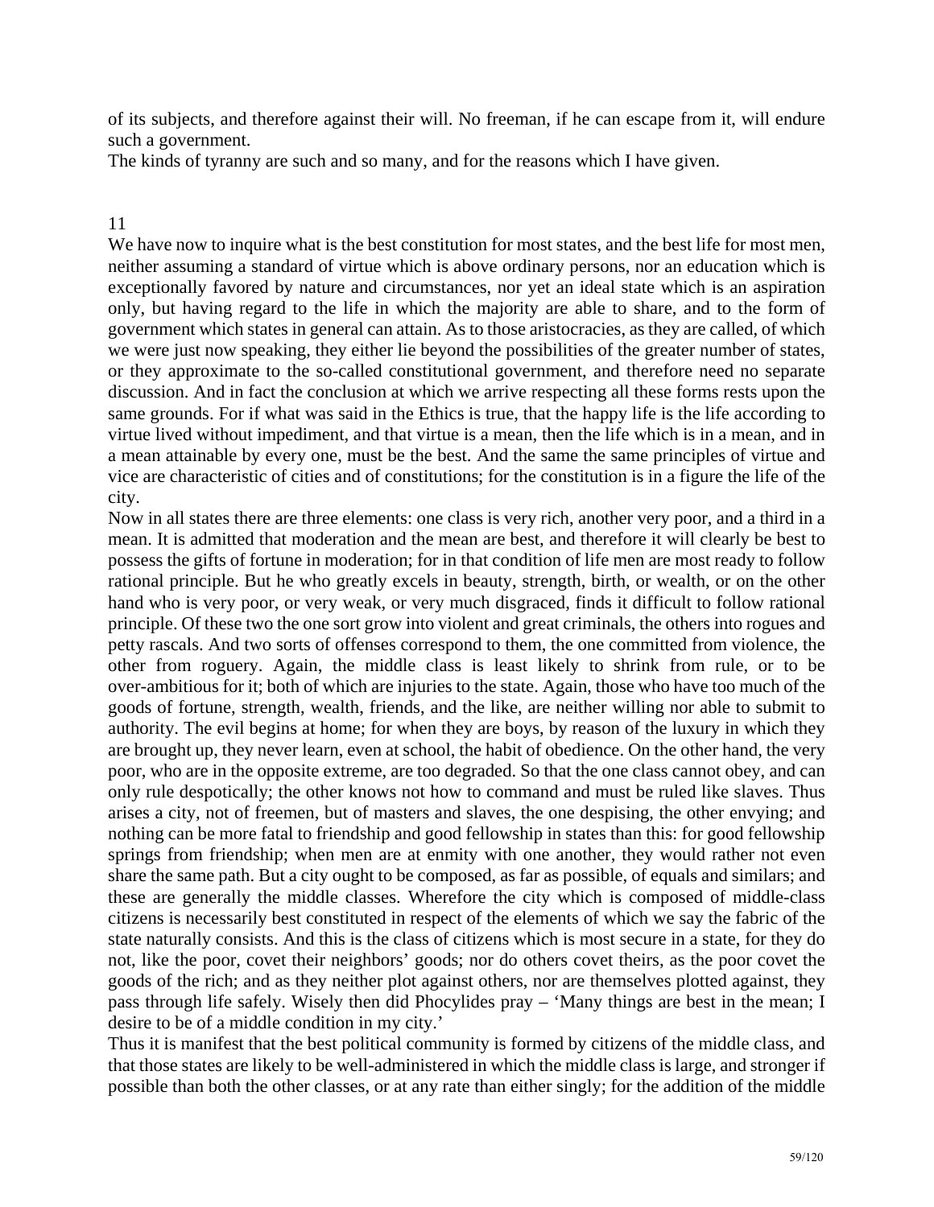of its subjects, and therefore against their will. No freeman, if he can escape from it, will endure such a government.

The kinds of tyranny are such and so many, and for the reasons which I have given.

## 11

We have now to inquire what is the best constitution for most states, and the best life for most men, neither assuming a standard of virtue which is above ordinary persons, nor an education which is exceptionally favored by nature and circumstances, nor yet an ideal state which is an aspiration only, but having regard to the life in which the majority are able to share, and to the form of government which states in general can attain. As to those aristocracies, as they are called, of which we were just now speaking, they either lie beyond the possibilities of the greater number of states, or they approximate to the so-called constitutional government, and therefore need no separate discussion. And in fact the conclusion at which we arrive respecting all these forms rests upon the same grounds. For if what was said in the Ethics is true, that the happy life is the life according to virtue lived without impediment, and that virtue is a mean, then the life which is in a mean, and in a mean attainable by every one, must be the best. And the same the same principles of virtue and vice are characteristic of cities and of constitutions; for the constitution is in a figure the life of the city.

Now in all states there are three elements: one class is very rich, another very poor, and a third in a mean. It is admitted that moderation and the mean are best, and therefore it will clearly be best to possess the gifts of fortune in moderation; for in that condition of life men are most ready to follow rational principle. But he who greatly excels in beauty, strength, birth, or wealth, or on the other hand who is very poor, or very weak, or very much disgraced, finds it difficult to follow rational principle. Of these two the one sort grow into violent and great criminals, the others into rogues and petty rascals. And two sorts of offenses correspond to them, the one committed from violence, the other from roguery. Again, the middle class is least likely to shrink from rule, or to be over-ambitious for it; both of which are injuries to the state. Again, those who have too much of the goods of fortune, strength, wealth, friends, and the like, are neither willing nor able to submit to authority. The evil begins at home; for when they are boys, by reason of the luxury in which they are brought up, they never learn, even at school, the habit of obedience. On the other hand, the very poor, who are in the opposite extreme, are too degraded. So that the one class cannot obey, and can only rule despotically; the other knows not how to command and must be ruled like slaves. Thus arises a city, not of freemen, but of masters and slaves, the one despising, the other envying; and nothing can be more fatal to friendship and good fellowship in states than this: for good fellowship springs from friendship; when men are at enmity with one another, they would rather not even share the same path. But a city ought to be composed, as far as possible, of equals and similars; and these are generally the middle classes. Wherefore the city which is composed of middle-class citizens is necessarily best constituted in respect of the elements of which we say the fabric of the state naturally consists. And this is the class of citizens which is most secure in a state, for they do not, like the poor, covet their neighbors' goods; nor do others covet theirs, as the poor covet the goods of the rich; and as they neither plot against others, nor are themselves plotted against, they pass through life safely. Wisely then did Phocylides pray – 'Many things are best in the mean; I desire to be of a middle condition in my city.'

Thus it is manifest that the best political community is formed by citizens of the middle class, and that those states are likely to be well-administered in which the middle class is large, and stronger if possible than both the other classes, or at any rate than either singly; for the addition of the middle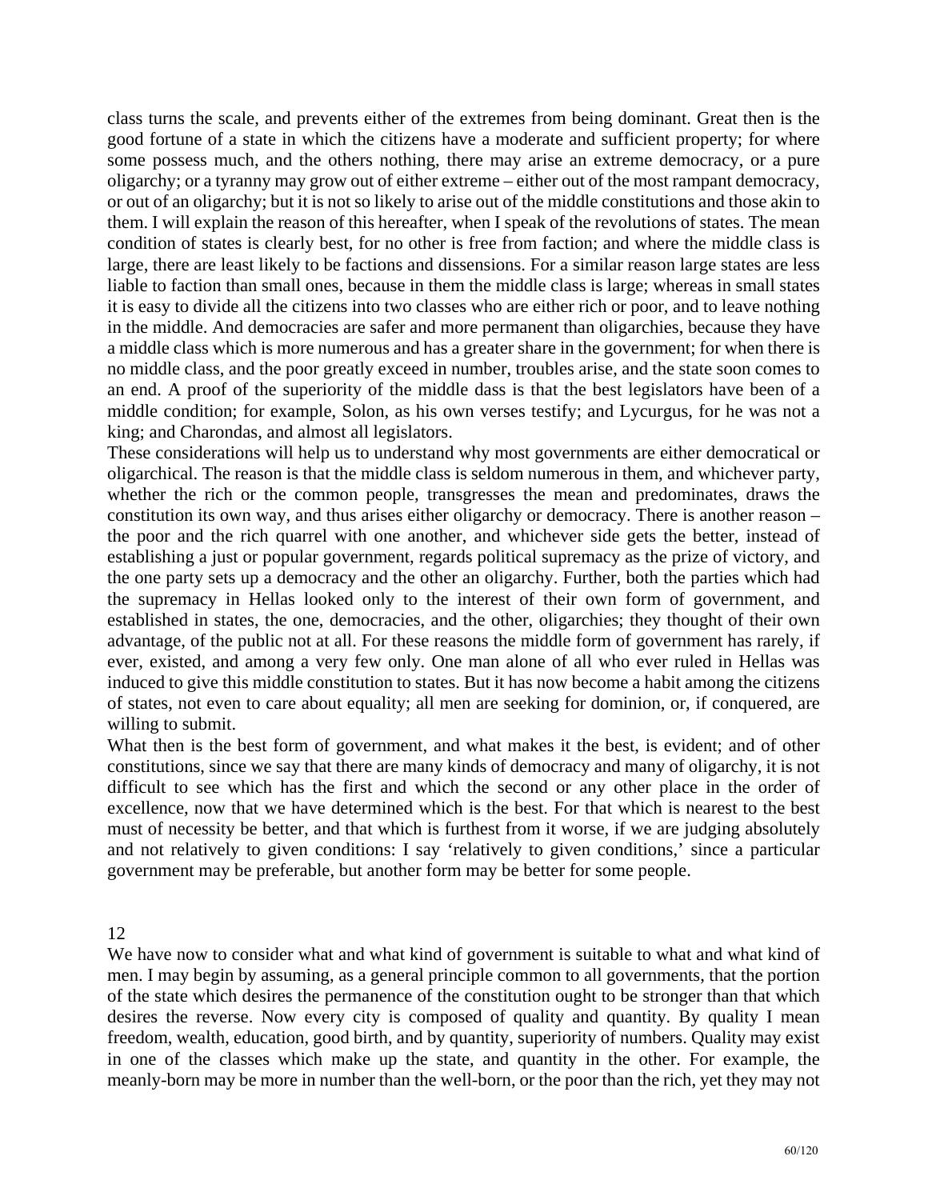class turns the scale, and prevents either of the extremes from being dominant. Great then is the good fortune of a state in which the citizens have a moderate and sufficient property; for where some possess much, and the others nothing, there may arise an extreme democracy, or a pure oligarchy; or a tyranny may grow out of either extreme – either out of the most rampant democracy, or out of an oligarchy; but it is not so likely to arise out of the middle constitutions and those akin to them. I will explain the reason of this hereafter, when I speak of the revolutions of states. The mean condition of states is clearly best, for no other is free from faction; and where the middle class is large, there are least likely to be factions and dissensions. For a similar reason large states are less liable to faction than small ones, because in them the middle class is large; whereas in small states it is easy to divide all the citizens into two classes who are either rich or poor, and to leave nothing in the middle. And democracies are safer and more permanent than oligarchies, because they have a middle class which is more numerous and has a greater share in the government; for when there is no middle class, and the poor greatly exceed in number, troubles arise, and the state soon comes to an end. A proof of the superiority of the middle dass is that the best legislators have been of a middle condition; for example, Solon, as his own verses testify; and Lycurgus, for he was not a king; and Charondas, and almost all legislators.

These considerations will help us to understand why most governments are either democratical or oligarchical. The reason is that the middle class is seldom numerous in them, and whichever party, whether the rich or the common people, transgresses the mean and predominates, draws the constitution its own way, and thus arises either oligarchy or democracy. There is another reason – the poor and the rich quarrel with one another, and whichever side gets the better, instead of establishing a just or popular government, regards political supremacy as the prize of victory, and the one party sets up a democracy and the other an oligarchy. Further, both the parties which had the supremacy in Hellas looked only to the interest of their own form of government, and established in states, the one, democracies, and the other, oligarchies; they thought of their own advantage, of the public not at all. For these reasons the middle form of government has rarely, if ever, existed, and among a very few only. One man alone of all who ever ruled in Hellas was induced to give this middle constitution to states. But it has now become a habit among the citizens of states, not even to care about equality; all men are seeking for dominion, or, if conquered, are willing to submit.

What then is the best form of government, and what makes it the best, is evident; and of other constitutions, since we say that there are many kinds of democracy and many of oligarchy, it is not difficult to see which has the first and which the second or any other place in the order of excellence, now that we have determined which is the best. For that which is nearest to the best must of necessity be better, and that which is furthest from it worse, if we are judging absolutely and not relatively to given conditions: I say 'relatively to given conditions,' since a particular government may be preferable, but another form may be better for some people.

## 12

We have now to consider what and what kind of government is suitable to what and what kind of men. I may begin by assuming, as a general principle common to all governments, that the portion of the state which desires the permanence of the constitution ought to be stronger than that which desires the reverse. Now every city is composed of quality and quantity. By quality I mean freedom, wealth, education, good birth, and by quantity, superiority of numbers. Quality may exist in one of the classes which make up the state, and quantity in the other. For example, the meanly-born may be more in number than the well-born, or the poor than the rich, yet they may not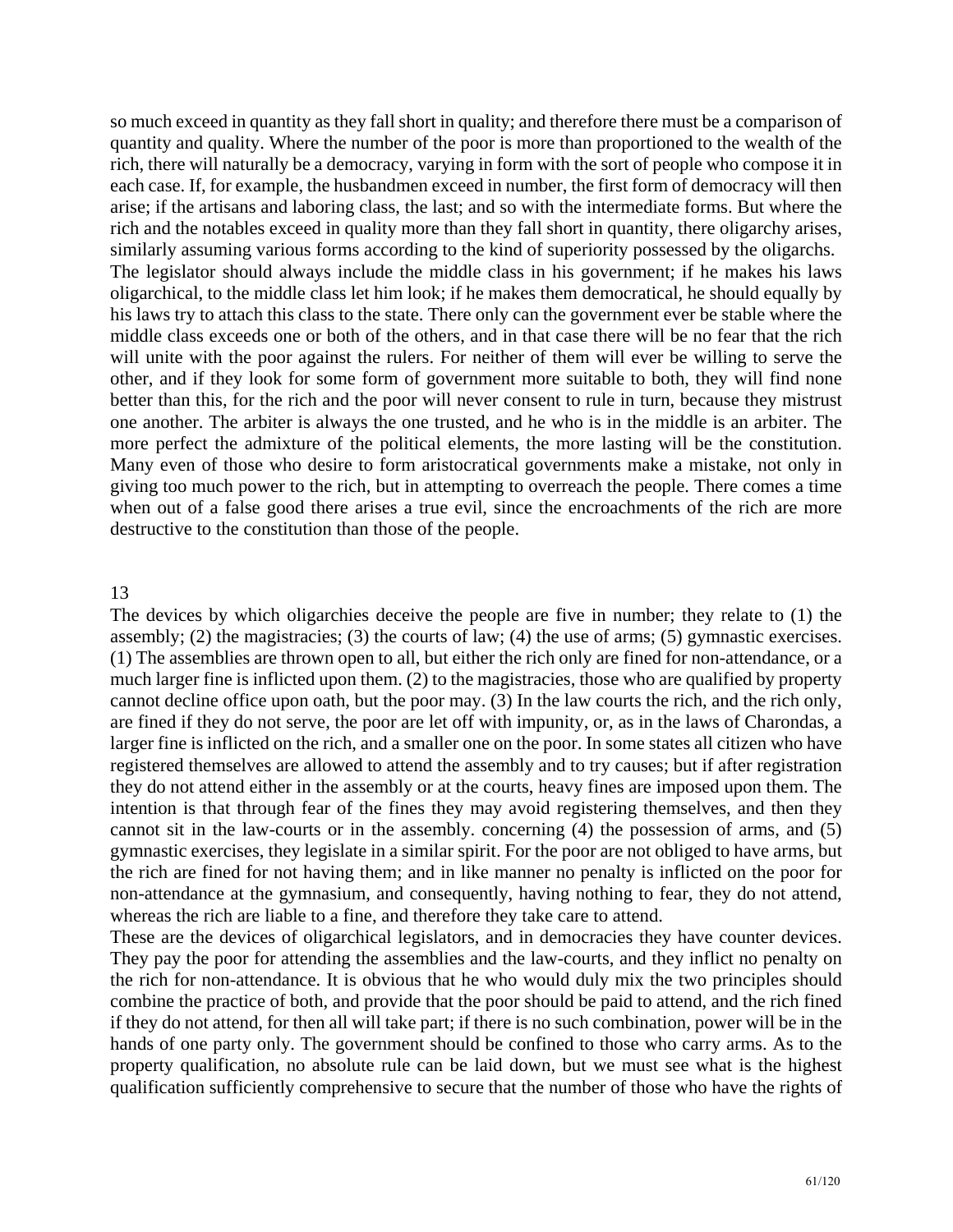so much exceed in quantity as they fall short in quality; and therefore there must be a comparison of quantity and quality. Where the number of the poor is more than proportioned to the wealth of the rich, there will naturally be a democracy, varying in form with the sort of people who compose it in each case. If, for example, the husbandmen exceed in number, the first form of democracy will then arise; if the artisans and laboring class, the last; and so with the intermediate forms. But where the rich and the notables exceed in quality more than they fall short in quantity, there oligarchy arises, similarly assuming various forms according to the kind of superiority possessed by the oligarchs.

The legislator should always include the middle class in his government; if he makes his laws oligarchical, to the middle class let him look; if he makes them democratical, he should equally by his laws try to attach this class to the state. There only can the government ever be stable where the middle class exceeds one or both of the others, and in that case there will be no fear that the rich will unite with the poor against the rulers. For neither of them will ever be willing to serve the other, and if they look for some form of government more suitable to both, they will find none better than this, for the rich and the poor will never consent to rule in turn, because they mistrust one another. The arbiter is always the one trusted, and he who is in the middle is an arbiter. The more perfect the admixture of the political elements, the more lasting will be the constitution. Many even of those who desire to form aristocratical governments make a mistake, not only in giving too much power to the rich, but in attempting to overreach the people. There comes a time when out of a false good there arises a true evil, since the encroachments of the rich are more destructive to the constitution than those of the people.

## 13

The devices by which oligarchies deceive the people are five in number; they relate to (1) the assembly; (2) the magistracies; (3) the courts of law; (4) the use of arms; (5) gymnastic exercises. (1) The assemblies are thrown open to all, but either the rich only are fined for non-attendance, or a much larger fine is inflicted upon them. (2) to the magistracies, those who are qualified by property cannot decline office upon oath, but the poor may. (3) In the law courts the rich, and the rich only, are fined if they do not serve, the poor are let off with impunity, or, as in the laws of Charondas, a larger fine is inflicted on the rich, and a smaller one on the poor. In some states all citizen who have registered themselves are allowed to attend the assembly and to try causes; but if after registration they do not attend either in the assembly or at the courts, heavy fines are imposed upon them. The intention is that through fear of the fines they may avoid registering themselves, and then they cannot sit in the law-courts or in the assembly. concerning (4) the possession of arms, and (5) gymnastic exercises, they legislate in a similar spirit. For the poor are not obliged to have arms, but the rich are fined for not having them; and in like manner no penalty is inflicted on the poor for non-attendance at the gymnasium, and consequently, having nothing to fear, they do not attend, whereas the rich are liable to a fine, and therefore they take care to attend.

These are the devices of oligarchical legislators, and in democracies they have counter devices. They pay the poor for attending the assemblies and the law-courts, and they inflict no penalty on the rich for non-attendance. It is obvious that he who would duly mix the two principles should combine the practice of both, and provide that the poor should be paid to attend, and the rich fined if they do not attend, for then all will take part; if there is no such combination, power will be in the hands of one party only. The government should be confined to those who carry arms. As to the property qualification, no absolute rule can be laid down, but we must see what is the highest qualification sufficiently comprehensive to secure that the number of those who have the rights of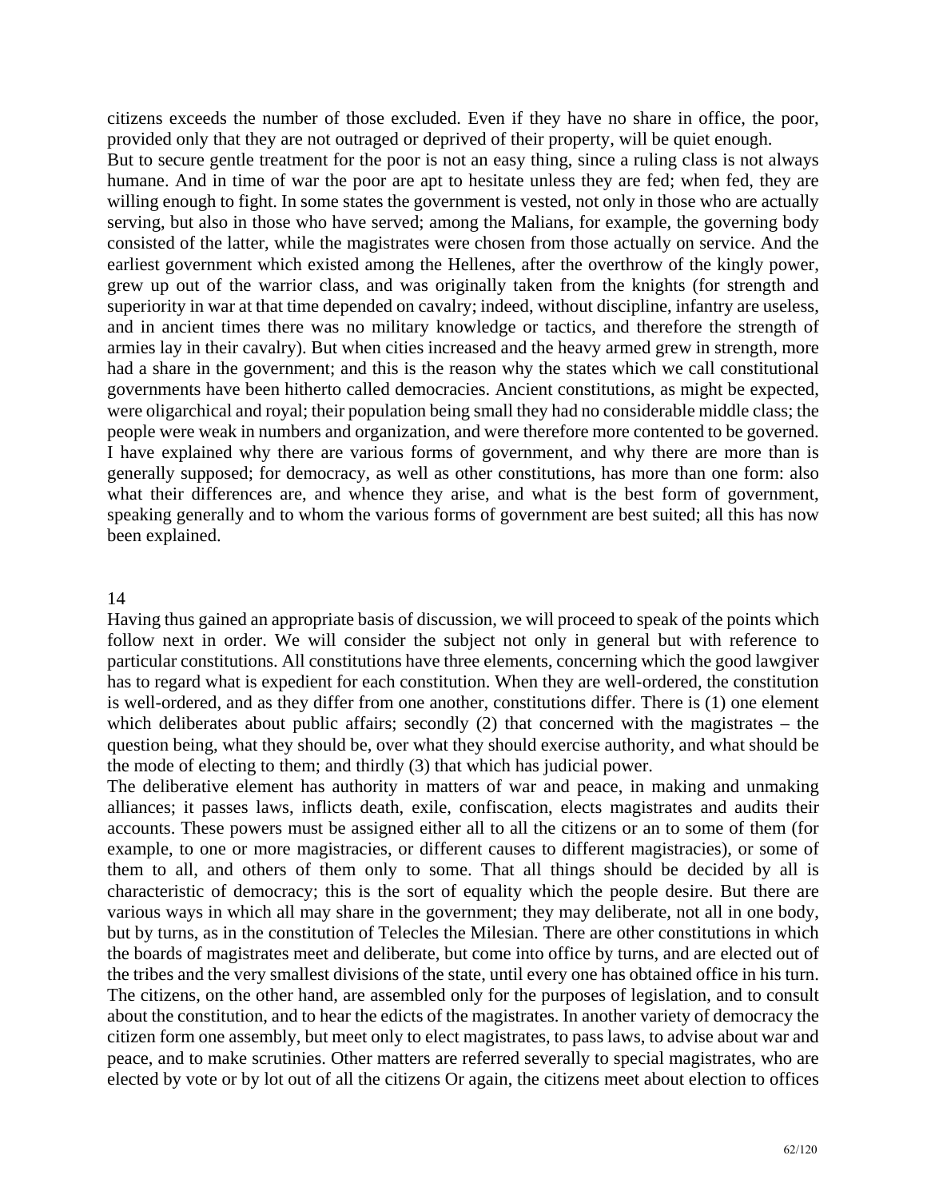citizens exceeds the number of those excluded. Even if they have no share in office, the poor, provided only that they are not outraged or deprived of their property, will be quiet enough.

But to secure gentle treatment for the poor is not an easy thing, since a ruling class is not always humane. And in time of war the poor are apt to hesitate unless they are fed; when fed, they are willing enough to fight. In some states the government is vested, not only in those who are actually serving, but also in those who have served; among the Malians, for example, the governing body consisted of the latter, while the magistrates were chosen from those actually on service. And the earliest government which existed among the Hellenes, after the overthrow of the kingly power, grew up out of the warrior class, and was originally taken from the knights (for strength and superiority in war at that time depended on cavalry; indeed, without discipline, infantry are useless, and in ancient times there was no military knowledge or tactics, and therefore the strength of armies lay in their cavalry). But when cities increased and the heavy armed grew in strength, more had a share in the government; and this is the reason why the states which we call constitutional governments have been hitherto called democracies. Ancient constitutions, as might be expected, were oligarchical and royal; their population being small they had no considerable middle class; the people were weak in numbers and organization, and were therefore more contented to be governed.

I have explained why there are various forms of government, and why there are more than is generally supposed; for democracy, as well as other constitutions, has more than one form: also what their differences are, and whence they arise, and what is the best form of government, speaking generally and to whom the various forms of government are best suited; all this has now been explained.

## 14

Having thus gained an appropriate basis of discussion, we will proceed to speak of the points which follow next in order. We will consider the subject not only in general but with reference to particular constitutions. All constitutions have three elements, concerning which the good lawgiver has to regard what is expedient for each constitution. When they are well-ordered, the constitution is well-ordered, and as they differ from one another, constitutions differ. There is (1) one element which deliberates about public affairs; secondly (2) that concerned with the magistrates – the question being, what they should be, over what they should exercise authority, and what should be the mode of electing to them; and thirdly (3) that which has judicial power.

The deliberative element has authority in matters of war and peace, in making and unmaking alliances; it passes laws, inflicts death, exile, confiscation, elects magistrates and audits their accounts. These powers must be assigned either all to all the citizens or an to some of them (for example, to one or more magistracies, or different causes to different magistracies), or some of them to all, and others of them only to some. That all things should be decided by all is characteristic of democracy; this is the sort of equality which the people desire. But there are various ways in which all may share in the government; they may deliberate, not all in one body, but by turns, as in the constitution of Telecles the Milesian. There are other constitutions in which the boards of magistrates meet and deliberate, but come into office by turns, and are elected out of the tribes and the very smallest divisions of the state, until every one has obtained office in his turn. The citizens, on the other hand, are assembled only for the purposes of legislation, and to consult about the constitution, and to hear the edicts of the magistrates. In another variety of democracy the citizen form one assembly, but meet only to elect magistrates, to pass laws, to advise about war and peace, and to make scrutinies. Other matters are referred severally to special magistrates, who are elected by vote or by lot out of all the citizens Or again, the citizens meet about election to offices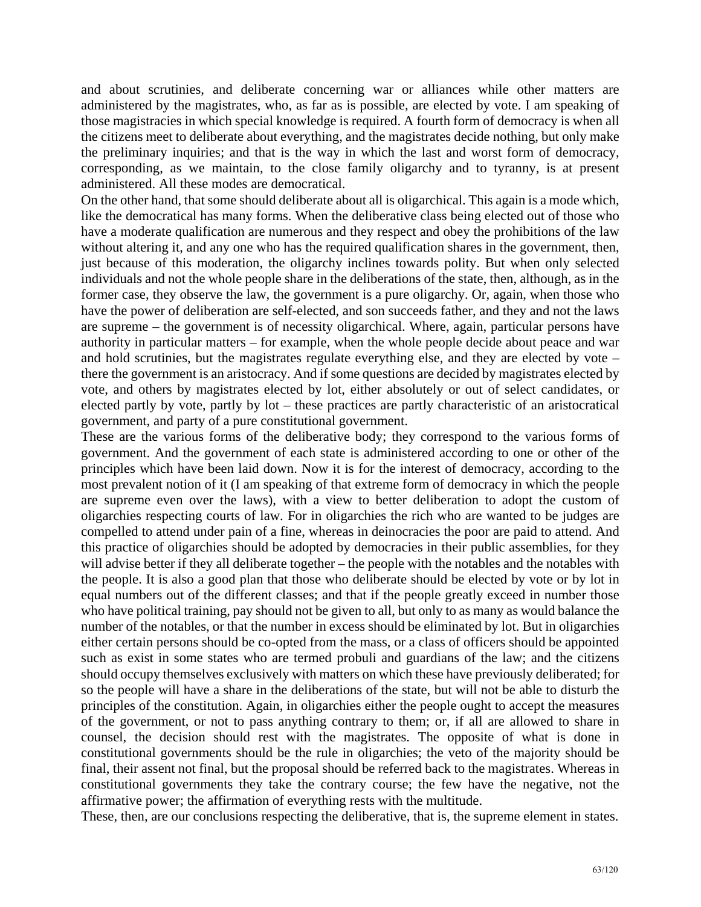and about scrutinies, and deliberate concerning war or alliances while other matters are administered by the magistrates, who, as far as is possible, are elected by vote. I am speaking of those magistracies in which special knowledge is required. A fourth form of democracy is when all the citizens meet to deliberate about everything, and the magistrates decide nothing, but only make the preliminary inquiries; and that is the way in which the last and worst form of democracy, corresponding, as we maintain, to the close family oligarchy and to tyranny, is at present administered. All these modes are democratical.

On the other hand, that some should deliberate about all is oligarchical. This again is a mode which, like the democratical has many forms. When the deliberative class being elected out of those who have a moderate qualification are numerous and they respect and obey the prohibitions of the law without altering it, and any one who has the required qualification shares in the government, then, just because of this moderation, the oligarchy inclines towards polity. But when only selected individuals and not the whole people share in the deliberations of the state, then, although, as in the former case, they observe the law, the government is a pure oligarchy. Or, again, when those who have the power of deliberation are self-elected, and son succeeds father, and they and not the laws are supreme – the government is of necessity oligarchical. Where, again, particular persons have authority in particular matters – for example, when the whole people decide about peace and war and hold scrutinies, but the magistrates regulate everything else, and they are elected by vote – there the government is an aristocracy. And if some questions are decided by magistrates elected by vote, and others by magistrates elected by lot, either absolutely or out of select candidates, or elected partly by vote, partly by lot – these practices are partly characteristic of an aristocratical government, and party of a pure constitutional government.

These are the various forms of the deliberative body; they correspond to the various forms of government. And the government of each state is administered according to one or other of the principles which have been laid down. Now it is for the interest of democracy, according to the most prevalent notion of it (I am speaking of that extreme form of democracy in which the people are supreme even over the laws), with a view to better deliberation to adopt the custom of oligarchies respecting courts of law. For in oligarchies the rich who are wanted to be judges are compelled to attend under pain of a fine, whereas in deinocracies the poor are paid to attend. And this practice of oligarchies should be adopted by democracies in their public assemblies, for they will advise better if they all deliberate together – the people with the notables and the notables with the people. It is also a good plan that those who deliberate should be elected by vote or by lot in equal numbers out of the different classes; and that if the people greatly exceed in number those who have political training, pay should not be given to all, but only to as many as would balance the number of the notables, or that the number in excess should be eliminated by lot. But in oligarchies either certain persons should be co-opted from the mass, or a class of officers should be appointed such as exist in some states who are termed probuli and guardians of the law; and the citizens should occupy themselves exclusively with matters on which these have previously deliberated; for so the people will have a share in the deliberations of the state, but will not be able to disturb the principles of the constitution. Again, in oligarchies either the people ought to accept the measures of the government, or not to pass anything contrary to them; or, if all are allowed to share in counsel, the decision should rest with the magistrates. The opposite of what is done in constitutional governments should be the rule in oligarchies; the veto of the majority should be final, their assent not final, but the proposal should be referred back to the magistrates. Whereas in constitutional governments they take the contrary course; the few have the negative, not the affirmative power; the affirmation of everything rests with the multitude.

These, then, are our conclusions respecting the deliberative, that is, the supreme element in states.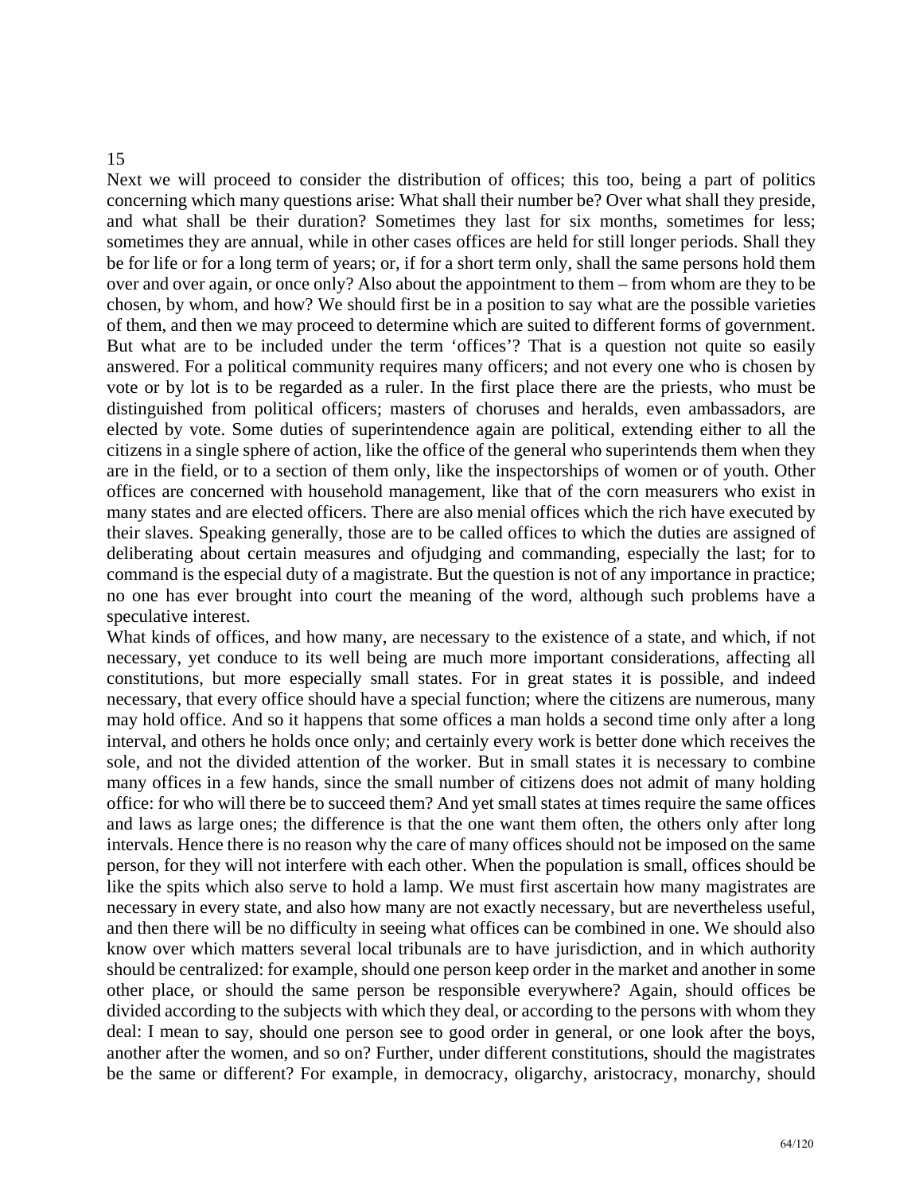15

Next we will proceed to consider the distribution of offices; this too, being a part of politics concerning which many questions arise: What shall their number be? Over what shall they preside, and what shall be their duration? Sometimes they last for six months, sometimes for less; sometimes they are annual, while in other cases offices are held for still longer periods. Shall they be for life or for a long term of years; or, if for a short term only, shall the same persons hold them over and over again, or once only? Also about the appointment to them – from whom are they to be chosen, by whom, and how? We should first be in a position to say what are the possible varieties of them, and then we may proceed to determine which are suited to different forms of government. But what are to be included under the term 'offices'? That is a question not quite so easily answered. For a political community requires many officers; and not every one who is chosen by vote or by lot is to be regarded as a ruler. In the first place there are the priests, who must be distinguished from political officers; masters of choruses and heralds, even ambassadors, are elected by vote. Some duties of superintendence again are political, extending either to all the citizens in a single sphere of action, like the office of the general who superintends them when they are in the field, or to a section of them only, like the inspectorships of women or of youth. Other offices are concerned with household management, like that of the corn measurers who exist in many states and are elected officers. There are also menial offices which the rich have executed by their slaves. Speaking generally, those are to be called offices to which the duties are assigned of deliberating about certain measures and ofjudging and commanding, especially the last; for to command is the especial duty of a magistrate. But the question is not of any importance in practice; no one has ever brought into court the meaning of the word, although such problems have a speculative interest.

What kinds of offices, and how many, are necessary to the existence of a state, and which, if not necessary, yet conduce to its well being are much more important considerations, affecting all constitutions, but more especially small states. For in great states it is possible, and indeed necessary, that every office should have a special function; where the citizens are numerous, many may hold office. And so it happens that some offices a man holds a second time only after a long interval, and others he holds once only; and certainly every work is better done which receives the sole, and not the divided attention of the worker. But in small states it is necessary to combine many offices in a few hands, since the small number of citizens does not admit of many holding office: for who will there be to succeed them? And yet small states at times require the same offices and laws as large ones; the difference is that the one want them often, the others only after long intervals. Hence there is no reason why the care of many offices should not be imposed on the same person, for they will not interfere with each other. When the population is small, offices should be like the spits which also serve to hold a lamp. We must first ascertain how many magistrates are necessary in every state, and also how many are not exactly necessary, but are nevertheless useful, and then there will be no difficulty in seeing what offices can be combined in one. We should also know over which matters several local tribunals are to have jurisdiction, and in which authority should be centralized: for example, should one person keep order in the market and another in some other place, or should the same person be responsible everywhere? Again, should offices be divided according to the subjects with which they deal, or according to the persons with whom they deal: I mean to say, should one person see to good order in general, or one look after the boys, another after the women, and so on? Further, under different constitutions, should the magistrates be the same or different? For example, in democracy, oligarchy, aristocracy, monarchy, should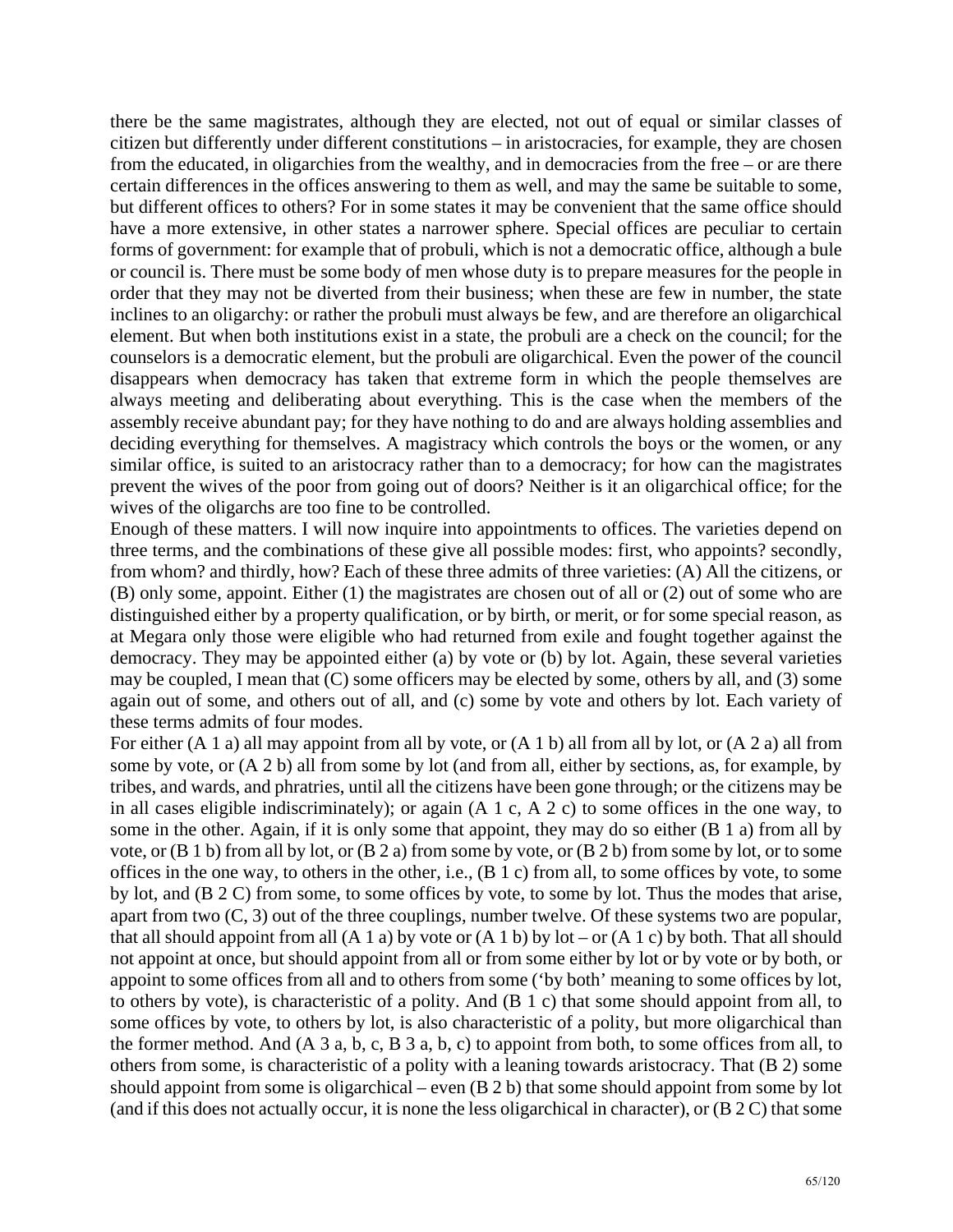there be the same magistrates, although they are elected, not out of equal or similar classes of citizen but differently under different constitutions – in aristocracies, for example, they are chosen from the educated, in oligarchies from the wealthy, and in democracies from the free – or are there certain differences in the offices answering to them as well, and may the same be suitable to some, but different offices to others? For in some states it may be convenient that the same office should have a more extensive, in other states a narrower sphere. Special offices are peculiar to certain forms of government: for example that of probuli, which is not a democratic office, although a bule or council is. There must be some body of men whose duty is to prepare measures for the people in order that they may not be diverted from their business; when these are few in number, the state inclines to an oligarchy: or rather the probuli must always be few, and are therefore an oligarchical element. But when both institutions exist in a state, the probuli are a check on the council; for the counselors is a democratic element, but the probuli are oligarchical. Even the power of the council disappears when democracy has taken that extreme form in which the people themselves are always meeting and deliberating about everything. This is the case when the members of the assembly receive abundant pay; for they have nothing to do and are always holding assemblies and deciding everything for themselves. A magistracy which controls the boys or the women, or any similar office, is suited to an aristocracy rather than to a democracy; for how can the magistrates prevent the wives of the poor from going out of doors? Neither is it an oligarchical office; for the wives of the oligarchs are too fine to be controlled.

Enough of these matters. I will now inquire into appointments to offices. The varieties depend on three terms, and the combinations of these give all possible modes: first, who appoints? secondly, from whom? and thirdly, how? Each of these three admits of three varieties: (A) All the citizens, or (B) only some, appoint. Either (1) the magistrates are chosen out of all or (2) out of some who are distinguished either by a property qualification, or by birth, or merit, or for some special reason, as at Megara only those were eligible who had returned from exile and fought together against the democracy. They may be appointed either (a) by vote or (b) by lot. Again, these several varieties may be coupled, I mean that (C) some officers may be elected by some, others by all, and (3) some again out of some, and others out of all, and (c) some by vote and others by lot. Each variety of these terms admits of four modes.

For either (A 1 a) all may appoint from all by vote, or (A 1 b) all from all by lot, or (A 2 a) all from some by vote, or (A 2 b) all from some by lot (and from all, either by sections, as, for example, by tribes, and wards, and phratries, until all the citizens have been gone through; or the citizens may be in all cases eligible indiscriminately); or again (A 1 c, A 2 c) to some offices in the one way, to some in the other. Again, if it is only some that appoint, they may do so either (B 1 a) from all by vote, or (B 1 b) from all by lot, or (B 2 a) from some by vote, or (B 2 b) from some by lot, or to some offices in the one way, to others in the other, i.e., (B 1 c) from all, to some offices by vote, to some by lot, and (B 2 C) from some, to some offices by vote, to some by lot. Thus the modes that arise, apart from two (C, 3) out of the three couplings, number twelve. Of these systems two are popular, that all should appoint from all (A 1 a) by vote or (A 1 b) by lot – or (A 1 c) by both. That all should not appoint at once, but should appoint from all or from some either by lot or by vote or by both, or appoint to some offices from all and to others from some ('by both' meaning to some offices by lot, to others by vote), is characteristic of a polity. And (B 1 c) that some should appoint from all, to some offices by vote, to others by lot, is also characteristic of a polity, but more oligarchical than the former method. And (A 3 a, b, c, B 3 a, b, c) to appoint from both, to some offices from all, to others from some, is characteristic of a polity with a leaning towards aristocracy. That (B 2) some should appoint from some is oligarchical – even (B 2 b) that some should appoint from some by lot (and if this does not actually occur, it is none the less oligarchical in character), or (B 2 C) that some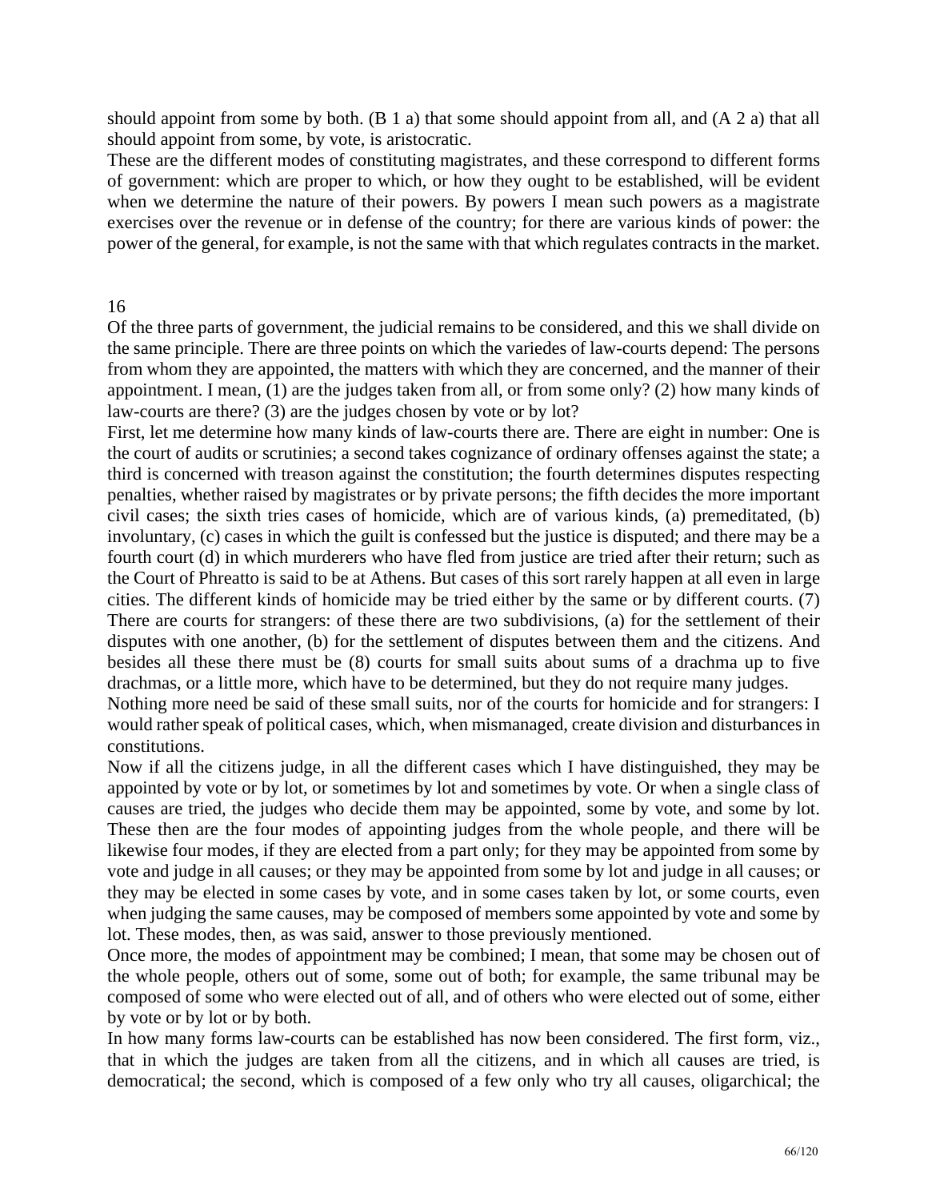should appoint from some by both. (B 1 a) that some should appoint from all, and (A 2 a) that all should appoint from some, by vote, is aristocratic.

These are the different modes of constituting magistrates, and these correspond to different forms of government: which are proper to which, or how they ought to be established, will be evident when we determine the nature of their powers. By powers I mean such powers as a magistrate exercises over the revenue or in defense of the country; for there are various kinds of power: the power of the general, for example, is not the same with that which regulates contracts in the market.

## 16

Of the three parts of government, the judicial remains to be considered, and this we shall divide on the same principle. There are three points on which the variedes of law-courts depend: The persons from whom they are appointed, the matters with which they are concerned, and the manner of their appointment. I mean, (1) are the judges taken from all, or from some only? (2) how many kinds of law-courts are there? (3) are the judges chosen by vote or by lot?

First, let me determine how many kinds of law-courts there are. There are eight in number: One is the court of audits or scrutinies; a second takes cognizance of ordinary offenses against the state; a third is concerned with treason against the constitution; the fourth determines disputes respecting penalties, whether raised by magistrates or by private persons; the fifth decides the more important civil cases; the sixth tries cases of homicide, which are of various kinds, (a) premeditated, (b) involuntary, (c) cases in which the guilt is confessed but the justice is disputed; and there may be a fourth court (d) in which murderers who have fled from justice are tried after their return; such as the Court of Phreatto is said to be at Athens. But cases of this sort rarely happen at all even in large cities. The different kinds of homicide may be tried either by the same or by different courts. (7) There are courts for strangers: of these there are two subdivisions, (a) for the settlement of their disputes with one another, (b) for the settlement of disputes between them and the citizens. And besides all these there must be (8) courts for small suits about sums of a drachma up to five drachmas, or a little more, which have to be determined, but they do not require many judges.

Nothing more need be said of these small suits, nor of the courts for homicide and for strangers: I would rather speak of political cases, which, when mismanaged, create division and disturbances in constitutions.

Now if all the citizens judge, in all the different cases which I have distinguished, they may be appointed by vote or by lot, or sometimes by lot and sometimes by vote. Or when a single class of causes are tried, the judges who decide them may be appointed, some by vote, and some by lot. These then are the four modes of appointing judges from the whole people, and there will be likewise four modes, if they are elected from a part only; for they may be appointed from some by vote and judge in all causes; or they may be appointed from some by lot and judge in all causes; or they may be elected in some cases by vote, and in some cases taken by lot, or some courts, even when judging the same causes, may be composed of members some appointed by vote and some by lot. These modes, then, as was said, answer to those previously mentioned.

Once more, the modes of appointment may be combined; I mean, that some may be chosen out of the whole people, others out of some, some out of both; for example, the same tribunal may be composed of some who were elected out of all, and of others who were elected out of some, either by vote or by lot or by both.

In how many forms law-courts can be established has now been considered. The first form, viz., that in which the judges are taken from all the citizens, and in which all causes are tried, is democratical; the second, which is composed of a few only who try all causes, oligarchical; the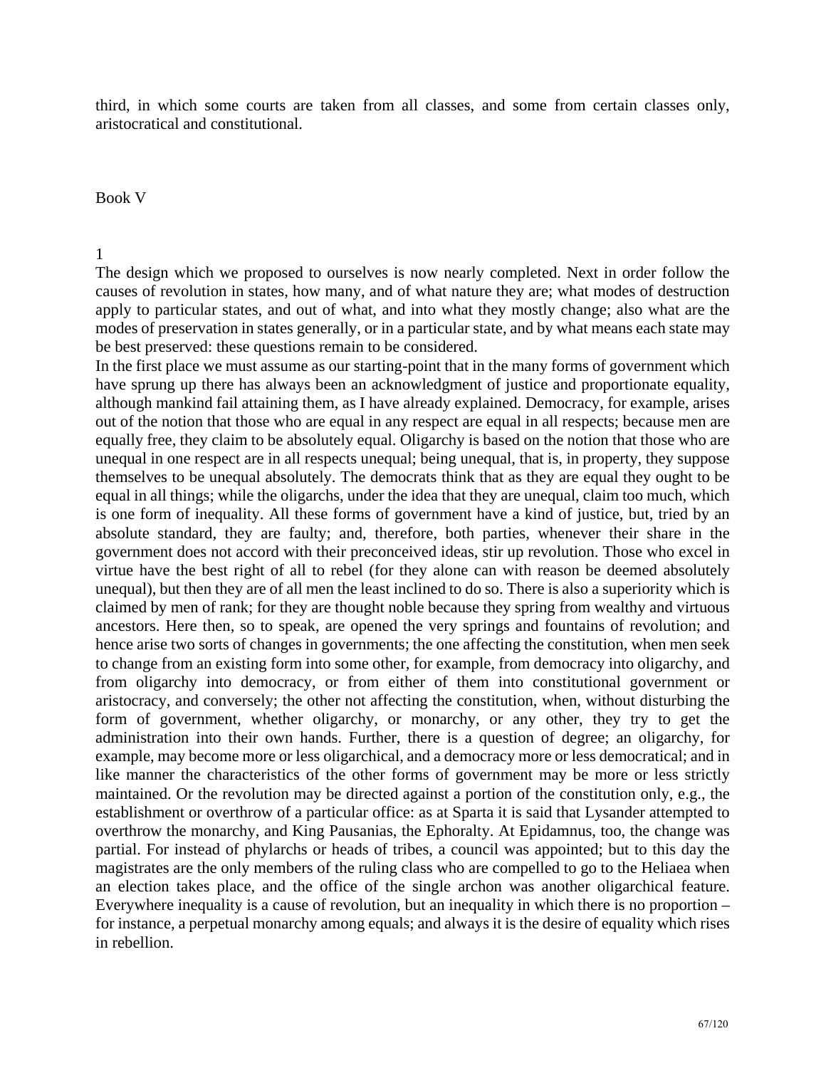third, in which some courts are taken from all classes, and some from certain classes only, aristocratical and constitutional.

## Book V

### 1

The design which we proposed to ourselves is now nearly completed. Next in order follow the causes of revolution in states, how many, and of what nature they are; what modes of destruction apply to particular states, and out of what, and into what they mostly change; also what are the modes of preservation in states generally, or in a particular state, and by what means each state may be best preserved: these questions remain to be considered.

In the first place we must assume as our starting-point that in the many forms of government which have sprung up there has always been an acknowledgment of justice and proportionate equality, although mankind fail attaining them, as I have already explained. Democracy, for example, arises out of the notion that those who are equal in any respect are equal in all respects; because men are equally free, they claim to be absolutely equal. Oligarchy is based on the notion that those who are unequal in one respect are in all respects unequal; being unequal, that is, in property, they suppose themselves to be unequal absolutely. The democrats think that as they are equal they ought to be equal in all things; while the oligarchs, under the idea that they are unequal, claim too much, which is one form of inequality. All these forms of government have a kind of justice, but, tried by an absolute standard, they are faulty; and, therefore, both parties, whenever their share in the government does not accord with their preconceived ideas, stir up revolution. Those who excel in virtue have the best right of all to rebel (for they alone can with reason be deemed absolutely unequal), but then they are of all men the least inclined to do so. There is also a superiority which is claimed by men of rank; for they are thought noble because they spring from wealthy and virtuous ancestors. Here then, so to speak, are opened the very springs and fountains of revolution; and hence arise two sorts of changes in governments; the one affecting the constitution, when men seek to change from an existing form into some other, for example, from democracy into oligarchy, and from oligarchy into democracy, or from either of them into constitutional government or aristocracy, and conversely; the other not affecting the constitution, when, without disturbing the form of government, whether oligarchy, or monarchy, or any other, they try to get the administration into their own hands. Further, there is a question of degree; an oligarchy, for example, may become more or less oligarchical, and a democracy more or less democratical; and in like manner the characteristics of the other forms of government may be more or less strictly maintained. Or the revolution may be directed against a portion of the constitution only, e.g., the establishment or overthrow of a particular office: as at Sparta it is said that Lysander attempted to overthrow the monarchy, and King Pausanias, the Ephoralty. At Epidamnus, too, the change was partial. For instead of phylarchs or heads of tribes, a council was appointed; but to this day the magistrates are the only members of the ruling class who are compelled to go to the Heliaea when an election takes place, and the office of the single archon was another oligarchical feature. Everywhere inequality is a cause of revolution, but an inequality in which there is no proportion – for instance, a perpetual monarchy among equals; and always it is the desire of equality which rises in rebellion.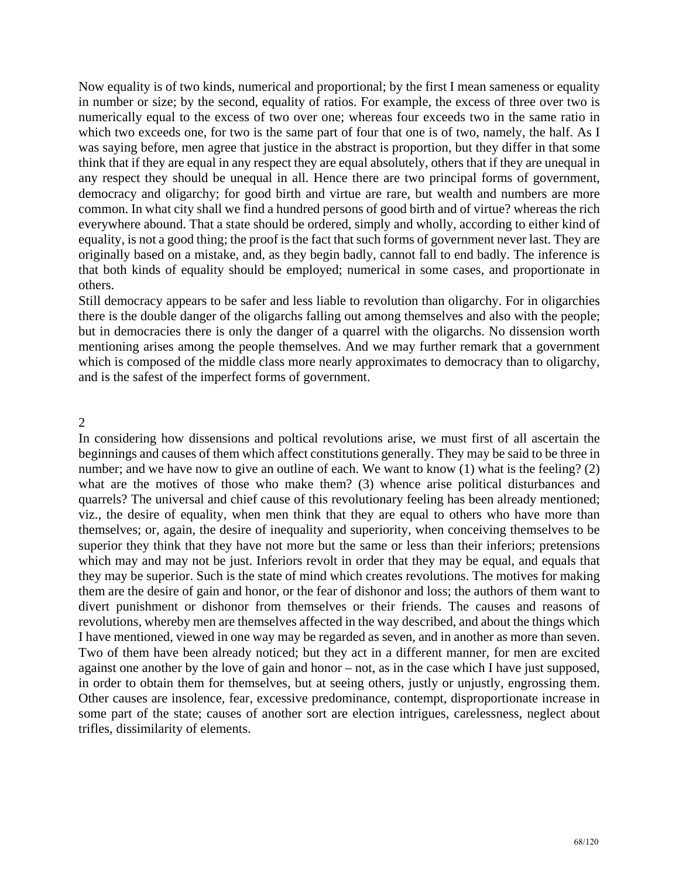Now equality is of two kinds, numerical and proportional; by the first I mean sameness or equality in number or size; by the second, equality of ratios. For example, the excess of three over two is numerically equal to the excess of two over one; whereas four exceeds two in the same ratio in which two exceeds one, for two is the same part of four that one is of two, namely, the half. As I was saying before, men agree that justice in the abstract is proportion, but they differ in that some think that if they are equal in any respect they are equal absolutely, others that if they are unequal in any respect they should be unequal in all. Hence there are two principal forms of government, democracy and oligarchy; for good birth and virtue are rare, but wealth and numbers are more common. In what city shall we find a hundred persons of good birth and of virtue? whereas the rich everywhere abound. That a state should be ordered, simply and wholly, according to either kind of equality, is not a good thing; the proof is the fact that such forms of government never last. They are originally based on a mistake, and, as they begin badly, cannot fall to end badly. The inference is that both kinds of equality should be employed; numerical in some cases, and proportionate in others.

Still democracy appears to be safer and less liable to revolution than oligarchy. For in oligarchies there is the double danger of the oligarchs falling out among themselves and also with the people; but in democracies there is only the danger of a quarrel with the oligarchs. No dissension worth mentioning arises among the people themselves. And we may further remark that a government which is composed of the middle class more nearly approximates to democracy than to oligarchy, and is the safest of the imperfect forms of government.

## 2

In considering how dissensions and poltical revolutions arise, we must first of all ascertain the beginnings and causes of them which affect constitutions generally. They may be said to be three in number; and we have now to give an outline of each. We want to know (1) what is the feeling? (2) what are the motives of those who make them? (3) whence arise political disturbances and quarrels? The universal and chief cause of this revolutionary feeling has been already mentioned; viz., the desire of equality, when men think that they are equal to others who have more than themselves; or, again, the desire of inequality and superiority, when conceiving themselves to be superior they think that they have not more but the same or less than their inferiors; pretensions which may and may not be just. Inferiors revolt in order that they may be equal, and equals that they may be superior. Such is the state of mind which creates revolutions. The motives for making them are the desire of gain and honor, or the fear of dishonor and loss; the authors of them want to divert punishment or dishonor from themselves or their friends. The causes and reasons of revolutions, whereby men are themselves affected in the way described, and about the things which I have mentioned, viewed in one way may be regarded as seven, and in another as more than seven. Two of them have been already noticed; but they act in a different manner, for men are excited against one another by the love of gain and honor – not, as in the case which I have just supposed, in order to obtain them for themselves, but at seeing others, justly or unjustly, engrossing them. Other causes are insolence, fear, excessive predominance, contempt, disproportionate increase in some part of the state; causes of another sort are election intrigues, carelessness, neglect about trifles, dissimilarity of elements.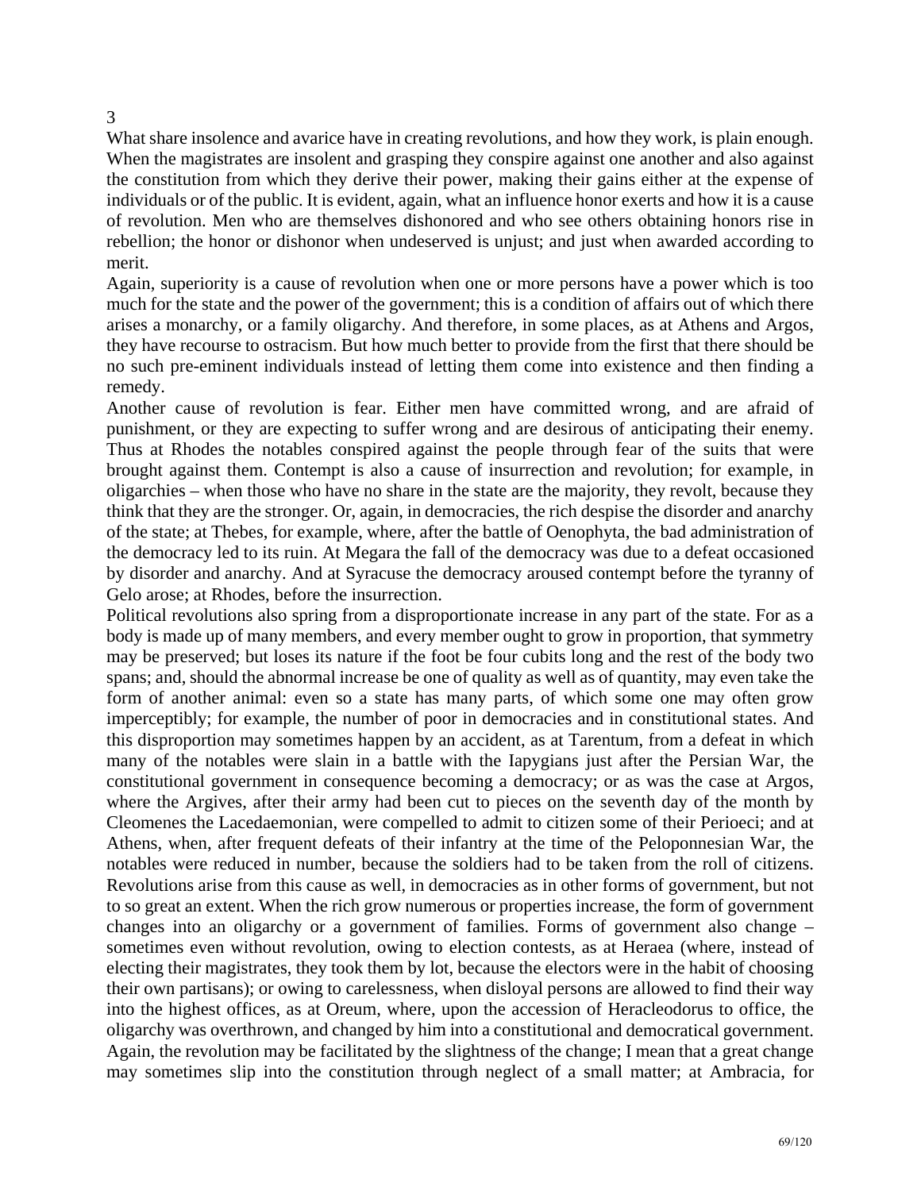3

What share insolence and avarice have in creating revolutions, and how they work, is plain enough. When the magistrates are insolent and grasping they conspire against one another and also against the constitution from which they derive their power, making their gains either at the expense of individuals or of the public. It is evident, again, what an influence honor exerts and how it is a cause of revolution. Men who are themselves dishonored and who see others obtaining honors rise in rebellion; the honor or dishonor when undeserved is unjust; and just when awarded according to merit.

Again, superiority is a cause of revolution when one or more persons have a power which is too much for the state and the power of the government; this is a condition of affairs out of which there arises a monarchy, or a family oligarchy. And therefore, in some places, as at Athens and Argos, they have recourse to ostracism. But how much better to provide from the first that there should be no such pre-eminent individuals instead of letting them come into existence and then finding a remedy.

Another cause of revolution is fear. Either men have committed wrong, and are afraid of punishment, or they are expecting to suffer wrong and are desirous of anticipating their enemy. Thus at Rhodes the notables conspired against the people through fear of the suits that were brought against them. Contempt is also a cause of insurrection and revolution; for example, in oligarchies – when those who have no share in the state are the majority, they revolt, because they think that they are the stronger. Or, again, in democracies, the rich despise the disorder and anarchy of the state; at Thebes, for example, where, after the battle of Oenophyta, the bad administration of the democracy led to its ruin. At Megara the fall of the democracy was due to a defeat occasioned by disorder and anarchy. And at Syracuse the democracy aroused contempt before the tyranny of Gelo arose; at Rhodes, before the insurrection.

Political revolutions also spring from a disproportionate increase in any part of the state. For as a body is made up of many members, and every member ought to grow in proportion, that symmetry may be preserved; but loses its nature if the foot be four cubits long and the rest of the body two spans; and, should the abnormal increase be one of quality as well as of quantity, may even take the form of another animal: even so a state has many parts, of which some one may often grow imperceptibly; for example, the number of poor in democracies and in constitutional states. And this disproportion may sometimes happen by an accident, as at Tarentum, from a defeat in which many of the notables were slain in a battle with the Iapygians just after the Persian War, the constitutional government in consequence becoming a democracy; or as was the case at Argos, where the Argives, after their army had been cut to pieces on the seventh day of the month by Cleomenes the Lacedaemonian, were compelled to admit to citizen some of their Perioeci; and at Athens, when, after frequent defeats of their infantry at the time of the Peloponnesian War, the notables were reduced in number, because the soldiers had to be taken from the roll of citizens. Revolutions arise from this cause as well, in democracies as in other forms of government, but not to so great an extent. When the rich grow numerous or properties increase, the form of government changes into an oligarchy or a government of families. Forms of government also change – sometimes even without revolution, owing to election contests, as at Heraea (where, instead of electing their magistrates, they took them by lot, because the electors were in the habit of choosing their own partisans); or owing to carelessness, when disloyal persons are allowed to find their way into the highest offices, as at Oreum, where, upon the accession of Heracleodorus to office, the oligarchy was overthrown, and changed by him into a constitutional and democratical government. Again, the revolution may be facilitated by the slightness of the change; I mean that a great change may sometimes slip into the constitution through neglect of a small matter; at Ambracia, for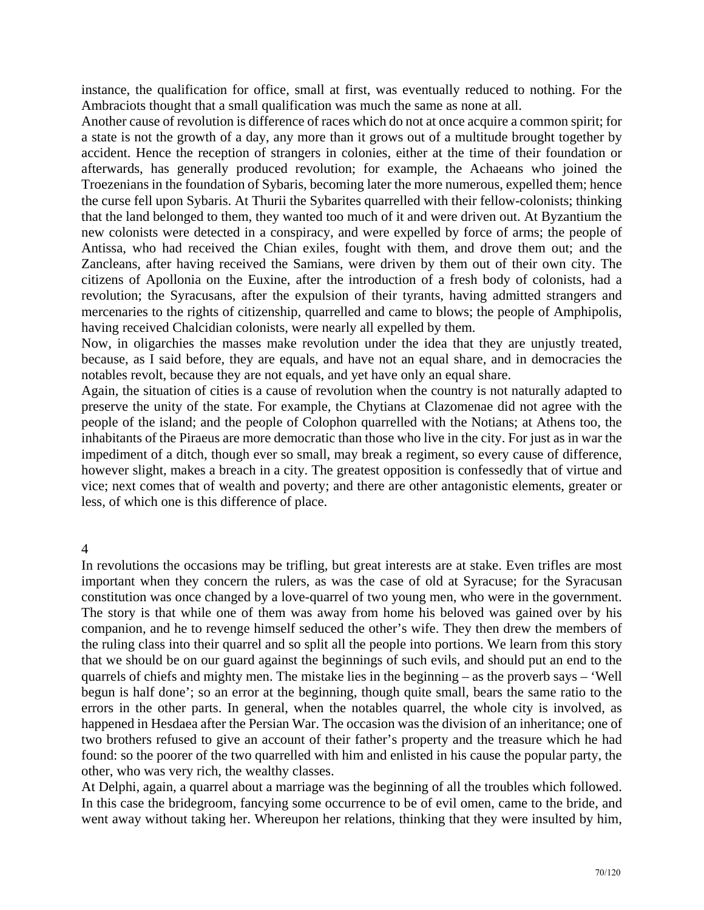instance, the qualification for office, small at first, was eventually reduced to nothing. For the Ambraciots thought that a small qualification was much the same as none at all.

Another cause of revolution is difference of races which do not at once acquire a common spirit; for a state is not the growth of a day, any more than it grows out of a multitude brought together by accident. Hence the reception of strangers in colonies, either at the time of their foundation or afterwards, has generally produced revolution; for example, the Achaeans who joined the Troezenians in the foundation of Sybaris, becoming later the more numerous, expelled them; hence the curse fell upon Sybaris. At Thurii the Sybarites quarrelled with their fellow-colonists; thinking that the land belonged to them, they wanted too much of it and were driven out. At Byzantium the new colonists were detected in a conspiracy, and were expelled by force of arms; the people of Antissa, who had received the Chian exiles, fought with them, and drove them out; and the Zancleans, after having received the Samians, were driven by them out of their own city. The citizens of Apollonia on the Euxine, after the introduction of a fresh body of colonists, had a revolution; the Syracusans, after the expulsion of their tyrants, having admitted strangers and mercenaries to the rights of citizenship, quarrelled and came to blows; the people of Amphipolis, having received Chalcidian colonists, were nearly all expelled by them.

Now, in oligarchies the masses make revolution under the idea that they are unjustly treated, because, as I said before, they are equals, and have not an equal share, and in democracies the notables revolt, because they are not equals, and yet have only an equal share.

Again, the situation of cities is a cause of revolution when the country is not naturally adapted to preserve the unity of the state. For example, the Chytians at Clazomenae did not agree with the people of the island; and the people of Colophon quarrelled with the Notians; at Athens too, the inhabitants of the Piraeus are more democratic than those who live in the city. For just as in war the impediment of a ditch, though ever so small, may break a regiment, so every cause of difference, however slight, makes a breach in a city. The greatest opposition is confessedly that of virtue and vice; next comes that of wealth and poverty; and there are other antagonistic elements, greater or less, of which one is this difference of place.

## 4

In revolutions the occasions may be trifling, but great interests are at stake. Even trifles are most important when they concern the rulers, as was the case of old at Syracuse; for the Syracusan constitution was once changed by a love-quarrel of two young men, who were in the government. The story is that while one of them was away from home his beloved was gained over by his companion, and he to revenge himself seduced the other's wife. They then drew the members of the ruling class into their quarrel and so split all the people into portions. We learn from this story that we should be on our guard against the beginnings of such evils, and should put an end to the quarrels of chiefs and mighty men. The mistake lies in the beginning – as the proverb says – 'Well begun is half done'; so an error at the beginning, though quite small, bears the same ratio to the errors in the other parts. In general, when the notables quarrel, the whole city is involved, as happened in Hesdaea after the Persian War. The occasion was the division of an inheritance; one of two brothers refused to give an account of their father's property and the treasure which he had found: so the poorer of the two quarrelled with him and enlisted in his cause the popular party, the other, who was very rich, the wealthy classes.

At Delphi, again, a quarrel about a marriage was the beginning of all the troubles which followed. In this case the bridegroom, fancying some occurrence to be of evil omen, came to the bride, and went away without taking her. Whereupon her relations, thinking that they were insulted by him,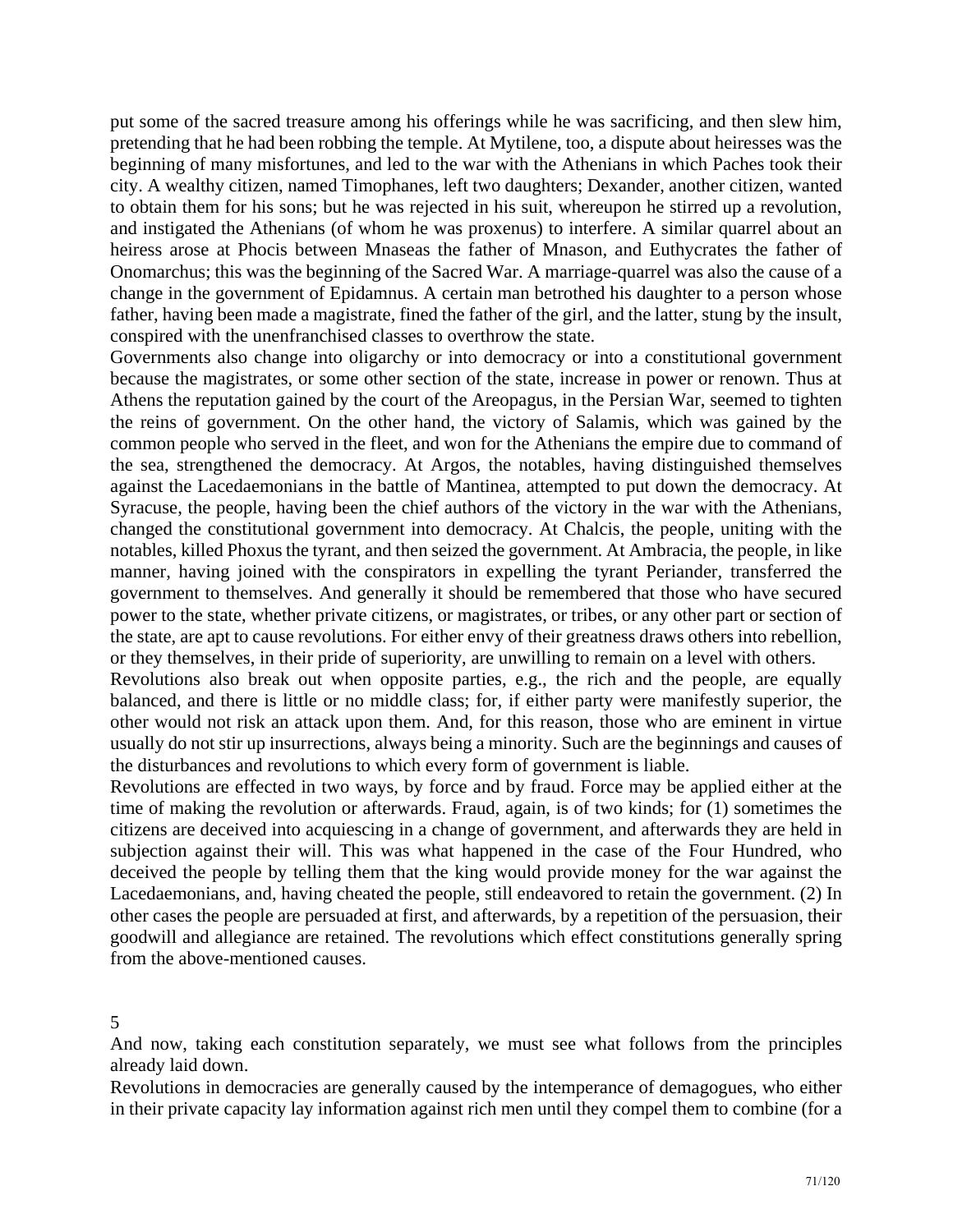put some of the sacred treasure among his offerings while he was sacrificing, and then slew him, pretending that he had been robbing the temple. At Mytilene, too, a dispute about heiresses was the beginning of many misfortunes, and led to the war with the Athenians in which Paches took their city. A wealthy citizen, named Timophanes, left two daughters; Dexander, another citizen, wanted to obtain them for his sons; but he was rejected in his suit, whereupon he stirred up a revolution, and instigated the Athenians (of whom he was proxenus) to interfere. A similar quarrel about an heiress arose at Phocis between Mnaseas the father of Mnason, and Euthycrates the father of Onomarchus; this was the beginning of the Sacred War. A marriage-quarrel was also the cause of a change in the government of Epidamnus. A certain man betrothed his daughter to a person whose father, having been made a magistrate, fined the father of the girl, and the latter, stung by the insult, conspired with the unenfranchised classes to overthrow the state.

Governments also change into oligarchy or into democracy or into a constitutional government because the magistrates, or some other section of the state, increase in power or renown. Thus at Athens the reputation gained by the court of the Areopagus, in the Persian War, seemed to tighten the reins of government. On the other hand, the victory of Salamis, which was gained by the common people who served in the fleet, and won for the Athenians the empire due to command of the sea, strengthened the democracy. At Argos, the notables, having distinguished themselves against the Lacedaemonians in the battle of Mantinea, attempted to put down the democracy. At Syracuse, the people, having been the chief authors of the victory in the war with the Athenians, changed the constitutional government into democracy. At Chalcis, the people, uniting with the notables, killed Phoxus the tyrant, and then seized the government. At Ambracia, the people, in like manner, having joined with the conspirators in expelling the tyrant Periander, transferred the government to themselves. And generally it should be remembered that those who have secured power to the state, whether private citizens, or magistrates, or tribes, or any other part or section of the state, are apt to cause revolutions. For either envy of their greatness draws others into rebellion, or they themselves, in their pride of superiority, are unwilling to remain on a level with others.

Revolutions also break out when opposite parties, e.g., the rich and the people, are equally balanced, and there is little or no middle class; for, if either party were manifestly superior, the other would not risk an attack upon them. And, for this reason, those who are eminent in virtue usually do not stir up insurrections, always being a minority. Such are the beginnings and causes of the disturbances and revolutions to which every form of government is liable.

Revolutions are effected in two ways, by force and by fraud. Force may be applied either at the time of making the revolution or afterwards. Fraud, again, is of two kinds; for (1) sometimes the citizens are deceived into acquiescing in a change of government, and afterwards they are held in subjection against their will. This was what happened in the case of the Four Hundred, who deceived the people by telling them that the king would provide money for the war against the Lacedaemonians, and, having cheated the people, still endeavored to retain the government. (2) In other cases the people are persuaded at first, and afterwards, by a repetition of the persuasion, their goodwill and allegiance are retained. The revolutions which effect constitutions generally spring from the above-mentioned causes.

## 5

And now, taking each constitution separately, we must see what follows from the principles already laid down.

Revolutions in democracies are generally caused by the intemperance of demagogues, who either in their private capacity lay information against rich men until they compel them to combine (for a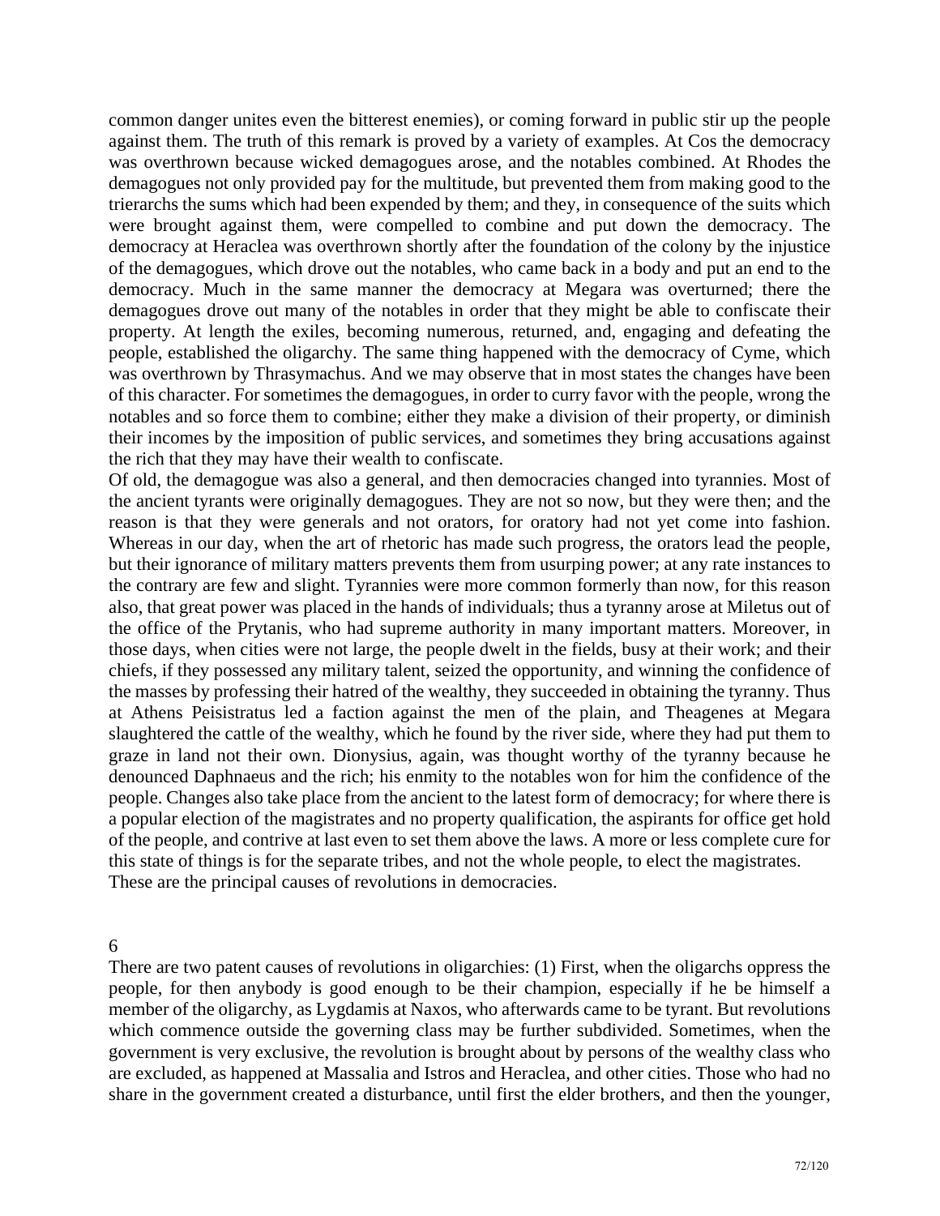common danger unites even the bitterest enemies), or coming forward in public stir up the people against them. The truth of this remark is proved by a variety of examples. At Cos the democracy was overthrown because wicked demagogues arose, and the notables combined. At Rhodes the demagogues not only provided pay for the multitude, but prevented them from making good to the trierarchs the sums which had been expended by them; and they, in consequence of the suits which were brought against them, were compelled to combine and put down the democracy. The democracy at Heraclea was overthrown shortly after the foundation of the colony by the injustice of the demagogues, which drove out the notables, who came back in a body and put an end to the democracy. Much in the same manner the democracy at Megara was overturned; there the demagogues drove out many of the notables in order that they might be able to confiscate their property. At length the exiles, becoming numerous, returned, and, engaging and defeating the people, established the oligarchy. The same thing happened with the democracy of Cyme, which was overthrown by Thrasymachus. And we may observe that in most states the changes have been of this character. For sometimes the demagogues, in order to curry favor with the people, wrong the notables and so force them to combine; either they make a division of their property, or diminish their incomes by the imposition of public services, and sometimes they bring accusations against the rich that they may have their wealth to confiscate.

Of old, the demagogue was also a general, and then democracies changed into tyrannies. Most of the ancient tyrants were originally demagogues. They are not so now, but they were then; and the reason is that they were generals and not orators, for oratory had not yet come into fashion. Whereas in our day, when the art of rhetoric has made such progress, the orators lead the people, but their ignorance of military matters prevents them from usurping power; at any rate instances to the contrary are few and slight. Tyrannies were more common formerly than now, for this reason also, that great power was placed in the hands of individuals; thus a tyranny arose at Miletus out of the office of the Prytanis, who had supreme authority in many important matters. Moreover, in those days, when cities were not large, the people dwelt in the fields, busy at their work; and their chiefs, if they possessed any military talent, seized the opportunity, and winning the confidence of the masses by professing their hatred of the wealthy, they succeeded in obtaining the tyranny. Thus at Athens Peisistratus led a faction against the men of the plain, and Theagenes at Megara slaughtered the cattle of the wealthy, which he found by the river side, where they had put them to graze in land not their own. Dionysius, again, was thought worthy of the tyranny because he denounced Daphnaeus and the rich; his enmity to the notables won for him the confidence of the people. Changes also take place from the ancient to the latest form of democracy; for where there is a popular election of the magistrates and no property qualification, the aspirants for office get hold of the people, and contrive at last even to set them above the laws. A more or less complete cure for this state of things is for the separate tribes, and not the whole people, to elect the magistrates.

These are the principal causes of revolutions in democracies.

## 6

There are two patent causes of revolutions in oligarchies: (1) First, when the oligarchs oppress the people, for then anybody is good enough to be their champion, especially if he be himself a member of the oligarchy, as Lygdamis at Naxos, who afterwards came to be tyrant. But revolutions which commence outside the governing class may be further subdivided. Sometimes, when the government is very exclusive, the revolution is brought about by persons of the wealthy class who are excluded, as happened at Massalia and Istros and Heraclea, and other cities. Those who had no share in the government created a disturbance, until first the elder brothers, and then the younger,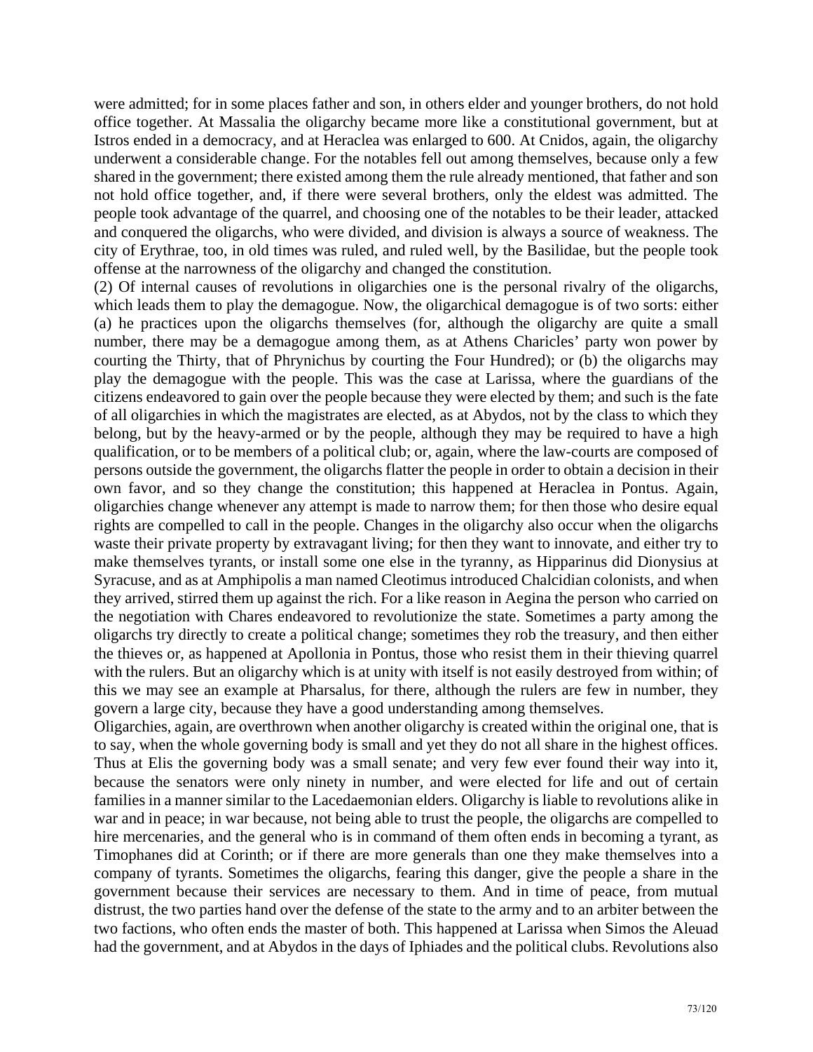were admitted; for in some places father and son, in others elder and younger brothers, do not hold office together. At Massalia the oligarchy became more like a constitutional government, but at Istros ended in a democracy, and at Heraclea was enlarged to 600. At Cnidos, again, the oligarchy underwent a considerable change. For the notables fell out among themselves, because only a few shared in the government; there existed among them the rule already mentioned, that father and son not hold office together, and, if there were several brothers, only the eldest was admitted. The people took advantage of the quarrel, and choosing one of the notables to be their leader, attacked and conquered the oligarchs, who were divided, and division is always a source of weakness. The city of Erythrae, too, in old times was ruled, and ruled well, by the Basilidae, but the people took offense at the narrowness of the oligarchy and changed the constitution.

(2) Of internal causes of revolutions in oligarchies one is the personal rivalry of the oligarchs, which leads them to play the demagogue. Now, the oligarchical demagogue is of two sorts: either (a) he practices upon the oligarchs themselves (for, although the oligarchy are quite a small number, there may be a demagogue among them, as at Athens Charicles' party won power by courting the Thirty, that of Phrynichus by courting the Four Hundred); or (b) the oligarchs may play the demagogue with the people. This was the case at Larissa, where the guardians of the citizens endeavored to gain over the people because they were elected by them; and such is the fate of all oligarchies in which the magistrates are elected, as at Abydos, not by the class to which they belong, but by the heavy-armed or by the people, although they may be required to have a high qualification, or to be members of a political club; or, again, where the law-courts are composed of persons outside the government, the oligarchs flatter the people in order to obtain a decision in their own favor, and so they change the constitution; this happened at Heraclea in Pontus. Again, oligarchies change whenever any attempt is made to narrow them; for then those who desire equal rights are compelled to call in the people. Changes in the oligarchy also occur when the oligarchs waste their private property by extravagant living; for then they want to innovate, and either try to make themselves tyrants, or install some one else in the tyranny, as Hipparinus did Dionysius at Syracuse, and as at Amphipolis a man named Cleotimus introduced Chalcidian colonists, and when they arrived, stirred them up against the rich. For a like reason in Aegina the person who carried on the negotiation with Chares endeavored to revolutionize the state. Sometimes a party among the oligarchs try directly to create a political change; sometimes they rob the treasury, and then either the thieves or, as happened at Apollonia in Pontus, those who resist them in their thieving quarrel with the rulers. But an oligarchy which is at unity with itself is not easily destroyed from within; of this we may see an example at Pharsalus, for there, although the rulers are few in number, they govern a large city, because they have a good understanding among themselves.

Oligarchies, again, are overthrown when another oligarchy is created within the original one, that is to say, when the whole governing body is small and yet they do not all share in the highest offices. Thus at Elis the governing body was a small senate; and very few ever found their way into it, because the senators were only ninety in number, and were elected for life and out of certain families in a manner similar to the Lacedaemonian elders. Oligarchy is liable to revolutions alike in war and in peace; in war because, not being able to trust the people, the oligarchs are compelled to hire mercenaries, and the general who is in command of them often ends in becoming a tyrant, as Timophanes did at Corinth; or if there are more generals than one they make themselves into a company of tyrants. Sometimes the oligarchs, fearing this danger, give the people a share in the government because their services are necessary to them. And in time of peace, from mutual distrust, the two parties hand over the defense of the state to the army and to an arbiter between the two factions, who often ends the master of both. This happened at Larissa when Simos the Aleuad had the government, and at Abydos in the days of Iphiades and the political clubs. Revolutions also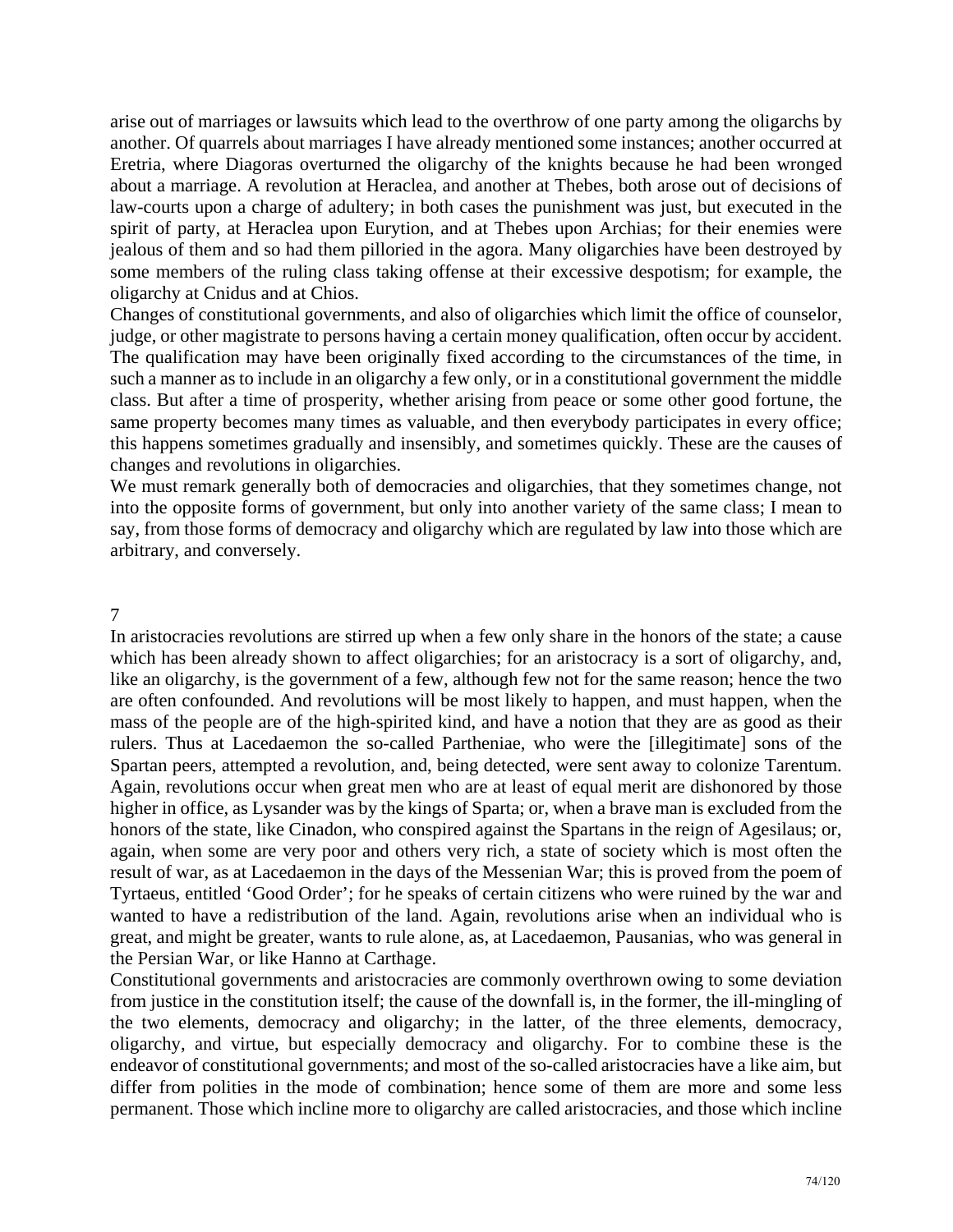arise out of marriages or lawsuits which lead to the overthrow of one party among the oligarchs by another. Of quarrels about marriages I have already mentioned some instances; another occurred at Eretria, where Diagoras overturned the oligarchy of the knights because he had been wronged about a marriage. A revolution at Heraclea, and another at Thebes, both arose out of decisions of law-courts upon a charge of adultery; in both cases the punishment was just, but executed in the spirit of party, at Heraclea upon Eurytion, and at Thebes upon Archias; for their enemies were jealous of them and so had them pilloried in the agora. Many oligarchies have been destroyed by some members of the ruling class taking offense at their excessive despotism; for example, the oligarchy at Cnidus and at Chios.

Changes of constitutional governments, and also of oligarchies which limit the office of counselor, judge, or other magistrate to persons having a certain money qualification, often occur by accident. The qualification may have been originally fixed according to the circumstances of the time, in such a manner as to include in an oligarchy a few only, or in a constitutional government the middle class. But after a time of prosperity, whether arising from peace or some other good fortune, the same property becomes many times as valuable, and then everybody participates in every office; this happens sometimes gradually and insensibly, and sometimes quickly. These are the causes of changes and revolutions in oligarchies.

We must remark generally both of democracies and oligarchies, that they sometimes change, not into the opposite forms of government, but only into another variety of the same class; I mean to say, from those forms of democracy and oligarchy which are regulated by law into those which are arbitrary, and conversely.

## 7

In aristocracies revolutions are stirred up when a few only share in the honors of the state; a cause which has been already shown to affect oligarchies; for an aristocracy is a sort of oligarchy, and, like an oligarchy, is the government of a few, although few not for the same reason; hence the two are often confounded. And revolutions will be most likely to happen, and must happen, when the mass of the people are of the high-spirited kind, and have a notion that they are as good as their rulers. Thus at Lacedaemon the so-called Partheniae, who were the [illegitimate] sons of the Spartan peers, attempted a revolution, and, being detected, were sent away to colonize Tarentum. Again, revolutions occur when great men who are at least of equal merit are dishonored by those higher in office, as Lysander was by the kings of Sparta; or, when a brave man is excluded from the honors of the state, like Cinadon, who conspired against the Spartans in the reign of Agesilaus; or, again, when some are very poor and others very rich, a state of society which is most often the result of war, as at Lacedaemon in the days of the Messenian War; this is proved from the poem of Tyrtaeus, entitled 'Good Order'; for he speaks of certain citizens who were ruined by the war and wanted to have a redistribution of the land. Again, revolutions arise when an individual who is great, and might be greater, wants to rule alone, as, at Lacedaemon, Pausanias, who was general in the Persian War, or like Hanno at Carthage.

Constitutional governments and aristocracies are commonly overthrown owing to some deviation from justice in the constitution itself; the cause of the downfall is, in the former, the ill-mingling of the two elements, democracy and oligarchy; in the latter, of the three elements, democracy, oligarchy, and virtue, but especially democracy and oligarchy. For to combine these is the endeavor of constitutional governments; and most of the so-called aristocracies have a like aim, but differ from polities in the mode of combination; hence some of them are more and some less permanent. Those which incline more to oligarchy are called aristocracies, and those which incline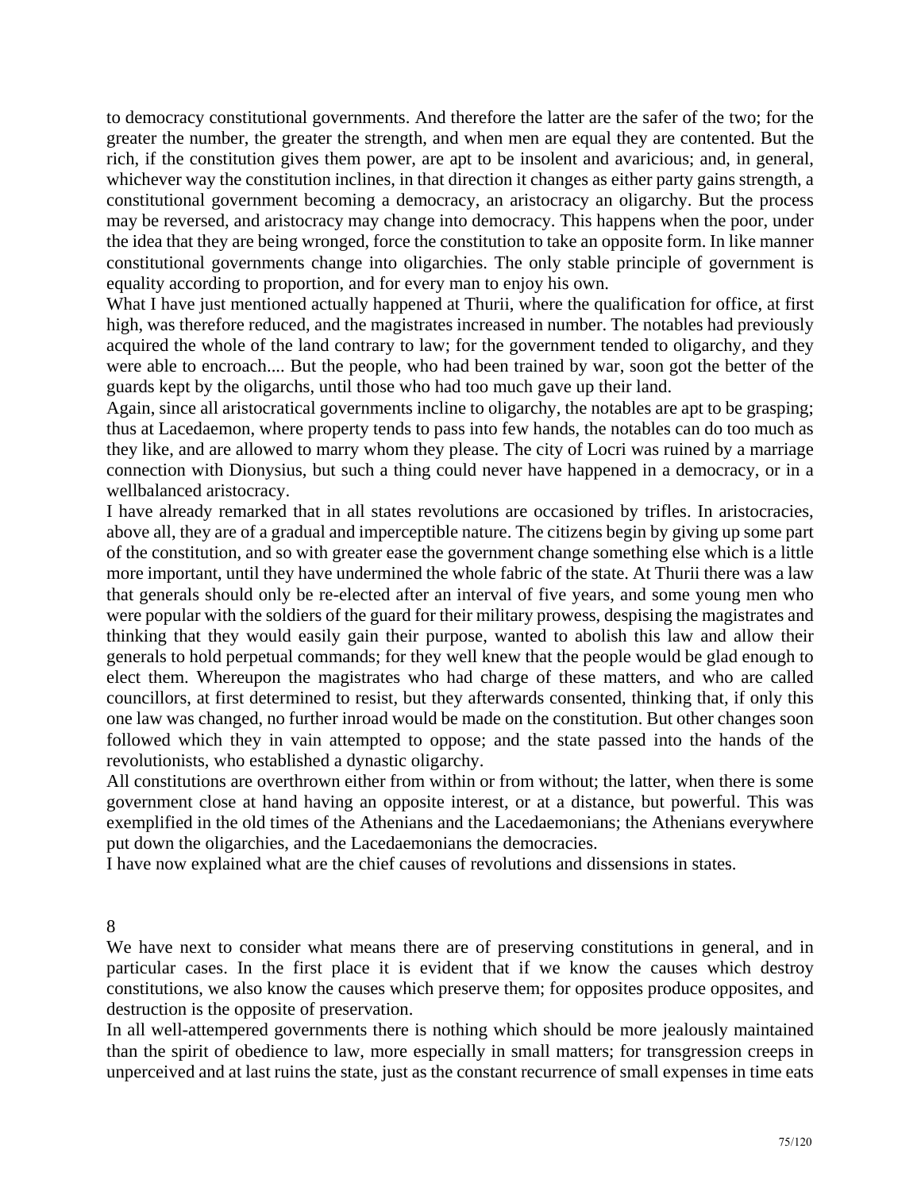to democracy constitutional governments. And therefore the latter are the safer of the two; for the greater the number, the greater the strength, and when men are equal they are contented. But the rich, if the constitution gives them power, are apt to be insolent and avaricious; and, in general, whichever way the constitution inclines, in that direction it changes as either party gains strength, a constitutional government becoming a democracy, an aristocracy an oligarchy. But the process may be reversed, and aristocracy may change into democracy. This happens when the poor, under the idea that they are being wronged, force the constitution to take an opposite form. In like manner constitutional governments change into oligarchies. The only stable principle of government is equality according to proportion, and for every man to enjoy his own.

What I have just mentioned actually happened at Thurii, where the qualification for office, at first high, was therefore reduced, and the magistrates increased in number. The notables had previously acquired the whole of the land contrary to law; for the government tended to oligarchy, and they were able to encroach.... But the people, who had been trained by war, soon got the better of the guards kept by the oligarchs, until those who had too much gave up their land.

Again, since all aristocratical governments incline to oligarchy, the notables are apt to be grasping; thus at Lacedaemon, where property tends to pass into few hands, the notables can do too much as they like, and are allowed to marry whom they please. The city of Locri was ruined by a marriage connection with Dionysius, but such a thing could never have happened in a democracy, or in a wellbalanced aristocracy.

I have already remarked that in all states revolutions are occasioned by trifles. In aristocracies, above all, they are of a gradual and imperceptible nature. The citizens begin by giving up some part of the constitution, and so with greater ease the government change something else which is a little more important, until they have undermined the whole fabric of the state. At Thurii there was a law that generals should only be re-elected after an interval of five years, and some young men who were popular with the soldiers of the guard for their military prowess, despising the magistrates and thinking that they would easily gain their purpose, wanted to abolish this law and allow their generals to hold perpetual commands; for they well knew that the people would be glad enough to elect them. Whereupon the magistrates who had charge of these matters, and who are called councillors, at first determined to resist, but they afterwards consented, thinking that, if only this one law was changed, no further inroad would be made on the constitution. But other changes soon followed which they in vain attempted to oppose; and the state passed into the hands of the revolutionists, who established a dynastic oligarchy.

All constitutions are overthrown either from within or from without; the latter, when there is some government close at hand having an opposite interest, or at a distance, but powerful. This was exemplified in the old times of the Athenians and the Lacedaemonians; the Athenians everywhere put down the oligarchies, and the Lacedaemonians the democracies.

I have now explained what are the chief causes of revolutions and dissensions in states.

## 8

We have next to consider what means there are of preserving constitutions in general, and in particular cases. In the first place it is evident that if we know the causes which destroy constitutions, we also know the causes which preserve them; for opposites produce opposites, and destruction is the opposite of preservation.

In all well-attempered governments there is nothing which should be more jealously maintained than the spirit of obedience to law, more especially in small matters; for transgression creeps in unperceived and at last ruins the state, just as the constant recurrence of small expenses in time eats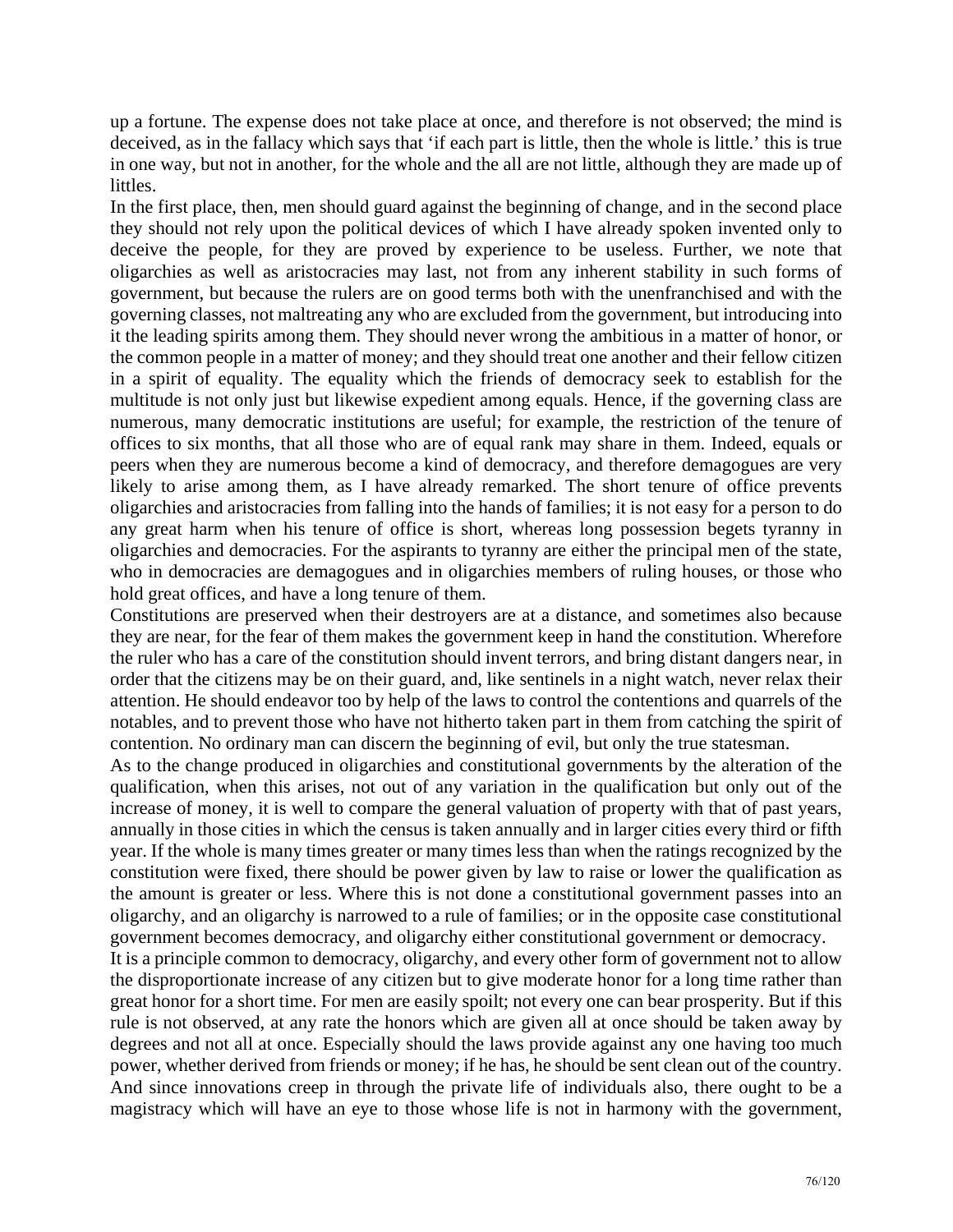up a fortune. The expense does not take place at once, and therefore is not observed; the mind is deceived, as in the fallacy which says that 'if each part is little, then the whole is little.' this is true in one way, but not in another, for the whole and the all are not little, although they are made up of littles.

In the first place, then, men should guard against the beginning of change, and in the second place they should not rely upon the political devices of which I have already spoken invented only to deceive the people, for they are proved by experience to be useless. Further, we note that oligarchies as well as aristocracies may last, not from any inherent stability in such forms of government, but because the rulers are on good terms both with the unenfranchised and with the governing classes, not maltreating any who are excluded from the government, but introducing into it the leading spirits among them. They should never wrong the ambitious in a matter of honor, or the common people in a matter of money; and they should treat one another and their fellow citizen in a spirit of equality. The equality which the friends of democracy seek to establish for the multitude is not only just but likewise expedient among equals. Hence, if the governing class are numerous, many democratic institutions are useful; for example, the restriction of the tenure of offices to six months, that all those who are of equal rank may share in them. Indeed, equals or peers when they are numerous become a kind of democracy, and therefore demagogues are very likely to arise among them, as I have already remarked. The short tenure of office prevents oligarchies and aristocracies from falling into the hands of families; it is not easy for a person to do any great harm when his tenure of office is short, whereas long possession begets tyranny in oligarchies and democracies. For the aspirants to tyranny are either the principal men of the state, who in democracies are demagogues and in oligarchies members of ruling houses, or those who hold great offices, and have a long tenure of them.

Constitutions are preserved when their destroyers are at a distance, and sometimes also because they are near, for the fear of them makes the government keep in hand the constitution. Wherefore the ruler who has a care of the constitution should invent terrors, and bring distant dangers near, in order that the citizens may be on their guard, and, like sentinels in a night watch, never relax their attention. He should endeavor too by help of the laws to control the contentions and quarrels of the notables, and to prevent those who have not hitherto taken part in them from catching the spirit of contention. No ordinary man can discern the beginning of evil, but only the true statesman.

As to the change produced in oligarchies and constitutional governments by the alteration of the qualification, when this arises, not out of any variation in the qualification but only out of the increase of money, it is well to compare the general valuation of property with that of past years, annually in those cities in which the census is taken annually and in larger cities every third or fifth year. If the whole is many times greater or many times less than when the ratings recognized by the constitution were fixed, there should be power given by law to raise or lower the qualification as the amount is greater or less. Where this is not done a constitutional government passes into an oligarchy, and an oligarchy is narrowed to a rule of families; or in the opposite case constitutional government becomes democracy, and oligarchy either constitutional government or democracy.

It is a principle common to democracy, oligarchy, and every other form of government not to allow the disproportionate increase of any citizen but to give moderate honor for a long time rather than great honor for a short time. For men are easily spoilt; not every one can bear prosperity. But if this rule is not observed, at any rate the honors which are given all at once should be taken away by degrees and not all at once. Especially should the laws provide against any one having too much power, whether derived from friends or money; if he has, he should be sent clean out of the country. And since innovations creep in through the private life of individuals also, there ought to be a magistracy which will have an eye to those whose life is not in harmony with the government,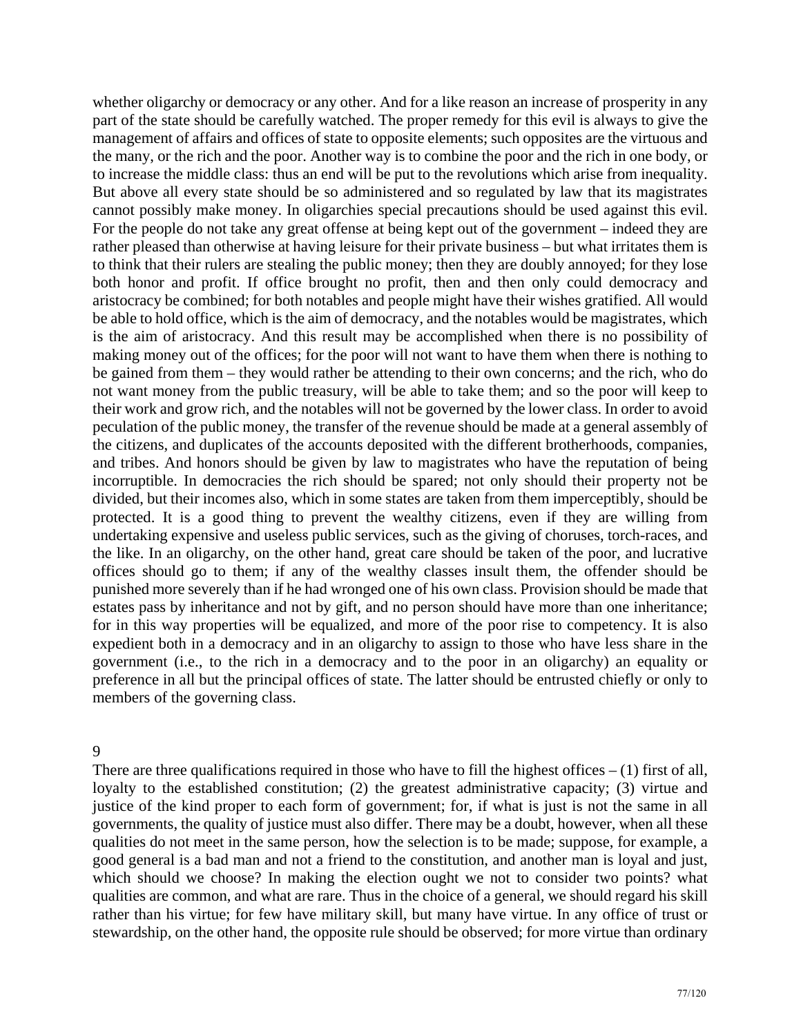whether oligarchy or democracy or any other. And for a like reason an increase of prosperity in any part of the state should be carefully watched. The proper remedy for this evil is always to give the management of affairs and offices of state to opposite elements; such opposites are the virtuous and the many, or the rich and the poor. Another way is to combine the poor and the rich in one body, or to increase the middle class: thus an end will be put to the revolutions which arise from inequality. But above all every state should be so administered and so regulated by law that its magistrates cannot possibly make money. In oligarchies special precautions should be used against this evil. For the people do not take any great offense at being kept out of the government – indeed they are rather pleased than otherwise at having leisure for their private business – but what irritates them is to think that their rulers are stealing the public money; then they are doubly annoyed; for they lose both honor and profit. If office brought no profit, then and then only could democracy and aristocracy be combined; for both notables and people might have their wishes gratified. All would be able to hold office, which is the aim of democracy, and the notables would be magistrates, which is the aim of aristocracy. And this result may be accomplished when there is no possibility of making money out of the offices; for the poor will not want to have them when there is nothing to be gained from them – they would rather be attending to their own concerns; and the rich, who do not want money from the public treasury, will be able to take them; and so the poor will keep to their work and grow rich, and the notables will not be governed by the lower class. In order to avoid peculation of the public money, the transfer of the revenue should be made at a general assembly of the citizens, and duplicates of the accounts deposited with the different brotherhoods, companies, and tribes. And honors should be given by law to magistrates who have the reputation of being incorruptible. In democracies the rich should be spared; not only should their property not be divided, but their incomes also, which in some states are taken from them imperceptibly, should be protected. It is a good thing to prevent the wealthy citizens, even if they are willing from undertaking expensive and useless public services, such as the giving of choruses, torch-races, and the like. In an oligarchy, on the other hand, great care should be taken of the poor, and lucrative offices should go to them; if any of the wealthy classes insult them, the offender should be punished more severely than if he had wronged one of his own class. Provision should be made that estates pass by inheritance and not by gift, and no person should have more than one inheritance; for in this way properties will be equalized, and more of the poor rise to competency. It is also expedient both in a democracy and in an oligarchy to assign to those who have less share in the government (i.e., to the rich in a democracy and to the poor in an oligarchy) an equality or preference in all but the principal offices of state. The latter should be entrusted chiefly or only to members of the governing class.

## 9

There are three qualifications required in those who have to fill the highest offices – (1) first of all, loyalty to the established constitution; (2) the greatest administrative capacity; (3) virtue and justice of the kind proper to each form of government; for, if what is just is not the same in all governments, the quality of justice must also differ. There may be a doubt, however, when all these qualities do not meet in the same person, how the selection is to be made; suppose, for example, a good general is a bad man and not a friend to the constitution, and another man is loyal and just, which should we choose? In making the election ought we not to consider two points? what qualities are common, and what are rare. Thus in the choice of a general, we should regard his skill rather than his virtue; for few have military skill, but many have virtue. In any office of trust or stewardship, on the other hand, the opposite rule should be observed; for more virtue than ordinary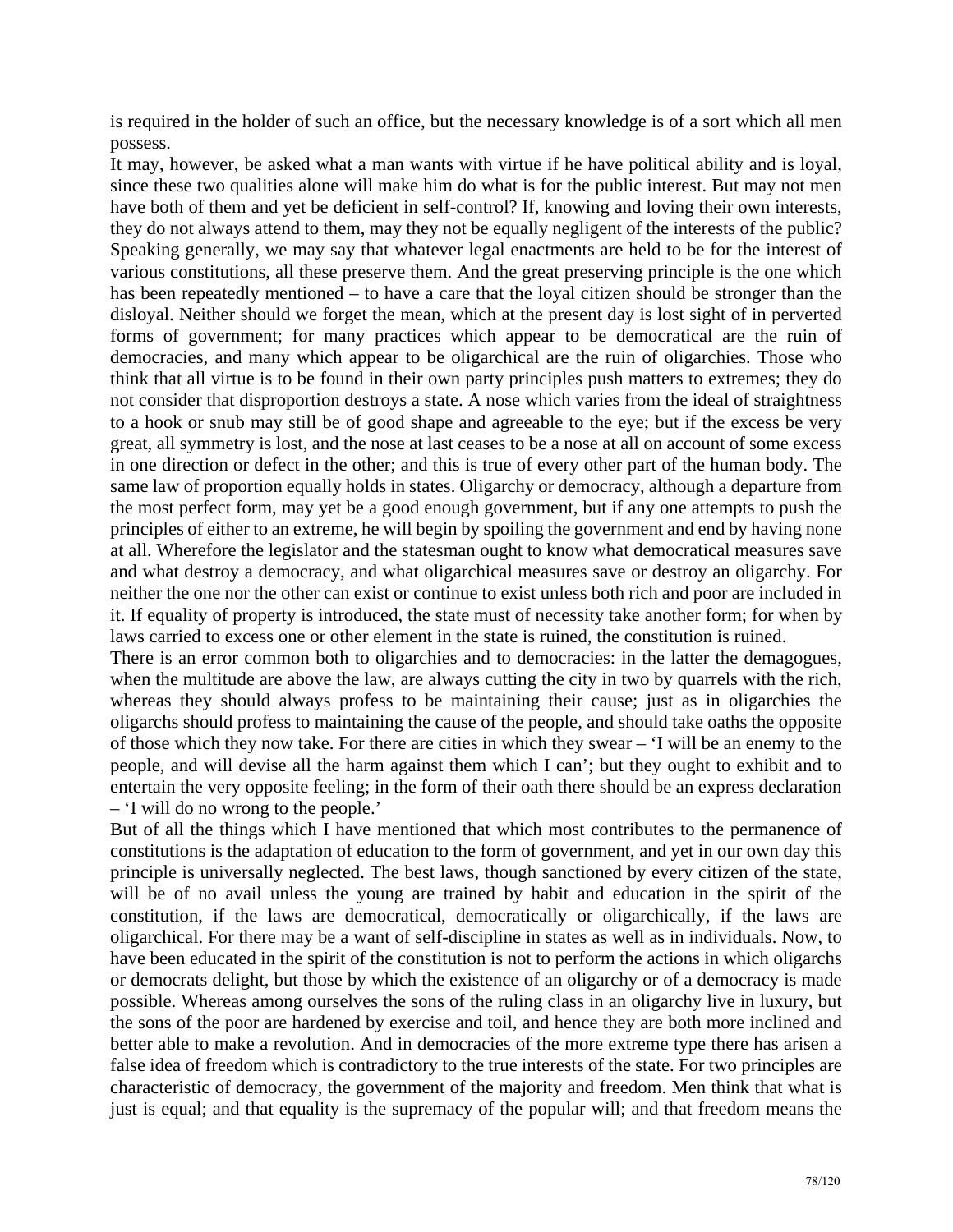is required in the holder of such an office, but the necessary knowledge is of a sort which all men possess.

It may, however, be asked what a man wants with virtue if he have political ability and is loyal, since these two qualities alone will make him do what is for the public interest. But may not men have both of them and yet be deficient in self-control? If, knowing and loving their own interests, they do not always attend to them, may they not be equally negligent of the interests of the public? Speaking generally, we may say that whatever legal enactments are held to be for the interest of various constitutions, all these preserve them. And the great preserving principle is the one which has been repeatedly mentioned – to have a care that the loyal citizen should be stronger than the disloyal. Neither should we forget the mean, which at the present day is lost sight of in perverted forms of government; for many practices which appear to be democratical are the ruin of democracies, and many which appear to be oligarchical are the ruin of oligarchies. Those who think that all virtue is to be found in their own party principles push matters to extremes; they do not consider that disproportion destroys a state. A nose which varies from the ideal of straightness to a hook or snub may still be of good shape and agreeable to the eye; but if the excess be very great, all symmetry is lost, and the nose at last ceases to be a nose at all on account of some excess in one direction or defect in the other; and this is true of every other part of the human body. The same law of proportion equally holds in states. Oligarchy or democracy, although a departure from the most perfect form, may yet be a good enough government, but if any one attempts to push the principles of either to an extreme, he will begin by spoiling the government and end by having none at all. Wherefore the legislator and the statesman ought to know what democratical measures save and what destroy a democracy, and what oligarchical measures save or destroy an oligarchy. For neither the one nor the other can exist or continue to exist unless both rich and poor are included in it. If equality of property is introduced, the state must of necessity take another form; for when by laws carried to excess one or other element in the state is ruined, the constitution is ruined.

There is an error common both to oligarchies and to democracies: in the latter the demagogues, when the multitude are above the law, are always cutting the city in two by quarrels with the rich, whereas they should always profess to be maintaining their cause; just as in oligarchies the oligarchs should profess to maintaining the cause of the people, and should take oaths the opposite of those which they now take. For there are cities in which they swear – 'I will be an enemy to the people, and will devise all the harm against them which I can'; but they ought to exhibit and to entertain the very opposite feeling; in the form of their oath there should be an express declaration – 'I will do no wrong to the people.'

But of all the things which I have mentioned that which most contributes to the permanence of constitutions is the adaptation of education to the form of government, and yet in our own day this principle is universally neglected. The best laws, though sanctioned by every citizen of the state, will be of no avail unless the young are trained by habit and education in the spirit of the constitution, if the laws are democratical, democratically or oligarchically, if the laws are oligarchical. For there may be a want of self-discipline in states as well as in individuals. Now, to have been educated in the spirit of the constitution is not to perform the actions in which oligarchs or democrats delight, but those by which the existence of an oligarchy or of a democracy is made possible. Whereas among ourselves the sons of the ruling class in an oligarchy live in luxury, but the sons of the poor are hardened by exercise and toil, and hence they are both more inclined and better able to make a revolution. And in democracies of the more extreme type there has arisen a false idea of freedom which is contradictory to the true interests of the state. For two principles are characteristic of democracy, the government of the majority and freedom. Men think that what is just is equal; and that equality is the supremacy of the popular will; and that freedom means the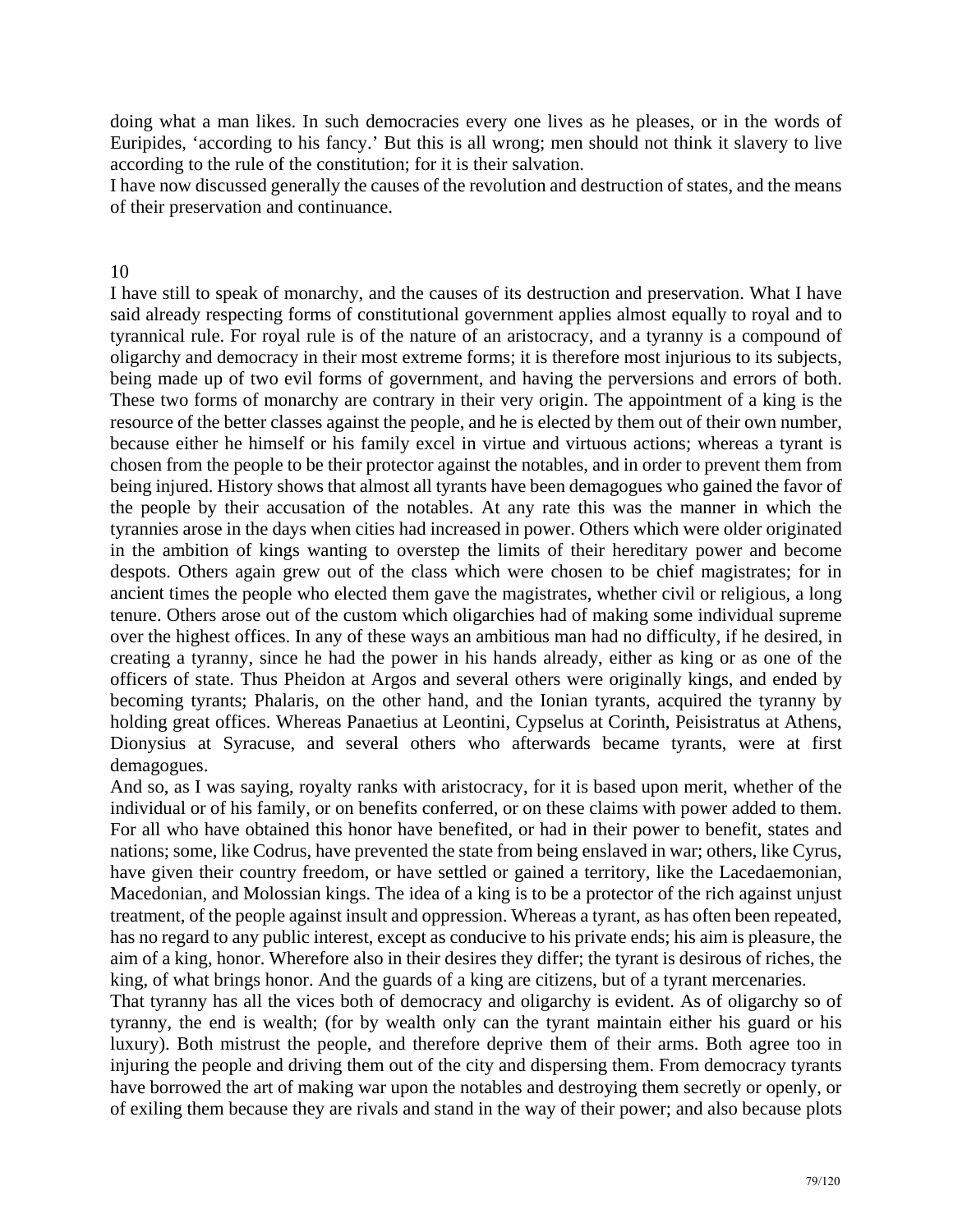doing what a man likes. In such democracies every one lives as he pleases, or in the words of Euripides, 'according to his fancy.' But this is all wrong; men should not think it slavery to live according to the rule of the constitution; for it is their salvation.

I have now discussed generally the causes of the revolution and destruction of states, and the means of their preservation and continuance.

## 10

I have still to speak of monarchy, and the causes of its destruction and preservation. What I have said already respecting forms of constitutional government applies almost equally to royal and to tyrannical rule. For royal rule is of the nature of an aristocracy, and a tyranny is a compound of oligarchy and democracy in their most extreme forms; it is therefore most injurious to its subjects, being made up of two evil forms of government, and having the perversions and errors of both. These two forms of monarchy are contrary in their very origin. The appointment of a king is the resource of the better classes against the people, and he is elected by them out of their own number, because either he himself or his family excel in virtue and virtuous actions; whereas a tyrant is chosen from the people to be their protector against the notables, and in order to prevent them from being injured. History shows that almost all tyrants have been demagogues who gained the favor of the people by their accusation of the notables. At any rate this was the manner in which the tyrannies arose in the days when cities had increased in power. Others which were older originated in the ambition of kings wanting to overstep the limits of their hereditary power and become despots. Others again grew out of the class which were chosen to be chief magistrates; for in ancient times the people who elected them gave the magistrates, whether civil or religious, a long tenure. Others arose out of the custom which oligarchies had of making some individual supreme over the highest offices. In any of these ways an ambitious man had no difficulty, if he desired, in creating a tyranny, since he had the power in his hands already, either as king or as one of the officers of state. Thus Pheidon at Argos and several others were originally kings, and ended by becoming tyrants; Phalaris, on the other hand, and the Ionian tyrants, acquired the tyranny by holding great offices. Whereas Panaetius at Leontini, Cypselus at Corinth, Peisistratus at Athens, Dionysius at Syracuse, and several others who afterwards became tyrants, were at first demagogues.

And so, as I was saying, royalty ranks with aristocracy, for it is based upon merit, whether of the individual or of his family, or on benefits conferred, or on these claims with power added to them. For all who have obtained this honor have benefited, or had in their power to benefit, states and nations; some, like Codrus, have prevented the state from being enslaved in war; others, like Cyrus, have given their country freedom, or have settled or gained a territory, like the Lacedaemonian, Macedonian, and Molossian kings. The idea of a king is to be a protector of the rich against unjust treatment, of the people against insult and oppression. Whereas a tyrant, as has often been repeated, has no regard to any public interest, except as conducive to his private ends; his aim is pleasure, the aim of a king, honor. Wherefore also in their desires they differ; the tyrant is desirous of riches, the king, of what brings honor. And the guards of a king are citizens, but of a tyrant mercenaries.

That tyranny has all the vices both of democracy and oligarchy is evident. As of oligarchy so of tyranny, the end is wealth; (for by wealth only can the tyrant maintain either his guard or his luxury). Both mistrust the people, and therefore deprive them of their arms. Both agree too in injuring the people and driving them out of the city and dispersing them. From democracy tyrants have borrowed the art of making war upon the notables and destroying them secretly or openly, or of exiling them because they are rivals and stand in the way of their power; and also because plots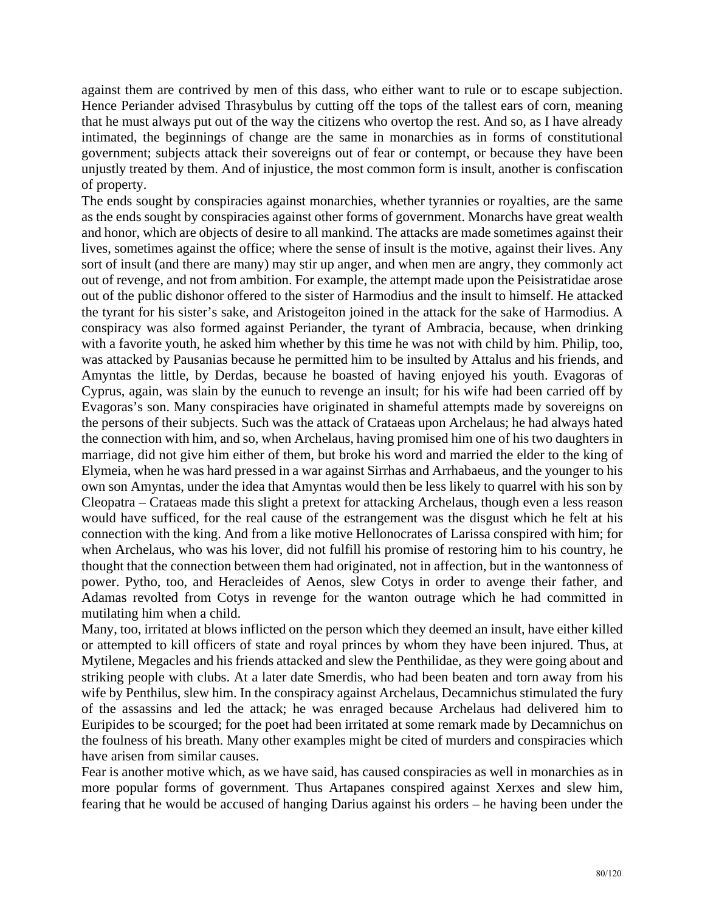against them are contrived by men of this dass, who either want to rule or to escape subjection. Hence Periander advised Thrasybulus by cutting off the tops of the tallest ears of corn, meaning that he must always put out of the way the citizens who overtop the rest. And so, as I have already intimated, the beginnings of change are the same in monarchies as in forms of constitutional government; subjects attack their sovereigns out of fear or contempt, or because they have been unjustly treated by them. And of injustice, the most common form is insult, another is confiscation of property.

The ends sought by conspiracies against monarchies, whether tyrannies or royalties, are the same as the ends sought by conspiracies against other forms of government. Monarchs have great wealth and honor, which are objects of desire to all mankind. The attacks are made sometimes against their lives, sometimes against the office; where the sense of insult is the motive, against their lives. Any sort of insult (and there are many) may stir up anger, and when men are angry, they commonly act out of revenge, and not from ambition. For example, the attempt made upon the Peisistratidae arose out of the public dishonor offered to the sister of Harmodius and the insult to himself. He attacked the tyrant for his sister's sake, and Aristogeiton joined in the attack for the sake of Harmodius. A conspiracy was also formed against Periander, the tyrant of Ambracia, because, when drinking with a favorite youth, he asked him whether by this time he was not with child by him. Philip, too, was attacked by Pausanias because he permitted him to be insulted by Attalus and his friends, and Amyntas the little, by Derdas, because he boasted of having enjoyed his youth. Evagoras of Cyprus, again, was slain by the eunuch to revenge an insult; for his wife had been carried off by Evagoras's son. Many conspiracies have originated in shameful attempts made by sovereigns on the persons of their subjects. Such was the attack of Crataeas upon Archelaus; he had always hated the connection with him, and so, when Archelaus, having promised him one of his two daughters in marriage, did not give him either of them, but broke his word and married the elder to the king of Elymeia, when he was hard pressed in a war against Sirrhas and Arrhabaeus, and the younger to his own son Amyntas, under the idea that Amyntas would then be less likely to quarrel with his son by Cleopatra – Crataeas made this slight a pretext for attacking Archelaus, though even a less reason would have sufficed, for the real cause of the estrangement was the disgust which he felt at his connection with the king. And from a like motive Hellonocrates of Larissa conspired with him; for when Archelaus, who was his lover, did not fulfill his promise of restoring him to his country, he thought that the connection between them had originated, not in affection, but in the wantonness of power. Pytho, too, and Heracleides of Aenos, slew Cotys in order to avenge their father, and Adamas revolted from Cotys in revenge for the wanton outrage which he had committed in mutilating him when a child.

Many, too, irritated at blows inflicted on the person which they deemed an insult, have either killed or attempted to kill officers of state and royal princes by whom they have been injured. Thus, at Mytilene, Megacles and his friends attacked and slew the Penthilidae, as they were going about and striking people with clubs. At a later date Smerdis, who had been beaten and torn away from his wife by Penthilus, slew him. In the conspiracy against Archelaus, Decamnichus stimulated the fury of the assassins and led the attack; he was enraged because Archelaus had delivered him to Euripides to be scourged; for the poet had been irritated at some remark made by Decamnichus on the foulness of his breath. Many other examples might be cited of murders and conspiracies which have arisen from similar causes.

Fear is another motive which, as we have said, has caused conspiracies as well in monarchies as in more popular forms of government. Thus Artapanes conspired against Xerxes and slew him, fearing that he would be accused of hanging Darius against his orders – he having been under the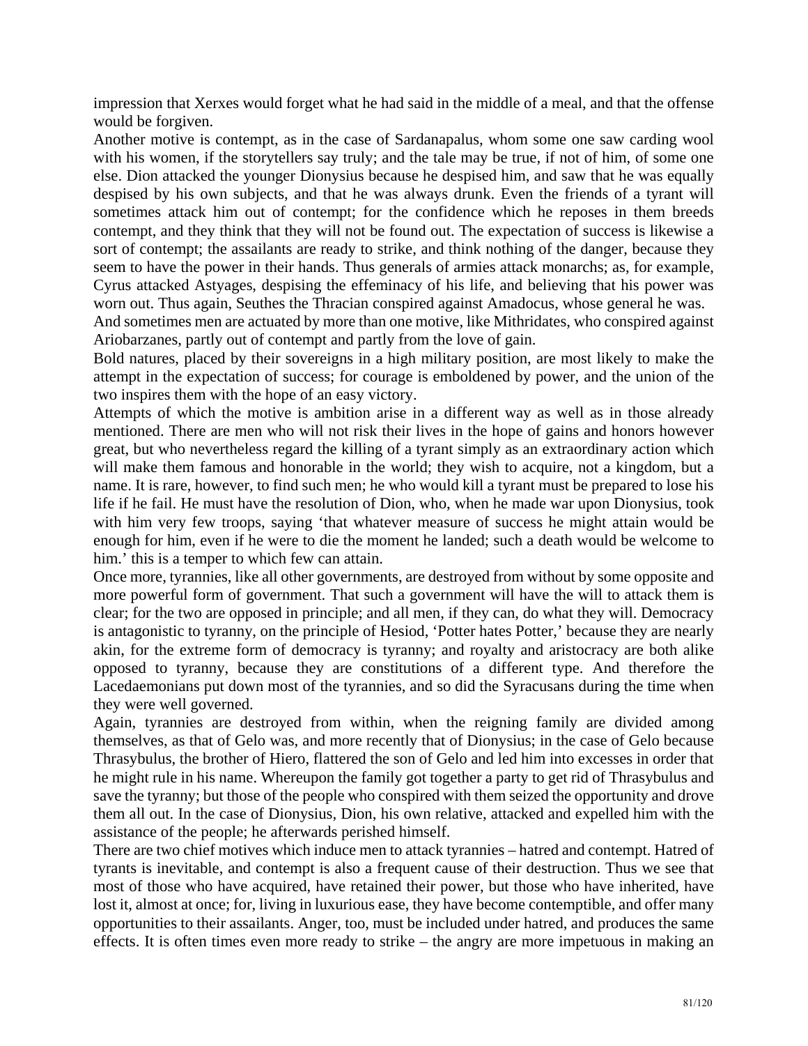impression that Xerxes would forget what he had said in the middle of a meal, and that the offense would be forgiven.

Another motive is contempt, as in the case of Sardanapalus, whom some one saw carding wool with his women, if the storytellers say truly; and the tale may be true, if not of him, of some one else. Dion attacked the younger Dionysius because he despised him, and saw that he was equally despised by his own subjects, and that he was always drunk. Even the friends of a tyrant will sometimes attack him out of contempt; for the confidence which he reposes in them breeds contempt, and they think that they will not be found out. The expectation of success is likewise a sort of contempt; the assailants are ready to strike, and think nothing of the danger, because they seem to have the power in their hands. Thus generals of armies attack monarchs; as, for example, Cyrus attacked Astyages, despising the effeminacy of his life, and believing that his power was worn out. Thus again, Seuthes the Thracian conspired against Amadocus, whose general he was.

And sometimes men are actuated by more than one motive, like Mithridates, who conspired against Ariobarzanes, partly out of contempt and partly from the love of gain.

Bold natures, placed by their sovereigns in a high military position, are most likely to make the attempt in the expectation of success; for courage is emboldened by power, and the union of the two inspires them with the hope of an easy victory.

Attempts of which the motive is ambition arise in a different way as well as in those already mentioned. There are men who will not risk their lives in the hope of gains and honors however great, but who nevertheless regard the killing of a tyrant simply as an extraordinary action which will make them famous and honorable in the world; they wish to acquire, not a kingdom, but a name. It is rare, however, to find such men; he who would kill a tyrant must be prepared to lose his life if he fail. He must have the resolution of Dion, who, when he made war upon Dionysius, took with him very few troops, saying 'that whatever measure of success he might attain would be enough for him, even if he were to die the moment he landed; such a death would be welcome to him.' this is a temper to which few can attain.

Once more, tyrannies, like all other governments, are destroyed from without by some opposite and more powerful form of government. That such a government will have the will to attack them is clear; for the two are opposed in principle; and all men, if they can, do what they will. Democracy is antagonistic to tyranny, on the principle of Hesiod, 'Potter hates Potter,' because they are nearly akin, for the extreme form of democracy is tyranny; and royalty and aristocracy are both alike opposed to tyranny, because they are constitutions of a different type. And therefore the Lacedaemonians put down most of the tyrannies, and so did the Syracusans during the time when they were well governed.

Again, tyrannies are destroyed from within, when the reigning family are divided among themselves, as that of Gelo was, and more recently that of Dionysius; in the case of Gelo because Thrasybulus, the brother of Hiero, flattered the son of Gelo and led him into excesses in order that he might rule in his name. Whereupon the family got together a party to get rid of Thrasybulus and save the tyranny; but those of the people who conspired with them seized the opportunity and drove them all out. In the case of Dionysius, Dion, his own relative, attacked and expelled him with the assistance of the people; he afterwards perished himself.

There are two chief motives which induce men to attack tyrannies – hatred and contempt. Hatred of tyrants is inevitable, and contempt is also a frequent cause of their destruction. Thus we see that most of those who have acquired, have retained their power, but those who have inherited, have lost it, almost at once; for, living in luxurious ease, they have become contemptible, and offer many opportunities to their assailants. Anger, too, must be included under hatred, and produces the same effects. It is often times even more ready to strike – the angry are more impetuous in making an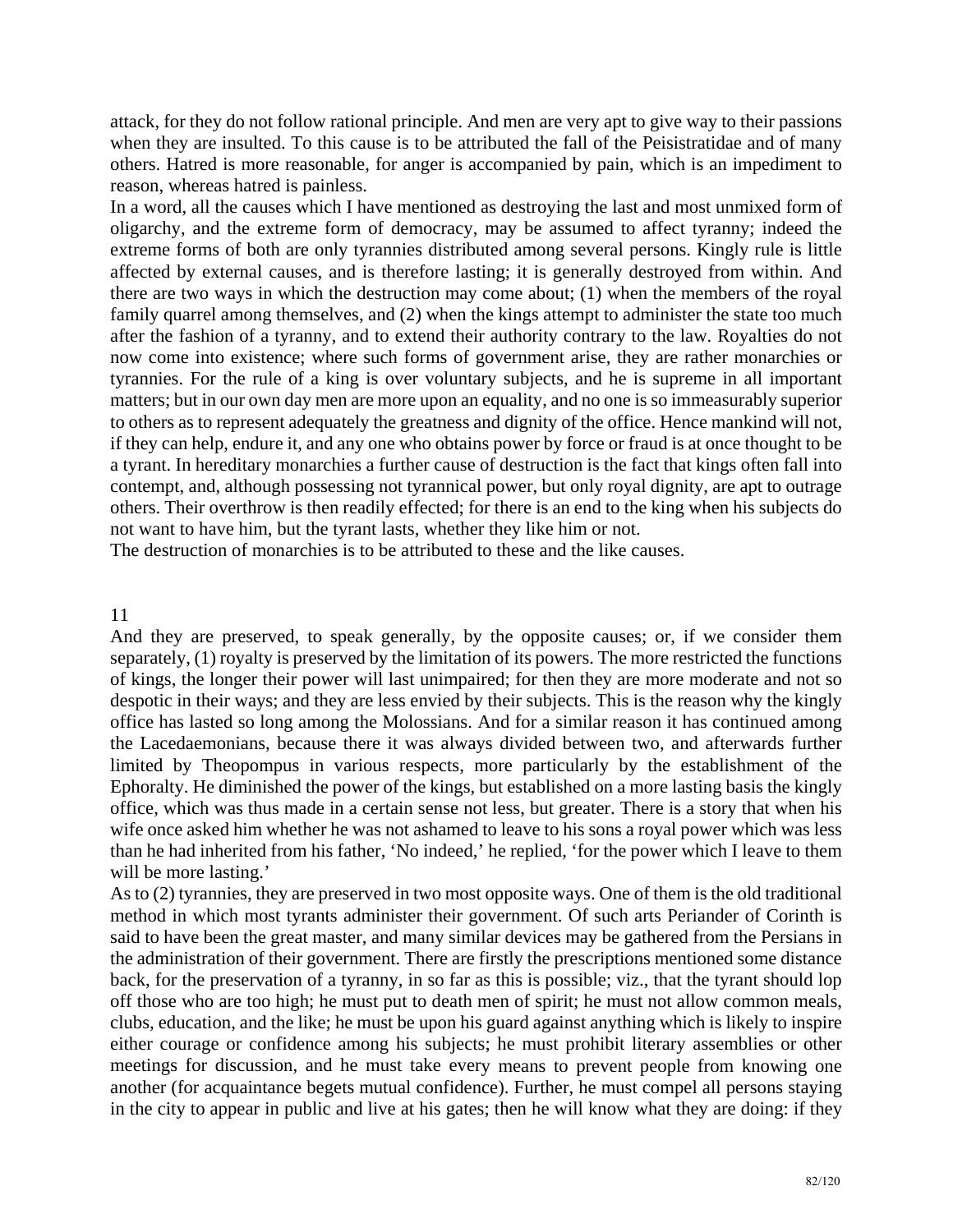attack, for they do not follow rational principle. And men are very apt to give way to their passions when they are insulted. To this cause is to be attributed the fall of the Peisistratidae and of many others. Hatred is more reasonable, for anger is accompanied by pain, which is an impediment to reason, whereas hatred is painless.

In a word, all the causes which I have mentioned as destroying the last and most unmixed form of oligarchy, and the extreme form of democracy, may be assumed to affect tyranny; indeed the extreme forms of both are only tyrannies distributed among several persons. Kingly rule is little affected by external causes, and is therefore lasting; it is generally destroyed from within. And there are two ways in which the destruction may come about; (1) when the members of the royal family quarrel among themselves, and (2) when the kings attempt to administer the state too much after the fashion of a tyranny, and to extend their authority contrary to the law. Royalties do not now come into existence; where such forms of government arise, they are rather monarchies or tyrannies. For the rule of a king is over voluntary subjects, and he is supreme in all important matters; but in our own day men are more upon an equality, and no one is so immeasurably superior to others as to represent adequately the greatness and dignity of the office. Hence mankind will not, if they can help, endure it, and any one who obtains power by force or fraud is at once thought to be a tyrant. In hereditary monarchies a further cause of destruction is the fact that kings often fall into contempt, and, although possessing not tyrannical power, but only royal dignity, are apt to outrage others. Their overthrow is then readily effected; for there is an end to the king when his subjects do not want to have him, but the tyrant lasts, whether they like him or not.

The destruction of monarchies is to be attributed to these and the like causes.

## 11

And they are preserved, to speak generally, by the opposite causes; or, if we consider them separately, (1) royalty is preserved by the limitation of its powers. The more restricted the functions of kings, the longer their power will last unimpaired; for then they are more moderate and not so despotic in their ways; and they are less envied by their subjects. This is the reason why the kingly office has lasted so long among the Molossians. And for a similar reason it has continued among the Lacedaemonians, because there it was always divided between two, and afterwards further limited by Theopompus in various respects, more particularly by the establishment of the Ephoralty. He diminished the power of the kings, but established on a more lasting basis the kingly office, which was thus made in a certain sense not less, but greater. There is a story that when his wife once asked him whether he was not ashamed to leave to his sons a royal power which was less than he had inherited from his father, 'No indeed,' he replied, 'for the power which I leave to them will be more lasting.'

As to (2) tyrannies, they are preserved in two most opposite ways. One of them is the old traditional method in which most tyrants administer their government. Of such arts Periander of Corinth is said to have been the great master, and many similar devices may be gathered from the Persians in the administration of their government. There are firstly the prescriptions mentioned some distance back, for the preservation of a tyranny, in so far as this is possible; viz., that the tyrant should lop off those who are too high; he must put to death men of spirit; he must not allow common meals, clubs, education, and the like; he must be upon his guard against anything which is likely to inspire either courage or confidence among his subjects; he must prohibit literary assemblies or other meetings for discussion, and he must take every means to prevent people from knowing one another (for acquaintance begets mutual confidence). Further, he must compel all persons staying in the city to appear in public and live at his gates; then he will know what they are doing: if they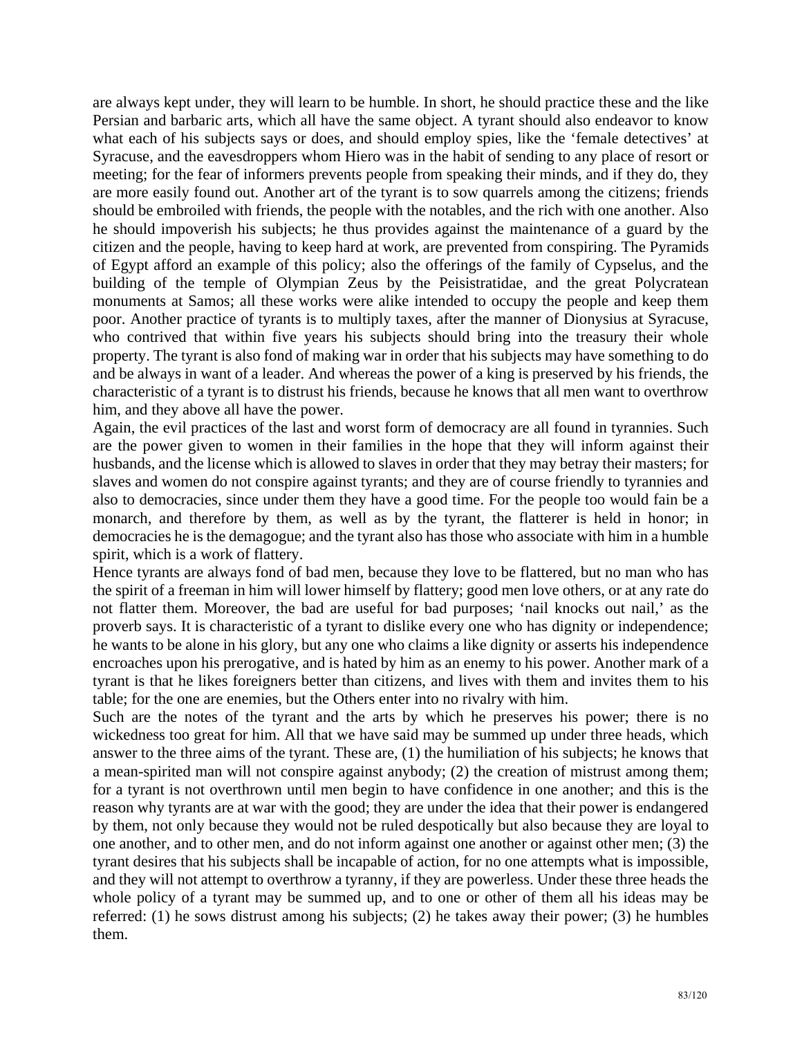are always kept under, they will learn to be humble. In short, he should practice these and the like Persian and barbaric arts, which all have the same object. A tyrant should also endeavor to know what each of his subjects says or does, and should employ spies, like the 'female detectives' at Syracuse, and the eavesdroppers whom Hiero was in the habit of sending to any place of resort or meeting; for the fear of informers prevents people from speaking their minds, and if they do, they are more easily found out. Another art of the tyrant is to sow quarrels among the citizens; friends should be embroiled with friends, the people with the notables, and the rich with one another. Also he should impoverish his subjects; he thus provides against the maintenance of a guard by the citizen and the people, having to keep hard at work, are prevented from conspiring. The Pyramids of Egypt afford an example of this policy; also the offerings of the family of Cypselus, and the building of the temple of Olympian Zeus by the Peisistratidae, and the great Polycratean monuments at Samos; all these works were alike intended to occupy the people and keep them poor. Another practice of tyrants is to multiply taxes, after the manner of Dionysius at Syracuse, who contrived that within five years his subjects should bring into the treasury their whole property. The tyrant is also fond of making war in order that his subjects may have something to do and be always in want of a leader. And whereas the power of a king is preserved by his friends, the characteristic of a tyrant is to distrust his friends, because he knows that all men want to overthrow him, and they above all have the power.

Again, the evil practices of the last and worst form of democracy are all found in tyrannies. Such are the power given to women in their families in the hope that they will inform against their husbands, and the license which is allowed to slaves in order that they may betray their masters; for slaves and women do not conspire against tyrants; and they are of course friendly to tyrannies and also to democracies, since under them they have a good time. For the people too would fain be a monarch, and therefore by them, as well as by the tyrant, the flatterer is held in honor; in democracies he is the demagogue; and the tyrant also has those who associate with him in a humble spirit, which is a work of flattery.

Hence tyrants are always fond of bad men, because they love to be flattered, but no man who has the spirit of a freeman in him will lower himself by flattery; good men love others, or at any rate do not flatter them. Moreover, the bad are useful for bad purposes; 'nail knocks out nail,' as the proverb says. It is characteristic of a tyrant to dislike every one who has dignity or independence; he wants to be alone in his glory, but any one who claims a like dignity or asserts his independence encroaches upon his prerogative, and is hated by him as an enemy to his power. Another mark of a tyrant is that he likes foreigners better than citizens, and lives with them and invites them to his table; for the one are enemies, but the Others enter into no rivalry with him.

Such are the notes of the tyrant and the arts by which he preserves his power; there is no wickedness too great for him. All that we have said may be summed up under three heads, which answer to the three aims of the tyrant. These are, (1) the humiliation of his subjects; he knows that a mean-spirited man will not conspire against anybody; (2) the creation of mistrust among them; for a tyrant is not overthrown until men begin to have confidence in one another; and this is the reason why tyrants are at war with the good; they are under the idea that their power is endangered by them, not only because they would not be ruled despotically but also because they are loyal to one another, and to other men, and do not inform against one another or against other men; (3) the tyrant desires that his subjects shall be incapable of action, for no one attempts what is impossible, and they will not attempt to overthrow a tyranny, if they are powerless. Under these three heads the whole policy of a tyrant may be summed up, and to one or other of them all his ideas may be referred: (1) he sows distrust among his subjects; (2) he takes away their power; (3) he humbles them.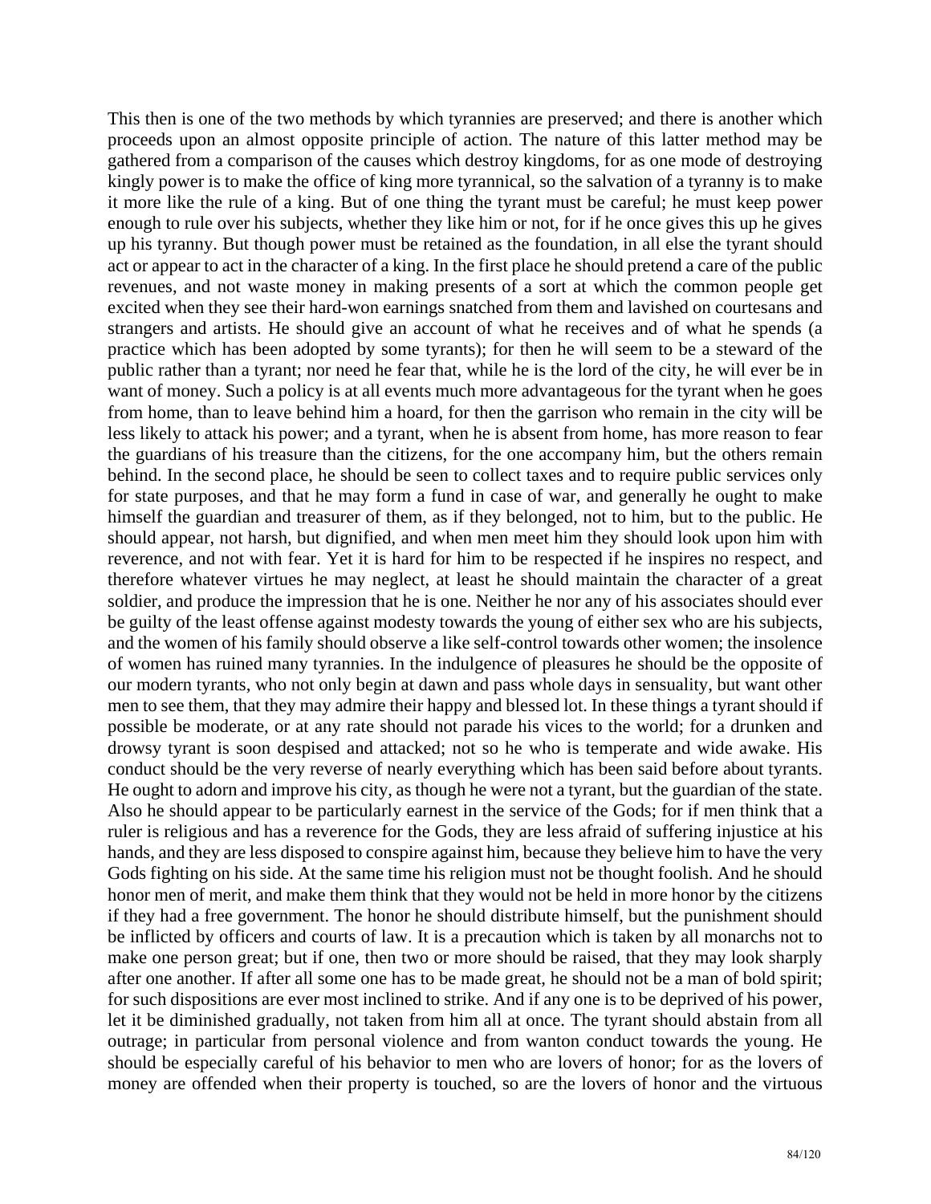This then is one of the two methods by which tyrannies are preserved; and there is another which proceeds upon an almost opposite principle of action. The nature of this latter method may be gathered from a comparison of the causes which destroy kingdoms, for as one mode of destroying kingly power is to make the office of king more tyrannical, so the salvation of a tyranny is to make it more like the rule of a king. But of one thing the tyrant must be careful; he must keep power enough to rule over his subjects, whether they like him or not, for if he once gives this up he gives up his tyranny. But though power must be retained as the foundation, in all else the tyrant should act or appear to act in the character of a king. In the first place he should pretend a care of the public revenues, and not waste money in making presents of a sort at which the common people get excited when they see their hard-won earnings snatched from them and lavished on courtesans and strangers and artists. He should give an account of what he receives and of what he spends (a practice which has been adopted by some tyrants); for then he will seem to be a steward of the public rather than a tyrant; nor need he fear that, while he is the lord of the city, he will ever be in want of money. Such a policy is at all events much more advantageous for the tyrant when he goes from home, than to leave behind him a hoard, for then the garrison who remain in the city will be less likely to attack his power; and a tyrant, when he is absent from home, has more reason to fear the guardians of his treasure than the citizens, for the one accompany him, but the others remain behind. In the second place, he should be seen to collect taxes and to require public services only for state purposes, and that he may form a fund in case of war, and generally he ought to make himself the guardian and treasurer of them, as if they belonged, not to him, but to the public. He should appear, not harsh, but dignified, and when men meet him they should look upon him with reverence, and not with fear. Yet it is hard for him to be respected if he inspires no respect, and therefore whatever virtues he may neglect, at least he should maintain the character of a great soldier, and produce the impression that he is one. Neither he nor any of his associates should ever be guilty of the least offense against modesty towards the young of either sex who are his subjects, and the women of his family should observe a like self-control towards other women; the insolence of women has ruined many tyrannies. In the indulgence of pleasures he should be the opposite of our modern tyrants, who not only begin at dawn and pass whole days in sensuality, but want other men to see them, that they may admire their happy and blessed lot. In these things a tyrant should if possible be moderate, or at any rate should not parade his vices to the world; for a drunken and drowsy tyrant is soon despised and attacked; not so he who is temperate and wide awake. His conduct should be the very reverse of nearly everything which has been said before about tyrants. He ought to adorn and improve his city, as though he were not a tyrant, but the guardian of the state. Also he should appear to be particularly earnest in the service of the Gods; for if men think that a ruler is religious and has a reverence for the Gods, they are less afraid of suffering injustice at his hands, and they are less disposed to conspire against him, because they believe him to have the very Gods fighting on his side. At the same time his religion must not be thought foolish. And he should honor men of merit, and make them think that they would not be held in more honor by the citizens if they had a free government. The honor he should distribute himself, but the punishment should be inflicted by officers and courts of law. It is a precaution which is taken by all monarchs not to make one person great; but if one, then two or more should be raised, that they may look sharply after one another. If after all some one has to be made great, he should not be a man of bold spirit; for such dispositions are ever most inclined to strike. And if any one is to be deprived of his power, let it be diminished gradually, not taken from him all at once. The tyrant should abstain from all outrage; in particular from personal violence and from wanton conduct towards the young. He should be especially careful of his behavior to men who are lovers of honor; for as the lovers of money are offended when their property is touched, so are the lovers of honor and the virtuous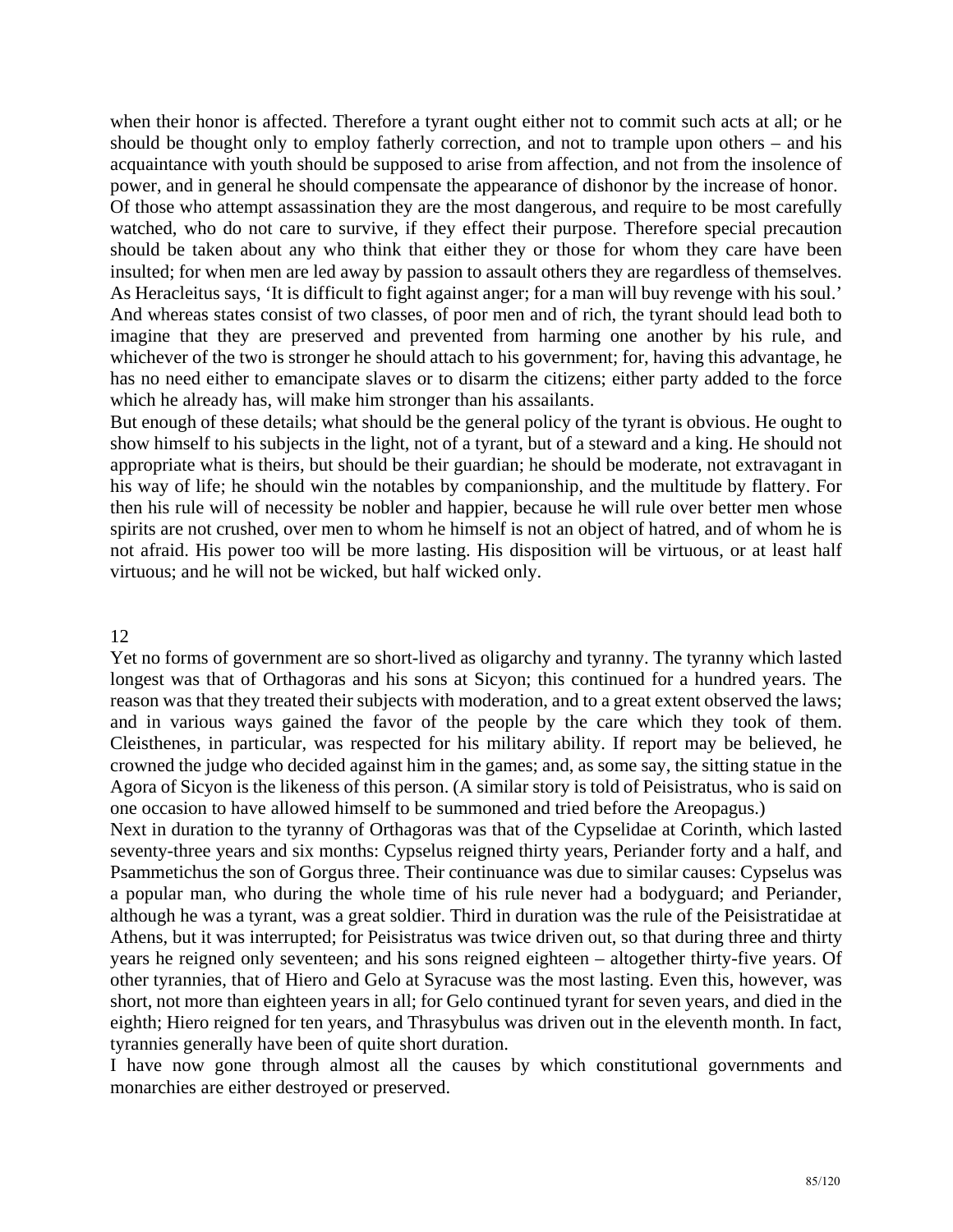when their honor is affected. Therefore a tyrant ought either not to commit such acts at all; or he should be thought only to employ fatherly correction, and not to trample upon others – and his acquaintance with youth should be supposed to arise from affection, and not from the insolence of power, and in general he should compensate the appearance of dishonor by the increase of honor.

Of those who attempt assassination they are the most dangerous, and require to be most carefully watched, who do not care to survive, if they effect their purpose. Therefore special precaution should be taken about any who think that either they or those for whom they care have been insulted; for when men are led away by passion to assault others they are regardless of themselves. As Heracleitus says, 'It is difficult to fight against anger; for a man will buy revenge with his soul.'

And whereas states consist of two classes, of poor men and of rich, the tyrant should lead both to imagine that they are preserved and prevented from harming one another by his rule, and whichever of the two is stronger he should attach to his government; for, having this advantage, he has no need either to emancipate slaves or to disarm the citizens; either party added to the force which he already has, will make him stronger than his assailants.

But enough of these details; what should be the general policy of the tyrant is obvious. He ought to show himself to his subjects in the light, not of a tyrant, but of a steward and a king. He should not appropriate what is theirs, but should be their guardian; he should be moderate, not extravagant in his way of life; he should win the notables by companionship, and the multitude by flattery. For then his rule will of necessity be nobler and happier, because he will rule over better men whose spirits are not crushed, over men to whom he himself is not an object of hatred, and of whom he is not afraid. His power too will be more lasting. His disposition will be virtuous, or at least half virtuous; and he will not be wicked, but half wicked only.

## 12

Yet no forms of government are so short-lived as oligarchy and tyranny. The tyranny which lasted longest was that of Orthagoras and his sons at Sicyon; this continued for a hundred years. The reason was that they treated their subjects with moderation, and to a great extent observed the laws; and in various ways gained the favor of the people by the care which they took of them. Cleisthenes, in particular, was respected for his military ability. If report may be believed, he crowned the judge who decided against him in the games; and, as some say, the sitting statue in the Agora of Sicyon is the likeness of this person. (A similar story is told of Peisistratus, who is said on one occasion to have allowed himself to be summoned and tried before the Areopagus.)

Next in duration to the tyranny of Orthagoras was that of the Cypselidae at Corinth, which lasted seventy-three years and six months: Cypselus reigned thirty years, Periander forty and a half, and Psammetichus the son of Gorgus three. Their continuance was due to similar causes: Cypselus was a popular man, who during the whole time of his rule never had a bodyguard; and Periander, although he was a tyrant, was a great soldier. Third in duration was the rule of the Peisistratidae at Athens, but it was interrupted; for Peisistratus was twice driven out, so that during three and thirty years he reigned only seventeen; and his sons reigned eighteen – altogether thirty-five years. Of other tyrannies, that of Hiero and Gelo at Syracuse was the most lasting. Even this, however, was short, not more than eighteen years in all; for Gelo continued tyrant for seven years, and died in the eighth; Hiero reigned for ten years, and Thrasybulus was driven out in the eleventh month. In fact, tyrannies generally have been of quite short duration.

I have now gone through almost all the causes by which constitutional governments and monarchies are either destroyed or preserved.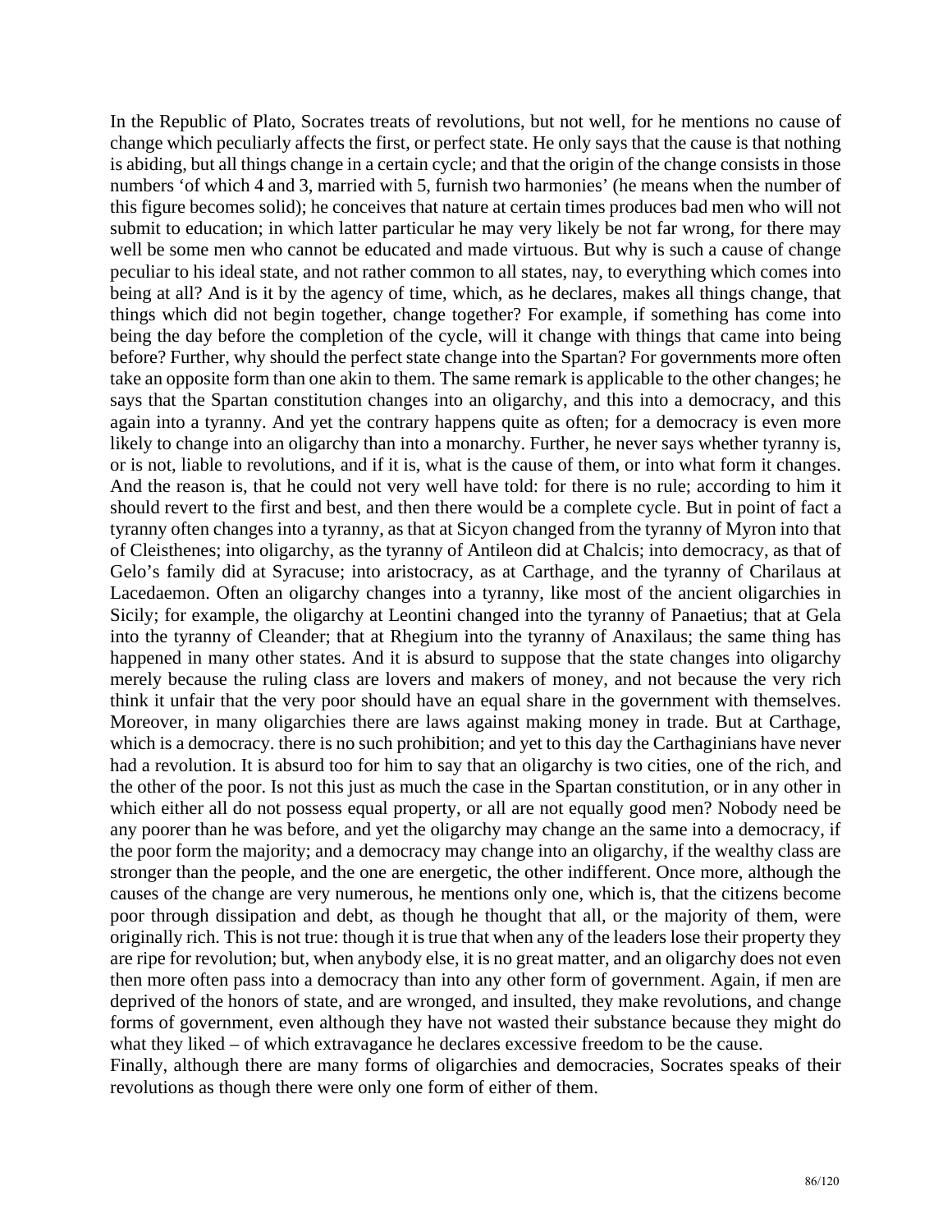In the Republic of Plato, Socrates treats of revolutions, but not well, for he mentions no cause of change which peculiarly affects the first, or perfect state. He only says that the cause is that nothing is abiding, but all things change in a certain cycle; and that the origin of the change consists in those numbers 'of which 4 and 3, married with 5, furnish two harmonies' (he means when the number of this figure becomes solid); he conceives that nature at certain times produces bad men who will not submit to education; in which latter particular he may very likely be not far wrong, for there may well be some men who cannot be educated and made virtuous. But why is such a cause of change peculiar to his ideal state, and not rather common to all states, nay, to everything which comes into being at all? And is it by the agency of time, which, as he declares, makes all things change, that things which did not begin together, change together? For example, if something has come into being the day before the completion of the cycle, will it change with things that came into being before? Further, why should the perfect state change into the Spartan? For governments more often take an opposite form than one akin to them. The same remark is applicable to the other changes; he says that the Spartan constitution changes into an oligarchy, and this into a democracy, and this again into a tyranny. And yet the contrary happens quite as often; for a democracy is even more likely to change into an oligarchy than into a monarchy. Further, he never says whether tyranny is, or is not, liable to revolutions, and if it is, what is the cause of them, or into what form it changes. And the reason is, that he could not very well have told: for there is no rule; according to him it should revert to the first and best, and then there would be a complete cycle. But in point of fact a tyranny often changes into a tyranny, as that at Sicyon changed from the tyranny of Myron into that of Cleisthenes; into oligarchy, as the tyranny of Antileon did at Chalcis; into democracy, as that of Gelo's family did at Syracuse; into aristocracy, as at Carthage, and the tyranny of Charilaus at Lacedaemon. Often an oligarchy changes into a tyranny, like most of the ancient oligarchies in Sicily; for example, the oligarchy at Leontini changed into the tyranny of Panaetius; that at Gela into the tyranny of Cleander; that at Rhegium into the tyranny of Anaxilaus; the same thing has happened in many other states. And it is absurd to suppose that the state changes into oligarchy merely because the ruling class are lovers and makers of money, and not because the very rich think it unfair that the very poor should have an equal share in the government with themselves. Moreover, in many oligarchies there are laws against making money in trade. But at Carthage, which is a democracy. there is no such prohibition; and yet to this day the Carthaginians have never had a revolution. It is absurd too for him to say that an oligarchy is two cities, one of the rich, and the other of the poor. Is not this just as much the case in the Spartan constitution, or in any other in which either all do not possess equal property, or all are not equally good men? Nobody need be any poorer than he was before, and yet the oligarchy may change an the same into a democracy, if the poor form the majority; and a democracy may change into an oligarchy, if the wealthy class are stronger than the people, and the one are energetic, the other indifferent. Once more, although the causes of the change are very numerous, he mentions only one, which is, that the citizens become poor through dissipation and debt, as though he thought that all, or the majority of them, were originally rich. This is not true: though it is true that when any of the leaders lose their property they are ripe for revolution; but, when anybody else, it is no great matter, and an oligarchy does not even then more often pass into a democracy than into any other form of government. Again, if men are deprived of the honors of state, and are wronged, and insulted, they make revolutions, and change forms of government, even although they have not wasted their substance because they might do what they liked – of which extravagance he declares excessive freedom to be the cause.

Finally, although there are many forms of oligarchies and democracies, Socrates speaks of their revolutions as though there were only one form of either of them.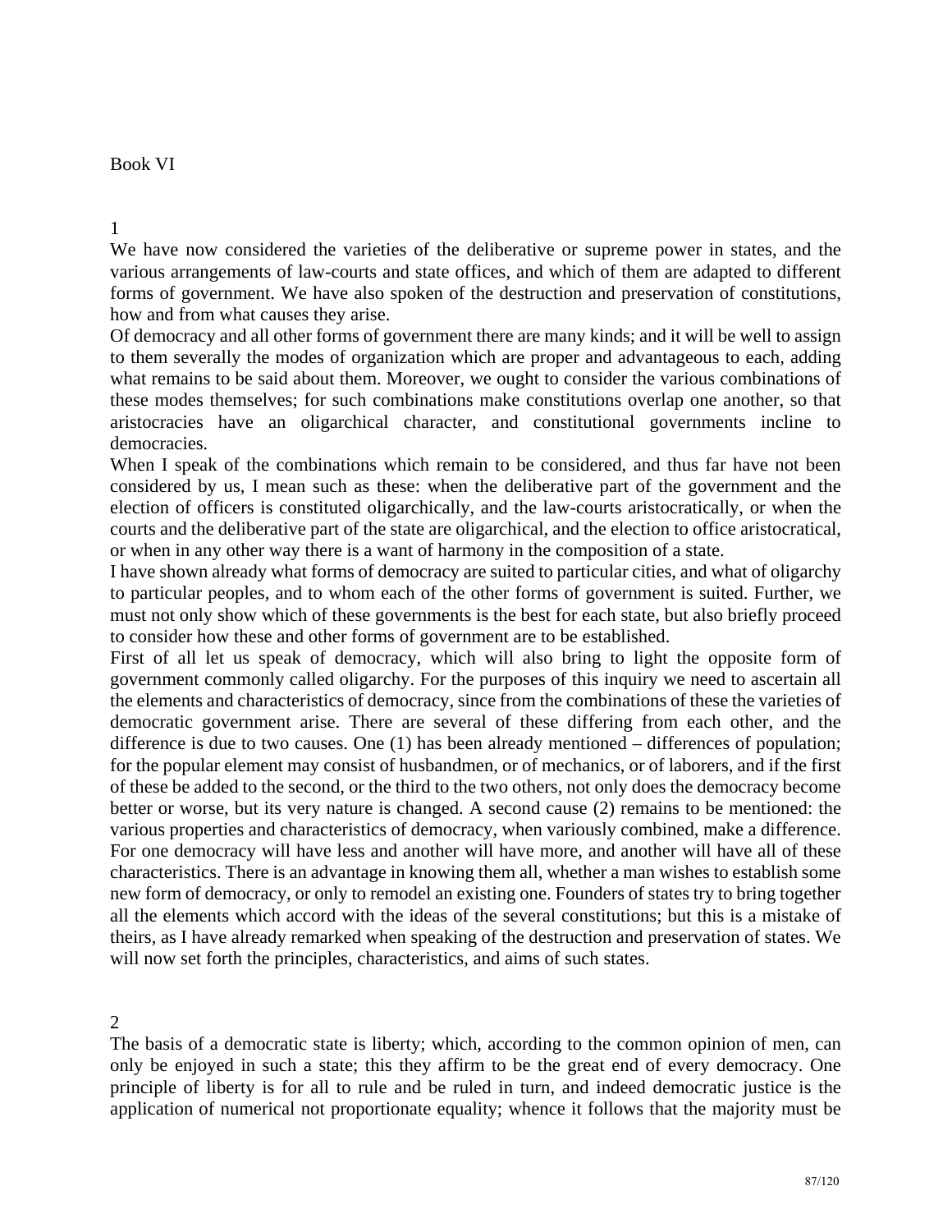# Book VI

## 1

We have now considered the varieties of the deliberative or supreme power in states, and the various arrangements of law-courts and state offices, and which of them are adapted to different forms of government. We have also spoken of the destruction and preservation of constitutions, how and from what causes they arise.

Of democracy and all other forms of government there are many kinds; and it will be well to assign to them severally the modes of organization which are proper and advantageous to each, adding what remains to be said about them. Moreover, we ought to consider the various combinations of these modes themselves; for such combinations make constitutions overlap one another, so that aristocracies have an oligarchical character, and constitutional governments incline to democracies.

When I speak of the combinations which remain to be considered, and thus far have not been considered by us, I mean such as these: when the deliberative part of the government and the election of officers is constituted oligarchically, and the law-courts aristocratically, or when the courts and the deliberative part of the state are oligarchical, and the election to office aristocratical, or when in any other way there is a want of harmony in the composition of a state.

I have shown already what forms of democracy are suited to particular cities, and what of oligarchy to particular peoples, and to whom each of the other forms of government is suited. Further, we must not only show which of these governments is the best for each state, but also briefly proceed to consider how these and other forms of government are to be established.

First of all let us speak of democracy, which will also bring to light the opposite form of government commonly called oligarchy. For the purposes of this inquiry we need to ascertain all the elements and characteristics of democracy, since from the combinations of these the varieties of democratic government arise. There are several of these differing from each other, and the difference is due to two causes. One (1) has been already mentioned – differences of population; for the popular element may consist of husbandmen, or of mechanics, or of laborers, and if the first of these be added to the second, or the third to the two others, not only does the democracy become better or worse, but its very nature is changed. A second cause (2) remains to be mentioned: the various properties and characteristics of democracy, when variously combined, make a difference. For one democracy will have less and another will have more, and another will have all of these characteristics. There is an advantage in knowing them all, whether a man wishes to establish some new form of democracy, or only to remodel an existing one. Founders of states try to bring together all the elements which accord with the ideas of the several constitutions; but this is a mistake of theirs, as I have already remarked when speaking of the destruction and preservation of states. We will now set forth the principles, characteristics, and aims of such states.

## 2

The basis of a democratic state is liberty; which, according to the common opinion of men, can only be enjoyed in such a state; this they affirm to be the great end of every democracy. One principle of liberty is for all to rule and be ruled in turn, and indeed democratic justice is the application of numerical not proportionate equality; whence it follows that the majority must be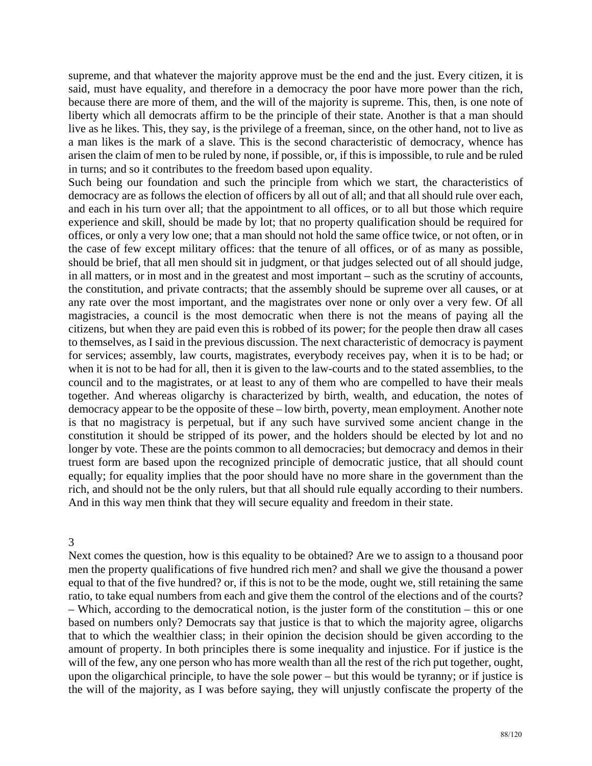supreme, and that whatever the majority approve must be the end and the just. Every citizen, it is said, must have equality, and therefore in a democracy the poor have more power than the rich, because there are more of them, and the will of the majority is supreme. This, then, is one note of liberty which all democrats affirm to be the principle of their state. Another is that a man should live as he likes. This, they say, is the privilege of a freeman, since, on the other hand, not to live as a man likes is the mark of a slave. This is the second characteristic of democracy, whence has arisen the claim of men to be ruled by none, if possible, or, if this is impossible, to rule and be ruled in turns; and so it contributes to the freedom based upon equality.

Such being our foundation and such the principle from which we start, the characteristics of democracy are as follows the election of officers by all out of all; and that all should rule over each, and each in his turn over all; that the appointment to all offices, or to all but those which require experience and skill, should be made by lot; that no property qualification should be required for offices, or only a very low one; that a man should not hold the same office twice, or not often, or in the case of few except military offices: that the tenure of all offices, or of as many as possible, should be brief, that all men should sit in judgment, or that judges selected out of all should judge, in all matters, or in most and in the greatest and most important – such as the scrutiny of accounts, the constitution, and private contracts; that the assembly should be supreme over all causes, or at any rate over the most important, and the magistrates over none or only over a very few. Of all magistracies, a council is the most democratic when there is not the means of paying all the citizens, but when they are paid even this is robbed of its power; for the people then draw all cases to themselves, as I said in the previous discussion. The next characteristic of democracy is payment for services; assembly, law courts, magistrates, everybody receives pay, when it is to be had; or when it is not to be had for all, then it is given to the law-courts and to the stated assemblies, to the council and to the magistrates, or at least to any of them who are compelled to have their meals together. And whereas oligarchy is characterized by birth, wealth, and education, the notes of democracy appear to be the opposite of these – low birth, poverty, mean employment. Another note is that no magistracy is perpetual, but if any such have survived some ancient change in the constitution it should be stripped of its power, and the holders should be elected by lot and no longer by vote. These are the points common to all democracies; but democracy and demos in their truest form are based upon the recognized principle of democratic justice, that all should count equally; for equality implies that the poor should have no more share in the government than the rich, and should not be the only rulers, but that all should rule equally according to their numbers. And in this way men think that they will secure equality and freedom in their state.

## 3

Next comes the question, how is this equality to be obtained? Are we to assign to a thousand poor men the property qualifications of five hundred rich men? and shall we give the thousand a power equal to that of the five hundred? or, if this is not to be the mode, ought we, still retaining the same ratio, to take equal numbers from each and give them the control of the elections and of the courts? – Which, according to the democratical notion, is the juster form of the constitution – this or one based on numbers only? Democrats say that justice is that to which the majority agree, oligarchs that to which the wealthier class; in their opinion the decision should be given according to the amount of property. In both principles there is some inequality and injustice. For if justice is the will of the few, any one person who has more wealth than all the rest of the rich put together, ought, upon the oligarchical principle, to have the sole power – but this would be tyranny; or if justice is the will of the majority, as I was before saying, they will unjustly confiscate the property of the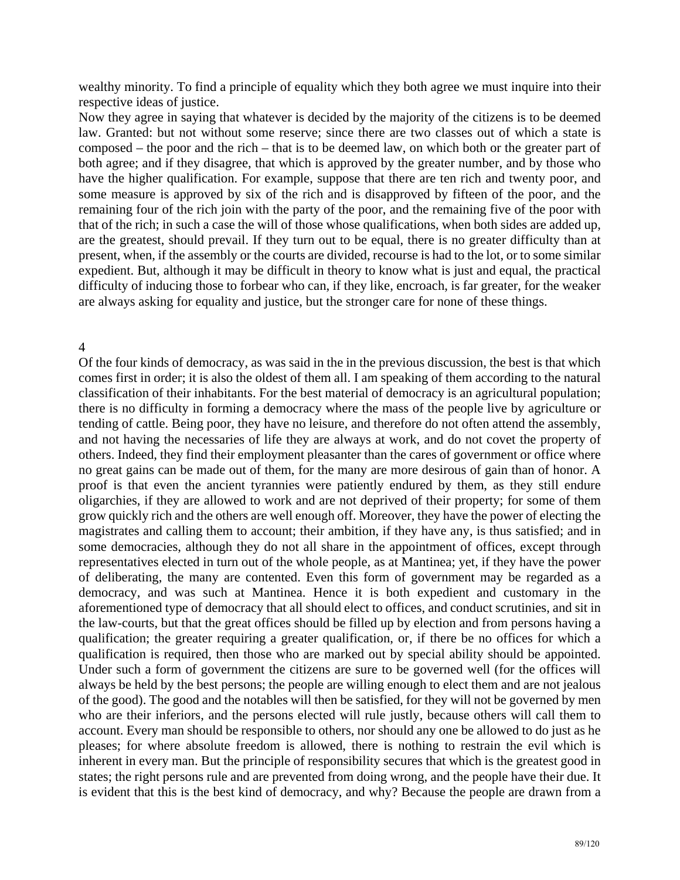wealthy minority. To find a principle of equality which they both agree we must inquire into their respective ideas of justice.

Now they agree in saying that whatever is decided by the majority of the citizens is to be deemed law. Granted: but not without some reserve; since there are two classes out of which a state is composed – the poor and the rich – that is to be deemed law, on which both or the greater part of both agree; and if they disagree, that which is approved by the greater number, and by those who have the higher qualification. For example, suppose that there are ten rich and twenty poor, and some measure is approved by six of the rich and is disapproved by fifteen of the poor, and the remaining four of the rich join with the party of the poor, and the remaining five of the poor with that of the rich; in such a case the will of those whose qualifications, when both sides are added up, are the greatest, should prevail. If they turn out to be equal, there is no greater difficulty than at present, when, if the assembly or the courts are divided, recourse is had to the lot, or to some similar expedient. But, although it may be difficult in theory to know what is just and equal, the practical difficulty of inducing those to forbear who can, if they like, encroach, is far greater, for the weaker are always asking for equality and justice, but the stronger care for none of these things.

## 4

Of the four kinds of democracy, as was said in the in the previous discussion, the best is that which comes first in order; it is also the oldest of them all. I am speaking of them according to the natural classification of their inhabitants. For the best material of democracy is an agricultural population; there is no difficulty in forming a democracy where the mass of the people live by agriculture or tending of cattle. Being poor, they have no leisure, and therefore do not often attend the assembly, and not having the necessaries of life they are always at work, and do not covet the property of others. Indeed, they find their employment pleasanter than the cares of government or office where no great gains can be made out of them, for the many are more desirous of gain than of honor. A proof is that even the ancient tyrannies were patiently endured by them, as they still endure oligarchies, if they are allowed to work and are not deprived of their property; for some of them grow quickly rich and the others are well enough off. Moreover, they have the power of electing the magistrates and calling them to account; their ambition, if they have any, is thus satisfied; and in some democracies, although they do not all share in the appointment of offices, except through representatives elected in turn out of the whole people, as at Mantinea; yet, if they have the power of deliberating, the many are contented. Even this form of government may be regarded as a democracy, and was such at Mantinea. Hence it is both expedient and customary in the aforementioned type of democracy that all should elect to offices, and conduct scrutinies, and sit in the law-courts, but that the great offices should be filled up by election and from persons having a qualification; the greater requiring a greater qualification, or, if there be no offices for which a qualification is required, then those who are marked out by special ability should be appointed. Under such a form of government the citizens are sure to be governed well (for the offices will always be held by the best persons; the people are willing enough to elect them and are not jealous of the good). The good and the notables will then be satisfied, for they will not be governed by men who are their inferiors, and the persons elected will rule justly, because others will call them to account. Every man should be responsible to others, nor should any one be allowed to do just as he pleases; for where absolute freedom is allowed, there is nothing to restrain the evil which is inherent in every man. But the principle of responsibility secures that which is the greatest good in states; the right persons rule and are prevented from doing wrong, and the people have their due. It is evident that this is the best kind of democracy, and why? Because the people are drawn from a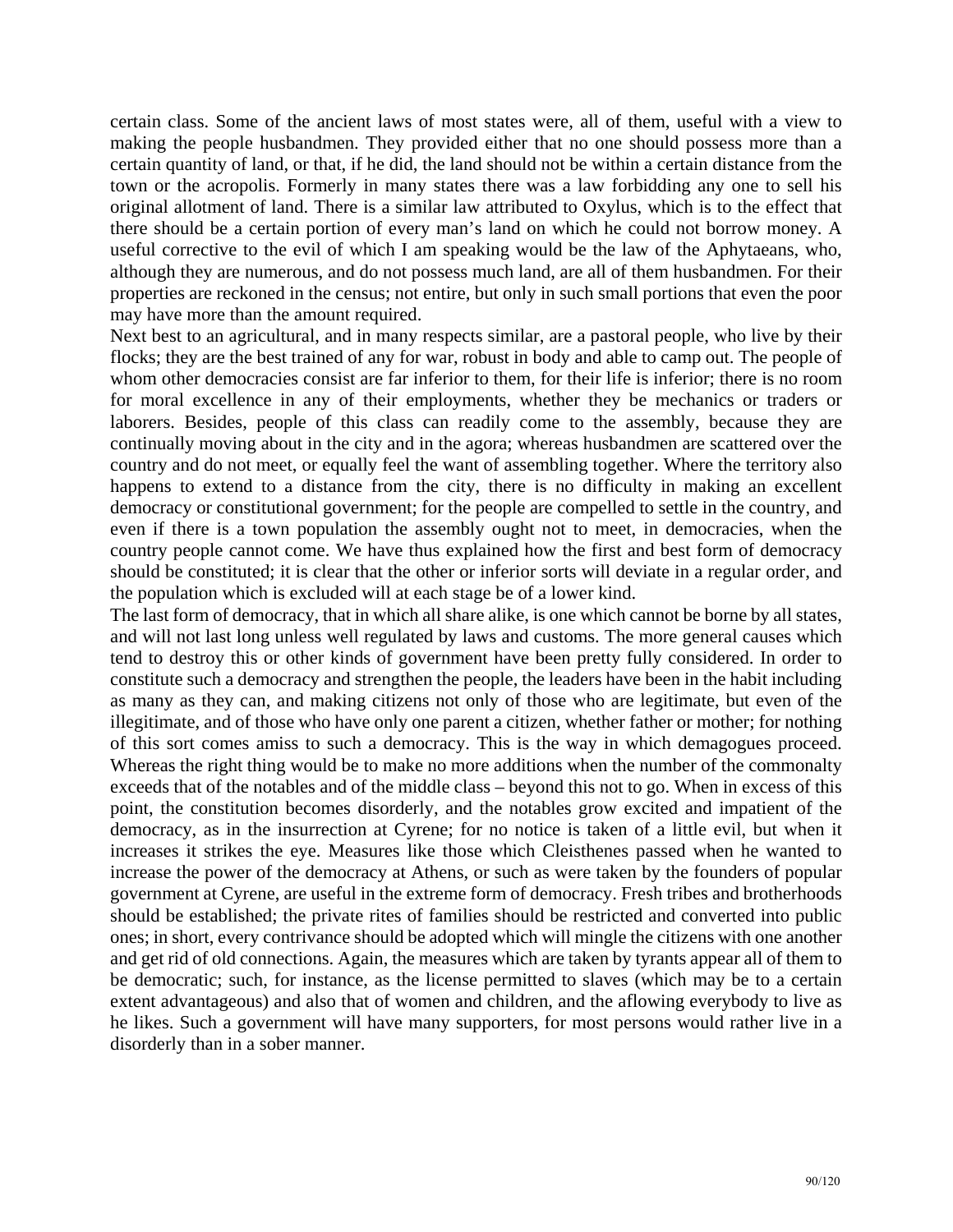certain class. Some of the ancient laws of most states were, all of them, useful with a view to making the people husbandmen. They provided either that no one should possess more than a certain quantity of land, or that, if he did, the land should not be within a certain distance from the town or the acropolis. Formerly in many states there was a law forbidding any one to sell his original allotment of land. There is a similar law attributed to Oxylus, which is to the effect that there should be a certain portion of every man's land on which he could not borrow money. A useful corrective to the evil of which I am speaking would be the law of the Aphytaeans, who, although they are numerous, and do not possess much land, are all of them husbandmen. For their properties are reckoned in the census; not entire, but only in such small portions that even the poor may have more than the amount required.

Next best to an agricultural, and in many respects similar, are a pastoral people, who live by their flocks; they are the best trained of any for war, robust in body and able to camp out. The people of whom other democracies consist are far inferior to them, for their life is inferior; there is no room for moral excellence in any of their employments, whether they be mechanics or traders or laborers. Besides, people of this class can readily come to the assembly, because they are continually moving about in the city and in the agora; whereas husbandmen are scattered over the country and do not meet, or equally feel the want of assembling together. Where the territory also happens to extend to a distance from the city, there is no difficulty in making an excellent democracy or constitutional government; for the people are compelled to settle in the country, and even if there is a town population the assembly ought not to meet, in democracies, when the country people cannot come. We have thus explained how the first and best form of democracy should be constituted; it is clear that the other or inferior sorts will deviate in a regular order, and the population which is excluded will at each stage be of a lower kind.

The last form of democracy, that in which all share alike, is one which cannot be borne by all states, and will not last long unless well regulated by laws and customs. The more general causes which tend to destroy this or other kinds of government have been pretty fully considered. In order to constitute such a democracy and strengthen the people, the leaders have been in the habit including as many as they can, and making citizens not only of those who are legitimate, but even of the illegitimate, and of those who have only one parent a citizen, whether father or mother; for nothing of this sort comes amiss to such a democracy. This is the way in which demagogues proceed. Whereas the right thing would be to make no more additions when the number of the commonalty exceeds that of the notables and of the middle class – beyond this not to go. When in excess of this point, the constitution becomes disorderly, and the notables grow excited and impatient of the democracy, as in the insurrection at Cyrene; for no notice is taken of a little evil, but when it increases it strikes the eye. Measures like those which Cleisthenes passed when he wanted to increase the power of the democracy at Athens, or such as were taken by the founders of popular government at Cyrene, are useful in the extreme form of democracy. Fresh tribes and brotherhoods should be established; the private rites of families should be restricted and converted into public ones; in short, every contrivance should be adopted which will mingle the citizens with one another and get rid of old connections. Again, the measures which are taken by tyrants appear all of them to be democratic; such, for instance, as the license permitted to slaves (which may be to a certain extent advantageous) and also that of women and children, and the allowing everybody to live as he likes. Such a government will have many supporters, for most persons would rather live in a disorderly than in a sober manner.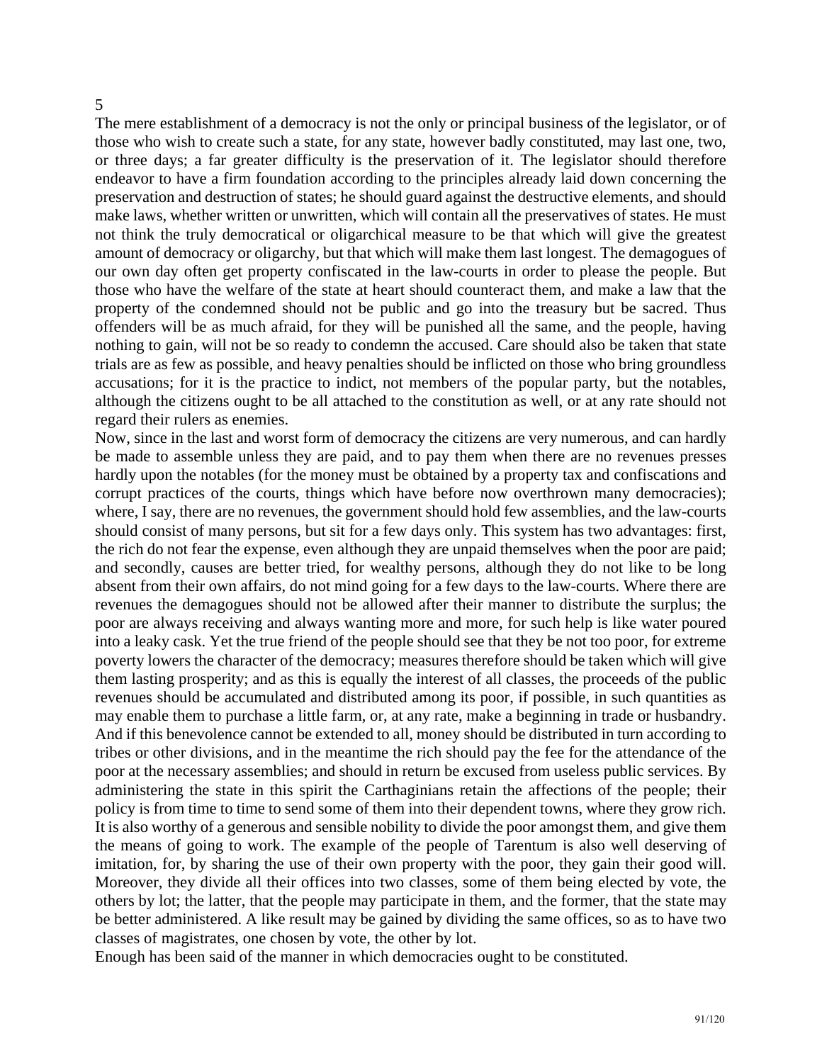## 5

The mere establishment of a democracy is not the only or principal business of the legislator, or of those who wish to create such a state, for any state, however badly constituted, may last one, two, or three days; a far greater difficulty is the preservation of it. The legislator should therefore endeavor to have a firm foundation according to the principles already laid down concerning the preservation and destruction of states; he should guard against the destructive elements, and should make laws, whether written or unwritten, which will contain all the preservatives of states. He must not think the truly democratical or oligarchical measure to be that which will give the greatest amount of democracy or oligarchy, but that which will make them last longest. The demagogues of our own day often get property confiscated in the law-courts in order to please the people. But those who have the welfare of the state at heart should counteract them, and make a law that the property of the condemned should not be public and go into the treasury but be sacred. Thus offenders will be as much afraid, for they will be punished all the same, and the people, having nothing to gain, will not be so ready to condemn the accused. Care should also be taken that state trials are as few as possible, and heavy penalties should be inflicted on those who bring groundless accusations; for it is the practice to indict, not members of the popular party, but the notables, although the citizens ought to be all attached to the constitution as well, or at any rate should not regard their rulers as enemies.

Now, since in the last and worst form of democracy the citizens are very numerous, and can hardly be made to assemble unless they are paid, and to pay them when there are no revenues presses hardly upon the notables (for the money must be obtained by a property tax and confiscations and corrupt practices of the courts, things which have before now overthrown many democracies); where, I say, there are no revenues, the government should hold few assemblies, and the law-courts should consist of many persons, but sit for a few days only. This system has two advantages: first, the rich do not fear the expense, even although they are unpaid themselves when the poor are paid; and secondly, causes are better tried, for wealthy persons, although they do not like to be long absent from their own affairs, do not mind going for a few days to the law-courts. Where there are revenues the demagogues should not be allowed after their manner to distribute the surplus; the poor are always receiving and always wanting more and more, for such help is like water poured into a leaky cask. Yet the true friend of the people should see that they be not too poor, for extreme poverty lowers the character of the democracy; measures therefore should be taken which will give them lasting prosperity; and as this is equally the interest of all classes, the proceeds of the public revenues should be accumulated and distributed among its poor, if possible, in such quantities as may enable them to purchase a little farm, or, at any rate, make a beginning in trade or husbandry. And if this benevolence cannot be extended to all, money should be distributed in turn according to tribes or other divisions, and in the meantime the rich should pay the fee for the attendance of the poor at the necessary assemblies; and should in return be excused from useless public services. By administering the state in this spirit the Carthaginians retain the affections of the people; their policy is from time to time to send some of them into their dependent towns, where they grow rich. It is also worthy of a generous and sensible nobility to divide the poor amongst them, and give them the means of going to work. The example of the people of Tarentum is also well deserving of imitation, for, by sharing the use of their own property with the poor, they gain their good will. Moreover, they divide all their offices into two classes, some of them being elected by vote, the others by lot; the latter, that the people may participate in them, and the former, that the state may be better administered. A like result may be gained by dividing the same offices, so as to have two classes of magistrates, one chosen by vote, the other by lot.

Enough has been said of the manner in which democracies ought to be constituted.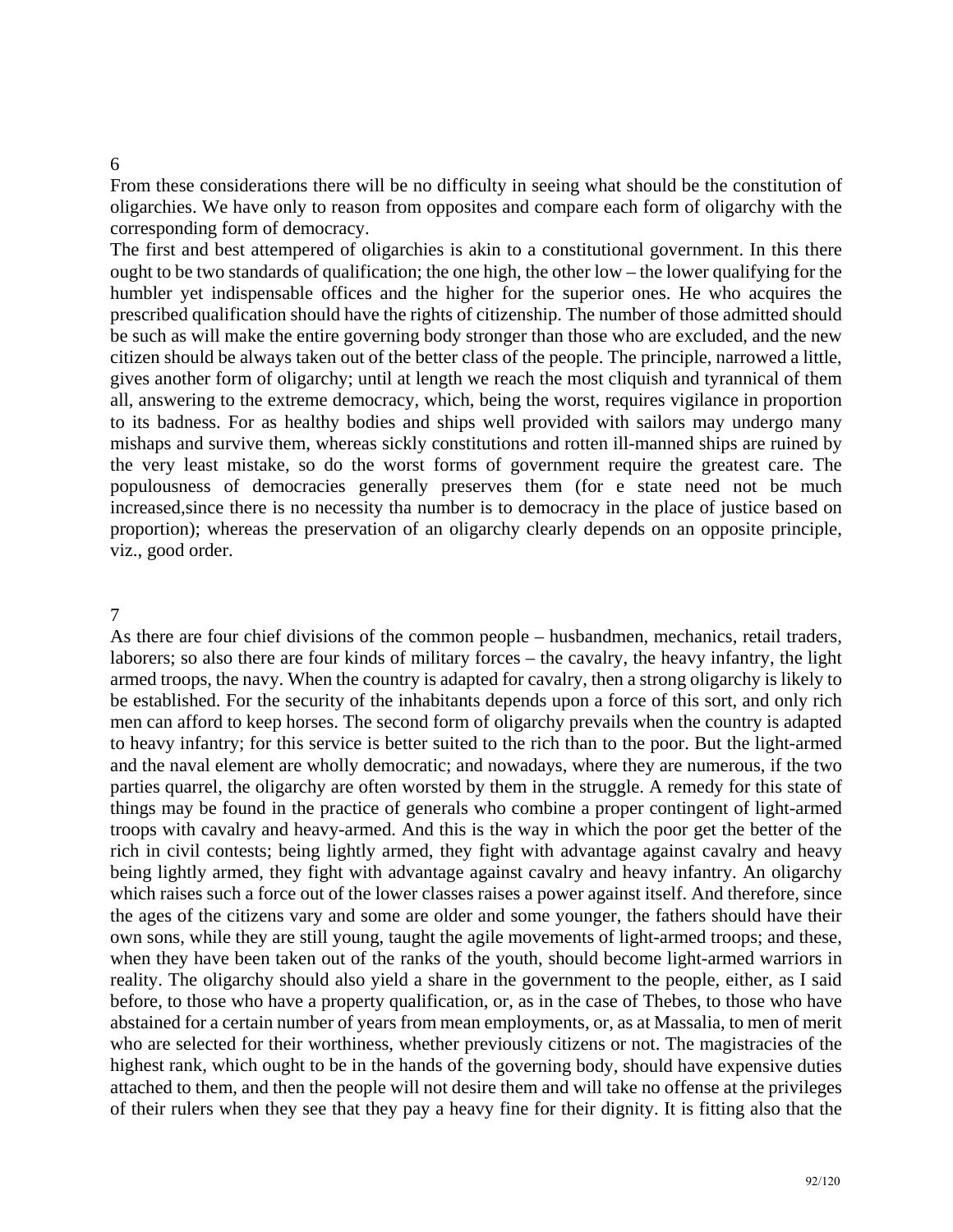6

From these considerations there will be no difficulty in seeing what should be the constitution of oligarchies. We have only to reason from opposites and compare each form of oligarchy with the corresponding form of democracy.

The first and best attempered of oligarchies is akin to a constitutional government. In this there ought to be two standards of qualification; the one high, the other low – the lower qualifying for the humbler yet indispensable offices and the higher for the superior ones. He who acquires the prescribed qualification should have the rights of citizenship. The number of those admitted should be such as will make the entire governing body stronger than those who are excluded, and the new citizen should be always taken out of the better class of the people. The principle, narrowed a little, gives another form of oligarchy; until at length we reach the most cliquish and tyrannical of them all, answering to the extreme democracy, which, being the worst, requires vigilance in proportion to its badness. For as healthy bodies and ships well provided with sailors may undergo many mishaps and survive them, whereas sickly constitutions and rotten ill-manned ships are ruined by the very least mistake, so do the worst forms of government require the greatest care. The populousness of democracies generally preserves them (for e state need not be much increased,since there is no necessity tha number is to democracy in the place of justice based on proportion); whereas the preservation of an oligarchy clearly depends on an opposite principle, viz., good order.

7

As there are four chief divisions of the common people – husbandmen, mechanics, retail traders, laborers; so also there are four kinds of military forces – the cavalry, the heavy infantry, the light armed troops, the navy. When the country is adapted for cavalry, then a strong oligarchy is likely to be established. For the security of the inhabitants depends upon a force of this sort, and only rich men can afford to keep horses. The second form of oligarchy prevails when the country is adapted to heavy infantry; for this service is better suited to the rich than to the poor. But the light-armed and the naval element are wholly democratic; and nowadays, where they are numerous, if the two parties quarrel, the oligarchy are often worsted by them in the struggle. A remedy for this state of things may be found in the practice of generals who combine a proper contingent of light-armed troops with cavalry and heavy-armed. And this is the way in which the poor get the better of the rich in civil contests; being lightly armed, they fight with advantage against cavalry and heavy being lightly armed, they fight with advantage against cavalry and heavy infantry. An oligarchy which raises such a force out of the lower classes raises a power against itself. And therefore, since the ages of the citizens vary and some are older and some younger, the fathers should have their own sons, while they are still young, taught the agile movements of light-armed troops; and these, when they have been taken out of the ranks of the youth, should become light-armed warriors in reality. The oligarchy should also yield a share in the government to the people, either, as I said before, to those who have a property qualification, or, as in the case of Thebes, to those who have abstained for a certain number of years from mean employments, or, as at Massalia, to men of merit who are selected for their worthiness, whether previously citizens or not. The magistracies of the highest rank, which ought to be in the hands of the governing body, should have expensive duties attached to them, and then the people will not desire them and will take no offense at the privileges of their rulers when they see that they pay a heavy fine for their dignity. It is fitting also that the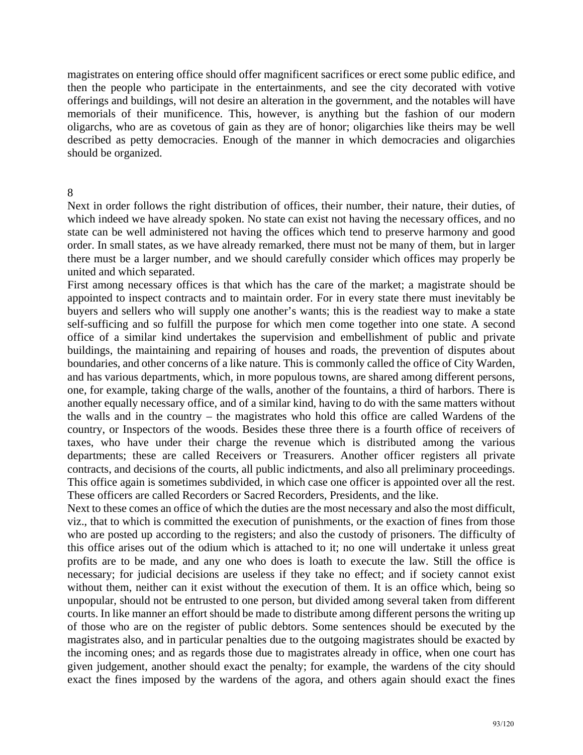magistrates on entering office should offer magnificent sacrifices or erect some public edifice, and then the people who participate in the entertainments, and see the city decorated with votive offerings and buildings, will not desire an alteration in the government, and the notables will have memorials of their munificence. This, however, is anything but the fashion of our modern oligarchs, who are as covetous of gain as they are of honor; oligarchies like theirs may be well described as petty democracies. Enough of the manner in which democracies and oligarchies should be organized.

## 8

Next in order follows the right distribution of offices, their number, their nature, their duties, of which indeed we have already spoken. No state can exist not having the necessary offices, and no state can be well administered not having the offices which tend to preserve harmony and good order. In small states, as we have already remarked, there must not be many of them, but in larger there must be a larger number, and we should carefully consider which offices may properly be united and which separated.

First among necessary offices is that which has the care of the market; a magistrate should be appointed to inspect contracts and to maintain order. For in every state there must inevitably be buyers and sellers who will supply one another's wants; this is the readiest way to make a state self-sufficing and so fulfill the purpose for which men come together into one state. A second office of a similar kind undertakes the supervision and embellishment of public and private buildings, the maintaining and repairing of houses and roads, the prevention of disputes about boundaries, and other concerns of a like nature. This is commonly called the office of City Warden, and has various departments, which, in more populous towns, are shared among different persons, one, for example, taking charge of the walls, another of the fountains, a third of harbors. There is another equally necessary office, and of a similar kind, having to do with the same matters without the walls and in the country – the magistrates who hold this office are called Wardens of the country, or Inspectors of the woods. Besides these three there is a fourth office of receivers of taxes, who have under their charge the revenue which is distributed among the various departments; these are called Receivers or Treasurers. Another officer registers all private contracts, and decisions of the courts, all public indictments, and also all preliminary proceedings. This office again is sometimes subdivided, in which case one officer is appointed over all the rest. These officers are called Recorders or Sacred Recorders, Presidents, and the like.

Next to these comes an office of which the duties are the most necessary and also the most difficult, viz., that to which is committed the execution of punishments, or the exaction of fines from those who are posted up according to the registers; and also the custody of prisoners. The difficulty of this office arises out of the odium which is attached to it; no one will undertake it unless great profits are to be made, and any one who does is loath to execute the law. Still the office is necessary; for judicial decisions are useless if they take no effect; and if society cannot exist without them, neither can it exist without the execution of them. It is an office which, being so unpopular, should not be entrusted to one person, but divided among several taken from different courts. In like manner an effort should be made to distribute among different persons the writing up of those who are on the register of public debtors. Some sentences should be executed by the magistrates also, and in particular penalties due to the outgoing magistrates should be exacted by the incoming ones; and as regards those due to magistrates already in office, when one court has given judgement, another should exact the penalty; for example, the wardens of the city should exact the fines imposed by the wardens of the agora, and others again should exact the fines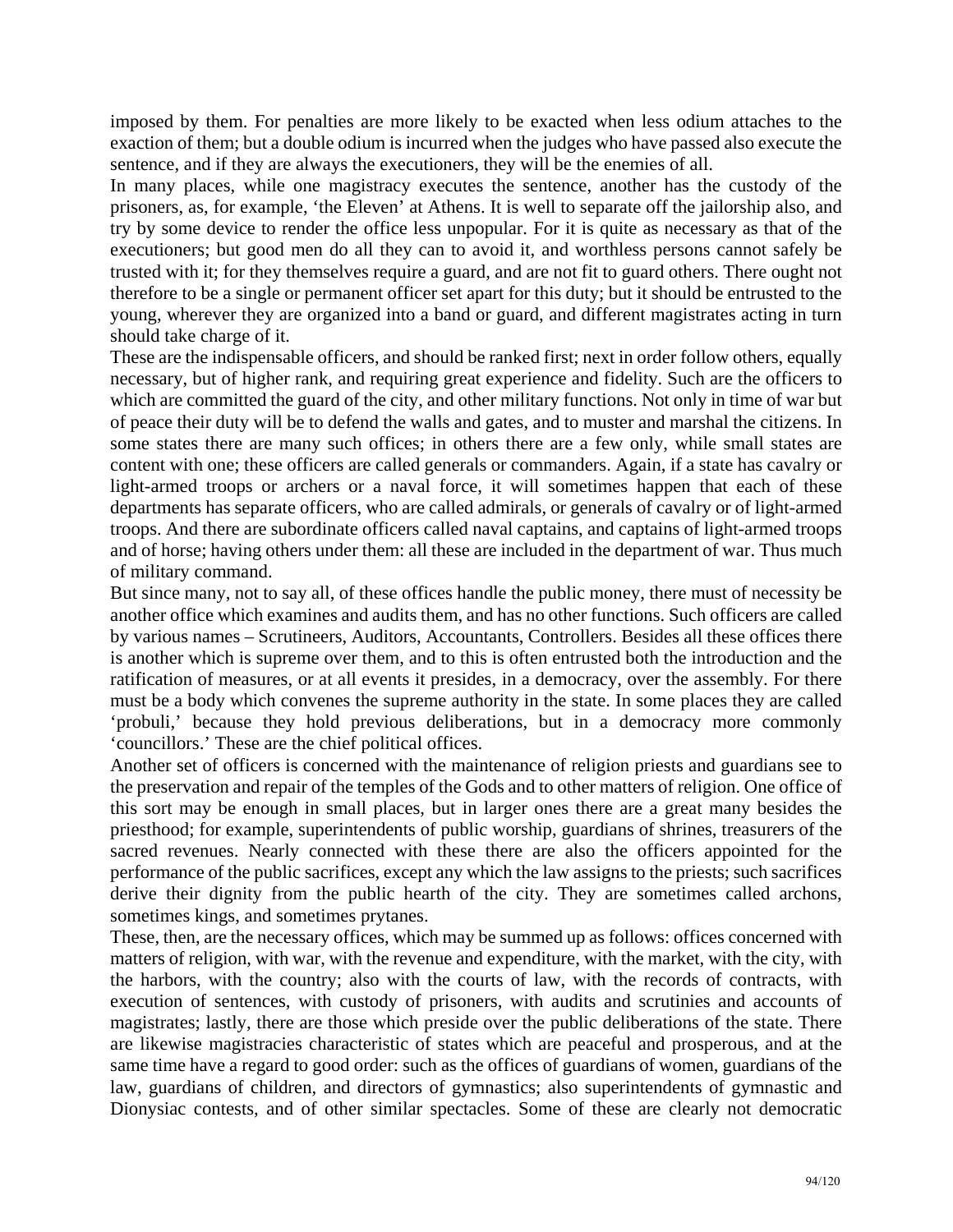imposed by them. For penalties are more likely to be exacted when less odium attaches to the exaction of them; but a double odium is incurred when the judges who have passed also execute the sentence, and if they are always the executioners, they will be the enemies of all.

In many places, while one magistracy executes the sentence, another has the custody of the prisoners, as, for example, 'the Eleven' at Athens. It is well to separate off the jailorship also, and try by some device to render the office less unpopular. For it is quite as necessary as that of the executioners; but good men do all they can to avoid it, and worthless persons cannot safely be trusted with it; for they themselves require a guard, and are not fit to guard others. There ought not therefore to be a single or permanent officer set apart for this duty; but it should be entrusted to the young, wherever they are organized into a band or guard, and different magistrates acting in turn should take charge of it.

These are the indispensable officers, and should be ranked first; next in order follow others, equally necessary, but of higher rank, and requiring great experience and fidelity. Such are the officers to which are committed the guard of the city, and other military functions. Not only in time of war but of peace their duty will be to defend the walls and gates, and to muster and marshal the citizens. In some states there are many such offices; in others there are a few only, while small states are content with one; these officers are called generals or commanders. Again, if a state has cavalry or light-armed troops or archers or a naval force, it will sometimes happen that each of these departments has separate officers, who are called admirals, or generals of cavalry or of light-armed troops. And there are subordinate officers called naval captains, and captains of light-armed troops and of horse; having others under them: all these are included in the department of war. Thus much of military command.

But since many, not to say all, of these offices handle the public money, there must of necessity be another office which examines and audits them, and has no other functions. Such officers are called by various names – Scrutineers, Auditors, Accountants, Controllers. Besides all these offices there is another which is supreme over them, and to this is often entrusted both the introduction and the ratification of measures, or at all events it presides, in a democracy, over the assembly. For there must be a body which convenes the supreme authority in the state. In some places they are called 'probuli,' because they hold previous deliberations, but in a democracy more commonly 'councillors.' These are the chief political offices.

Another set of officers is concerned with the maintenance of religion priests and guardians see to the preservation and repair of the temples of the Gods and to other matters of religion. One office of this sort may be enough in small places, but in larger ones there are a great many besides the priesthood; for example, superintendents of public worship, guardians of shrines, treasurers of the sacred revenues. Nearly connected with these there are also the officers appointed for the performance of the public sacrifices, except any which the law assigns to the priests; such sacrifices derive their dignity from the public hearth of the city. They are sometimes called archons, sometimes kings, and sometimes prytanes.

These, then, are the necessary offices, which may be summed up as follows: offices concerned with matters of religion, with war, with the revenue and expenditure, with the market, with the city, with the harbors, with the country; also with the courts of law, with the records of contracts, with execution of sentences, with custody of prisoners, with audits and scrutinies and accounts of magistrates; lastly, there are those which preside over the public deliberations of the state. There are likewise magistracies characteristic of states which are peaceful and prosperous, and at the same time have a regard to good order: such as the offices of guardians of women, guardians of the law, guardians of children, and directors of gymnastics; also superintendents of gymnastic and Dionysiac contests, and of other similar spectacles. Some of these are clearly not democratic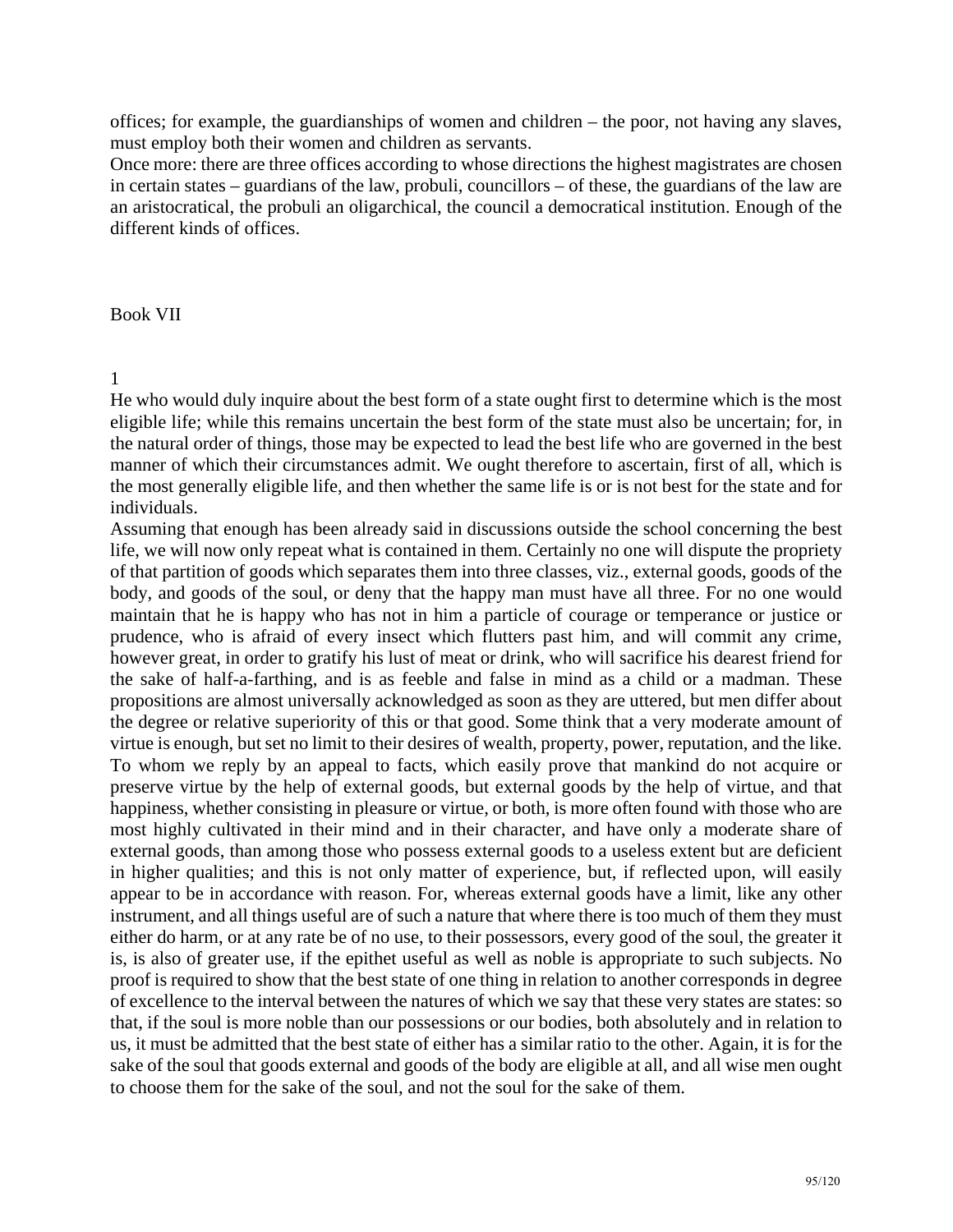offices; for example, the guardianships of women and children – the poor, not having any slaves, must employ both their women and children as servants.

Once more: there are three offices according to whose directions the highest magistrates are chosen in certain states – guardians of the law, probuli, councillors – of these, the guardians of the law are an aristocratical, the probuli an oligarchical, the council a democratical institution. Enough of the different kinds of offices.

## Book VII

### 1

He who would duly inquire about the best form of a state ought first to determine which is the most eligible life; while this remains uncertain the best form of the state must also be uncertain; for, in the natural order of things, those may be expected to lead the best life who are governed in the best manner of which their circumstances admit. We ought therefore to ascertain, first of all, which is the most generally eligible life, and then whether the same life is or is not best for the state and for individuals.

Assuming that enough has been already said in discussions outside the school concerning the best life, we will now only repeat what is contained in them. Certainly no one will dispute the propriety of that partition of goods which separates them into three classes, viz., external goods, goods of the body, and goods of the soul, or deny that the happy man must have all three. For no one would maintain that he is happy who has not in him a particle of courage or temperance or justice or prudence, who is afraid of every insect which flutters past him, and will commit any crime, however great, in order to gratify his lust of meat or drink, who will sacrifice his dearest friend for the sake of half-a-farthing, and is as feeble and false in mind as a child or a madman. These propositions are almost universally acknowledged as soon as they are uttered, but men differ about the degree or relative superiority of this or that good. Some think that a very moderate amount of virtue is enough, but set no limit to their desires of wealth, property, power, reputation, and the like. To whom we reply by an appeal to facts, which easily prove that mankind do not acquire or preserve virtue by the help of external goods, but external goods by the help of virtue, and that happiness, whether consisting in pleasure or virtue, or both, is more often found with those who are most highly cultivated in their mind and in their character, and have only a moderate share of external goods, than among those who possess external goods to a useless extent but are deficient in higher qualities; and this is not only matter of experience, but, if reflected upon, will easily appear to be in accordance with reason. For, whereas external goods have a limit, like any other instrument, and all things useful are of such a nature that where there is too much of them they must either do harm, or at any rate be of no use, to their possessors, every good of the soul, the greater it is, is also of greater use, if the epithet useful as well as noble is appropriate to such subjects. No proof is required to show that the best state of one thing in relation to another corresponds in degree of excellence to the interval between the natures of which we say that these very states are states: so that, if the soul is more noble than our possessions or our bodies, both absolutely and in relation to us, it must be admitted that the best state of either has a similar ratio to the other. Again, it is for the sake of the soul that goods external and goods of the body are eligible at all, and all wise men ought to choose them for the sake of the soul, and not the soul for the sake of them.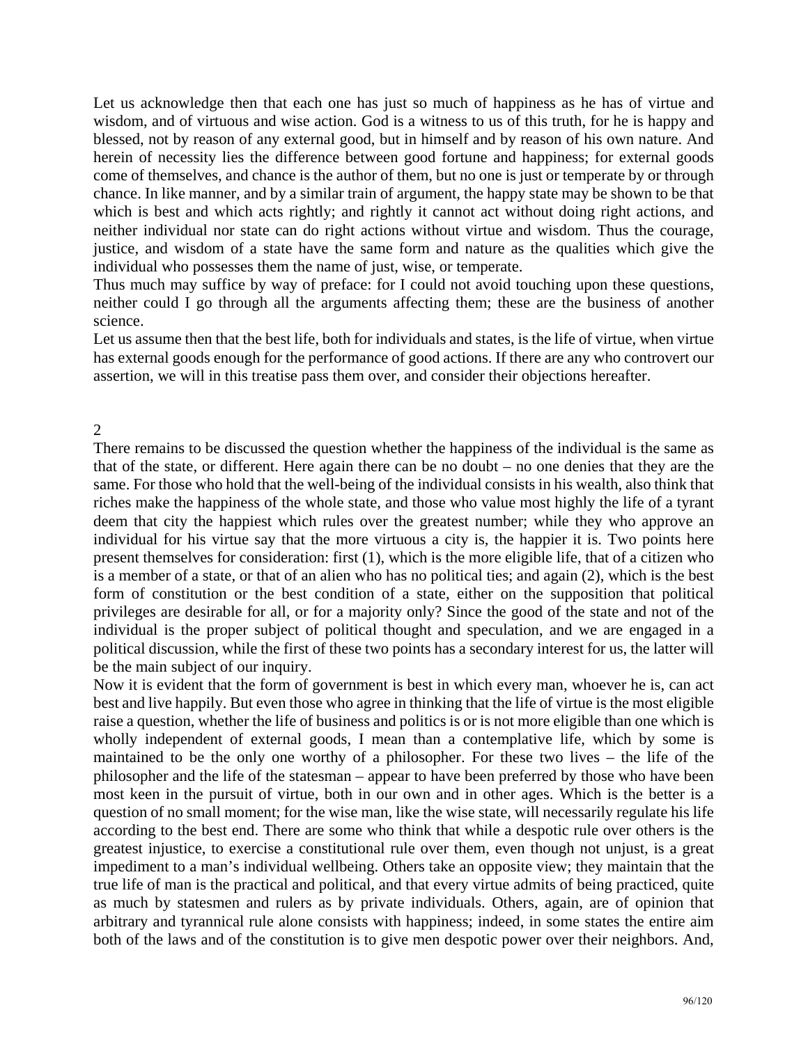Let us acknowledge then that each one has just so much of happiness as he has of virtue and wisdom, and of virtuous and wise action. God is a witness to us of this truth, for he is happy and blessed, not by reason of any external good, but in himself and by reason of his own nature. And herein of necessity lies the difference between good fortune and happiness; for external goods come of themselves, and chance is the author of them, but no one is just or temperate by or through chance. In like manner, and by a similar train of argument, the happy state may be shown to be that which is best and which acts rightly; and rightly it cannot act without doing right actions, and neither individual nor state can do right actions without virtue and wisdom. Thus the courage, justice, and wisdom of a state have the same form and nature as the qualities which give the individual who possesses them the name of just, wise, or temperate.

Thus much may suffice by way of preface: for I could not avoid touching upon these questions, neither could I go through all the arguments affecting them; these are the business of another science.

Let us assume then that the best life, both for individuals and states, is the life of virtue, when virtue has external goods enough for the performance of good actions. If there are any who controvert our assertion, we will in this treatise pass them over, and consider their objections hereafter.

## 2

There remains to be discussed the question whether the happiness of the individual is the same as that of the state, or different. Here again there can be no doubt – no one denies that they are the same. For those who hold that the well-being of the individual consists in his wealth, also think that riches make the happiness of the whole state, and those who value most highly the life of a tyrant deem that city the happiest which rules over the greatest number; while they who approve an individual for his virtue say that the more virtuous a city is, the happier it is. Two points here present themselves for consideration: first (1), which is the more eligible life, that of a citizen who is a member of a state, or that of an alien who has no political ties; and again (2), which is the best form of constitution or the best condition of a state, either on the supposition that political privileges are desirable for all, or for a majority only? Since the good of the state and not of the individual is the proper subject of political thought and speculation, and we are engaged in a political discussion, while the first of these two points has a secondary interest for us, the latter will be the main subject of our inquiry.

Now it is evident that the form of government is best in which every man, whoever he is, can act best and live happily. But even those who agree in thinking that the life of virtue is the most eligible raise a question, whether the life of business and politics is or is not more eligible than one which is wholly independent of external goods, I mean than a contemplative life, which by some is maintained to be the only one worthy of a philosopher. For these two lives – the life of the philosopher and the life of the statesman – appear to have been preferred by those who have been most keen in the pursuit of virtue, both in our own and in other ages. Which is the better is a question of no small moment; for the wise man, like the wise state, will necessarily regulate his life according to the best end. There are some who think that while a despotic rule over others is the greatest injustice, to exercise a constitutional rule over them, even though not unjust, is a great impediment to a man's individual wellbeing. Others take an opposite view; they maintain that the true life of man is the practical and political, and that every virtue admits of being practiced, quite as much by statesmen and rulers as by private individuals. Others, again, are of opinion that arbitrary and tyrannical rule alone consists with happiness; indeed, in some states the entire aim both of the laws and of the constitution is to give men despotic power over their neighbors. And,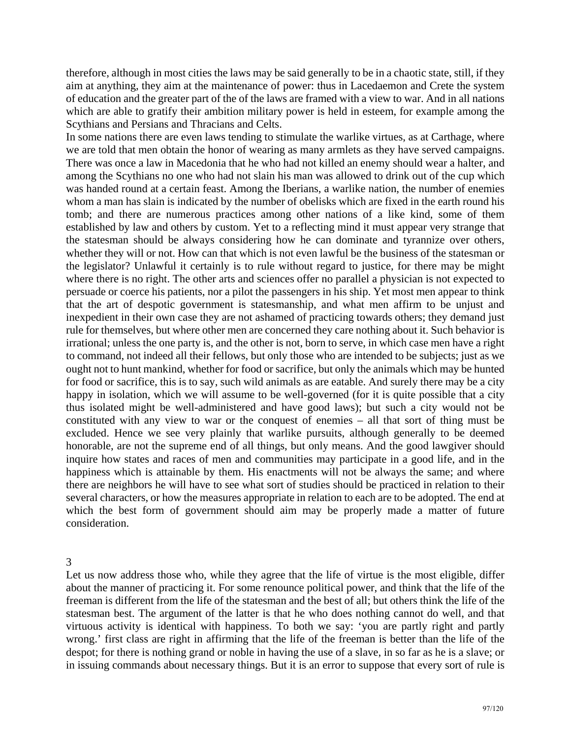therefore, although in most cities the laws may be said generally to be in a chaotic state, still, if they aim at anything, they aim at the maintenance of power: thus in Lacedaemon and Crete the system of education and the greater part of the of the laws are framed with a view to war. And in all nations which are able to gratify their ambition military power is held in esteem, for example among the Scythians and Persians and Thracians and Celts.

In some nations there are even laws tending to stimulate the warlike virtues, as at Carthage, where we are told that men obtain the honor of wearing as many armlets as they have served campaigns. There was once a law in Macedonia that he who had not killed an enemy should wear a halter, and among the Scythians no one who had not slain his man was allowed to drink out of the cup which was handed round at a certain feast. Among the Iberians, a warlike nation, the number of enemies whom a man has slain is indicated by the number of obelisks which are fixed in the earth round his tomb; and there are numerous practices among other nations of a like kind, some of them established by law and others by custom. Yet to a reflecting mind it must appear very strange that the statesman should be always considering how he can dominate and tyrannize over others, whether they will or not. How can that which is not even lawful be the business of the statesman or the legislator? Unlawful it certainly is to rule without regard to justice, for there may be might where there is no right. The other arts and sciences offer no parallel a physician is not expected to persuade or coerce his patients, nor a pilot the passengers in his ship. Yet most men appear to think that the art of despotic government is statesmanship, and what men affirm to be unjust and inexpedient in their own case they are not ashamed of practicing towards others; they demand just rule for themselves, but where other men are concerned they care nothing about it. Such behavior is irrational; unless the one party is, and the other is not, born to serve, in which case men have a right to command, not indeed all their fellows, but only those who are intended to be subjects; just as we ought not to hunt mankind, whether for food or sacrifice, but only the animals which may be hunted for food or sacrifice, this is to say, such wild animals as are eatable. And surely there may be a city happy in isolation, which we will assume to be well-governed (for it is quite possible that a city thus isolated might be well-administered and have good laws); but such a city would not be constituted with any view to war or the conquest of enemies – all that sort of thing must be excluded. Hence we see very plainly that warlike pursuits, although generally to be deemed honorable, are not the supreme end of all things, but only means. And the good lawgiver should inquire how states and races of men and communities may participate in a good life, and in the happiness which is attainable by them. His enactments will not be always the same; and where there are neighbors he will have to see what sort of studies should be practiced in relation to their several characters, or how the measures appropriate in relation to each are to be adopted. The end at which the best form of government should aim may be properly made a matter of future consideration.

## 3

Let us now address those who, while they agree that the life of virtue is the most eligible, differ about the manner of practicing it. For some renounce political power, and think that the life of the freeman is different from the life of the statesman and the best of all; but others think the life of the statesman best. The argument of the latter is that he who does nothing cannot do well, and that virtuous activity is identical with happiness. To both we say: 'you are partly right and partly wrong.' first class are right in affirming that the life of the freeman is better than the life of the despot; for there is nothing grand or noble in having the use of a slave, in so far as he is a slave; or in issuing commands about necessary things. But it is an error to suppose that every sort of rule is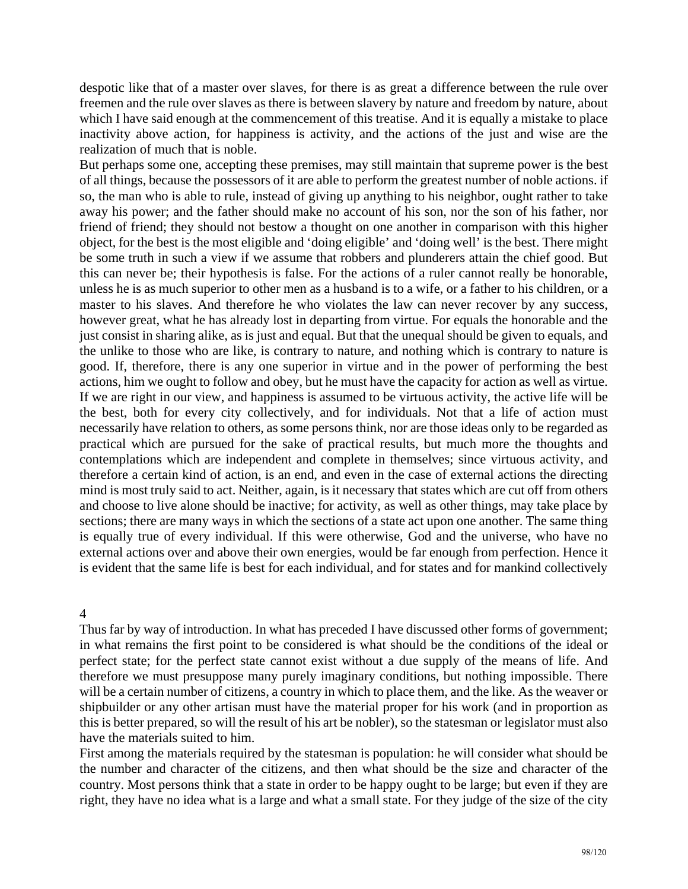despotic like that of a master over slaves, for there is as great a difference between the rule over freemen and the rule over slaves as there is between slavery by nature and freedom by nature, about which I have said enough at the commencement of this treatise. And it is equally a mistake to place inactivity above action, for happiness is activity, and the actions of the just and wise are the realization of much that is noble.

But perhaps some one, accepting these premises, may still maintain that supreme power is the best of all things, because the possessors of it are able to perform the greatest number of noble actions. if so, the man who is able to rule, instead of giving up anything to his neighbor, ought rather to take away his power; and the father should make no account of his son, nor the son of his father, nor friend of friend; they should not bestow a thought on one another in comparison with this higher object, for the best is the most eligible and 'doing eligible' and 'doing well' is the best. There might be some truth in such a view if we assume that robbers and plunderers attain the chief good. But this can never be; their hypothesis is false. For the actions of a ruler cannot really be honorable, unless he is as much superior to other men as a husband is to a wife, or a father to his children, or a master to his slaves. And therefore he who violates the law can never recover by any success, however great, what he has already lost in departing from virtue. For equals the honorable and the just consist in sharing alike, as is just and equal. But that the unequal should be given to equals, and the unlike to those who are like, is contrary to nature, and nothing which is contrary to nature is good. If, therefore, there is any one superior in virtue and in the power of performing the best actions, him we ought to follow and obey, but he must have the capacity for action as well as virtue. If we are right in our view, and happiness is assumed to be virtuous activity, the active life will be the best, both for every city collectively, and for individuals. Not that a life of action must necessarily have relation to others, as some persons think, nor are those ideas only to be regarded as practical which are pursued for the sake of practical results, but much more the thoughts and contemplations which are independent and complete in themselves; since virtuous activity, and therefore a certain kind of action, is an end, and even in the case of external actions the directing mind is most truly said to act. Neither, again, is it necessary that states which are cut off from others and choose to live alone should be inactive; for activity, as well as other things, may take place by sections; there are many ways in which the sections of a state act upon one another. The same thing is equally true of every individual. If this were otherwise, God and the universe, who have no external actions over and above their own energies, would be far enough from perfection. Hence it is evident that the same life is best for each individual, and for states and for mankind collectively

## 4

Thus far by way of introduction. In what has preceded I have discussed other forms of government; in what remains the first point to be considered is what should be the conditions of the ideal or perfect state; for the perfect state cannot exist without a due supply of the means of life. And therefore we must presuppose many purely imaginary conditions, but nothing impossible. There will be a certain number of citizens, a country in which to place them, and the like. As the weaver or shipbuilder or any other artisan must have the material proper for his work (and in proportion as this is better prepared, so will the result of his art be nobler), so the statesman or legislator must also have the materials suited to him.

First among the materials required by the statesman is population: he will consider what should be the number and character of the citizens, and then what should be the size and character of the country. Most persons think that a state in order to be happy ought to be large; but even if they are right, they have no idea what is a large and what a small state. For they judge of the size of the city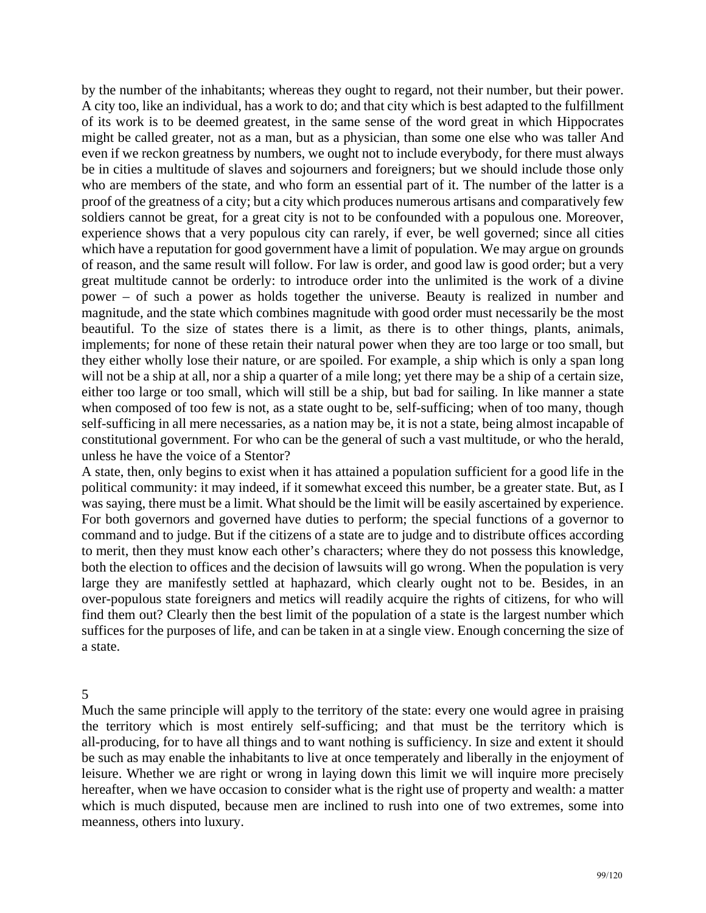by the number of the inhabitants; whereas they ought to regard, not their number, but their power. A city too, like an individual, has a work to do; and that city which is best adapted to the fulfillment of its work is to be deemed greatest, in the same sense of the word great in which Hippocrates might be called greater, not as a man, but as a physician, than some one else who was taller And even if we reckon greatness by numbers, we ought not to include everybody, for there must always be in cities a multitude of slaves and sojourners and foreigners; but we should include those only who are members of the state, and who form an essential part of it. The number of the latter is a proof of the greatness of a city; but a city which produces numerous artisans and comparatively few soldiers cannot be great, for a great city is not to be confounded with a populous one. Moreover, experience shows that a very populous city can rarely, if ever, be well governed; since all cities which have a reputation for good government have a limit of population. We may argue on grounds of reason, and the same result will follow. For law is order, and good law is good order; but a very great multitude cannot be orderly: to introduce order into the unlimited is the work of a divine power – of such a power as holds together the universe. Beauty is realized in number and magnitude, and the state which combines magnitude with good order must necessarily be the most beautiful. To the size of states there is a limit, as there is to other things, plants, animals, implements; for none of these retain their natural power when they are too large or too small, but they either wholly lose their nature, or are spoiled. For example, a ship which is only a span long will not be a ship at all, nor a ship a quarter of a mile long; yet there may be a ship of a certain size, either too large or too small, which will still be a ship, but bad for sailing. In like manner a state when composed of too few is not, as a state ought to be, self-sufficing; when of too many, though self-sufficing in all mere necessaries, as a nation may be, it is not a state, being almost incapable of constitutional government. For who can be the general of such a vast multitude, or who the herald, unless he have the voice of a Stentor?

A state, then, only begins to exist when it has attained a population sufficient for a good life in the political community: it may indeed, if it somewhat exceed this number, be a greater state. But, as I was saying, there must be a limit. What should be the limit will be easily ascertained by experience. For both governors and governed have duties to perform; the special functions of a governor to command and to judge. But if the citizens of a state are to judge and to distribute offices according to merit, then they must know each other's characters; where they do not possess this knowledge, both the election to offices and the decision of lawsuits will go wrong. When the population is very large they are manifestly settled at haphazard, which clearly ought not to be. Besides, in an over-populous state foreigners and metics will readily acquire the rights of citizens, for who will find them out? Clearly then the best limit of the population of a state is the largest number which suffices for the purposes of life, and can be taken in at a single view. Enough concerning the size of a state.

5

Much the same principle will apply to the territory of the state: every one would agree in praising the territory which is most entirely self-sufficing; and that must be the territory which is all-producing, for to have all things and to want nothing is sufficiency. In size and extent it should be such as may enable the inhabitants to live at once temperately and liberally in the enjoyment of leisure. Whether we are right or wrong in laying down this limit we will inquire more precisely hereafter, when we have occasion to consider what is the right use of property and wealth: a matter which is much disputed, because men are inclined to rush into one of two extremes, some into meanness, others into luxury.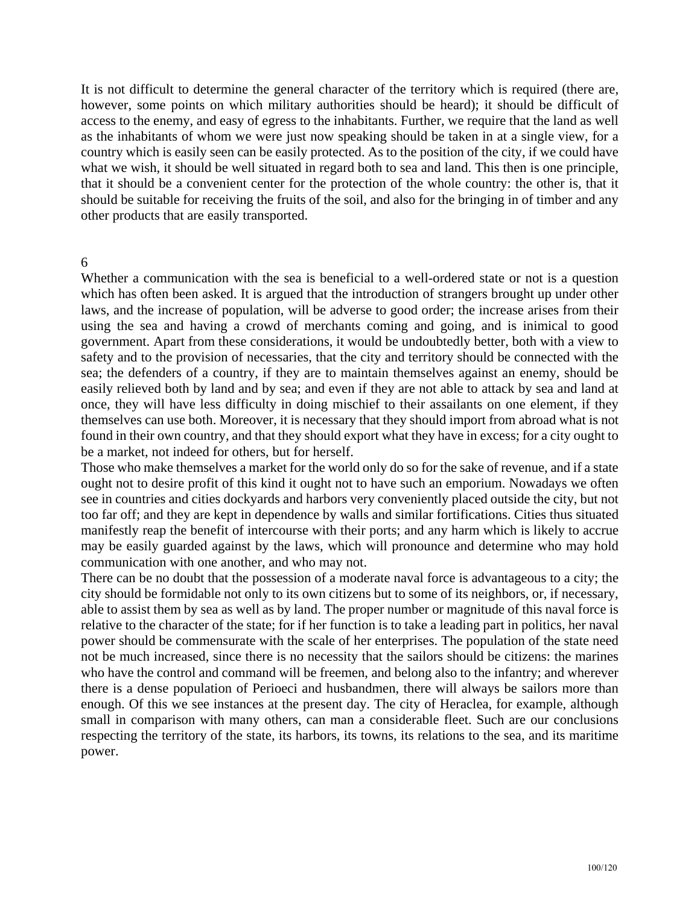It is not difficult to determine the general character of the territory which is required (there are, however, some points on which military authorities should be heard); it should be difficult of access to the enemy, and easy of egress to the inhabitants. Further, we require that the land as well as the inhabitants of whom we were just now speaking should be taken in at a single view, for a country which is easily seen can be easily protected. As to the position of the city, if we could have what we wish, it should be well situated in regard both to sea and land. This then is one principle, that it should be a convenient center for the protection of the whole country: the other is, that it should be suitable for receiving the fruits of the soil, and also for the bringing in of timber and any other products that are easily transported.

6

Whether a communication with the sea is beneficial to a well-ordered state or not is a question which has often been asked. It is argued that the introduction of strangers brought up under other laws, and the increase of population, will be adverse to good order; the increase arises from their using the sea and having a crowd of merchants coming and going, and is inimical to good government. Apart from these considerations, it would be undoubtedly better, both with a view to safety and to the provision of necessaries, that the city and territory should be connected with the sea; the defenders of a country, if they are to maintain themselves against an enemy, should be easily relieved both by land and by sea; and even if they are not able to attack by sea and land at once, they will have less difficulty in doing mischief to their assailants on one element, if they themselves can use both. Moreover, it is necessary that they should import from abroad what is not found in their own country, and that they should export what they have in excess; for a city ought to be a market, not indeed for others, but for herself.

Those who make themselves a market for the world only do so for the sake of revenue, and if a state ought not to desire profit of this kind it ought not to have such an emporium. Nowadays we often see in countries and cities dockyards and harbors very conveniently placed outside the city, but not too far off; and they are kept in dependence by walls and similar fortifications. Cities thus situated manifestly reap the benefit of intercourse with their ports; and any harm which is likely to accrue may be easily guarded against by the laws, which will pronounce and determine who may hold communication with one another, and who may not.

There can be no doubt that the possession of a moderate naval force is advantageous to a city; the city should be formidable not only to its own citizens but to some of its neighbors, or, if necessary, able to assist them by sea as well as by land. The proper number or magnitude of this naval force is relative to the character of the state; for if her function is to take a leading part in politics, her naval power should be commensurate with the scale of her enterprises. The population of the state need not be much increased, since there is no necessity that the sailors should be citizens: the marines who have the control and command will be freemen, and belong also to the infantry; and wherever there is a dense population of Perioeci and husbandmen, there will always be sailors more than enough. Of this we see instances at the present day. The city of Heraclea, for example, although small in comparison with many others, can man a considerable fleet. Such are our conclusions respecting the territory of the state, its harbors, its towns, its relations to the sea, and its maritime power.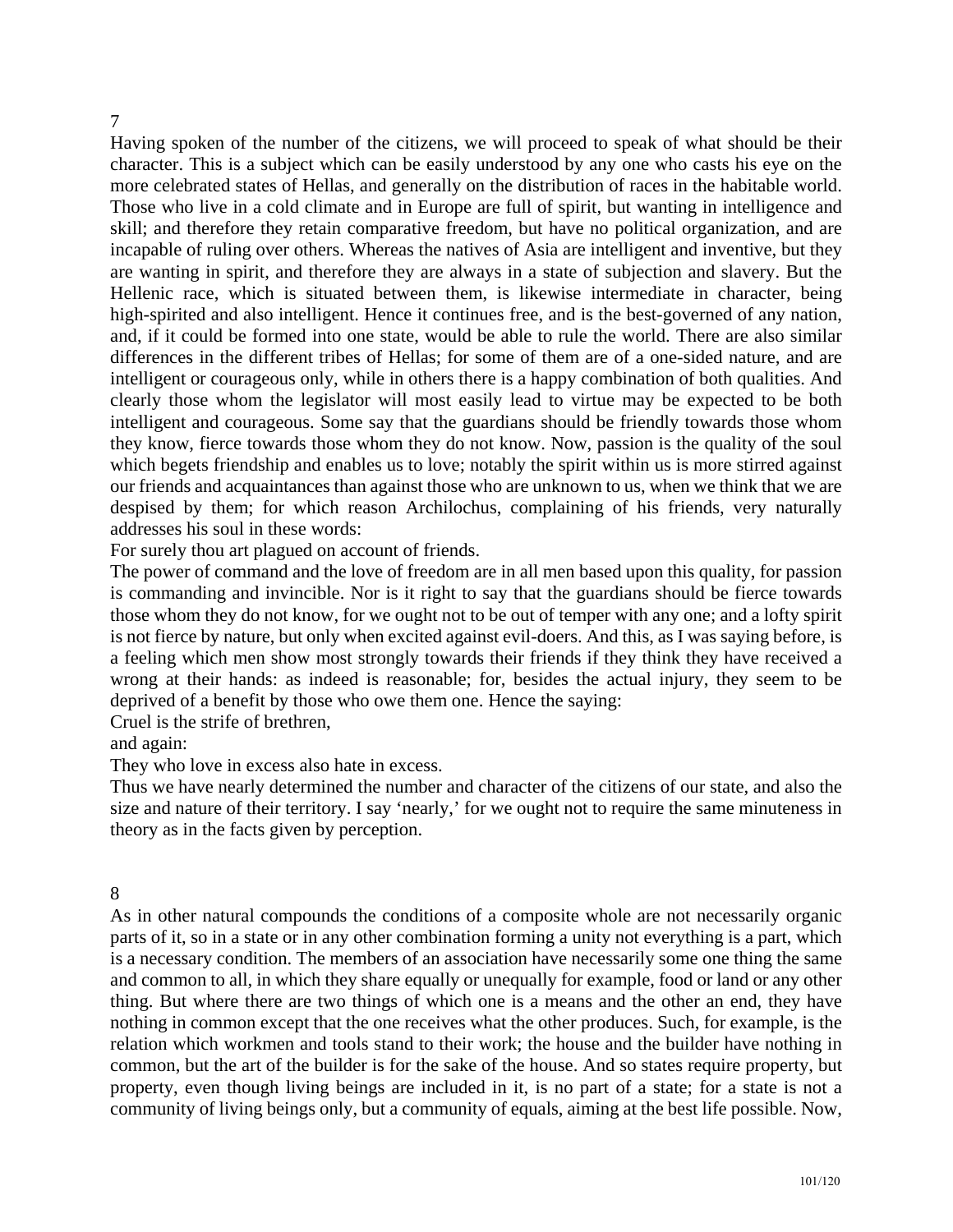7

Having spoken of the number of the citizens, we will proceed to speak of what should be their character. This is a subject which can be easily understood by any one who casts his eye on the more celebrated states of Hellas, and generally on the distribution of races in the habitable world. Those who live in a cold climate and in Europe are full of spirit, but wanting in intelligence and skill; and therefore they retain comparative freedom, but have no political organization, and are incapable of ruling over others. Whereas the natives of Asia are intelligent and inventive, but they are wanting in spirit, and therefore they are always in a state of subjection and slavery. But the Hellenic race, which is situated between them, is likewise intermediate in character, being high-spirited and also intelligent. Hence it continues free, and is the best-governed of any nation, and, if it could be formed into one state, would be able to rule the world. There are also similar differences in the different tribes of Hellas; for some of them are of a one-sided nature, and are intelligent or courageous only, while in others there is a happy combination of both qualities. And clearly those whom the legislator will most easily lead to virtue may be expected to be both intelligent and courageous. Some say that the guardians should be friendly towards those whom they know, fierce towards those whom they do not know. Now, passion is the quality of the soul which begets friendship and enables us to love; notably the spirit within us is more stirred against our friends and acquaintances than against those who are unknown to us, when we think that we are despised by them; for which reason Archilochus, complaining of his friends, very naturally addresses his soul in these words:

For surely thou art plagued on account of friends.

The power of command and the love of freedom are in all men based upon this quality, for passion is commanding and invincible. Nor is it right to say that the guardians should be fierce towards those whom they do not know, for we ought not to be out of temper with any one; and a lofty spirit is not fierce by nature, but only when excited against evil-doers. And this, as I was saying before, is a feeling which men show most strongly towards their friends if they think they have received a wrong at their hands: as indeed is reasonable; for, besides the actual injury, they seem to be deprived of a benefit by those who owe them one. Hence the saying:

Cruel is the strife of brethren,

and again:

They who love in excess also hate in excess.

Thus we have nearly determined the number and character of the citizens of our state, and also the size and nature of their territory. I say 'nearly,' for we ought not to require the same minuteness in theory as in the facts given by perception.

8

As in other natural compounds the conditions of a composite whole are not necessarily organic parts of it, so in a state or in any other combination forming a unity not everything is a part, which is a necessary condition. The members of an association have necessarily some one thing the same and common to all, in which they share equally or unequally for example, food or land or any other thing. But where there are two things of which one is a means and the other an end, they have nothing in common except that the one receives what the other produces. Such, for example, is the relation which workmen and tools stand to their work; the house and the builder have nothing in common, but the art of the builder is for the sake of the house. And so states require property, but property, even though living beings are included in it, is no part of a state; for a state is not a community of living beings only, but a community of equals, aiming at the best life possible. Now,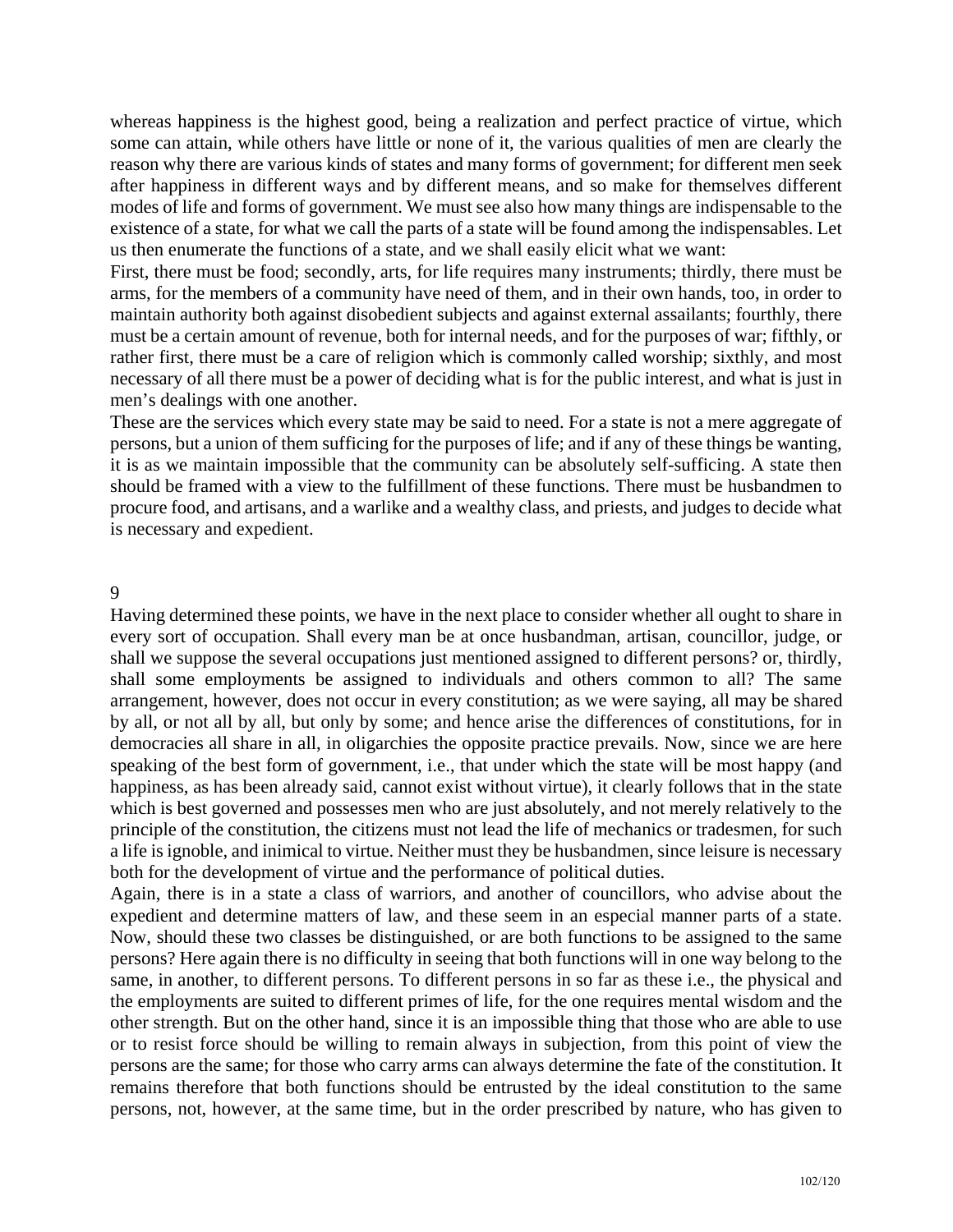whereas happiness is the highest good, being a realization and perfect practice of virtue, which some can attain, while others have little or none of it, the various qualities of men are clearly the reason why there are various kinds of states and many forms of government; for different men seek after happiness in different ways and by different means, and so make for themselves different modes of life and forms of government. We must see also how many things are indispensable to the existence of a state, for what we call the parts of a state will be found among the indispensables. Let us then enumerate the functions of a state, and we shall easily elicit what we want:

First, there must be food; secondly, arts, for life requires many instruments; thirdly, there must be arms, for the members of a community have need of them, and in their own hands, too, in order to maintain authority both against disobedient subjects and against external assailants; fourthly, there must be a certain amount of revenue, both for internal needs, and for the purposes of war; fifthly, or rather first, there must be a care of religion which is commonly called worship; sixthly, and most necessary of all there must be a power of deciding what is for the public interest, and what is just in men's dealings with one another.

These are the services which every state may be said to need. For a state is not a mere aggregate of persons, but a union of them sufficing for the purposes of life; and if any of these things be wanting, it is as we maintain impossible that the community can be absolutely self-sufficing. A state then should be framed with a view to the fulfillment of these functions. There must be husbandmen to procure food, and artisans, and a warlike and a wealthy class, and priests, and judges to decide what is necessary and expedient.

## 9

Having determined these points, we have in the next place to consider whether all ought to share in every sort of occupation. Shall every man be at once husbandman, artisan, councillor, judge, or shall we suppose the several occupations just mentioned assigned to different persons? or, thirdly, shall some employments be assigned to individuals and others common to all? The same arrangement, however, does not occur in every constitution; as we were saying, all may be shared by all, or not all by all, but only by some; and hence arise the differences of constitutions, for in democracies all share in all, in oligarchies the opposite practice prevails. Now, since we are here speaking of the best form of government, i.e., that under which the state will be most happy (and happiness, as has been already said, cannot exist without virtue), it clearly follows that in the state which is best governed and possesses men who are just absolutely, and not merely relatively to the principle of the constitution, the citizens must not lead the life of mechanics or tradesmen, for such a life is ignoble, and inimical to virtue. Neither must they be husbandmen, since leisure is necessary both for the development of virtue and the performance of political duties.

Again, there is in a state a class of warriors, and another of councillors, who advise about the expedient and determine matters of law, and these seem in an especial manner parts of a state. Now, should these two classes be distinguished, or are both functions to be assigned to the same persons? Here again there is no difficulty in seeing that both functions will in one way belong to the same, in another, to different persons. To different persons in so far as these i.e., the physical and the employments are suited to different primes of life, for the one requires mental wisdom and the other strength. But on the other hand, since it is an impossible thing that those who are able to use or to resist force should be willing to remain always in subjection, from this point of view the persons are the same; for those who carry arms can always determine the fate of the constitution. It remains therefore that both functions should be entrusted by the ideal constitution to the same persons, not, however, at the same time, but in the order prescribed by nature, who has given to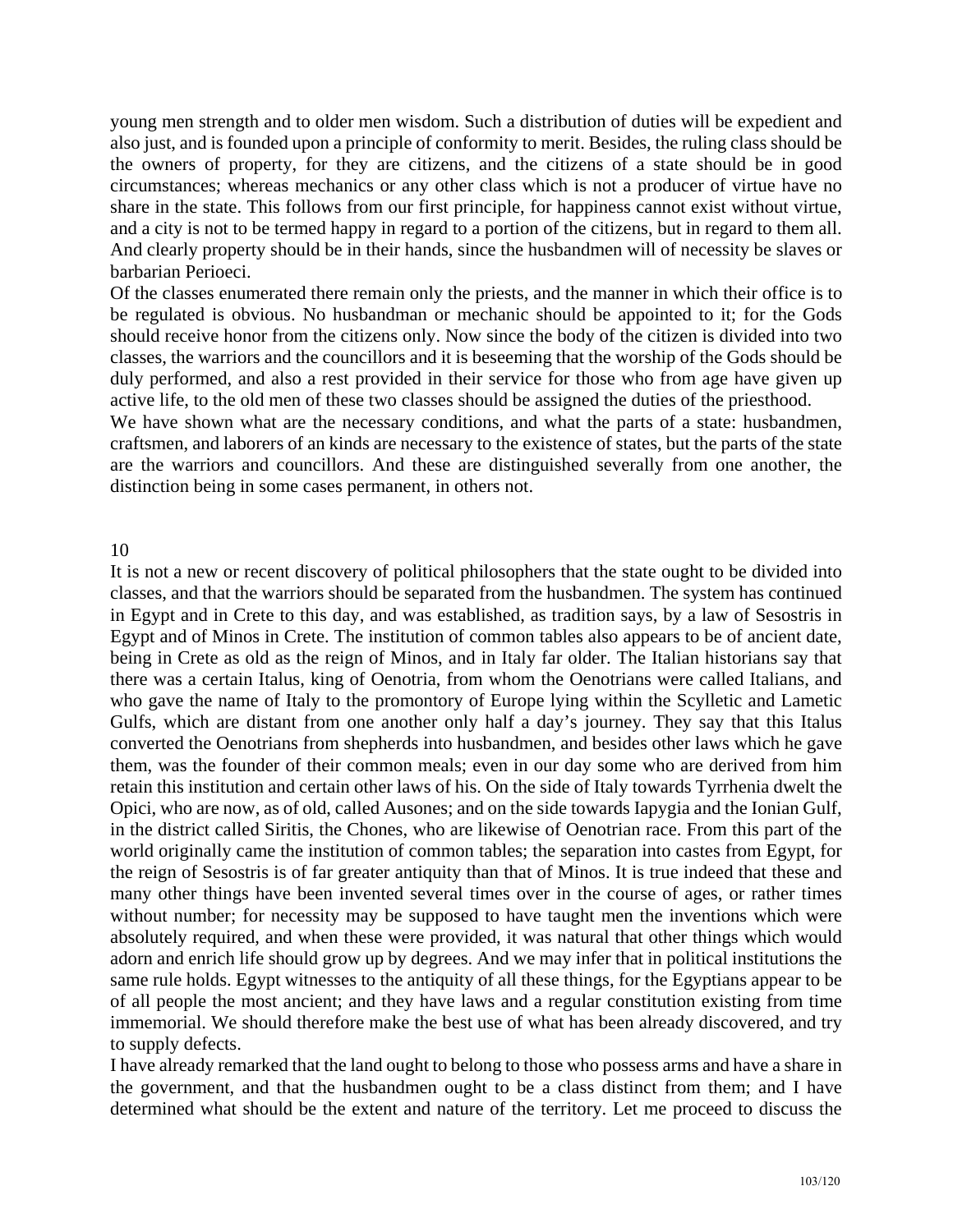young men strength and to older men wisdom. Such a distribution of duties will be expedient and also just, and is founded upon a principle of conformity to merit. Besides, the ruling class should be the owners of property, for they are citizens, and the citizens of a state should be in good circumstances; whereas mechanics or any other class which is not a producer of virtue have no share in the state. This follows from our first principle, for happiness cannot exist without virtue, and a city is not to be termed happy in regard to a portion of the citizens, but in regard to them all. And clearly property should be in their hands, since the husbandmen will of necessity be slaves or barbarian Perioeci.

Of the classes enumerated there remain only the priests, and the manner in which their office is to be regulated is obvious. No husbandman or mechanic should be appointed to it; for the Gods should receive honor from the citizens only. Now since the body of the citizen is divided into two classes, the warriors and the councillors and it is beseeming that the worship of the Gods should be duly performed, and also a rest provided in their service for those who from age have given up active life, to the old men of these two classes should be assigned the duties of the priesthood.

We have shown what are the necessary conditions, and what the parts of a state: husbandmen, craftsmen, and laborers of an kinds are necessary to the existence of states, but the parts of the state are the warriors and councillors. And these are distinguished severally from one another, the distinction being in some cases permanent, in others not.

## 10

It is not a new or recent discovery of political philosophers that the state ought to be divided into classes, and that the warriors should be separated from the husbandmen. The system has continued in Egypt and in Crete to this day, and was established, as tradition says, by a law of Sesostris in Egypt and of Minos in Crete. The institution of common tables also appears to be of ancient date, being in Crete as old as the reign of Minos, and in Italy far older. The Italian historians say that there was a certain Italus, king of Oenotria, from whom the Oenotrians were called Italians, and who gave the name of Italy to the promontory of Europe lying within the Scylletic and Lametic Gulfs, which are distant from one another only half a day's journey. They say that this Italus converted the Oenotrians from shepherds into husbandmen, and besides other laws which he gave them, was the founder of their common meals; even in our day some who are derived from him retain this institution and certain other laws of his. On the side of Italy towards Tyrrhenia dwelt the Opici, who are now, as of old, called Ausones; and on the side towards Iapygia and the Ionian Gulf, in the district called Siritis, the Chones, who are likewise of Oenotrian race. From this part of the world originally came the institution of common tables; the separation into castes from Egypt, for the reign of Sesostris is of far greater antiquity than that of Minos. It is true indeed that these and many other things have been invented several times over in the course of ages, or rather times without number; for necessity may be supposed to have taught men the inventions which were absolutely required, and when these were provided, it was natural that other things which would adorn and enrich life should grow up by degrees. And we may infer that in political institutions the same rule holds. Egypt witnesses to the antiquity of all these things, for the Egyptians appear to be of all people the most ancient; and they have laws and a regular constitution existing from time immemorial. We should therefore make the best use of what has been already discovered, and try to supply defects.

I have already remarked that the land ought to belong to those who possess arms and have a share in the government, and that the husbandmen ought to be a class distinct from them; and I have determined what should be the extent and nature of the territory. Let me proceed to discuss the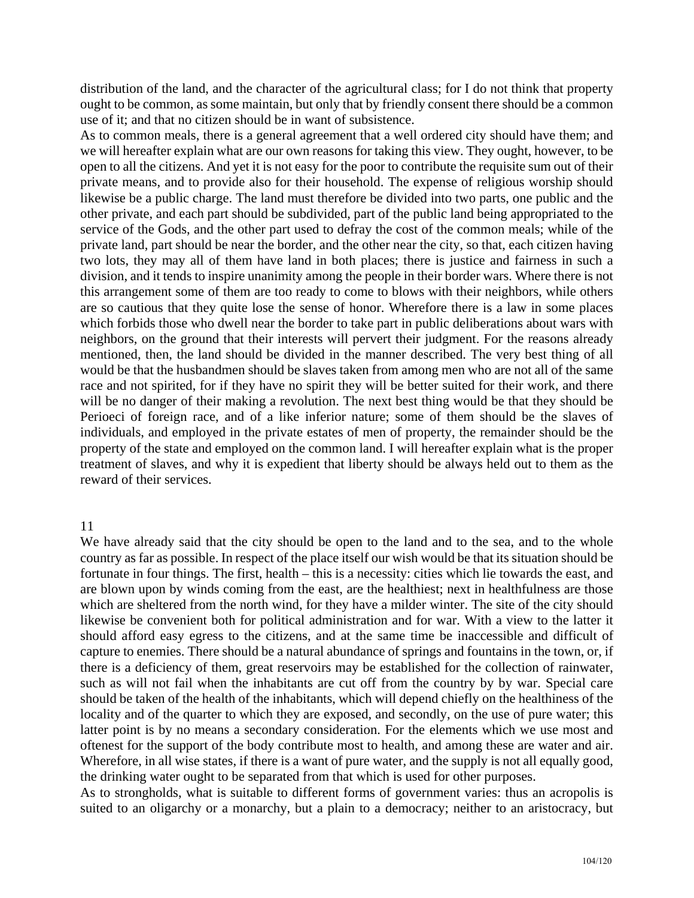distribution of the land, and the character of the agricultural class; for I do not think that property ought to be common, as some maintain, but only that by friendly consent there should be a common use of it; and that no citizen should be in want of subsistence.

As to common meals, there is a general agreement that a well ordered city should have them; and we will hereafter explain what are our own reasons for taking this view. They ought, however, to be open to all the citizens. And yet it is not easy for the poor to contribute the requisite sum out of their private means, and to provide also for their household. The expense of religious worship should likewise be a public charge. The land must therefore be divided into two parts, one public and the other private, and each part should be subdivided, part of the public land being appropriated to the service of the Gods, and the other part used to defray the cost of the common meals; while of the private land, part should be near the border, and the other near the city, so that, each citizen having two lots, they may all of them have land in both places; there is justice and fairness in such a division, and it tends to inspire unanimity among the people in their border wars. Where there is not this arrangement some of them are too ready to come to blows with their neighbors, while others are so cautious that they quite lose the sense of honor. Wherefore there is a law in some places which forbids those who dwell near the border to take part in public deliberations about wars with neighbors, on the ground that their interests will pervert their judgment. For the reasons already mentioned, then, the land should be divided in the manner described. The very best thing of all would be that the husbandmen should be slaves taken from among men who are not all of the same race and not spirited, for if they have no spirit they will be better suited for their work, and there will be no danger of their making a revolution. The next best thing would be that they should be Perioeci of foreign race, and of a like inferior nature; some of them should be the slaves of individuals, and employed in the private estates of men of property, the remainder should be the property of the state and employed on the common land. I will hereafter explain what is the proper treatment of slaves, and why it is expedient that liberty should be always held out to them as the reward of their services.

## 11

We have already said that the city should be open to the land and to the sea, and to the whole country as far as possible. In respect of the place itself our wish would be that its situation should be fortunate in four things. The first, health – this is a necessity: cities which lie towards the east, and are blown upon by winds coming from the east, are the healthiest; next in healthfulness are those which are sheltered from the north wind, for they have a milder winter. The site of the city should likewise be convenient both for political administration and for war. With a view to the latter it should afford easy egress to the citizens, and at the same time be inaccessible and difficult of capture to enemies. There should be a natural abundance of springs and fountains in the town, or, if there is a deficiency of them, great reservoirs may be established for the collection of rainwater, such as will not fail when the inhabitants are cut off from the country by by war. Special care should be taken of the health of the inhabitants, which will depend chiefly on the healthiness of the locality and of the quarter to which they are exposed, and secondly, on the use of pure water; this latter point is by no means a secondary consideration. For the elements which we use most and oftenest for the support of the body contribute most to health, and among these are water and air. Wherefore, in all wise states, if there is a want of pure water, and the supply is not all equally good, the drinking water ought to be separated from that which is used for other purposes.

As to strongholds, what is suitable to different forms of government varies: thus an acropolis is suited to an oligarchy or a monarchy, but a plain to a democracy; neither to an aristocracy, but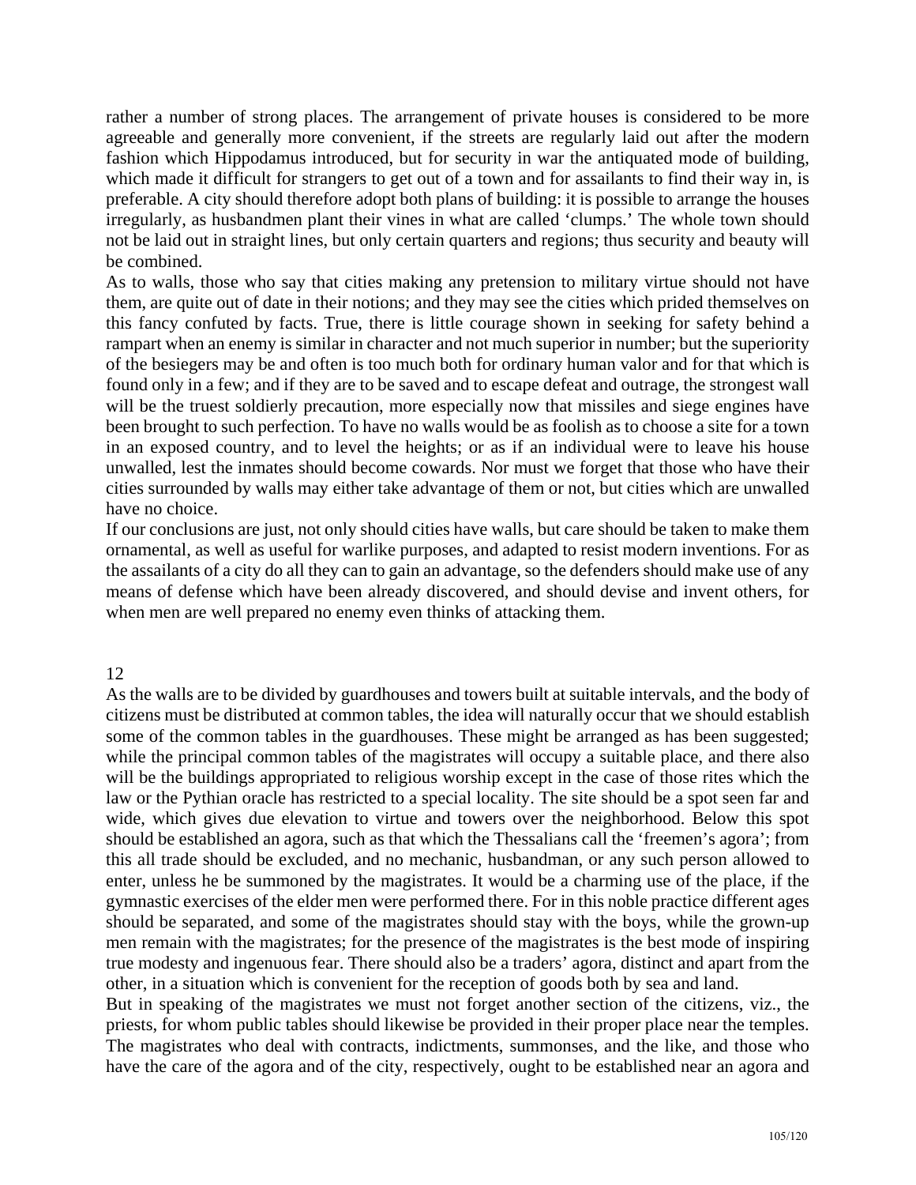rather a number of strong places. The arrangement of private houses is considered to be more agreeable and generally more convenient, if the streets are regularly laid out after the modern fashion which Hippodamus introduced, but for security in war the antiquated mode of building, which made it difficult for strangers to get out of a town and for assailants to find their way in, is preferable. A city should therefore adopt both plans of building: it is possible to arrange the houses irregularly, as husbandmen plant their vines in what are called 'clumps.' The whole town should not be laid out in straight lines, but only certain quarters and regions; thus security and beauty will be combined.

As to walls, those who say that cities making any pretension to military virtue should not have them, are quite out of date in their notions; and they may see the cities which prided themselves on this fancy confuted by facts. True, there is little courage shown in seeking for safety behind a rampart when an enemy is similar in character and not much superior in number; but the superiority of the besiegers may be and often is too much both for ordinary human valor and for that which is found only in a few; and if they are to be saved and to escape defeat and outrage, the strongest wall will be the truest soldierly precaution, more especially now that missiles and siege engines have been brought to such perfection. To have no walls would be as foolish as to choose a site for a town in an exposed country, and to level the heights; or as if an individual were to leave his house unwalled, lest the inmates should become cowards. Nor must we forget that those who have their cities surrounded by walls may either take advantage of them or not, but cities which are unwalled have no choice.

If our conclusions are just, not only should cities have walls, but care should be taken to make them ornamental, as well as useful for warlike purposes, and adapted to resist modern inventions. For as the assailants of a city do all they can to gain an advantage, so the defenders should make use of any means of defense which have been already discovered, and should devise and invent others, for when men are well prepared no enemy even thinks of attacking them.

## 12

As the walls are to be divided by guardhouses and towers built at suitable intervals, and the body of citizens must be distributed at common tables, the idea will naturally occur that we should establish some of the common tables in the guardhouses. These might be arranged as has been suggested; while the principal common tables of the magistrates will occupy a suitable place, and there also will be the buildings appropriated to religious worship except in the case of those rites which the law or the Pythian oracle has restricted to a special locality. The site should be a spot seen far and wide, which gives due elevation to virtue and towers over the neighborhood. Below this spot should be established an agora, such as that which the Thessalians call the 'freemen's agora'; from this all trade should be excluded, and no mechanic, husbandman, or any such person allowed to enter, unless he be summoned by the magistrates. It would be a charming use of the place, if the gymnastic exercises of the elder men were performed there. For in this noble practice different ages should be separated, and some of the magistrates should stay with the boys, while the grown-up men remain with the magistrates; for the presence of the magistrates is the best mode of inspiring true modesty and ingenuous fear. There should also be a traders' agora, distinct and apart from the other, in a situation which is convenient for the reception of goods both by sea and land.

But in speaking of the magistrates we must not forget another section of the citizens, viz., the priests, for whom public tables should likewise be provided in their proper place near the temples. The magistrates who deal with contracts, indictments, summonses, and the like, and those who have the care of the agora and of the city, respectively, ought to be established near an agora and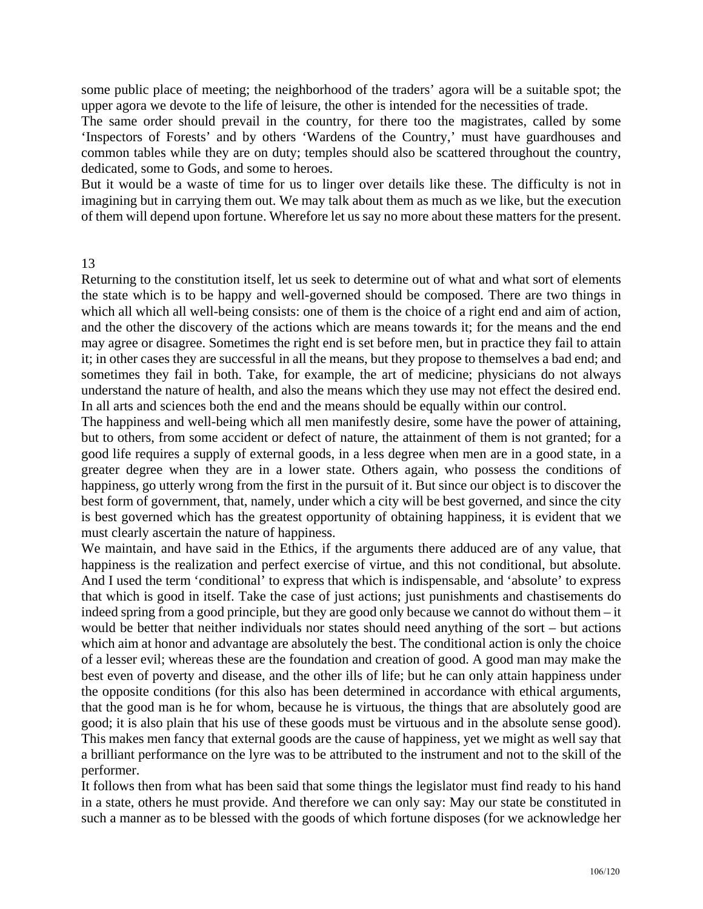some public place of meeting; the neighborhood of the traders' agora will be a suitable spot; the upper agora we devote to the life of leisure, the other is intended for the necessities of trade.

The same order should prevail in the country, for there too the magistrates, called by some 'Inspectors of Forests' and by others 'Wardens of the Country,' must have guardhouses and common tables while they are on duty; temples should also be scattered throughout the country, dedicated, some to Gods, and some to heroes.

But it would be a waste of time for us to linger over details like these. The difficulty is not in imagining but in carrying them out. We may talk about them as much as we like, but the execution of them will depend upon fortune. Wherefore let us say no more about these matters for the present.

## 13

Returning to the constitution itself, let us seek to determine out of what and what sort of elements the state which is to be happy and well-governed should be composed. There are two things in which all which all well-being consists: one of them is the choice of a right end and aim of action, and the other the discovery of the actions which are means towards it; for the means and the end may agree or disagree. Sometimes the right end is set before men, but in practice they fail to attain it; in other cases they are successful in all the means, but they propose to themselves a bad end; and sometimes they fail in both. Take, for example, the art of medicine; physicians do not always understand the nature of health, and also the means which they use may not effect the desired end. In all arts and sciences both the end and the means should be equally within our control.

The happiness and well-being which all men manifestly desire, some have the power of attaining, but to others, from some accident or defect of nature, the attainment of them is not granted; for a good life requires a supply of external goods, in a less degree when men are in a good state, in a greater degree when they are in a lower state. Others again, who possess the conditions of happiness, go utterly wrong from the first in the pursuit of it. But since our object is to discover the best form of government, that, namely, under which a city will be best governed, and since the city is best governed which has the greatest opportunity of obtaining happiness, it is evident that we must clearly ascertain the nature of happiness.

We maintain, and have said in the Ethics, if the arguments there adduced are of any value, that happiness is the realization and perfect exercise of virtue, and this not conditional, but absolute. And I used the term 'conditional' to express that which is indispensable, and 'absolute' to express that which is good in itself. Take the case of just actions; just punishments and chastisements do indeed spring from a good principle, but they are good only because we cannot do without them – it would be better that neither individuals nor states should need anything of the sort – but actions which aim at honor and advantage are absolutely the best. The conditional action is only the choice of a lesser evil; whereas these are the foundation and creation of good. A good man may make the best even of poverty and disease, and the other ills of life; but he can only attain happiness under the opposite conditions (for this also has been determined in accordance with ethical arguments, that the good man is he for whom, because he is virtuous, the things that are absolutely good are good; it is also plain that his use of these goods must be virtuous and in the absolute sense good). This makes men fancy that external goods are the cause of happiness, yet we might as well say that a brilliant performance on the lyre was to be attributed to the instrument and not to the skill of the performer.

It follows then from what has been said that some things the legislator must find ready to his hand in a state, others he must provide. And therefore we can only say: May our state be constituted in such a manner as to be blessed with the goods of which fortune disposes (for we acknowledge her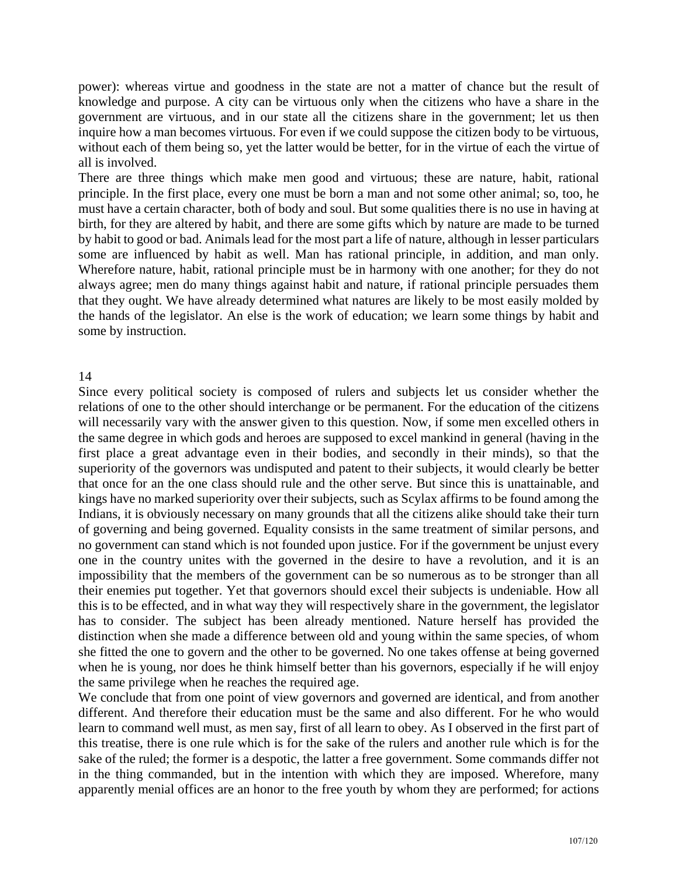power): whereas virtue and goodness in the state are not a matter of chance but the result of knowledge and purpose. A city can be virtuous only when the citizens who have a share in the government are virtuous, and in our state all the citizens share in the government; let us then inquire how a man becomes virtuous. For even if we could suppose the citizen body to be virtuous, without each of them being so, yet the latter would be better, for in the virtue of each the virtue of all is involved.

There are three things which make men good and virtuous; these are nature, habit, rational principle. In the first place, every one must be born a man and not some other animal; so, too, he must have a certain character, both of body and soul. But some qualities there is no use in having at birth, for they are altered by habit, and there are some gifts which by nature are made to be turned by habit to good or bad. Animals lead for the most part a life of nature, although in lesser particulars some are influenced by habit as well. Man has rational principle, in addition, and man only. Wherefore nature, habit, rational principle must be in harmony with one another; for they do not always agree; men do many things against habit and nature, if rational principle persuades them that they ought. We have already determined what natures are likely to be most easily molded by the hands of the legislator. An else is the work of education; we learn some things by habit and some by instruction.

## 14

Since every political society is composed of rulers and subjects let us consider whether the relations of one to the other should interchange or be permanent. For the education of the citizens will necessarily vary with the answer given to this question. Now, if some men excelled others in the same degree in which gods and heroes are supposed to excel mankind in general (having in the first place a great advantage even in their bodies, and secondly in their minds), so that the superiority of the governors was undisputed and patent to their subjects, it would clearly be better that once for an the one class should rule and the other serve. But since this is unattainable, and kings have no marked superiority over their subjects, such as Scylax affirms to be found among the Indians, it is obviously necessary on many grounds that all the citizens alike should take their turn of governing and being governed. Equality consists in the same treatment of similar persons, and no government can stand which is not founded upon justice. For if the government be unjust every one in the country unites with the governed in the desire to have a revolution, and it is an impossibility that the members of the government can be so numerous as to be stronger than all their enemies put together. Yet that governors should excel their subjects is undeniable. How all this is to be effected, and in what way they will respectively share in the government, the legislator has to consider. The subject has been already mentioned. Nature herself has provided the distinction when she made a difference between old and young within the same species, of whom she fitted the one to govern and the other to be governed. No one takes offense at being governed when he is young, nor does he think himself better than his governors, especially if he will enjoy the same privilege when he reaches the required age.

We conclude that from one point of view governors and governed are identical, and from another different. And therefore their education must be the same and also different. For he who would learn to command well must, as men say, first of all learn to obey. As I observed in the first part of this treatise, there is one rule which is for the sake of the rulers and another rule which is for the sake of the ruled; the former is a despotic, the latter a free government. Some commands differ not in the thing commanded, but in the intention with which they are imposed. Wherefore, many apparently menial offices are an honor to the free youth by whom they are performed; for actions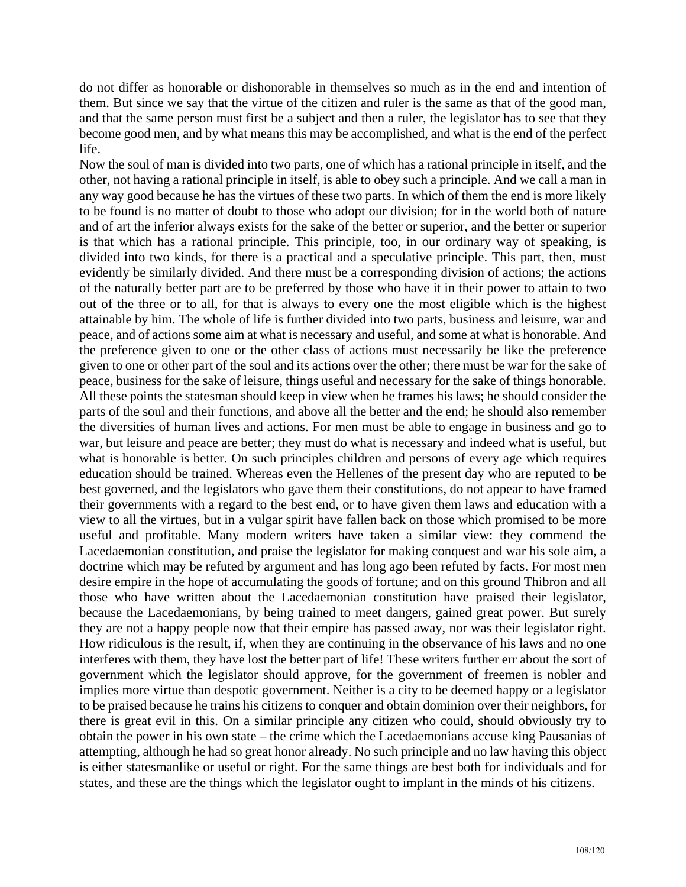do not differ as honorable or dishonorable in themselves so much as in the end and intention of them. But since we say that the virtue of the citizen and ruler is the same as that of the good man, and that the same person must first be a subject and then a ruler, the legislator has to see that they become good men, and by what means this may be accomplished, and what is the end of the perfect life.

Now the soul of man is divided into two parts, one of which has a rational principle in itself, and the other, not having a rational principle in itself, is able to obey such a principle. And we call a man in any way good because he has the virtues of these two parts. In which of them the end is more likely to be found is no matter of doubt to those who adopt our division; for in the world both of nature and of art the inferior always exists for the sake of the better or superior, and the better or superior is that which has a rational principle. This principle, too, in our ordinary way of speaking, is divided into two kinds, for there is a practical and a speculative principle. This part, then, must evidently be similarly divided. And there must be a corresponding division of actions; the actions of the naturally better part are to be preferred by those who have it in their power to attain to two out of the three or to all, for that is always to every one the most eligible which is the highest attainable by him. The whole of life is further divided into two parts, business and leisure, war and peace, and of actions some aim at what is necessary and useful, and some at what is honorable. And the preference given to one or the other class of actions must necessarily be like the preference given to one or other part of the soul and its actions over the other; there must be war for the sake of peace, business for the sake of leisure, things useful and necessary for the sake of things honorable. All these points the statesman should keep in view when he frames his laws; he should consider the parts of the soul and their functions, and above all the better and the end; he should also remember the diversities of human lives and actions. For men must be able to engage in business and go to war, but leisure and peace are better; they must do what is necessary and indeed what is useful, but what is honorable is better. On such principles children and persons of every age which requires education should be trained. Whereas even the Hellenes of the present day who are reputed to be best governed, and the legislators who gave them their constitutions, do not appear to have framed their governments with a regard to the best end, or to have given them laws and education with a view to all the virtues, but in a vulgar spirit have fallen back on those which promised to be more useful and profitable. Many modern writers have taken a similar view: they commend the Lacedaemonian constitution, and praise the legislator for making conquest and war his sole aim, a doctrine which may be refuted by argument and has long ago been refuted by facts. For most men desire empire in the hope of accumulating the goods of fortune; and on this ground Thibron and all those who have written about the Lacedaemonian constitution have praised their legislator, because the Lacedaemonians, by being trained to meet dangers, gained great power. But surely they are not a happy people now that their empire has passed away, nor was their legislator right. How ridiculous is the result, if, when they are continuing in the observance of his laws and no one interferes with them, they have lost the better part of life! These writers further err about the sort of government which the legislator should approve, for the government of freemen is nobler and implies more virtue than despotic government. Neither is a city to be deemed happy or a legislator to be praised because he trains his citizens to conquer and obtain dominion over their neighbors, for there is great evil in this. On a similar principle any citizen who could, should obviously try to obtain the power in his own state – the crime which the Lacedaemonians accuse king Pausanias of attempting, although he had so great honor already. No such principle and no law having this object is either statesmanlike or useful or right. For the same things are best both for individuals and for states, and these are the things which the legislator ought to implant in the minds of his citizens.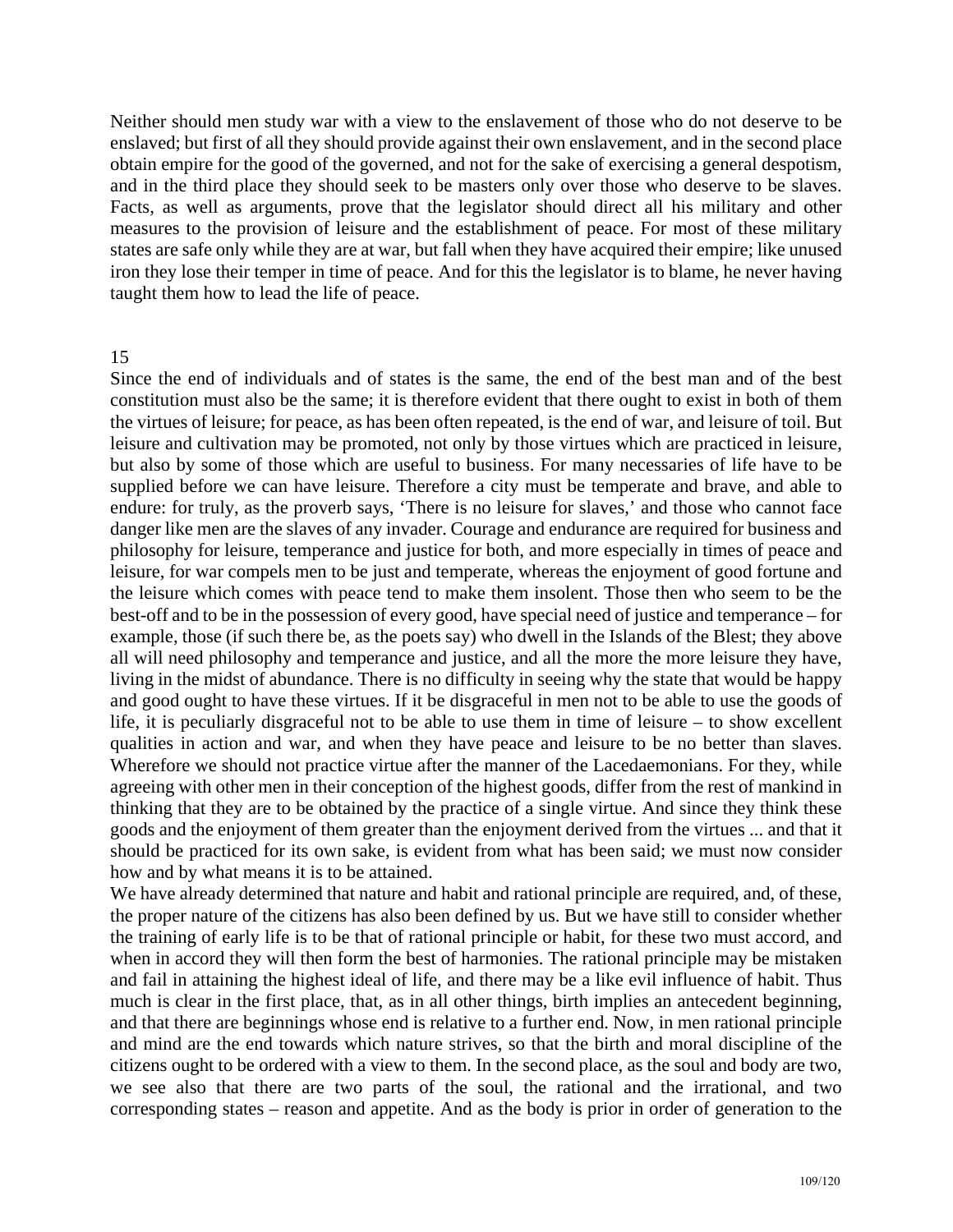Neither should men study war with a view to the enslavement of those who do not deserve to be enslaved; but first of all they should provide against their own enslavement, and in the second place obtain empire for the good of the governed, and not for the sake of exercising a general despotism, and in the third place they should seek to be masters only over those who deserve to be slaves. Facts, as well as arguments, prove that the legislator should direct all his military and other measures to the provision of leisure and the establishment of peace. For most of these military states are safe only while they are at war, but fall when they have acquired their empire; like unused iron they lose their temper in time of peace. And for this the legislator is to blame, he never having taught them how to lead the life of peace.

## 15

Since the end of individuals and of states is the same, the end of the best man and of the best constitution must also be the same; it is therefore evident that there ought to exist in both of them the virtues of leisure; for peace, as has been often repeated, is the end of war, and leisure of toil. But leisure and cultivation may be promoted, not only by those virtues which are practiced in leisure, but also by some of those which are useful to business. For many necessaries of life have to be supplied before we can have leisure. Therefore a city must be temperate and brave, and able to endure: for truly, as the proverb says, 'There is no leisure for slaves,' and those who cannot face danger like men are the slaves of any invader. Courage and endurance are required for business and philosophy for leisure, temperance and justice for both, and more especially in times of peace and leisure, for war compels men to be just and temperate, whereas the enjoyment of good fortune and the leisure which comes with peace tend to make them insolent. Those then who seem to be the best-off and to be in the possession of every good, have special need of justice and temperance – for example, those (if such there be, as the poets say) who dwell in the Islands of the Blest; they above all will need philosophy and temperance and justice, and all the more the more leisure they have, living in the midst of abundance. There is no difficulty in seeing why the state that would be happy and good ought to have these virtues. If it be disgraceful in men not to be able to use the goods of life, it is peculiarly disgraceful not to be able to use them in time of leisure – to show excellent qualities in action and war, and when they have peace and leisure to be no better than slaves. Wherefore we should not practice virtue after the manner of the Lacedaemonians. For they, while agreeing with other men in their conception of the highest goods, differ from the rest of mankind in thinking that they are to be obtained by the practice of a single virtue. And since they think these goods and the enjoyment of them greater than the enjoyment derived from the virtues ... and that it should be practiced for its own sake, is evident from what has been said; we must now consider how and by what means it is to be attained.

We have already determined that nature and habit and rational principle are required, and, of these, the proper nature of the citizens has also been defined by us. But we have still to consider whether the training of early life is to be that of rational principle or habit, for these two must accord, and when in accord they will then form the best of harmonies. The rational principle may be mistaken and fail in attaining the highest ideal of life, and there may be a like evil influence of habit. Thus much is clear in the first place, that, as in all other things, birth implies an antecedent beginning, and that there are beginnings whose end is relative to a further end. Now, in men rational principle and mind are the end towards which nature strives, so that the birth and moral discipline of the citizens ought to be ordered with a view to them. In the second place, as the soul and body are two, we see also that there are two parts of the soul, the rational and the irrational, and two corresponding states – reason and appetite. And as the body is prior in order of generation to the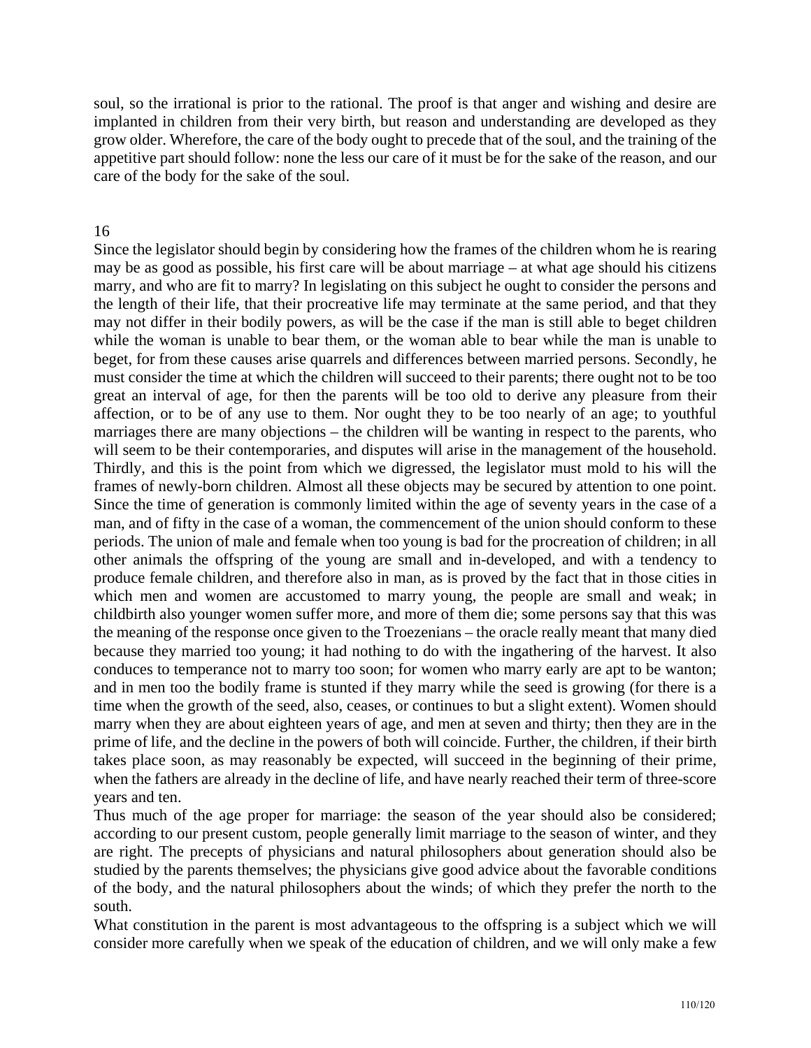soul, so the irrational is prior to the rational. The proof is that anger and wishing and desire are implanted in children from their very birth, but reason and understanding are developed as they grow older. Wherefore, the care of the body ought to precede that of the soul, and the training of the appetitive part should follow: none the less our care of it must be for the sake of the reason, and our care of the body for the sake of the soul.

16

Since the legislator should begin by considering how the frames of the children whom he is rearing may be as good as possible, his first care will be about marriage – at what age should his citizens marry, and who are fit to marry? In legislating on this subject he ought to consider the persons and the length of their life, that their procreative life may terminate at the same period, and that they may not differ in their bodily powers, as will be the case if the man is still able to beget children while the woman is unable to bear them, or the woman able to bear while the man is unable to beget, for from these causes arise quarrels and differences between married persons. Secondly, he must consider the time at which the children will succeed to their parents; there ought not to be too great an interval of age, for then the parents will be too old to derive any pleasure from their affection, or to be of any use to them. Nor ought they to be too nearly of an age; to youthful marriages there are many objections – the children will be wanting in respect to the parents, who will seem to be their contemporaries, and disputes will arise in the management of the household. Thirdly, and this is the point from which we digressed, the legislator must mold to his will the frames of newly-born children. Almost all these objects may be secured by attention to one point. Since the time of generation is commonly limited within the age of seventy years in the case of a man, and of fifty in the case of a woman, the commencement of the union should conform to these periods. The union of male and female when too young is bad for the procreation of children; in all other animals the offspring of the young are small and in-developed, and with a tendency to produce female children, and therefore also in man, as is proved by the fact that in those cities in which men and women are accustomed to marry young, the people are small and weak; in childbirth also younger women suffer more, and more of them die; some persons say that this was the meaning of the response once given to the Troezenians – the oracle really meant that many died because they married too young; it had nothing to do with the ingathering of the harvest. It also conduces to temperance not to marry too soon; for women who marry early are apt to be wanton; and in men too the bodily frame is stunted if they marry while the seed is growing (for there is a time when the growth of the seed, also, ceases, or continues to but a slight extent). Women should marry when they are about eighteen years of age, and men at seven and thirty; then they are in the prime of life, and the decline in the powers of both will coincide. Further, the children, if their birth takes place soon, as may reasonably be expected, will succeed in the beginning of their prime, when the fathers are already in the decline of life, and have nearly reached their term of three-score years and ten.

Thus much of the age proper for marriage: the season of the year should also be considered; according to our present custom, people generally limit marriage to the season of winter, and they are right. The precepts of physicians and natural philosophers about generation should also be studied by the parents themselves; the physicians give good advice about the favorable conditions of the body, and the natural philosophers about the winds; of which they prefer the north to the south.

What constitution in the parent is most advantageous to the offspring is a subject which we will consider more carefully when we speak of the education of children, and we will only make a few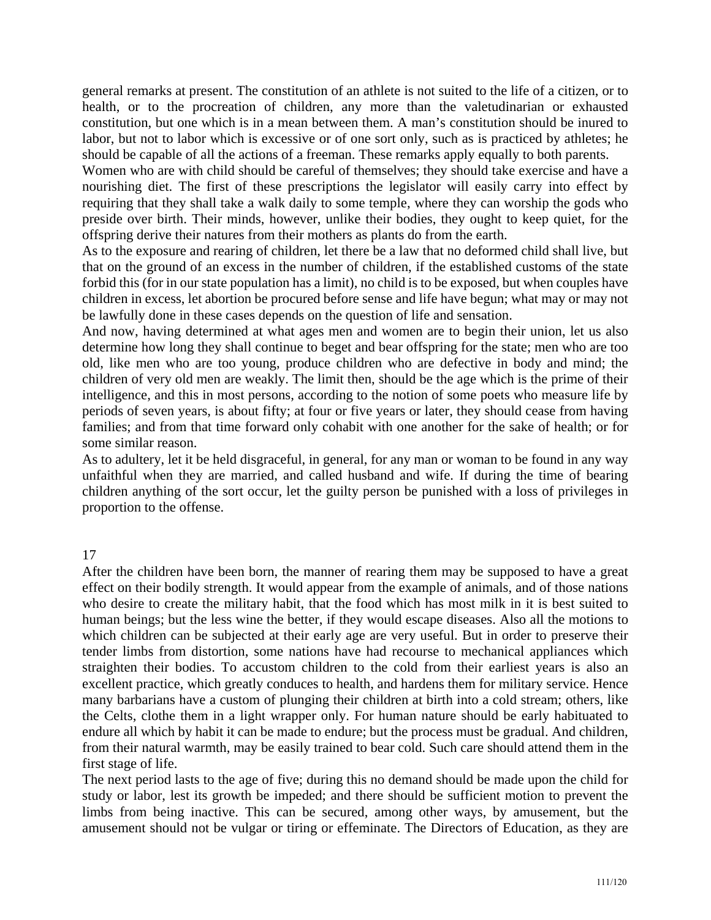general remarks at present. The constitution of an athlete is not suited to the life of a citizen, or to health, or to the procreation of children, any more than the valetudinarian or exhausted constitution, but one which is in a mean between them. A man's constitution should be inured to labor, but not to labor which is excessive or of one sort only, such as is practiced by athletes; he should be capable of all the actions of a freeman. These remarks apply equally to both parents.

Women who are with child should be careful of themselves; they should take exercise and have a nourishing diet. The first of these prescriptions the legislator will easily carry into effect by requiring that they shall take a walk daily to some temple, where they can worship the gods who preside over birth. Their minds, however, unlike their bodies, they ought to keep quiet, for the offspring derive their natures from their mothers as plants do from the earth.

As to the exposure and rearing of children, let there be a law that no deformed child shall live, but that on the ground of an excess in the number of children, if the established customs of the state forbid this (for in our state population has a limit), no child is to be exposed, but when couples have children in excess, let abortion be procured before sense and life have begun; what may or may not be lawfully done in these cases depends on the question of life and sensation.

And now, having determined at what ages men and women are to begin their union, let us also determine how long they shall continue to beget and bear offspring for the state; men who are too old, like men who are too young, produce children who are defective in body and mind; the children of very old men are weakly. The limit then, should be the age which is the prime of their intelligence, and this in most persons, according to the notion of some poets who measure life by periods of seven years, is about fifty; at four or five years or later, they should cease from having families; and from that time forward only cohabit with one another for the sake of health; or for some similar reason.

As to adultery, let it be held disgraceful, in general, for any man or woman to be found in any way unfaithful when they are married, and called husband and wife. If during the time of bearing children anything of the sort occur, let the guilty person be punished with a loss of privileges in proportion to the offense.

## 17

After the children have been born, the manner of rearing them may be supposed to have a great effect on their bodily strength. It would appear from the example of animals, and of those nations who desire to create the military habit, that the food which has most milk in it is best suited to human beings; but the less wine the better, if they would escape diseases. Also all the motions to which children can be subjected at their early age are very useful. But in order to preserve their tender limbs from distortion, some nations have had recourse to mechanical appliances which straighten their bodies. To accustom children to the cold from their earliest years is also an excellent practice, which greatly conduces to health, and hardens them for military service. Hence many barbarians have a custom of plunging their children at birth into a cold stream; others, like the Celts, clothe them in a light wrapper only. For human nature should be early habituated to endure all which by habit it can be made to endure; but the process must be gradual. And children, from their natural warmth, may be easily trained to bear cold. Such care should attend them in the first stage of life.

The next period lasts to the age of five; during this no demand should be made upon the child for study or labor, lest its growth be impeded; and there should be sufficient motion to prevent the limbs from being inactive. This can be secured, among other ways, by amusement, but the amusement should not be vulgar or tiring or effeminate. The Directors of Education, as they are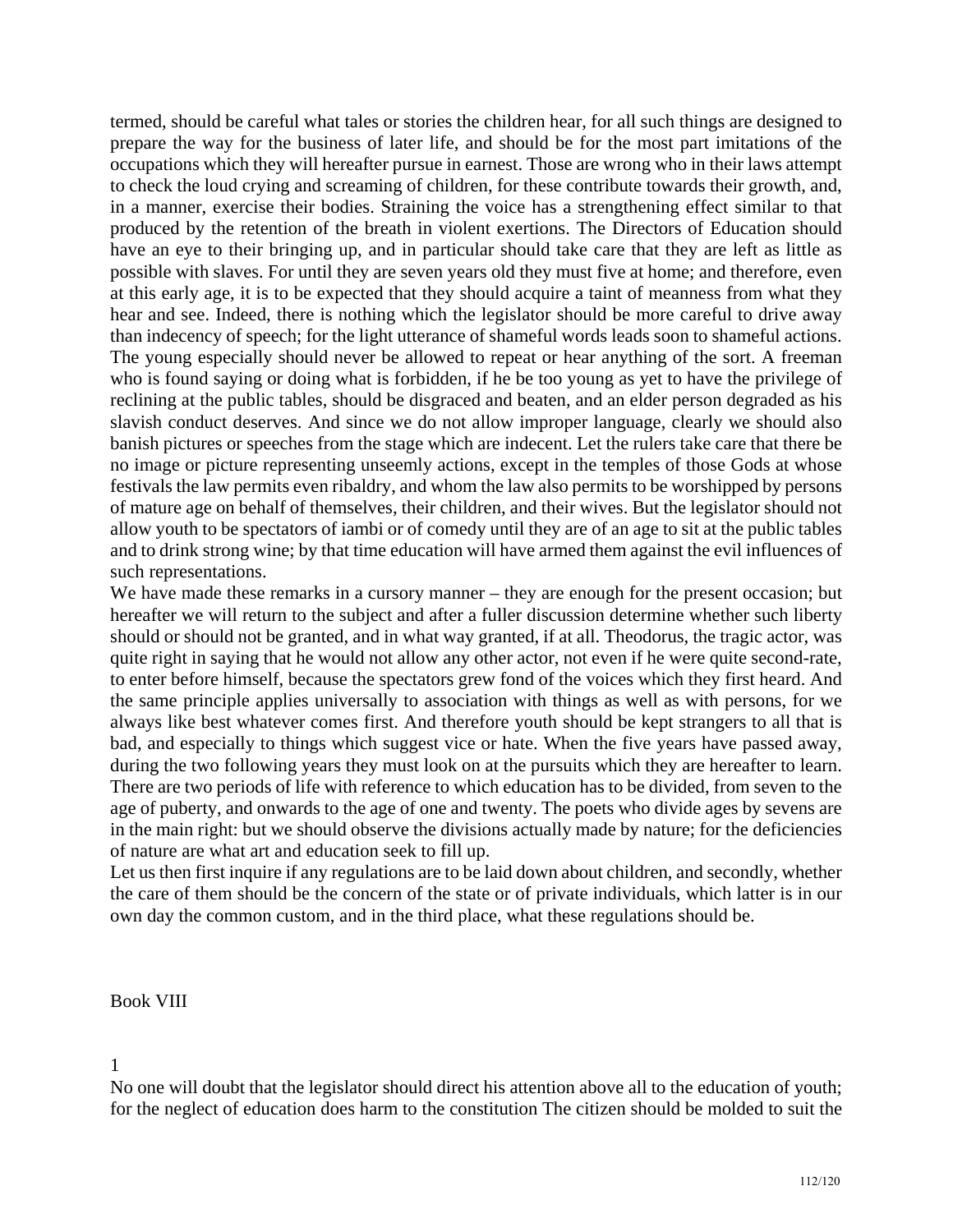termed, should be careful what tales or stories the children hear, for all such things are designed to prepare the way for the business of later life, and should be for the most part imitations of the occupations which they will hereafter pursue in earnest. Those are wrong who in their laws attempt to check the loud crying and screaming of children, for these contribute towards their growth, and, in a manner, exercise their bodies. Straining the voice has a strengthening effect similar to that produced by the retention of the breath in violent exertions. The Directors of Education should have an eye to their bringing up, and in particular should take care that they are left as little as possible with slaves. For until they are seven years old they must five at home; and therefore, even at this early age, it is to be expected that they should acquire a taint of meanness from what they hear and see. Indeed, there is nothing which the legislator should be more careful to drive away than indecency of speech; for the light utterance of shameful words leads soon to shameful actions. The young especially should never be allowed to repeat or hear anything of the sort. A freeman who is found saying or doing what is forbidden, if he be too young as yet to have the privilege of reclining at the public tables, should be disgraced and beaten, and an elder person degraded as his slavish conduct deserves. And since we do not allow improper language, clearly we should also banish pictures or speeches from the stage which are indecent. Let the rulers take care that there be no image or picture representing unseemly actions, except in the temples of those Gods at whose festivals the law permits even ribaldry, and whom the law also permits to be worshipped by persons of mature age on behalf of themselves, their children, and their wives. But the legislator should not allow youth to be spectators of iambi or of comedy until they are of an age to sit at the public tables and to drink strong wine; by that time education will have armed them against the evil influences of such representations.

We have made these remarks in a cursory manner – they are enough for the present occasion; but hereafter we will return to the subject and after a fuller discussion determine whether such liberty should or should not be granted, and in what way granted, if at all. Theodorus, the tragic actor, was quite right in saying that he would not allow any other actor, not even if he were quite second-rate, to enter before himself, because the spectators grew fond of the voices which they first heard. And the same principle applies universally to association with things as well as with persons, for we always like best whatever comes first. And therefore youth should be kept strangers to all that is bad, and especially to things which suggest vice or hate. When the five years have passed away, during the two following years they must look on at the pursuits which they are hereafter to learn. There are two periods of life with reference to which education has to be divided, from seven to the age of puberty, and onwards to the age of one and twenty. The poets who divide ages by sevens are in the main right: but we should observe the divisions actually made by nature; for the deficiencies of nature are what art and education seek to fill up.

Let us then first inquire if any regulations are to be laid down about children, and secondly, whether the care of them should be the concern of the state or of private individuals, which latter is in our own day the common custom, and in the third place, what these regulations should be.

## Book VIII

### 1

No one will doubt that the legislator should direct his attention above all to the education of youth; for the neglect of education does harm to the constitution The citizen should be molded to suit the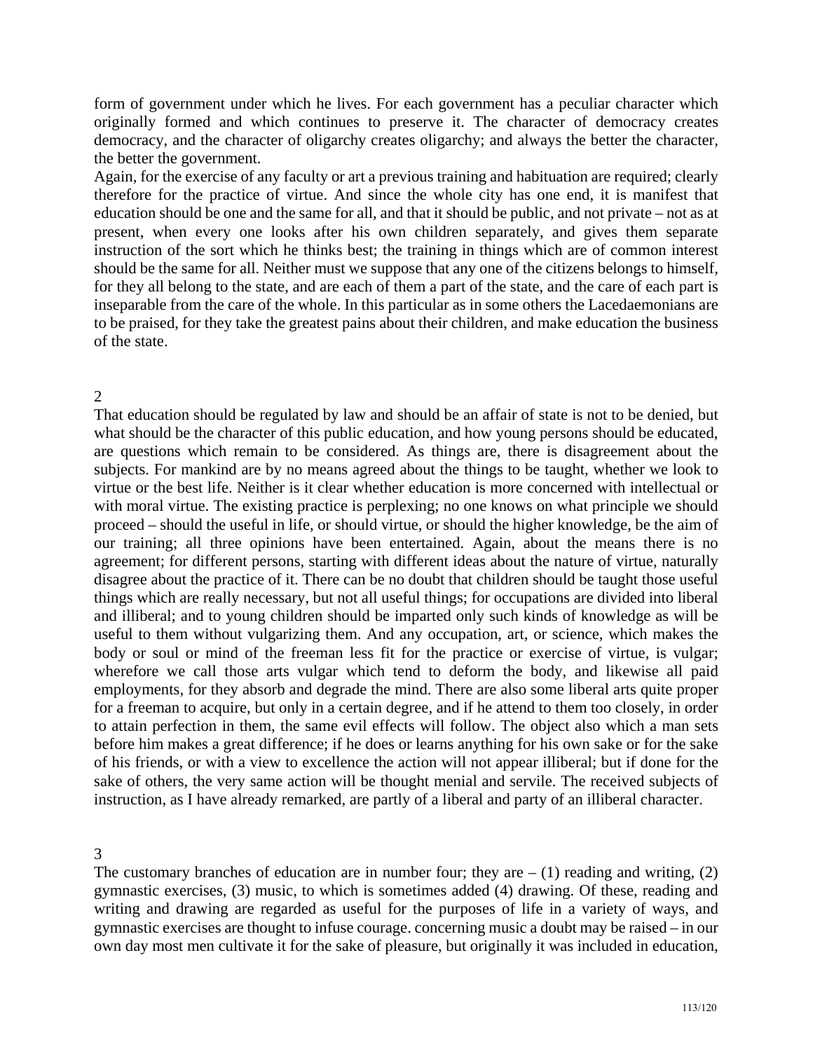form of government under which he lives. For each government has a peculiar character which originally formed and which continues to preserve it. The character of democracy creates democracy, and the character of oligarchy creates oligarchy; and always the better the character, the better the government.

Again, for the exercise of any faculty or art a previous training and habituation are required; clearly therefore for the practice of virtue. And since the whole city has one end, it is manifest that education should be one and the same for all, and that it should be public, and not private – not as at present, when every one looks after his own children separately, and gives them separate instruction of the sort which he thinks best; the training in things which are of common interest should be the same for all. Neither must we suppose that any one of the citizens belongs to himself, for they all belong to the state, and are each of them a part of the state, and the care of each part is inseparable from the care of the whole. In this particular as in some others the Lacedaemonians are to be praised, for they take the greatest pains about their children, and make education the business of the state.

## 2

That education should be regulated by law and should be an affair of state is not to be denied, but what should be the character of this public education, and how young persons should be educated, are questions which remain to be considered. As things are, there is disagreement about the subjects. For mankind are by no means agreed about the things to be taught, whether we look to virtue or the best life. Neither is it clear whether education is more concerned with intellectual or with moral virtue. The existing practice is perplexing; no one knows on what principle we should proceed – should the useful in life, or should virtue, or should the higher knowledge, be the aim of our training; all three opinions have been entertained. Again, about the means there is no agreement; for different persons, starting with different ideas about the nature of virtue, naturally disagree about the practice of it. There can be no doubt that children should be taught those useful things which are really necessary, but not all useful things; for occupations are divided into liberal and illiberal; and to young children should be imparted only such kinds of knowledge as will be useful to them without vulgarizing them. And any occupation, art, or science, which makes the body or soul or mind of the freeman less fit for the practice or exercise of virtue, is vulgar; wherefore we call those arts vulgar which tend to deform the body, and likewise all paid employments, for they absorb and degrade the mind. There are also some liberal arts quite proper for a freeman to acquire, but only in a certain degree, and if he attend to them too closely, in order to attain perfection in them, the same evil effects will follow. The object also which a man sets before him makes a great difference; if he does or learns anything for his own sake or for the sake of his friends, or with a view to excellence the action will not appear illiberal; but if done for the sake of others, the very same action will be thought menial and servile. The received subjects of instruction, as I have already remarked, are partly of a liberal and party of an illiberal character.

## 3

The customary branches of education are in number four; they are – (1) reading and writing, (2) gymnastic exercises, (3) music, to which is sometimes added (4) drawing. Of these, reading and writing and drawing are regarded as useful for the purposes of life in a variety of ways, and gymnastic exercises are thought to infuse courage. concerning music a doubt may be raised – in our own day most men cultivate it for the sake of pleasure, but originally it was included in education,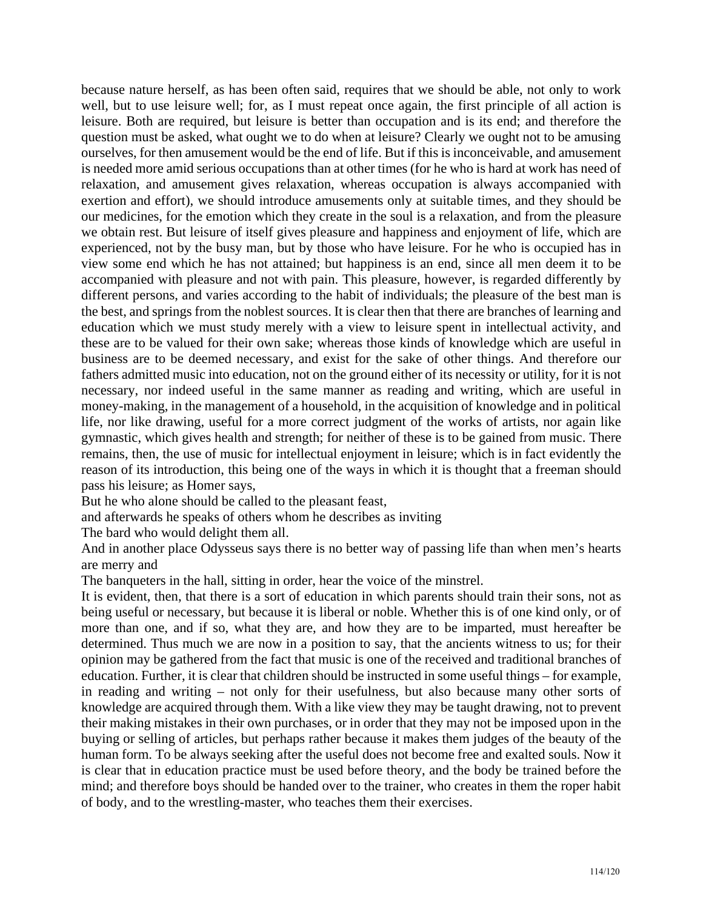because nature herself, as has been often said, requires that we should be able, not only to work well, but to use leisure well; for, as I must repeat once again, the first principle of all action is leisure. Both are required, but leisure is better than occupation and is its end; and therefore the question must be asked, what ought we to do when at leisure? Clearly we ought not to be amusing ourselves, for then amusement would be the end of life. But if this is inconceivable, and amusement is needed more amid serious occupations than at other times (for he who is hard at work has need of relaxation, and amusement gives relaxation, whereas occupation is always accompanied with exertion and effort), we should introduce amusements only at suitable times, and they should be our medicines, for the emotion which they create in the soul is a relaxation, and from the pleasure we obtain rest. But leisure of itself gives pleasure and happiness and enjoyment of life, which are experienced, not by the busy man, but by those who have leisure. For he who is occupied has in view some end which he has not attained; but happiness is an end, since all men deem it to be accompanied with pleasure and not with pain. This pleasure, however, is regarded differently by different persons, and varies according to the habit of individuals; the pleasure of the best man is the best, and springs from the noblest sources. It is clear then that there are branches of learning and education which we must study merely with a view to leisure spent in intellectual activity, and these are to be valued for their own sake; whereas those kinds of knowledge which are useful in business are to be deemed necessary, and exist for the sake of other things. And therefore our fathers admitted music into education, not on the ground either of its necessity or utility, for it is not necessary, nor indeed useful in the same manner as reading and writing, which are useful in money-making, in the management of a household, in the acquisition of knowledge and in political life, nor like drawing, useful for a more correct judgment of the works of artists, nor again like gymnastic, which gives health and strength; for neither of these is to be gained from music. There remains, then, the use of music for intellectual enjoyment in leisure; which is in fact evidently the reason of its introduction, this being one of the ways in which it is thought that a freeman should pass his leisure; as Homer says,

But he who alone should be called to the pleasant feast,

and afterwards he speaks of others whom he describes as inviting

The bard who would delight them all.

And in another place Odysseus says there is no better way of passing life than when men's hearts are merry and

The banqueters in the hall, sitting in order, hear the voice of the minstrel.

It is evident, then, that there is a sort of education in which parents should train their sons, not as being useful or necessary, but because it is liberal or noble. Whether this is of one kind only, or of more than one, and if so, what they are, and how they are to be imparted, must hereafter be determined. Thus much we are now in a position to say, that the ancients witness to us; for their opinion may be gathered from the fact that music is one of the received and traditional branches of education. Further, it is clear that children should be instructed in some useful things – for example, in reading and writing – not only for their usefulness, but also because many other sorts of knowledge are acquired through them. With a like view they may be taught drawing, not to prevent their making mistakes in their own purchases, or in order that they may not be imposed upon in the buying or selling of articles, but perhaps rather because it makes them judges of the beauty of the human form. To be always seeking after the useful does not become free and exalted souls. Now it is clear that in education practice must be used before theory, and the body be trained before the mind; and therefore boys should be handed over to the trainer, who creates in them the roper habit of body, and to the wrestling-master, who teaches them their exercises.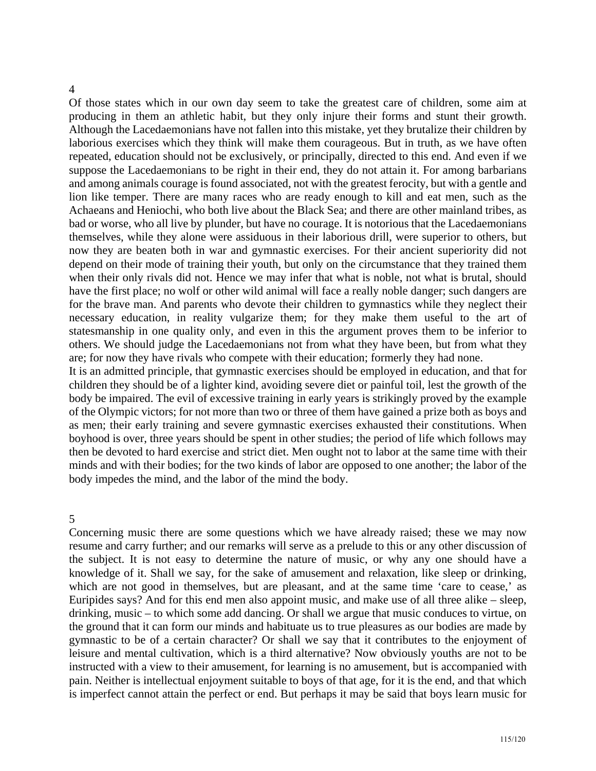4

Of those states which in our own day seem to take the greatest care of children, some aim at producing in them an athletic habit, but they only injure their forms and stunt their growth. Although the Lacedaemonians have not fallen into this mistake, yet they brutalize their children by laborious exercises which they think will make them courageous. But in truth, as we have often repeated, education should not be exclusively, or principally, directed to this end. And even if we suppose the Lacedaemonians to be right in their end, they do not attain it. For among barbarians and among animals courage is found associated, not with the greatest ferocity, but with a gentle and lion like temper. There are many races who are ready enough to kill and eat men, such as the Achaeans and Heniochi, who both live about the Black Sea; and there are other mainland tribes, as bad or worse, who all live by plunder, but have no courage. It is notorious that the Lacedaemonians themselves, while they alone were assiduous in their laborious drill, were superior to others, but now they are beaten both in war and gymnastic exercises. For their ancient superiority did not depend on their mode of training their youth, but only on the circumstance that they trained them when their only rivals did not. Hence we may infer that what is noble, not what is brutal, should have the first place; no wolf or other wild animal will face a really noble danger; such dangers are for the brave man. And parents who devote their children to gymnastics while they neglect their necessary education, in reality vulgarize them; for they make them useful to the art of statesmanship in one quality only, and even in this the argument proves them to be inferior to others. We should judge the Lacedaemonians not from what they have been, but from what they are; for now they have rivals who compete with their education; formerly they had none.

It is an admitted principle, that gymnastic exercises should be employed in education, and that for children they should be of a lighter kind, avoiding severe diet or painful toil, lest the growth of the body be impaired. The evil of excessive training in early years is strikingly proved by the example of the Olympic victors; for not more than two or three of them have gained a prize both as boys and as men; their early training and severe gymnastic exercises exhausted their constitutions. When boyhood is over, three years should be spent in other studies; the period of life which follows may then be devoted to hard exercise and strict diet. Men ought not to labor at the same time with their minds and with their bodies; for the two kinds of labor are opposed to one another; the labor of the body impedes the mind, and the labor of the mind the body.

5

Concerning music there are some questions which we have already raised; these we may now resume and carry further; and our remarks will serve as a prelude to this or any other discussion of the subject. It is not easy to determine the nature of music, or why any one should have a knowledge of it. Shall we say, for the sake of amusement and relaxation, like sleep or drinking, which are not good in themselves, but are pleasant, and at the same time 'care to cease,' as Euripides says? And for this end men also appoint music, and make use of all three alike – sleep, drinking, music – to which some add dancing. Or shall we argue that music conduces to virtue, on the ground that it can form our minds and habituate us to true pleasures as our bodies are made by gymnastic to be of a certain character? Or shall we say that it contributes to the enjoyment of leisure and mental cultivation, which is a third alternative? Now obviously youths are not to be instructed with a view to their amusement, for learning is no amusement, but is accompanied with pain. Neither is intellectual enjoyment suitable to boys of that age, for it is the end, and that which is imperfect cannot attain the perfect or end. But perhaps it may be said that boys learn music for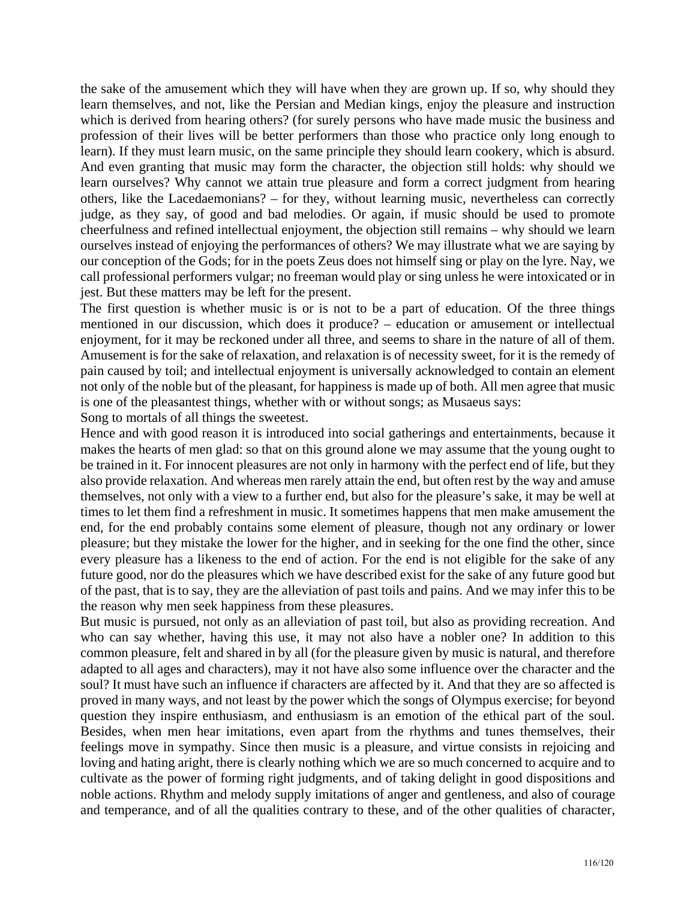the sake of the amusement which they will have when they are grown up. If so, why should they learn themselves, and not, like the Persian and Median kings, enjoy the pleasure and instruction which is derived from hearing others? (for surely persons who have made music the business and profession of their lives will be better performers than those who practice only long enough to learn). If they must learn music, on the same principle they should learn cookery, which is absurd. And even granting that music may form the character, the objection still holds: why should we learn ourselves? Why cannot we attain true pleasure and form a correct judgment from hearing others, like the Lacedaemonians? – for they, without learning music, nevertheless can correctly judge, as they say, of good and bad melodies. Or again, if music should be used to promote cheerfulness and refined intellectual enjoyment, the objection still remains – why should we learn ourselves instead of enjoying the performances of others? We may illustrate what we are saying by our conception of the Gods; for in the poets Zeus does not himself sing or play on the lyre. Nay, we call professional performers vulgar; no freeman would play or sing unless he were intoxicated or in jest. But these matters may be left for the present.

The first question is whether music is or is not to be a part of education. Of the three things mentioned in our discussion, which does it produce? – education or amusement or intellectual enjoyment, for it may be reckoned under all three, and seems to share in the nature of all of them. Amusement is for the sake of relaxation, and relaxation is of necessity sweet, for it is the remedy of pain caused by toil; and intellectual enjoyment is universally acknowledged to contain an element not only of the noble but of the pleasant, for happiness is made up of both. All men agree that music is one of the pleasantest things, whether with or without songs; as Musaeus says:

Song to mortals of all things the sweetest.

Hence and with good reason it is introduced into social gatherings and entertainments, because it makes the hearts of men glad: so that on this ground alone we may assume that the young ought to be trained in it. For innocent pleasures are not only in harmony with the perfect end of life, but they also provide relaxation. And whereas men rarely attain the end, but often rest by the way and amuse themselves, not only with a view to a further end, but also for the pleasure's sake, it may be well at times to let them find a refreshment in music. It sometimes happens that men make amusement the end, for the end probably contains some element of pleasure, though not any ordinary or lower pleasure; but they mistake the lower for the higher, and in seeking for the one find the other, since every pleasure has a likeness to the end of action. For the end is not eligible for the sake of any future good, nor do the pleasures which we have described exist for the sake of any future good but of the past, that is to say, they are the alleviation of past toils and pains. And we may infer this to be the reason why men seek happiness from these pleasures.

But music is pursued, not only as an alleviation of past toil, but also as providing recreation. And who can say whether, having this use, it may not also have a nobler one? In addition to this common pleasure, felt and shared in by all (for the pleasure given by music is natural, and therefore adapted to all ages and characters), may it not have also some influence over the character and the soul? It must have such an influence if characters are affected by it. And that they are so affected is proved in many ways, and not least by the power which the songs of Olympus exercise; for beyond question they inspire enthusiasm, and enthusiasm is an emotion of the ethical part of the soul. Besides, when men hear imitations, even apart from the rhythms and tunes themselves, their feelings move in sympathy. Since then music is a pleasure, and virtue consists in rejoicing and loving and hating aright, there is clearly nothing which we are so much concerned to acquire and to cultivate as the power of forming right judgments, and of taking delight in good dispositions and noble actions. Rhythm and melody supply imitations of anger and gentleness, and also of courage and temperance, and of all the qualities contrary to these, and of the other qualities of character,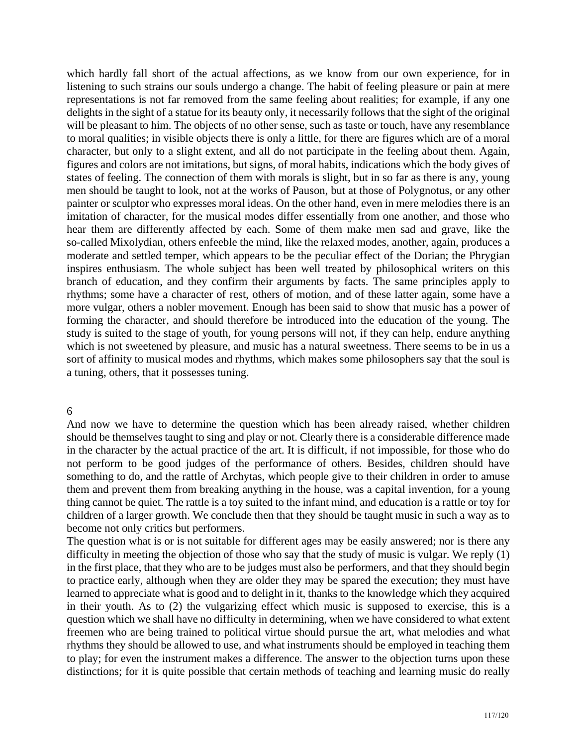which hardly fall short of the actual affections, as we know from our own experience, for in listening to such strains our souls undergo a change. The habit of feeling pleasure or pain at mere representations is not far removed from the same feeling about realities; for example, if any one delights in the sight of a statue for its beauty only, it necessarily follows that the sight of the original will be pleasant to him. The objects of no other sense, such as taste or touch, have any resemblance to moral qualities; in visible objects there is only a little, for there are figures which are of a moral character, but only to a slight extent, and all do not participate in the feeling about them. Again, figures and colors are not imitations, but signs, of moral habits, indications which the body gives of states of feeling. The connection of them with morals is slight, but in so far as there is any, young men should be taught to look, not at the works of Pauson, but at those of Polygnotus, or any other painter or sculptor who expresses moral ideas. On the other hand, even in mere melodies there is an imitation of character, for the musical modes differ essentially from one another, and those who hear them are differently affected by each. Some of them make men sad and grave, like the so-called Mixolydian, others enfeeble the mind, like the relaxed modes, another, again, produces a moderate and settled temper, which appears to be the peculiar effect of the Dorian; the Phrygian inspires enthusiasm. The whole subject has been well treated by philosophical writers on this branch of education, and they confirm their arguments by facts. The same principles apply to rhythms; some have a character of rest, others of motion, and of these latter again, some have a more vulgar, others a nobler movement. Enough has been said to show that music has a power of forming the character, and should therefore be introduced into the education of the young. The study is suited to the stage of youth, for young persons will not, if they can help, endure anything which is not sweetened by pleasure, and music has a natural sweetness. There seems to be in us a sort of affinity to musical modes and rhythms, which makes some philosophers say that the soul is a tuning, others, that it possesses tuning.

6

And now we have to determine the question which has been already raised, whether children should be themselves taught to sing and play or not. Clearly there is a considerable difference made in the character by the actual practice of the art. It is difficult, if not impossible, for those who do not perform to be good judges of the performance of others. Besides, children should have something to do, and the rattle of Archytas, which people give to their children in order to amuse them and prevent them from breaking anything in the house, was a capital invention, for a young thing cannot be quiet. The rattle is a toy suited to the infant mind, and education is a rattle or toy for children of a larger growth. We conclude then that they should be taught music in such a way as to become not only critics but performers.

The question what is or is not suitable for different ages may be easily answered; nor is there any difficulty in meeting the objection of those who say that the study of music is vulgar. We reply (1) in the first place, that they who are to be judges must also be performers, and that they should begin to practice early, although when they are older they may be spared the execution; they must have learned to appreciate what is good and to delight in it, thanks to the knowledge which they acquired in their youth. As to (2) the vulgarizing effect which music is supposed to exercise, this is a question which we shall have no difficulty in determining, when we have considered to what extent freemen who are being trained to political virtue should pursue the art, what melodies and what rhythms they should be allowed to use, and what instruments should be employed in teaching them to play; for even the instrument makes a difference. The answer to the objection turns upon these distinctions; for it is quite possible that certain methods of teaching and learning music do really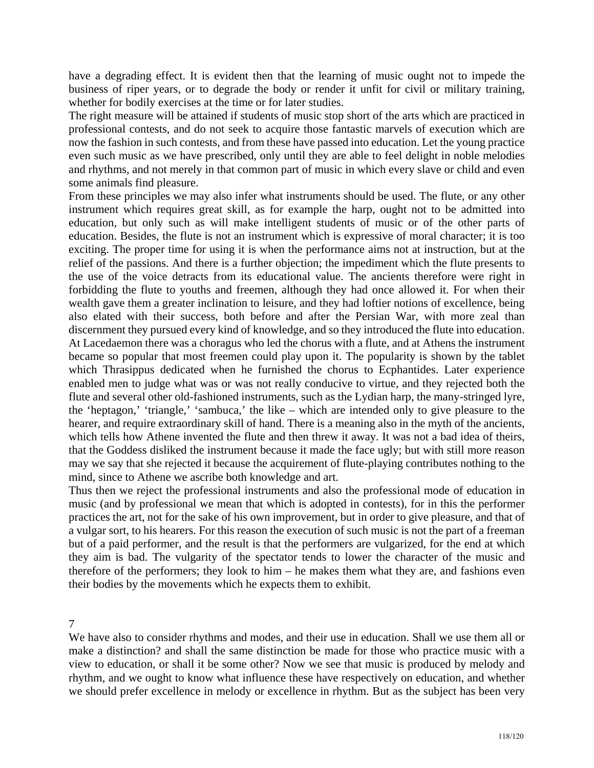have a degrading effect. It is evident then that the learning of music ought not to impede the business of riper years, or to degrade the body or render it unfit for civil or military training, whether for bodily exercises at the time or for later studies.

The right measure will be attained if students of music stop short of the arts which are practiced in professional contests, and do not seek to acquire those fantastic marvels of execution which are now the fashion in such contests, and from these have passed into education. Let the young practice even such music as we have prescribed, only until they are able to feel delight in noble melodies and rhythms, and not merely in that common part of music in which every slave or child and even some animals find pleasure.

From these principles we may also infer what instruments should be used. The flute, or any other instrument which requires great skill, as for example the harp, ought not to be admitted into education, but only such as will make intelligent students of music or of the other parts of education. Besides, the flute is not an instrument which is expressive of moral character; it is too exciting. The proper time for using it is when the performance aims not at instruction, but at the relief of the passions. And there is a further objection; the impediment which the flute presents to the use of the voice detracts from its educational value. The ancients therefore were right in forbidding the flute to youths and freemen, although they had once allowed it. For when their wealth gave them a greater inclination to leisure, and they had loftier notions of excellence, being also elated with their success, both before and after the Persian War, with more zeal than discernment they pursued every kind of knowledge, and so they introduced the flute into education. At Lacedaemon there was a choragus who led the chorus with a flute, and at Athens the instrument became so popular that most freemen could play upon it. The popularity is shown by the tablet which Thrasippus dedicated when he furnished the chorus to Ecphantides. Later experience enabled men to judge what was or was not really conducive to virtue, and they rejected both the flute and several other old-fashioned instruments, such as the Lydian harp, the many-stringed lyre, the 'heptagon,' 'triangle,' 'sambuca,' the like – which are intended only to give pleasure to the hearer, and require extraordinary skill of hand. There is a meaning also in the myth of the ancients, which tells how Athene invented the flute and then threw it away. It was not a bad idea of theirs, that the Goddess disliked the instrument because it made the face ugly; but with still more reason may we say that she rejected it because the acquirement of flute-playing contributes nothing to the mind, since to Athene we ascribe both knowledge and art.

Thus then we reject the professional instruments and also the professional mode of education in music (and by professional we mean that which is adopted in contests), for in this the performer practices the art, not for the sake of his own improvement, but in order to give pleasure, and that of a vulgar sort, to his hearers. For this reason the execution of such music is not the part of a freeman but of a paid performer, and the result is that the performers are vulgarized, for the end at which they aim is bad. The vulgarity of the spectator tends to lower the character of the music and therefore of the performers; they look to him – he makes them what they are, and fashions even their bodies by the movements which he expects them to exhibit.

## 7

We have also to consider rhythms and modes, and their use in education. Shall we use them all or make a distinction? and shall the same distinction be made for those who practice music with a view to education, or shall it be some other? Now we see that music is produced by melody and rhythm, and we ought to know what influence these have respectively on education, and whether we should prefer excellence in melody or excellence in rhythm. But as the subject has been very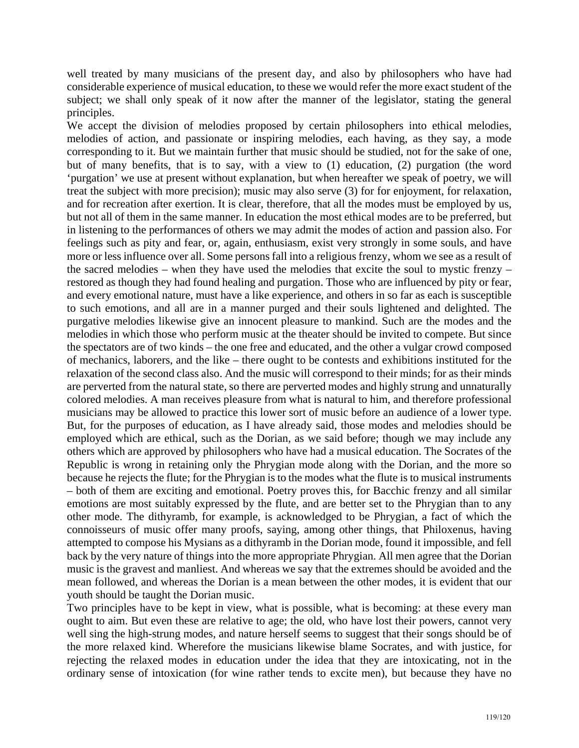well treated by many musicians of the present day, and also by philosophers who have had considerable experience of musical education, to these we would refer the more exact student of the subject; we shall only speak of it now after the manner of the legislator, stating the general principles.

We accept the division of melodies proposed by certain philosophers into ethical melodies, melodies of action, and passionate or inspiring melodies, each having, as they say, a mode corresponding to it. But we maintain further that music should be studied, not for the sake of one, but of many benefits, that is to say, with a view to (1) education, (2) purgation (the word 'purgation' we use at present without explanation, but when hereafter we speak of poetry, we will treat the subject with more precision); music may also serve (3) for for enjoyment, for relaxation, and for recreation after exertion. It is clear, therefore, that all the modes must be employed by us, but not all of them in the same manner. In education the most ethical modes are to be preferred, but in listening to the performances of others we may admit the modes of action and passion also. For feelings such as pity and fear, or, again, enthusiasm, exist very strongly in some souls, and have more or less influence over all. Some persons fall into a religious frenzy, whom we see as a result of the sacred melodies – when they have used the melodies that excite the soul to mystic frenzy – restored as though they had found healing and purgation. Those who are influenced by pity or fear, and every emotional nature, must have a like experience, and others in so far as each is susceptible to such emotions, and all are in a manner purged and their souls lightened and delighted. The purgative melodies likewise give an innocent pleasure to mankind. Such are the modes and the melodies in which those who perform music at the theater should be invited to compete. But since the spectators are of two kinds – the one free and educated, and the other a vulgar crowd composed of mechanics, laborers, and the like – there ought to be contests and exhibitions instituted for the relaxation of the second class also. And the music will correspond to their minds; for as their minds are perverted from the natural state, so there are perverted modes and highly strung and unnaturally colored melodies. A man receives pleasure from what is natural to him, and therefore professional musicians may be allowed to practice this lower sort of music before an audience of a lower type. But, for the purposes of education, as I have already said, those modes and melodies should be employed which are ethical, such as the Dorian, as we said before; though we may include any others which are approved by philosophers who have had a musical education. The Socrates of the Republic is wrong in retaining only the Phrygian mode along with the Dorian, and the more so because he rejects the flute; for the Phrygian is to the modes what the flute is to musical instruments – both of them are exciting and emotional. Poetry proves this, for Bacchic frenzy and all similar emotions are most suitably expressed by the flute, and are better set to the Phrygian than to any other mode. The dithyramb, for example, is acknowledged to be Phrygian, a fact of which the connoisseurs of music offer many proofs, saying, among other things, that Philoxenus, having attempted to compose his Mysians as a dithyramb in the Dorian mode, found it impossible, and fell back by the very nature of things into the more appropriate Phrygian. All men agree that the Dorian music is the gravest and manliest. And whereas we say that the extremes should be avoided and the mean followed, and whereas the Dorian is a mean between the other modes, it is evident that our youth should be taught the Dorian music.

Two principles have to be kept in view, what is possible, what is becoming: at these every man ought to aim. But even these are relative to age; the old, who have lost their powers, cannot very well sing the high-strung modes, and nature herself seems to suggest that their songs should be of the more relaxed kind. Wherefore the musicians likewise blame Socrates, and with justice, for rejecting the relaxed modes in education under the idea that they are intoxicating, not in the ordinary sense of intoxication (for wine rather tends to excite men), but because they have no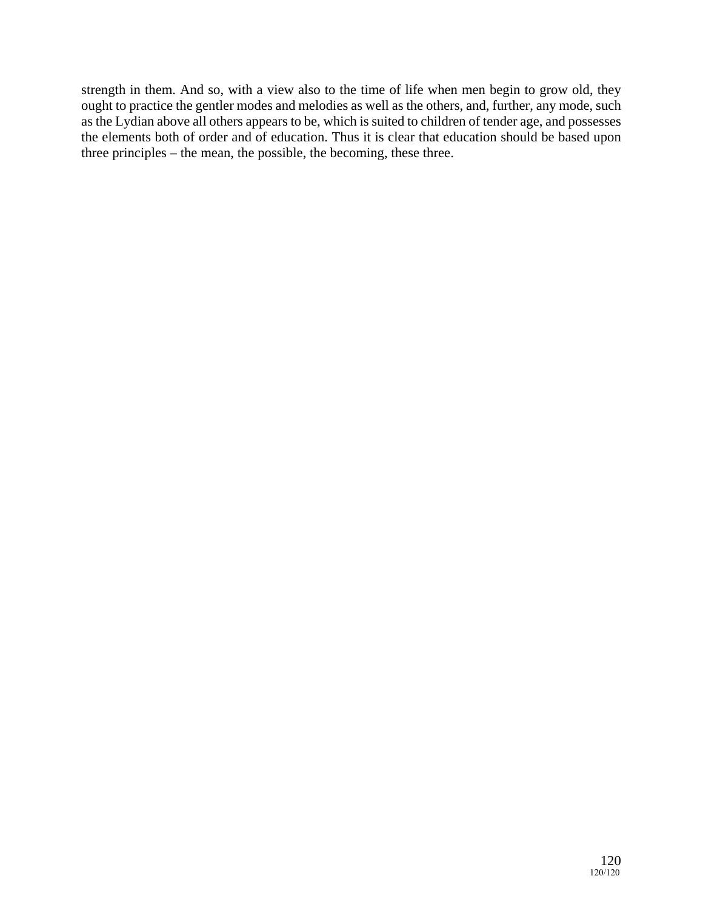strength in them. And so, with a view also to the time of life when men begin to grow old, they ought to practice the gentler modes and melodies as well as the others, and, further, any mode, such as the Lydian above all others appears to be, which is suited to children of tender age, and possesses the elements both of order and of education. Thus it is clear that education should be based upon three principles – the mean, the possible, the becoming, these three.